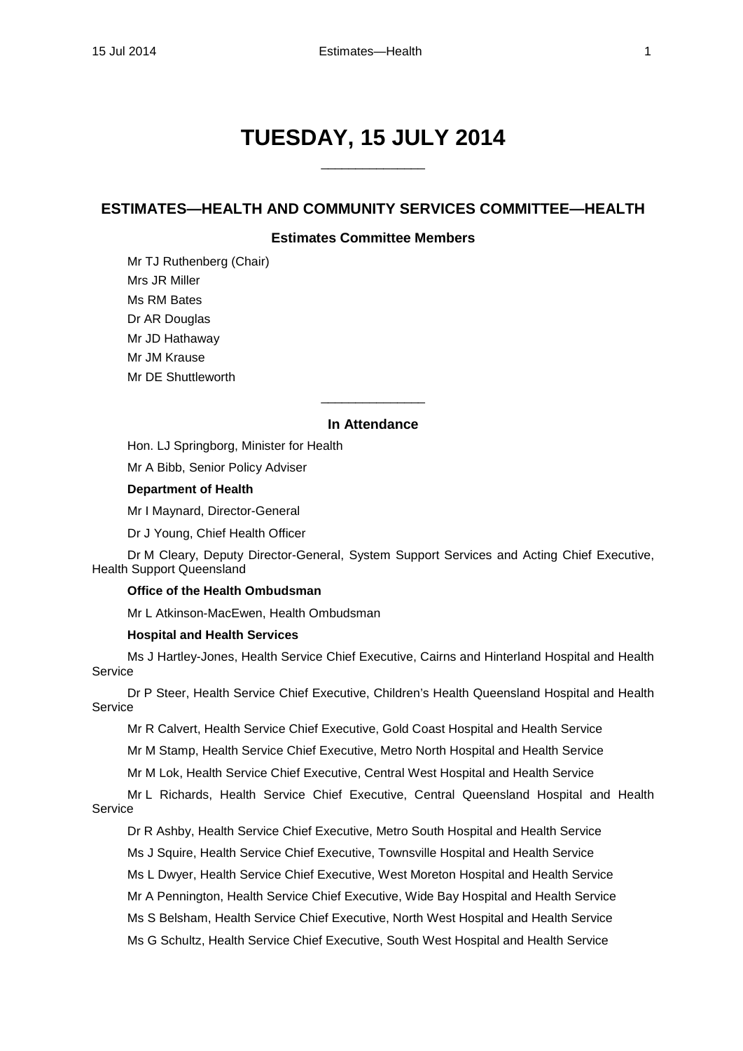# TUESDAY, 15 JULY 2014

______________

## ESTIMATES—HEALTH AND COMMUNITY SERVICES COMMITTEE—HEALTH

### Estimates Committee Members

Mr TJ Ruthenberg (Chair)

Mrs JR Miller

Ms RM Bates

Dr AR Douglas

Mr JD Hathaway

Mr JM Krause

Mr DE Shuttleworth

______________

### In Attendance

Hon. LJ Springborg, Minister for Health

Mr A Bibb, Senior Policy Adviser

**Department of Health**

Mr I Maynard, Director-General

Dr J Young, Chief Health Officer

Dr M Cleary, Deputy Director-General, System Support Services and Acting Chief Executive, Health Support Queensland

**Office of the Health Ombudsman**

Mr L Atkinson-MacEwen, Health Ombudsman

**Hospital and Health Services**

Ms J Hartley-Jones, Health Service Chief Executive, Cairns and Hinterland Hospital and Health Service

Dr P Steer, Health Service Chief Executive, Children's Health Queensland Hospital and Health Service

Mr R Calvert, Health Service Chief Executive, Gold Coast Hospital and Health Service

Mr M Stamp, Health Service Chief Executive, Metro North Hospital and Health Service

Mr M Lok, Health Service Chief Executive, Central West Hospital and Health Service

Mr L Richards, Health Service Chief Executive, Central Queensland Hospital and Health Service

Dr R Ashby, Health Service Chief Executive, Metro South Hospital and Health Service

Ms J Squire, Health Service Chief Executive, Townsville Hospital and Health Service

Ms L Dwyer, Health Service Chief Executive, West Moreton Hospital and Health Service

Mr A Pennington, Health Service Chief Executive, Wide Bay Hospital and Health Service

Ms S Belsham, Health Service Chief Executive, North West Hospital and Health Service

Ms G Schultz, Health Service Chief Executive, South West Hospital and Health Service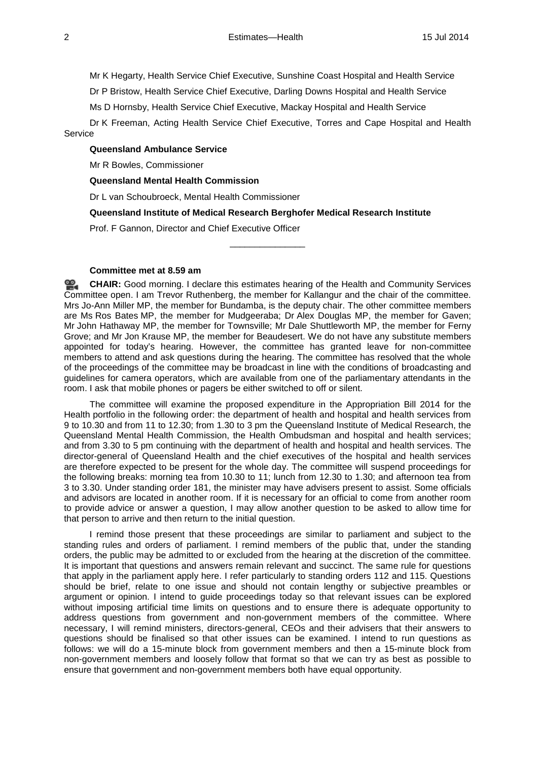Mr K Hegarty, Health Service Chief Executive, Sunshine Coast Hospital and Health Service

Dr P Bristow, Health Service Chief Executive, Darling Downs Hospital and Health Service

Ms D Hornsby, Health Service Chief Executive, Mackay Hospital and Health Service

Dr K Freeman, Acting Health Service Chief Executive, Torres and Cape Hospital and Health Service

**Queensland Ambulance Service**

Mr R Bowles, Commissioner

**Queensland Mental Health Commission**

Dr L van Schoubroeck, Mental Health Commissioner

**Queensland Institute of Medical Research Berghofer Medical Research Institute**

Prof. F Gannon, Director and Chief Executive Officer

---

**Committee met at 8.59 am**

**CHAIR:** Good morning. I declare this estimates hearing of the Health and Community Services Committee open. I am Trevor Ruthenberg, the member for Kallangur and the chair of the committee. Mrs Jo-Ann Miller MP, the member for Bundamba, is the deputy chair. The other committee members are Ms Ros Bates MP, the member for Mudgeeraba; Dr Alex Douglas MP, the member for Gaven; Mr John Hathaway MP, the member for Townsville; Mr Dale Shuttleworth MP, the member for Ferny Grove; and Mr Jon Krause MP, the member for Beaudesert. We do not have any substitute members appointed for today's hearing. However, the committee has granted leave for non-committee members to attend and ask questions during the hearing. The committee has resolved that the whole of the proceedings of the committee may be broadcast in line with the conditions of broadcasting and guidelines for camera operators, which are available from one of the parliamentary attendants in the room. I ask that mobile phones or pagers be either switched to off or silent.

The committee will examine the proposed expenditure in the Appropriation Bill 2014 for the Health portfolio in the following order: the department of health and hospital and health services from 9 to 10.30 and from 11 to 12.30; from 1.30 to 3 pm the Queensland Institute of Medical Research, the Queensland Mental Health Commission, the Health Ombudsman and hospital and health services; and from 3.30 to 5 pm continuing with the department of health and hospital and health services. The director-general of Queensland Health and the chief executives of the hospital and health services are therefore expected to be present for the whole day. The committee will suspend proceedings for the following breaks: morning tea from 10.30 to 11; lunch from 12.30 to 1.30; and afternoon tea from 3 to 3.30. Under standing order 181, the minister may have advisers present to assist. Some officials and advisors are located in another room. If it is necessary for an official to come from another room to provide advice or answer a question, I may allow another question to be asked to allow time for that person to arrive and then return to the initial question.

I remind those present that these proceedings are similar to parliament and subject to the standing rules and orders of parliament. I remind members of the public that, under the standing orders, the public may be admitted to or excluded from the hearing at the discretion of the committee. It is important that questions and answers remain relevant and succinct. The same rule for questions that apply in the parliament apply here. I refer particularly to standing orders 112 and 115. Questions should be brief, relate to one issue and should not contain lengthy or subjective preambles or argument or opinion. I intend to guide proceedings today so that relevant issues can be explored without imposing artificial time limits on questions and to ensure there is adequate opportunity to address questions from government and non-government members of the committee. Where necessary, I will remind ministers, directors-general, CEOs and their advisers that their answers to questions should be finalised so that other issues can be examined. I intend to run questions as follows: we will do a 15-minute block from government members and then a 15-minute block from non-government members and loosely follow that format so that we can try as best as possible to ensure that government and non-government members both have equal opportunity.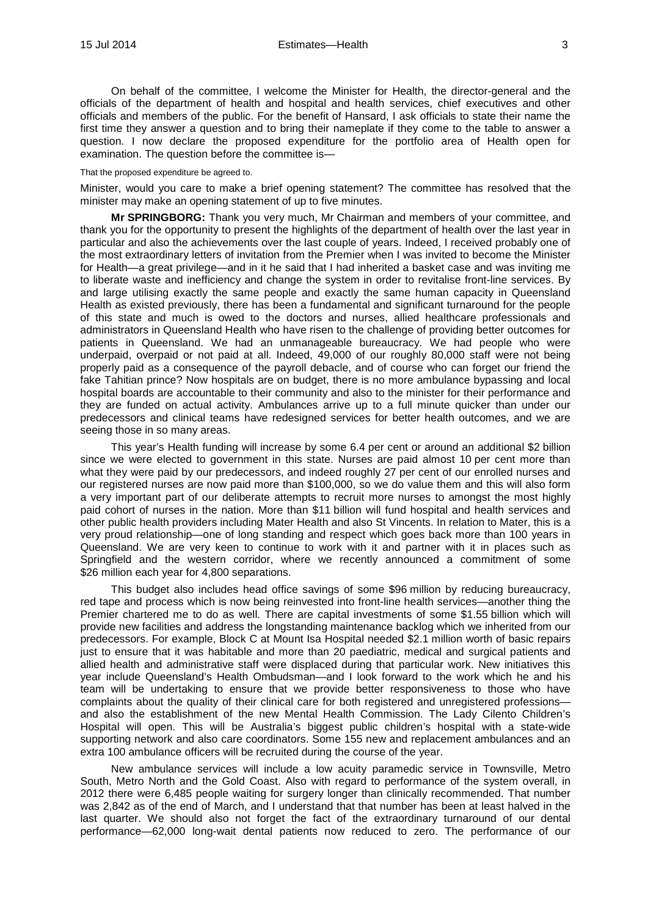On behalf of the committee, I welcome the Minister for Health, the director-general and the officials of the department of health and hospital and health services, chief executives and other officials and members of the public. For the benefit of Hansard, I ask officials to state their name the first time they answer a question and to bring their nameplate if they come to the table to answer a question. I now declare the proposed expenditure for the portfolio area of Health open for examination. The question before the committee is—

That the proposed expenditure be agreed to.

Minister, would you care to make a brief opening statement? The committee has resolved that the minister may make an opening statement of up to five minutes.

**Mr SPRINGBORG:** Thank you very much, Mr Chairman and members of your committee, and thank you for the opportunity to present the highlights of the department of health over the last year in particular and also the achievements over the last couple of years. Indeed, I received probably one of the most extraordinary letters of invitation from the Premier when I was invited to become the Minister for Health—a great privilege—and in it he said that I had inherited a basket case and was inviting me to liberate waste and inefficiency and change the system in order to revitalise front-line services. By and large utilising exactly the same people and exactly the same human capacity in Queensland Health as existed previously, there has been a fundamental and significant turnaround for the people of this state and much is owed to the doctors and nurses, allied healthcare professionals and administrators in Queensland Health who have risen to the challenge of providing better outcomes for patients in Queensland. We had an unmanageable bureaucracy. We had people who were underpaid, overpaid or not paid at all. Indeed, 49,000 of our roughly 80,000 staff were not being properly paid as a consequence of the payroll debacle, and of course who can forget our friend the fake Tahitian prince? Now hospitals are on budget, there is no more ambulance bypassing and local hospital boards are accountable to their community and also to the minister for their performance and they are funded on actual activity. Ambulances arrive up to a full minute quicker than under our predecessors and clinical teams have redesigned services for better health outcomes, and we are seeing those in so many areas.

This year's Health funding will increase by some 6.4 per cent or around an additional $2 billion since we were elected to government in this state. Nurses are paid almost 10 per cent more than what they were paid by our predecessors, and indeed roughly 27 per cent of our enrolled nurses and our registered nurses are now paid more than $100,000, so we do value them and this will also form a very important part of our deliberate attempts to recruit more nurses to amongst the most highly paid cohort of nurses in the nation. More than $11 billion will fund hospital and health services and other public health providers including Mater Health and also St Vincents. In relation to Mater, this is a very proud relationship—one of long standing and respect which goes back more than 100 years in Queensland. We are very keen to continue to work with it and partner with it in places such as Springfield and the western corridor, where we recently announced a commitment of some $26 million each year for 4,800 separations.

This budget also includes head office savings of some $96 million by reducing bureaucracy, red tape and process which is now being reinvested into front-line health services—another thing the Premier chartered me to do as well. There are capital investments of some $1.55 billion which will provide new facilities and address the longstanding maintenance backlog which we inherited from our predecessors. For example, Block C at Mount Isa Hospital needed $2.1 million worth of basic repairs just to ensure that it was habitable and more than 20 paediatric, medical and surgical patients and allied health and administrative staff were displaced during that particular work. New initiatives this year include Queensland's Health Ombudsman—and I look forward to the work which he and his team will be undertaking to ensure that we provide better responsiveness to those who have complaints about the quality of their clinical care for both registered and unregistered professions—and also the establishment of the new Mental Health Commission. The Lady Cilento Children's Hospital will open. This will be Australia's biggest public children's hospital with a state-wide supporting network and also care coordinators. Some 155 new and replacement ambulances and an extra 100 ambulance officers will be recruited during the course of the year.

New ambulance services will include a low acuity paramedic service in Townsville, Metro South, Metro North and the Gold Coast. Also with regard to performance of the system overall, in 2012 there were 6,485 people waiting for surgery longer than clinically recommended. That number was 2,842 as of the end of March, and I understand that that number has been at least halved in the last quarter. We should also not forget the fact of the extraordinary turnaround of our dental performance—62,000 long-wait dental patients now reduced to zero. The performance of our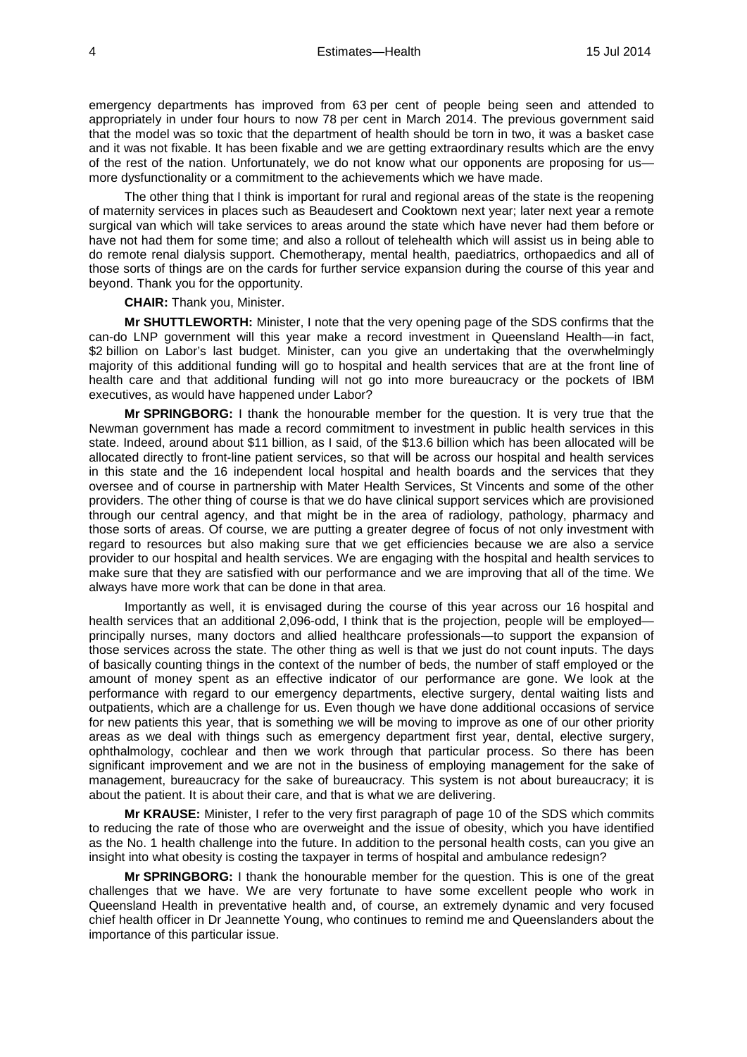emergency departments has improved from 63 per cent of people being seen and attended to appropriately in under four hours to now 78 per cent in March 2014. The previous government said that the model was so toxic that the department of health should be torn in two, it was a basket case and it was not fixable. It has been fixable and we are getting extraordinary results which are the envy of the rest of the nation. Unfortunately, we do not know what our opponents are proposing for us—more dysfunctionality or a commitment to the achievements which we have made.

The other thing that I think is important for rural and regional areas of the state is the reopening of maternity services in places such as Beaudesert and Cooktown next year; later next year a remote surgical van which will take services to areas around the state which have never had them before or have not had them for some time; and also a rollout of telehealth which will assist us in being able to do remote renal dialysis support. Chemotherapy, mental health, paediatrics, orthopaedics and all of those sorts of things are on the cards for further service expansion during the course of this year and beyond. Thank you for the opportunity.

**CHAIR:** Thank you, Minister.

**Mr SHUTTLEWORTH:** Minister, I note that the very opening page of the SDS confirms that the can-do LNP government will this year make a record investment in Queensland Health—in fact, $2 billion on Labor's last budget. Minister, can you give an undertaking that the overwhelmingly majority of this additional funding will go to hospital and health services that are at the front line of health care and that additional funding will not go into more bureaucracy or the pockets of IBM executives, as would have happened under Labor?

**Mr SPRINGBORG:** I thank the honourable member for the question. It is very true that the Newman government has made a record commitment to investment in public health services in this state. Indeed, around about $11 billion, as I said, of the $13.6 billion which has been allocated will be allocated directly to front-line patient services, so that will be across our hospital and health services in this state and the 16 independent local hospital and health boards and the services that they oversee and of course in partnership with Mater Health Services, St Vincents and some of the other providers. The other thing of course is that we do have clinical support services which are provisioned through our central agency, and that might be in the area of radiology, pathology, pharmacy and those sorts of areas. Of course, we are putting a greater degree of focus of not only investment with regard to resources but also making sure that we get efficiencies because we are also a service provider to our hospital and health services. We are engaging with the hospital and health services to make sure that they are satisfied with our performance and we are improving that all of the time. We always have more work that can be done in that area.

Importantly as well, it is envisaged during the course of this year across our 16 hospital and health services that an additional 2,096-odd, I think that is the projection, people will be employed—principally nurses, many doctors and allied healthcare professionals—to support the expansion of those services across the state. The other thing as well is that we just do not count inputs. The days of basically counting things in the context of the number of beds, the number of staff employed or the amount of money spent as an effective indicator of our performance are gone. We look at the performance with regard to our emergency departments, elective surgery, dental waiting lists and outpatients, which are a challenge for us. Even though we have done additional occasions of service for new patients this year, that is something we will be moving to improve as one of our other priority areas as we deal with things such as emergency department first year, dental, elective surgery, ophthalmology, cochlear and then we work through that particular process. So there has been significant improvement and we are not in the business of employing management for the sake of management, bureaucracy for the sake of bureaucracy. This system is not about bureaucracy; it is about the patient. It is about their care, and that is what we are delivering.

**Mr KRAUSE:** Minister, I refer to the very first paragraph of page 10 of the SDS which commits to reducing the rate of those who are overweight and the issue of obesity, which you have identified as the No. 1 health challenge into the future. In addition to the personal health costs, can you give an insight into what obesity is costing the taxpayer in terms of hospital and ambulance redesign?

**Mr SPRINGBORG:** I thank the honourable member for the question. This is one of the great challenges that we have. We are very fortunate to have some excellent people who work in Queensland Health in preventative health and, of course, an extremely dynamic and very focused chief health officer in Dr Jeannette Young, who continues to remind me and Queenslanders about the importance of this particular issue.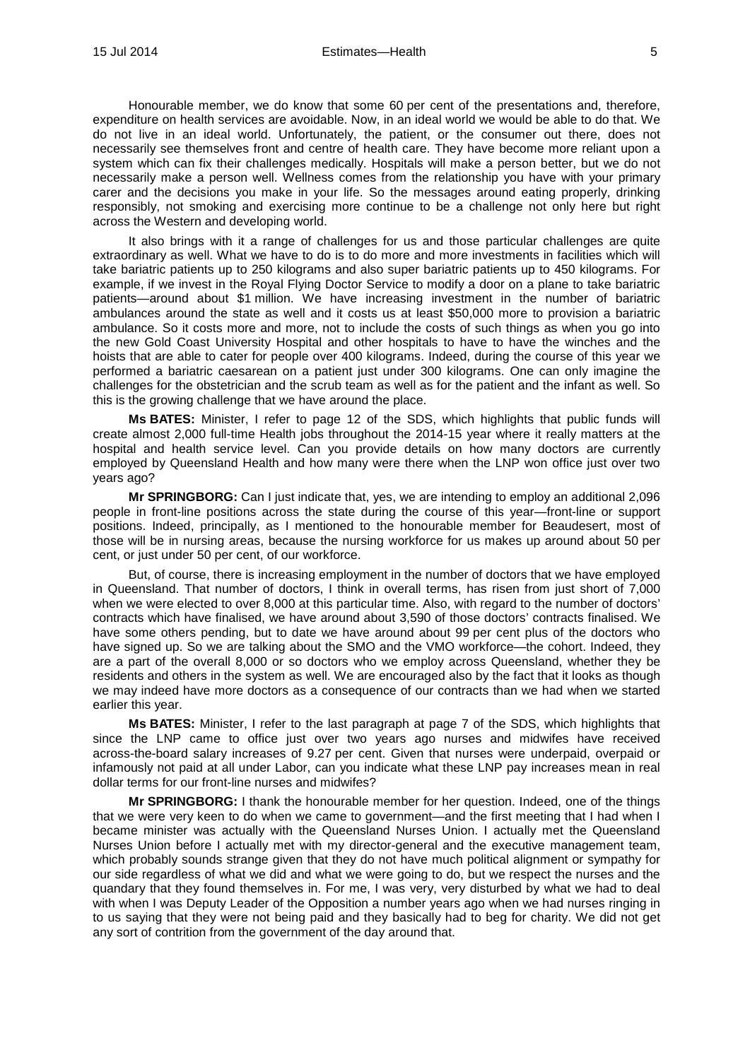Honourable member, we do know that some 60 per cent of the presentations and, therefore, expenditure on health services are avoidable. Now, in an ideal world we would be able to do that. We do not live in an ideal world. Unfortunately, the patient, or the consumer out there, does not necessarily see themselves front and centre of health care. They have become more reliant upon a system which can fix their challenges medically. Hospitals will make a person better, but we do not necessarily make a person well. Wellness comes from the relationship you have with your primary carer and the decisions you make in your life. So the messages around eating properly, drinking responsibly, not smoking and exercising more continue to be a challenge not only here but right across the Western and developing world.

It also brings with it a range of challenges for us and those particular challenges are quite extraordinary as well. What we have to do is to do more and more investments in facilities which will take bariatric patients up to 250 kilograms and also super bariatric patients up to 450 kilograms. For example, if we invest in the Royal Flying Doctor Service to modify a door on a plane to take bariatric patients—around about $1 million. We have increasing investment in the number of bariatric ambulances around the state as well and it costs us at least $50,000 more to provision a bariatric ambulance. So it costs more and more, not to include the costs of such things as when you go into the new Gold Coast University Hospital and other hospitals to have to have the winches and the hoists that are able to cater for people over 400 kilograms. Indeed, during the course of this year we performed a bariatric caesarean on a patient just under 300 kilograms. One can only imagine the challenges for the obstetrician and the scrub team as well as for the patient and the infant as well. So this is the growing challenge that we have around the place.

**Ms BATES:** Minister, I refer to page 12 of the SDS, which highlights that public funds will create almost 2,000 full-time Health jobs throughout the 2014-15 year where it really matters at the hospital and health service level. Can you provide details on how many doctors are currently employed by Queensland Health and how many were there when the LNP won office just over two years ago?

**Mr SPRINGBORG:** Can I just indicate that, yes, we are intending to employ an additional 2,096 people in front-line positions across the state during the course of this year—front-line or support positions. Indeed, principally, as I mentioned to the honourable member for Beaudesert, most of those will be in nursing areas, because the nursing workforce for us makes up around about 50 per cent, or just under 50 per cent, of our workforce.

But, of course, there is increasing employment in the number of doctors that we have employed in Queensland. That number of doctors, I think in overall terms, has risen from just short of 7,000 when we were elected to over 8,000 at this particular time. Also, with regard to the number of doctors' contracts which have finalised, we have around about 3,590 of those doctors' contracts finalised. We have some others pending, but to date we have around about 99 per cent plus of the doctors who have signed up. So we are talking about the SMO and the VMO workforce—the cohort. Indeed, they are a part of the overall 8,000 or so doctors who we employ across Queensland, whether they be residents and others in the system as well. We are encouraged also by the fact that it looks as though we may indeed have more doctors as a consequence of our contracts than we had when we started earlier this year.

**Ms BATES:** Minister, I refer to the last paragraph at page 7 of the SDS, which highlights that since the LNP came to office just over two years ago nurses and midwifes have received across-the-board salary increases of 9.27 per cent. Given that nurses were underpaid, overpaid or infamously not paid at all under Labor, can you indicate what these LNP pay increases mean in real dollar terms for our front-line nurses and midwifes?

**Mr SPRINGBORG:** I thank the honourable member for her question. Indeed, one of the things that we were very keen to do when we came to government—and the first meeting that I had when I became minister was actually with the Queensland Nurses Union. I actually met the Queensland Nurses Union before I actually met with my director-general and the executive management team, which probably sounds strange given that they do not have much political alignment or sympathy for our side regardless of what we did and what we were going to do, but we respect the nurses and the quandary that they found themselves in. For me, I was very, very disturbed by what we had to deal with when I was Deputy Leader of the Opposition a number years ago when we had nurses ringing in to us saying that they were not being paid and they basically had to beg for charity. We did not get any sort of contrition from the government of the day around that.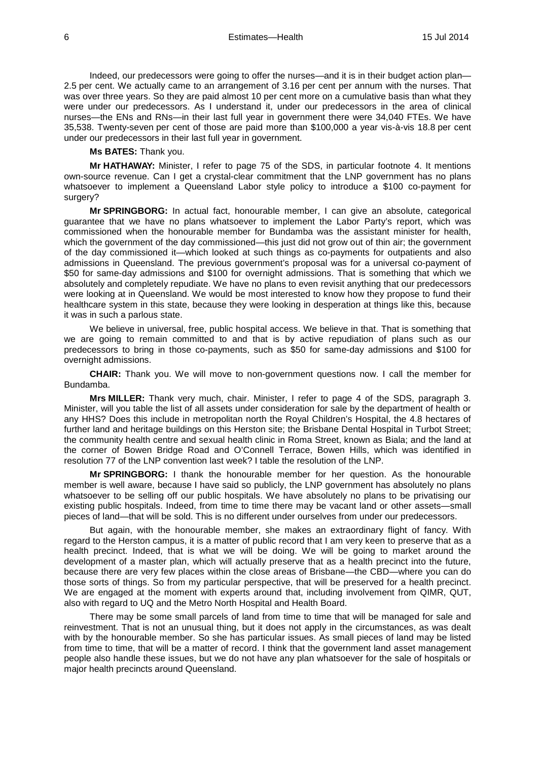Indeed, our predecessors were going to offer the nurses—and it is in their budget action plan—2.5 per cent. We actually came to an arrangement of 3.16 per cent per annum with the nurses. That was over three years. So they are paid almost 10 per cent more on a cumulative basis than what they were under our predecessors. As I understand it, under our predecessors in the area of clinical nurses—the ENs and RNs—in their last full year in government there were 34,040 FTEs. We have 35,538. Twenty-seven per cent of those are paid more than $100,000 a year vis-à-vis 18.8 per cent under our predecessors in their last full year in government.

**Ms BATES:** Thank you.

**Mr HATHAWAY:** Minister, I refer to page 75 of the SDS, in particular footnote 4. It mentions own-source revenue. Can I get a crystal-clear commitment that the LNP government has no plans whatsoever to implement a Queensland Labor style policy to introduce a $100 co-payment for surgery?

**Mr SPRINGBORG:** In actual fact, honourable member, I can give an absolute, categorical guarantee that we have no plans whatsoever to implement the Labor Party's report, which was commissioned when the honourable member for Bundamba was the assistant minister for health, which the government of the day commissioned—this just did not grow out of thin air; the government of the day commissioned it—which looked at such things as co-payments for outpatients and also admissions in Queensland. The previous government's proposal was for a universal co-payment of $50 for same-day admissions and $100 for overnight admissions. That is something that which we absolutely and completely repudiate. We have no plans to even revisit anything that our predecessors were looking at in Queensland. We would be most interested to know how they propose to fund their healthcare system in this state, because they were looking in desperation at things like this, because it was in such a parlous state.

We believe in universal, free, public hospital access. We believe in that. That is something that we are going to remain committed to and that is by active repudiation of plans such as our predecessors to bring in those co-payments, such as $50 for same-day admissions and $100 for overnight admissions.

**CHAIR:** Thank you. We will move to non-government questions now. I call the member for Bundamba.

**Mrs MILLER:** Thank very much, chair. Minister, I refer to page 4 of the SDS, paragraph 3. Minister, will you table the list of all assets under consideration for sale by the department of health or any HHS? Does this include in metropolitan north the Royal Children's Hospital, the 4.8 hectares of further land and heritage buildings on this Herston site; the Brisbane Dental Hospital in Turbot Street; the community health centre and sexual health clinic in Roma Street, known as Biala; and the land at the corner of Bowen Bridge Road and O'Connell Terrace, Bowen Hills, which was identified in resolution 77 of the LNP convention last week? I table the resolution of the LNP.

**Mr SPRINGBORG:** I thank the honourable member for her question. As the honourable member is well aware, because I have said so publicly, the LNP government has absolutely no plans whatsoever to be selling off our public hospitals. We have absolutely no plans to be privatising our existing public hospitals. Indeed, from time to time there may be vacant land or other assets—small pieces of land—that will be sold. This is no different under ourselves from under our predecessors.

But again, with the honourable member, she makes an extraordinary flight of fancy. With regard to the Herston campus, it is a matter of public record that I am very keen to preserve that as a health precinct. Indeed, that is what we will be doing. We will be going to market around the development of a master plan, which will actually preserve that as a health precinct into the future, because there are very few places within the close areas of Brisbane—the CBD—where you can do those sorts of things. So from my particular perspective, that will be preserved for a health precinct. We are engaged at the moment with experts around that, including involvement from QIMR, QUT, also with regard to UQ and the Metro North Hospital and Health Board.

There may be some small parcels of land from time to time that will be managed for sale and reinvestment. That is not an unusual thing, but it does not apply in the circumstances, as was dealt with by the honourable member. So she has particular issues. As small pieces of land may be listed from time to time, that will be a matter of record. I think that the government land asset management people also handle these issues, but we do not have any plan whatsoever for the sale of hospitals or major health precincts around Queensland.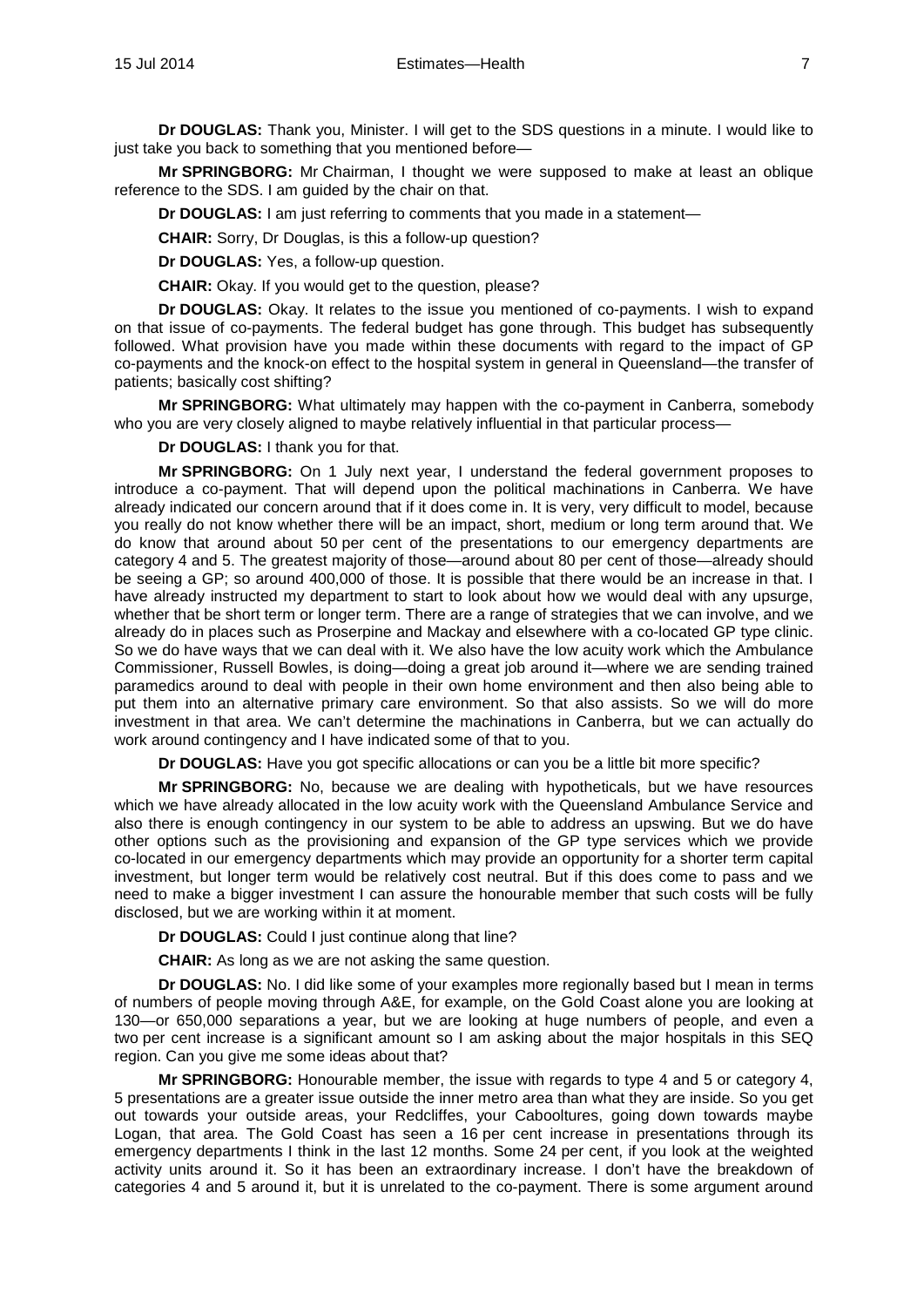**Dr DOUGLAS:** Thank you, Minister. I will get to the SDS questions in a minute. I would like to just take you back to something that you mentioned before—

**Mr SPRINGBORG:** Mr Chairman, I thought we were supposed to make at least an oblique reference to the SDS. I am guided by the chair on that.

**Dr DOUGLAS:** I am just referring to comments that you made in a statement—

**CHAIR:** Sorry, Dr Douglas, is this a follow-up question?

**Dr DOUGLAS:** Yes, a follow-up question.

**CHAIR:** Okay. If you would get to the question, please?

**Dr DOUGLAS:** Okay. It relates to the issue you mentioned of co-payments. I wish to expand on that issue of co-payments. The federal budget has gone through. This budget has subsequently followed. What provision have you made within these documents with regard to the impact of GP co-payments and the knock-on effect to the hospital system in general in Queensland—the transfer of patients; basically cost shifting?

**Mr SPRINGBORG:** What ultimately may happen with the co-payment in Canberra, somebody who you are very closely aligned to maybe relatively influential in that particular process—

**Dr DOUGLAS:** I thank you for that.

**Mr SPRINGBORG:** On 1 July next year, I understand the federal government proposes to introduce a co-payment. That will depend upon the political machinations in Canberra. We have already indicated our concern around that if it does come in. It is very, very difficult to model, because you really do not know whether there will be an impact, short, medium or long term around that. We do know that around about 50 per cent of the presentations to our emergency departments are category 4 and 5. The greatest majority of those—around about 80 per cent of those—already should be seeing a GP; so around 400,000 of those. It is possible that there would be an increase in that. I have already instructed my department to start to look about how we would deal with any upsurge, whether that be short term or longer term. There are a range of strategies that we can involve, and we already do in places such as Proserpine and Mackay and elsewhere with a co-located GP type clinic. So we do have ways that we can deal with it. We also have the low acuity work which the Ambulance Commissioner, Russell Bowles, is doing—doing a great job around it—where we are sending trained paramedics around to deal with people in their own home environment and then also being able to put them into an alternative primary care environment. So that also assists. So we will do more investment in that area. We can't determine the machinations in Canberra, but we can actually do work around contingency and I have indicated some of that to you.

**Dr DOUGLAS:** Have you got specific allocations or can you be a little bit more specific?

**Mr SPRINGBORG:** No, because we are dealing with hypotheticals, but we have resources which we have already allocated in the low acuity work with the Queensland Ambulance Service and also there is enough contingency in our system to be able to address an upswing. But we do have other options such as the provisioning and expansion of the GP type services which we provide co-located in our emergency departments which may provide an opportunity for a shorter term capital investment, but longer term would be relatively cost neutral. But if this does come to pass and we need to make a bigger investment I can assure the honourable member that such costs will be fully disclosed, but we are working within it at moment.

**Dr DOUGLAS:** Could I just continue along that line?

**CHAIR:** As long as we are not asking the same question.

**Dr DOUGLAS:** No. I did like some of your examples more regionally based but I mean in terms of numbers of people moving through A&E, for example, on the Gold Coast alone you are looking at 130—or 650,000 separations a year, but we are looking at huge numbers of people, and even a two per cent increase is a significant amount so I am asking about the major hospitals in this SEQ region. Can you give me some ideas about that?

**Mr SPRINGBORG:** Honourable member, the issue with regards to type 4 and 5 or category 4, 5 presentations are a greater issue outside the inner metro area than what they are inside. So you get out towards your outside areas, your Redcliffes, your Cabooltures, going down towards maybe Logan, that area. The Gold Coast has seen a 16 per cent increase in presentations through its emergency departments I think in the last 12 months. Some 24 per cent, if you look at the weighted activity units around it. So it has been an extraordinary increase. I don't have the breakdown of categories 4 and 5 around it, but it is unrelated to the co-payment. There is some argument around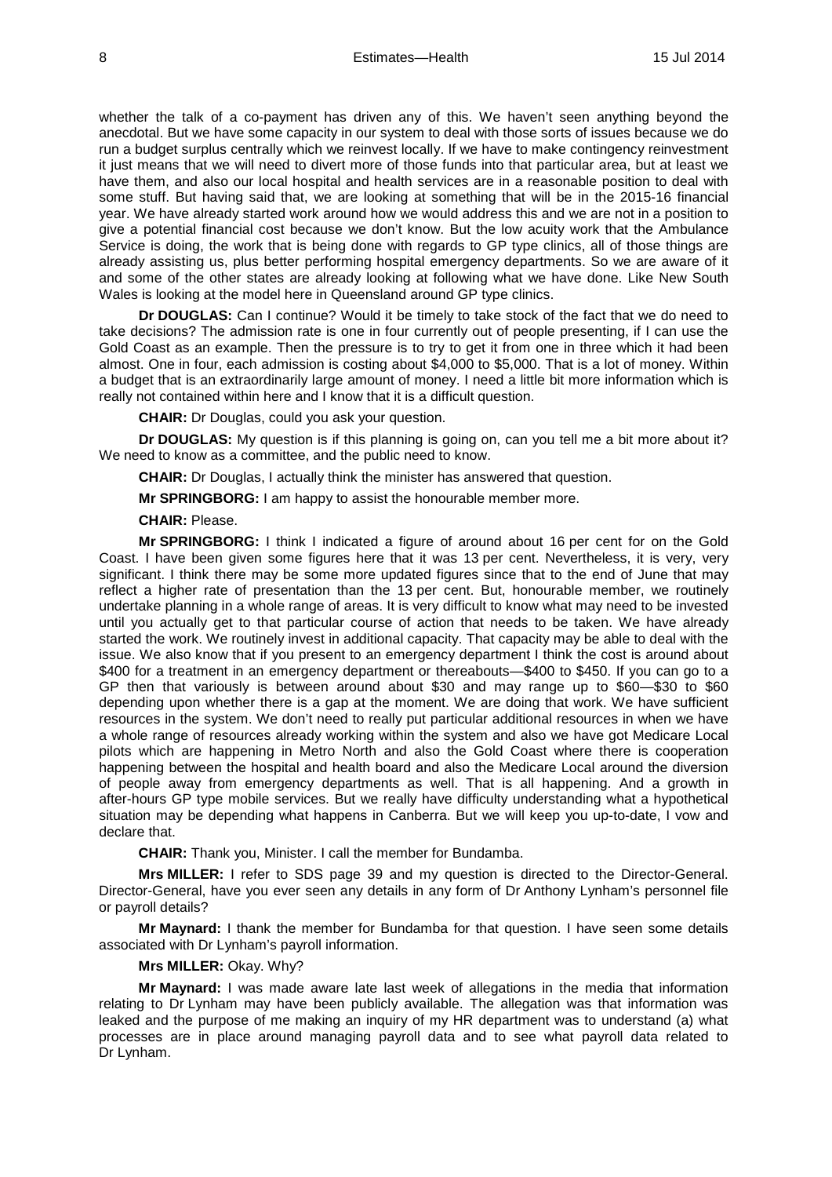whether the talk of a co-payment has driven any of this. We haven't seen anything beyond the anecdotal. But we have some capacity in our system to deal with those sorts of issues because we do run a budget surplus centrally which we reinvest locally. If we have to make contingency reinvestment it just means that we will need to divert more of those funds into that particular area, but at least we have them, and also our local hospital and health services are in a reasonable position to deal with some stuff. But having said that, we are looking at something that will be in the 2015-16 financial year. We have already started work around how we would address this and we are not in a position to give a potential financial cost because we don't know. But the low acuity work that the Ambulance Service is doing, the work that is being done with regards to GP type clinics, all of those things are already assisting us, plus better performing hospital emergency departments. So we are aware of it and some of the other states are already looking at following what we have done. Like New South Wales is looking at the model here in Queensland around GP type clinics.

**Dr DOUGLAS:** Can I continue? Would it be timely to take stock of the fact that we do need to take decisions? The admission rate is one in four currently out of people presenting, if I can use the Gold Coast as an example. Then the pressure is to try to get it from one in three which it had been almost. One in four, each admission is costing about $4,000 to $5,000. That is a lot of money. Within a budget that is an extraordinarily large amount of money. I need a little bit more information which is really not contained within here and I know that it is a difficult question.

**CHAIR:** Dr Douglas, could you ask your question.

**Dr DOUGLAS:** My question is if this planning is going on, can you tell me a bit more about it? We need to know as a committee, and the public need to know.

**CHAIR:** Dr Douglas, I actually think the minister has answered that question.

**Mr SPRINGBORG:** I am happy to assist the honourable member more.

**CHAIR:** Please.

**Mr SPRINGBORG:** I think I indicated a figure of around about 16 per cent for on the Gold Coast. I have been given some figures here that it was 13 per cent. Nevertheless, it is very, very significant. I think there may be some more updated figures since that to the end of June that may reflect a higher rate of presentation than the 13 per cent. But, honourable member, we routinely undertake planning in a whole range of areas. It is very difficult to know what may need to be invested until you actually get to that particular course of action that needs to be taken. We have already started the work. We routinely invest in additional capacity. That capacity may be able to deal with the issue. We also know that if you present to an emergency department I think the cost is around about $400 for a treatment in an emergency department or thereabouts—$400 to $450. If you can go to a GP then that variously is between around about $30 and may range up to $60—$30 to $60 depending upon whether there is a gap at the moment. We are doing that work. We have sufficient resources in the system. We don't need to really put particular additional resources in when we have a whole range of resources already working within the system and also we have got Medicare Local pilots which are happening in Metro North and also the Gold Coast where there is cooperation happening between the hospital and health board and also the Medicare Local around the diversion of people away from emergency departments as well. That is all happening. And a growth in after-hours GP type mobile services. But we really have difficulty understanding what a hypothetical situation may be depending what happens in Canberra. But we will keep you up-to-date, I vow and declare that.

**CHAIR:** Thank you, Minister. I call the member for Bundamba.

**Mrs MILLER:** I refer to SDS page 39 and my question is directed to the Director-General. Director-General, have you ever seen any details in any form of Dr Anthony Lynham's personnel file or payroll details?

**Mr Maynard:** I thank the member for Bundamba for that question. I have seen some details associated with Dr Lynham's payroll information.

**Mrs MILLER:** Okay. Why?

**Mr Maynard:** I was made aware late last week of allegations in the media that information relating to Dr Lynham may have been publicly available. The allegation was that information was leaked and the purpose of me making an inquiry of my HR department was to understand (a) what processes are in place around managing payroll data and to see what payroll data related to Dr Lynham.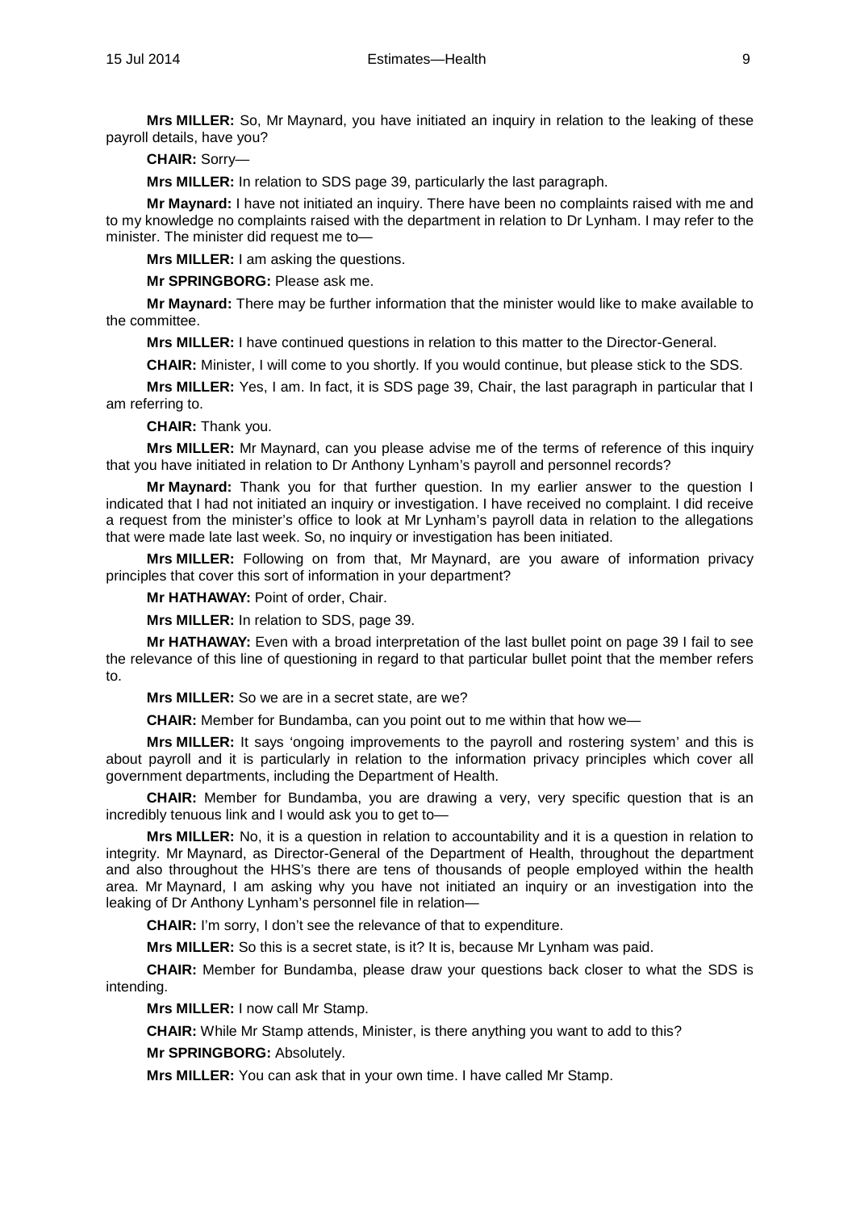**Mrs MILLER:** So, Mr Maynard, you have initiated an inquiry in relation to the leaking of these payroll details, have you?

**CHAIR:** Sorry—

**Mrs MILLER:** In relation to SDS page 39, particularly the last paragraph.

**Mr Maynard:** I have not initiated an inquiry. There have been no complaints raised with me and to my knowledge no complaints raised with the department in relation to Dr Lynham. I may refer to the minister. The minister did request me to—

**Mrs MILLER:** I am asking the questions.

**Mr SPRINGBORG:** Please ask me.

**Mr Maynard:** There may be further information that the minister would like to make available to the committee.

**Mrs MILLER:** I have continued questions in relation to this matter to the Director-General.

**CHAIR:** Minister, I will come to you shortly. If you would continue, but please stick to the SDS.

**Mrs MILLER:** Yes, I am. In fact, it is SDS page 39, Chair, the last paragraph in particular that I am referring to.

**CHAIR:** Thank you.

**Mrs MILLER:** Mr Maynard, can you please advise me of the terms of reference of this inquiry that you have initiated in relation to Dr Anthony Lynham's payroll and personnel records?

**Mr Maynard:** Thank you for that further question. In my earlier answer to the question I indicated that I had not initiated an inquiry or investigation. I have received no complaint. I did receive a request from the minister's office to look at Mr Lynham's payroll data in relation to the allegations that were made late last week. So, no inquiry or investigation has been initiated.

**Mrs MILLER:** Following on from that, Mr Maynard, are you aware of information privacy principles that cover this sort of information in your department?

**Mr HATHAWAY:** Point of order, Chair.

**Mrs MILLER:** In relation to SDS, page 39.

**Mr HATHAWAY:** Even with a broad interpretation of the last bullet point on page 39 I fail to see the relevance of this line of questioning in regard to that particular bullet point that the member refers to.

**Mrs MILLER:** So we are in a secret state, are we?

**CHAIR:** Member for Bundamba, can you point out to me within that how we—

**Mrs MILLER:** It says 'ongoing improvements to the payroll and rostering system' and this is about payroll and it is particularly in relation to the information privacy principles which cover all government departments, including the Department of Health.

**CHAIR:** Member for Bundamba, you are drawing a very, very specific question that is an incredibly tenuous link and I would ask you to get to—

**Mrs MILLER:** No, it is a question in relation to accountability and it is a question in relation to integrity. Mr Maynard, as Director-General of the Department of Health, throughout the department and also throughout the HHS's there are tens of thousands of people employed within the health area. Mr Maynard, I am asking why you have not initiated an inquiry or an investigation into the leaking of Dr Anthony Lynham's personnel file in relation—

**CHAIR:** I'm sorry, I don't see the relevance of that to expenditure.

**Mrs MILLER:** So this is a secret state, is it? It is, because Mr Lynham was paid.

**CHAIR:** Member for Bundamba, please draw your questions back closer to what the SDS is intending.

**Mrs MILLER:** I now call Mr Stamp.

**CHAIR:** While Mr Stamp attends, Minister, is there anything you want to add to this?

**Mr SPRINGBORG:** Absolutely.

**Mrs MILLER:** You can ask that in your own time. I have called Mr Stamp.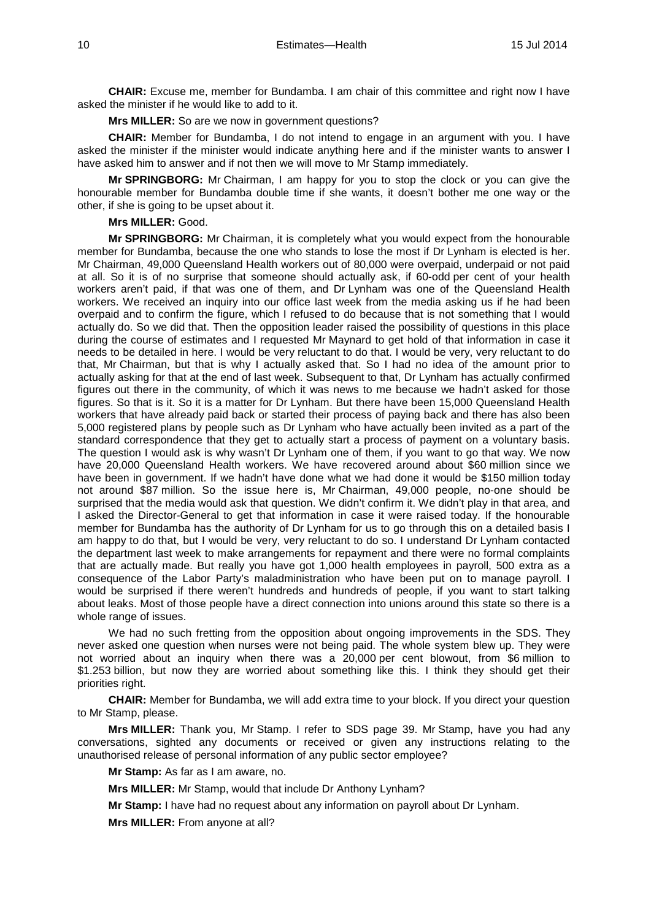**CHAIR:** Excuse me, member for Bundamba. I am chair of this committee and right now I have asked the minister if he would like to add to it.

**Mrs MILLER:** So are we now in government questions?

**CHAIR:** Member for Bundamba, I do not intend to engage in an argument with you. I have asked the minister if the minister would indicate anything here and if the minister wants to answer I have asked him to answer and if not then we will move to Mr Stamp immediately.

**Mr SPRINGBORG:** Mr Chairman, I am happy for you to stop the clock or you can give the honourable member for Bundamba double time if she wants, it doesn't bother me one way or the other, if she is going to be upset about it.

**Mrs MILLER:** Good.

**Mr SPRINGBORG:** Mr Chairman, it is completely what you would expect from the honourable member for Bundamba, because the one who stands to lose the most if Dr Lynham is elected is her. Mr Chairman, 49,000 Queensland Health workers out of 80,000 were overpaid, underpaid or not paid at all. So it is of no surprise that someone should actually ask, if 60-odd per cent of your health workers aren't paid, if that was one of them, and Dr Lynham was one of the Queensland Health workers. We received an inquiry into our office last week from the media asking us if he had been overpaid and to confirm the figure, which I refused to do because that is not something that I would actually do. So we did that. Then the opposition leader raised the possibility of questions in this place during the course of estimates and I requested Mr Maynard to get hold of that information in case it needs to be detailed in here. I would be very reluctant to do that. I would be very, very reluctant to do that, Mr Chairman, but that is why I actually asked that. So I had no idea of the amount prior to actually asking for that at the end of last week. Subsequent to that, Dr Lynham has actually confirmed figures out there in the community, of which it was news to me because we hadn't asked for those figures. So that is it. So it is a matter for Dr Lynham. But there have been 15,000 Queensland Health workers that have already paid back or started their process of paying back and there has also been 5,000 registered plans by people such as Dr Lynham who have actually been invited as a part of the standard correspondence that they get to actually start a process of payment on a voluntary basis. The question I would ask is why wasn't Dr Lynham one of them, if you want to go that way. We now have 20,000 Queensland Health workers. We have recovered around about $60 million since we have been in government. If we hadn't have done what we had done it would be $150 million today not around $87 million. So the issue here is, Mr Chairman, 49,000 people, no-one should be surprised that the media would ask that question. We didn't confirm it. We didn't play in that area, and I asked the Director-General to get that information in case it were raised today. If the honourable member for Bundamba has the authority of Dr Lynham for us to go through this on a detailed basis I am happy to do that, but I would be very, very reluctant to do so. I understand Dr Lynham contacted the department last week to make arrangements for repayment and there were no formal complaints that are actually made. But really you have got 1,000 health employees in payroll, 500 extra as a consequence of the Labor Party's maladministration who have been put on to manage payroll. I would be surprised if there weren't hundreds and hundreds of people, if you want to start talking about leaks. Most of those people have a direct connection into unions around this state so there is a whole range of issues.

We had no such fretting from the opposition about ongoing improvements in the SDS. They never asked one question when nurses were not being paid. The whole system blew up. They were not worried about an inquiry when there was a 20,000 per cent blowout, from $6 million to $1.253 billion, but now they are worried about something like this. I think they should get their priorities right.

**CHAIR:** Member for Bundamba, we will add extra time to your block. If you direct your question to Mr Stamp, please.

**Mrs MILLER:** Thank you, Mr Stamp. I refer to SDS page 39. Mr Stamp, have you had any conversations, sighted any documents or received or given any instructions relating to the unauthorised release of personal information of any public sector employee?

**Mr Stamp:** As far as I am aware, no.

**Mrs MILLER:** Mr Stamp, would that include Dr Anthony Lynham?

**Mr Stamp:** I have had no request about any information on payroll about Dr Lynham.

**Mrs MILLER:** From anyone at all?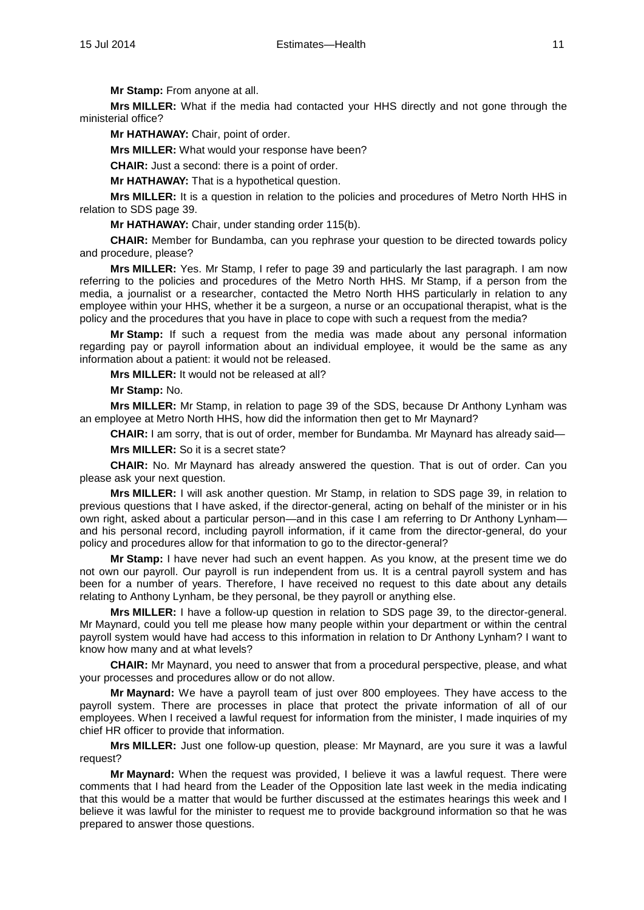**Mr Stamp:** From anyone at all.

**Mrs MILLER:** What if the media had contacted your HHS directly and not gone through the ministerial office?

**Mr HATHAWAY:** Chair, point of order.

**Mrs MILLER:** What would your response have been?

**CHAIR:** Just a second: there is a point of order.

**Mr HATHAWAY:** That is a hypothetical question.

**Mrs MILLER:** It is a question in relation to the policies and procedures of Metro North HHS in relation to SDS page 39.

**Mr HATHAWAY:** Chair, under standing order 115(b).

**CHAIR:** Member for Bundamba, can you rephrase your question to be directed towards policy and procedure, please?

**Mrs MILLER:** Yes. Mr Stamp, I refer to page 39 and particularly the last paragraph. I am now referring to the policies and procedures of the Metro North HHS. Mr Stamp, if a person from the media, a journalist or a researcher, contacted the Metro North HHS particularly in relation to any employee within your HHS, whether it be a surgeon, a nurse or an occupational therapist, what is the policy and the procedures that you have in place to cope with such a request from the media?

**Mr Stamp:** If such a request from the media was made about any personal information regarding pay or payroll information about an individual employee, it would be the same as any information about a patient: it would not be released.

**Mrs MILLER:** It would not be released at all?

**Mr Stamp:** No.

**Mrs MILLER:** Mr Stamp, in relation to page 39 of the SDS, because Dr Anthony Lynham was an employee at Metro North HHS, how did the information then get to Mr Maynard?

**CHAIR:** I am sorry, that is out of order, member for Bundamba. Mr Maynard has already said—

**Mrs MILLER:** So it is a secret state?

**CHAIR:** No. Mr Maynard has already answered the question. That is out of order. Can you please ask your next question.

**Mrs MILLER:** I will ask another question. Mr Stamp, in relation to SDS page 39, in relation to previous questions that I have asked, if the director-general, acting on behalf of the minister or in his own right, asked about a particular person—and in this case I am referring to Dr Anthony Lynham—and his personal record, including payroll information, if it came from the director-general, do your policy and procedures allow for that information to go to the director-general?

**Mr Stamp:** I have never had such an event happen. As you know, at the present time we do not own our payroll. Our payroll is run independent from us. It is a central payroll system and has been for a number of years. Therefore, I have received no request to this date about any details relating to Anthony Lynham, be they personal, be they payroll or anything else.

**Mrs MILLER:** I have a follow-up question in relation to SDS page 39, to the director-general. Mr Maynard, could you tell me please how many people within your department or within the central payroll system would have had access to this information in relation to Dr Anthony Lynham? I want to know how many and at what levels?

**CHAIR:** Mr Maynard, you need to answer that from a procedural perspective, please, and what your processes and procedures allow or do not allow.

**Mr Maynard:** We have a payroll team of just over 800 employees. They have access to the payroll system. There are processes in place that protect the private information of all of our employees. When I received a lawful request for information from the minister, I made inquiries of my chief HR officer to provide that information.

**Mrs MILLER:** Just one follow-up question, please: Mr Maynard, are you sure it was a lawful request?

**Mr Maynard:** When the request was provided, I believe it was a lawful request. There were comments that I had heard from the Leader of the Opposition late last week in the media indicating that this would be a matter that would be further discussed at the estimates hearings this week and I believe it was lawful for the minister to request me to provide background information so that he was prepared to answer those questions.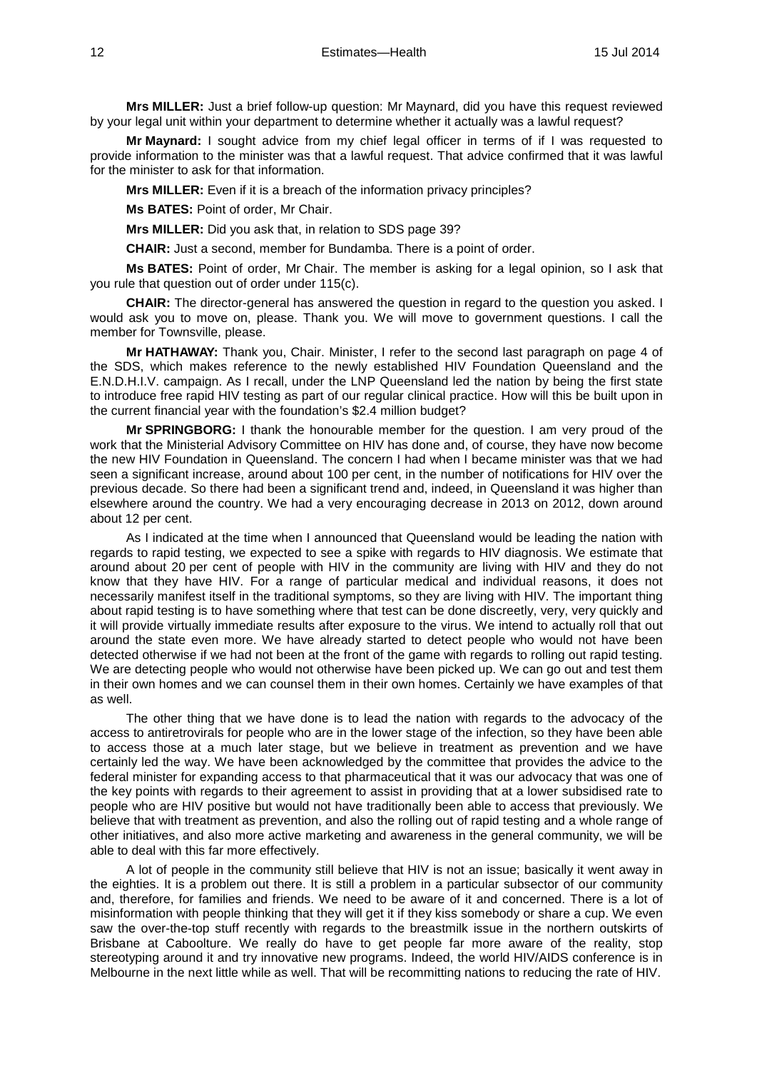**Mrs MILLER:** Just a brief follow-up question: Mr Maynard, did you have this request reviewed by your legal unit within your department to determine whether it actually was a lawful request?

**Mr Maynard:** I sought advice from my chief legal officer in terms of if I was requested to provide information to the minister was that a lawful request. That advice confirmed that it was lawful for the minister to ask for that information.

**Mrs MILLER:** Even if it is a breach of the information privacy principles?

**Ms BATES:** Point of order, Mr Chair.

**Mrs MILLER:** Did you ask that, in relation to SDS page 39?

**CHAIR:** Just a second, member for Bundamba. There is a point of order.

**Ms BATES:** Point of order, Mr Chair. The member is asking for a legal opinion, so I ask that you rule that question out of order under 115(c).

**CHAIR:** The director-general has answered the question in regard to the question you asked. I would ask you to move on, please. Thank you. We will move to government questions. I call the member for Townsville, please.

**Mr HATHAWAY:** Thank you, Chair. Minister, I refer to the second last paragraph on page 4 of the SDS, which makes reference to the newly established HIV Foundation Queensland and the E.N.D.H.I.V. campaign. As I recall, under the LNP Queensland led the nation by being the first state to introduce free rapid HIV testing as part of our regular clinical practice. How will this be built upon in the current financial year with the foundation's $2.4 million budget?

**Mr SPRINGBORG:** I thank the honourable member for the question. I am very proud of the work that the Ministerial Advisory Committee on HIV has done and, of course, they have now become the new HIV Foundation in Queensland. The concern I had when I became minister was that we had seen a significant increase, around about 100 per cent, in the number of notifications for HIV over the previous decade. So there had been a significant trend and, indeed, in Queensland it was higher than elsewhere around the country. We had a very encouraging decrease in 2013 on 2012, down around about 12 per cent.

As I indicated at the time when I announced that Queensland would be leading the nation with regards to rapid testing, we expected to see a spike with regards to HIV diagnosis. We estimate that around about 20 per cent of people with HIV in the community are living with HIV and they do not know that they have HIV. For a range of particular medical and individual reasons, it does not necessarily manifest itself in the traditional symptoms, so they are living with HIV. The important thing about rapid testing is to have something where that test can be done discreetly, very, very quickly and it will provide virtually immediate results after exposure to the virus. We intend to actually roll that out around the state even more. We have already started to detect people who would not have been detected otherwise if we had not been at the front of the game with regards to rolling out rapid testing. We are detecting people who would not otherwise have been picked up. We can go out and test them in their own homes and we can counsel them in their own homes. Certainly we have examples of that as well.

The other thing that we have done is to lead the nation with regards to the advocacy of the access to antiretrovirals for people who are in the lower stage of the infection, so they have been able to access those at a much later stage, but we believe in treatment as prevention and we have certainly led the way. We have been acknowledged by the committee that provides the advice to the federal minister for expanding access to that pharmaceutical that it was our advocacy that was one of the key points with regards to their agreement to assist in providing that at a lower subsidised rate to people who are HIV positive but would not have traditionally been able to access that previously. We believe that with treatment as prevention, and also the rolling out of rapid testing and a whole range of other initiatives, and also more active marketing and awareness in the general community, we will be able to deal with this far more effectively.

A lot of people in the community still believe that HIV is not an issue; basically it went away in the eighties. It is a problem out there. It is still a problem in a particular subsector of our community and, therefore, for families and friends. We need to be aware of it and concerned. There is a lot of misinformation with people thinking that they will get it if they kiss somebody or share a cup. We even saw the over-the-top stuff recently with regards to the breastmilk issue in the northern outskirts of Brisbane at Caboolture. We really do have to get people far more aware of the reality, stop stereotyping around it and try innovative new programs. Indeed, the world HIV/AIDS conference is in Melbourne in the next little while as well. That will be recommitting nations to reducing the rate of HIV.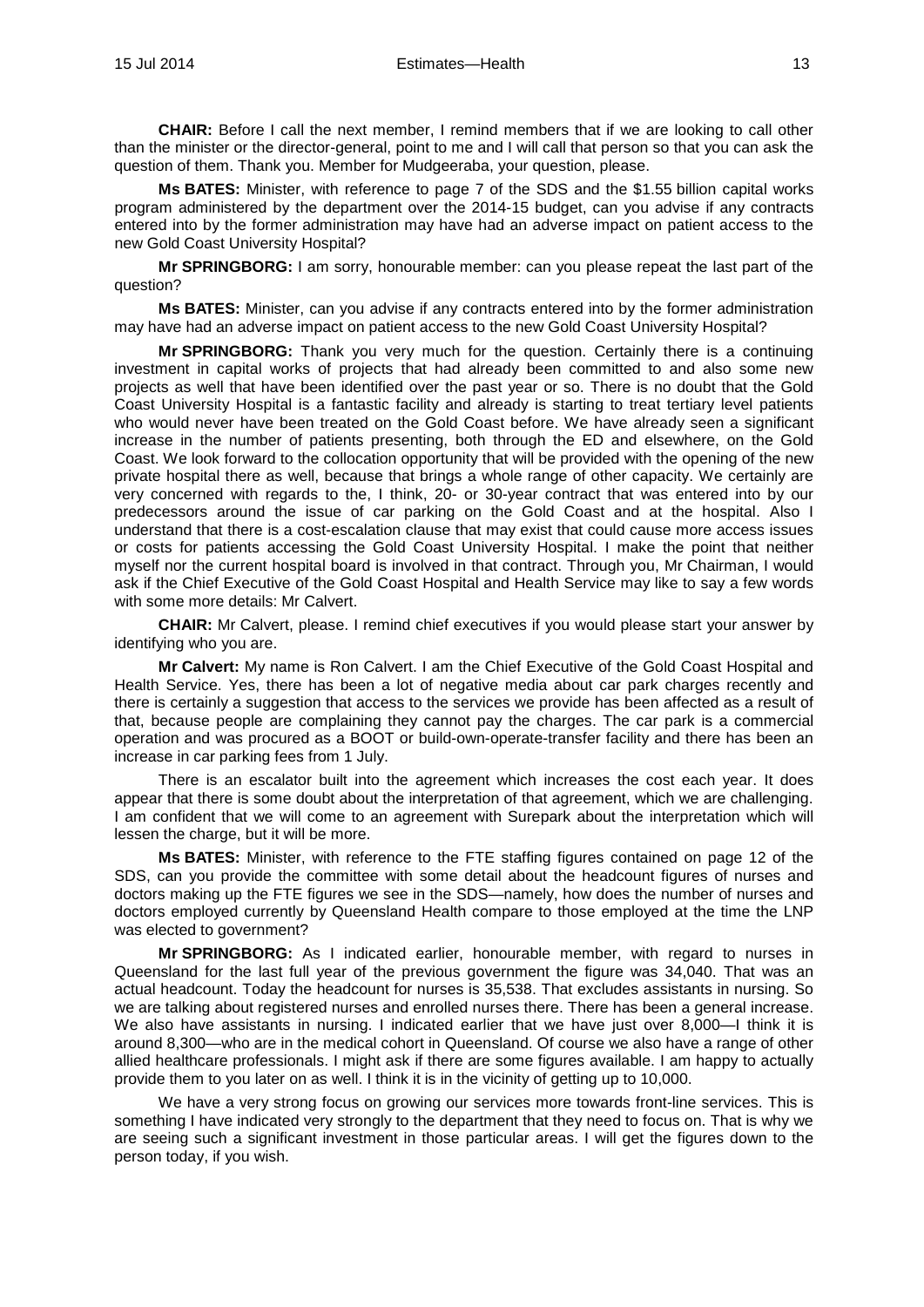**CHAIR:** Before I call the next member, I remind members that if we are looking to call other than the minister or the director-general, point to me and I will call that person so that you can ask the question of them. Thank you. Member for Mudgeeraba, your question, please.

**Ms BATES:** Minister, with reference to page 7 of the SDS and the $1.55 billion capital works program administered by the department over the 2014-15 budget, can you advise if any contracts entered into by the former administration may have had an adverse impact on patient access to the new Gold Coast University Hospital?

**Mr SPRINGBORG:** I am sorry, honourable member: can you please repeat the last part of the question?

**Ms BATES:** Minister, can you advise if any contracts entered into by the former administration may have had an adverse impact on patient access to the new Gold Coast University Hospital?

**Mr SPRINGBORG:** Thank you very much for the question. Certainly there is a continuing investment in capital works of projects that had already been committed to and also some new projects as well that have been identified over the past year or so. There is no doubt that the Gold Coast University Hospital is a fantastic facility and already is starting to treat tertiary level patients who would never have been treated on the Gold Coast before. We have already seen a significant increase in the number of patients presenting, both through the ED and elsewhere, on the Gold Coast. We look forward to the collocation opportunity that will be provided with the opening of the new private hospital there as well, because that brings a whole range of other capacity. We certainly are very concerned with regards to the, I think, 20- or 30-year contract that was entered into by our predecessors around the issue of car parking on the Gold Coast and at the hospital. Also I understand that there is a cost-escalation clause that may exist that could cause more access issues or costs for patients accessing the Gold Coast University Hospital. I make the point that neither myself nor the current hospital board is involved in that contract. Through you, Mr Chairman, I would ask if the Chief Executive of the Gold Coast Hospital and Health Service may like to say a few words with some more details: Mr Calvert.

**CHAIR:** Mr Calvert, please. I remind chief executives if you would please start your answer by identifying who you are.

**Mr Calvert:** My name is Ron Calvert. I am the Chief Executive of the Gold Coast Hospital and Health Service. Yes, there has been a lot of negative media about car park charges recently and there is certainly a suggestion that access to the services we provide has been affected as a result of that, because people are complaining they cannot pay the charges. The car park is a commercial operation and was procured as a BOOT or build-own-operate-transfer facility and there has been an increase in car parking fees from 1 July.

There is an escalator built into the agreement which increases the cost each year. It does appear that there is some doubt about the interpretation of that agreement, which we are challenging. I am confident that we will come to an agreement with Surepark about the interpretation which will lessen the charge, but it will be more.

**Ms BATES:** Minister, with reference to the FTE staffing figures contained on page 12 of the SDS, can you provide the committee with some detail about the headcount figures of nurses and doctors making up the FTE figures we see in the SDS—namely, how does the number of nurses and doctors employed currently by Queensland Health compare to those employed at the time the LNP was elected to government?

**Mr SPRINGBORG:** As I indicated earlier, honourable member, with regard to nurses in Queensland for the last full year of the previous government the figure was 34,040. That was an actual headcount. Today the headcount for nurses is 35,538. That excludes assistants in nursing. So we are talking about registered nurses and enrolled nurses there. There has been a general increase. We also have assistants in nursing. I indicated earlier that we have just over 8,000—I think it is around 8,300—who are in the medical cohort in Queensland. Of course we also have a range of other allied healthcare professionals. I might ask if there are some figures available. I am happy to actually provide them to you later on as well. I think it is in the vicinity of getting up to 10,000.

We have a very strong focus on growing our services more towards front-line services. This is something I have indicated very strongly to the department that they need to focus on. That is why we are seeing such a significant investment in those particular areas. I will get the figures down to the person today, if you wish.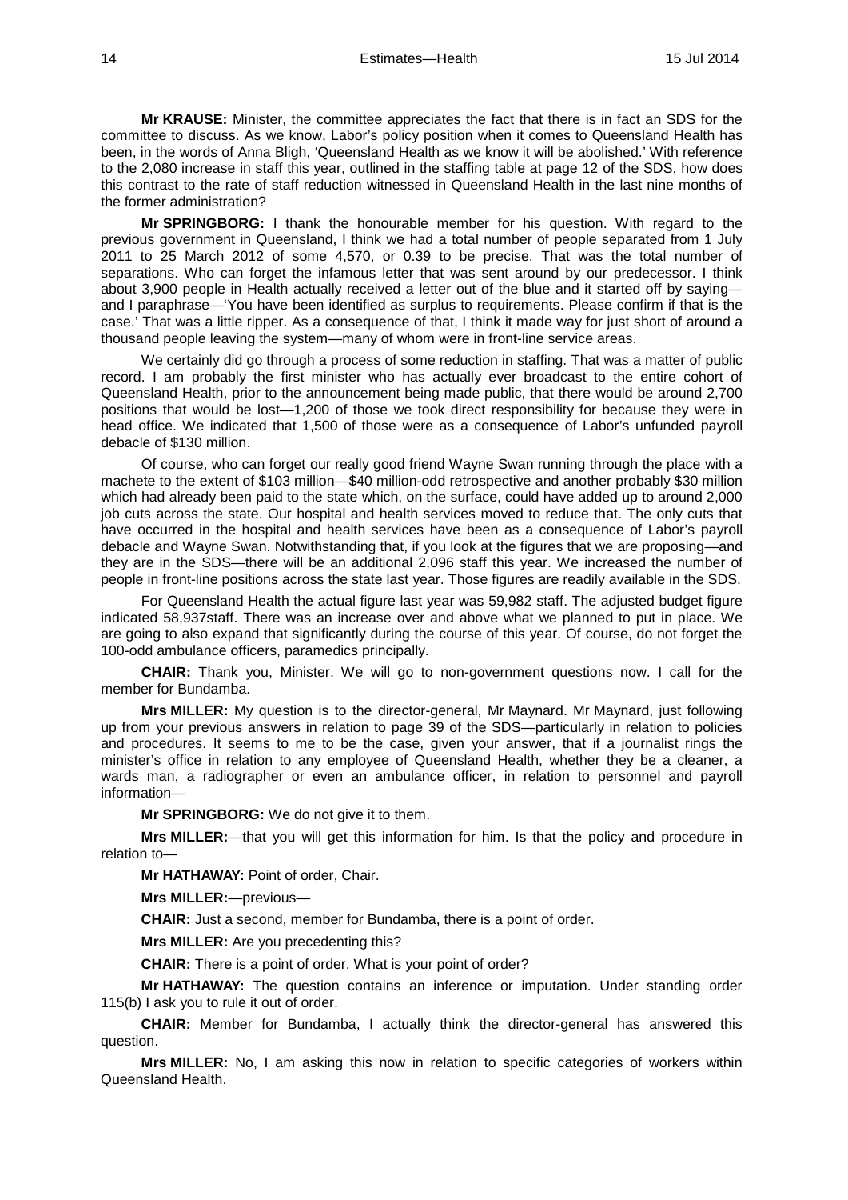**Mr KRAUSE:** Minister, the committee appreciates the fact that there is in fact an SDS for the committee to discuss. As we know, Labor's policy position when it comes to Queensland Health has been, in the words of Anna Bligh, 'Queensland Health as we know it will be abolished.' With reference to the 2,080 increase in staff this year, outlined in the staffing table at page 12 of the SDS, how does this contrast to the rate of staff reduction witnessed in Queensland Health in the last nine months of the former administration?

**Mr SPRINGBORG:** I thank the honourable member for his question. With regard to the previous government in Queensland, I think we had a total number of people separated from 1 July 2011 to 25 March 2012 of some 4,570, or 0.39 to be precise. That was the total number of separations. Who can forget the infamous letter that was sent around by our predecessor. I think about 3,900 people in Health actually received a letter out of the blue and it started off by saying—and I paraphrase—'You have been identified as surplus to requirements. Please confirm if that is the case.' That was a little ripper. As a consequence of that, I think it made way for just short of around a thousand people leaving the system—many of whom were in front-line service areas.

We certainly did go through a process of some reduction in staffing. That was a matter of public record. I am probably the first minister who has actually ever broadcast to the entire cohort of Queensland Health, prior to the announcement being made public, that there would be around 2,700 positions that would be lost—1,200 of those we took direct responsibility for because they were in head office. We indicated that 1,500 of those were as a consequence of Labor's unfunded payroll debacle of $130 million.

Of course, who can forget our really good friend Wayne Swan running through the place with a machete to the extent of $103 million—$40 million-odd retrospective and another probably $30 million which had already been paid to the state which, on the surface, could have added up to around 2,000 job cuts across the state. Our hospital and health services moved to reduce that. The only cuts that have occurred in the hospital and health services have been as a consequence of Labor's payroll debacle and Wayne Swan. Notwithstanding that, if you look at the figures that we are proposing—and they are in the SDS—there will be an additional 2,096 staff this year. We increased the number of people in front-line positions across the state last year. Those figures are readily available in the SDS.

For Queensland Health the actual figure last year was 59,982 staff. The adjusted budget figure indicated 58,937staff. There was an increase over and above what we planned to put in place. We are going to also expand that significantly during the course of this year. Of course, do not forget the 100-odd ambulance officers, paramedics principally.

**CHAIR:** Thank you, Minister. We will go to non-government questions now. I call for the member for Bundamba.

**Mrs MILLER:** My question is to the director-general, Mr Maynard. Mr Maynard, just following up from your previous answers in relation to page 39 of the SDS—particularly in relation to policies and procedures. It seems to me to be the case, given your answer, that if a journalist rings the minister's office in relation to any employee of Queensland Health, whether they be a cleaner, a wards man, a radiographer or even an ambulance officer, in relation to personnel and payroll information—

**Mr SPRINGBORG:** We do not give it to them.

**Mrs MILLER:**—that you will get this information for him. Is that the policy and procedure in relation to—

**Mr HATHAWAY:** Point of order, Chair.

**Mrs MILLER:**—previous—

**CHAIR:** Just a second, member for Bundamba, there is a point of order.

**Mrs MILLER:** Are you precedenting this?

**CHAIR:** There is a point of order. What is your point of order?

**Mr HATHAWAY:** The question contains an inference or imputation. Under standing order 115(b) I ask you to rule it out of order.

**CHAIR:** Member for Bundamba, I actually think the director-general has answered this question.

**Mrs MILLER:** No, I am asking this now in relation to specific categories of workers within Queensland Health.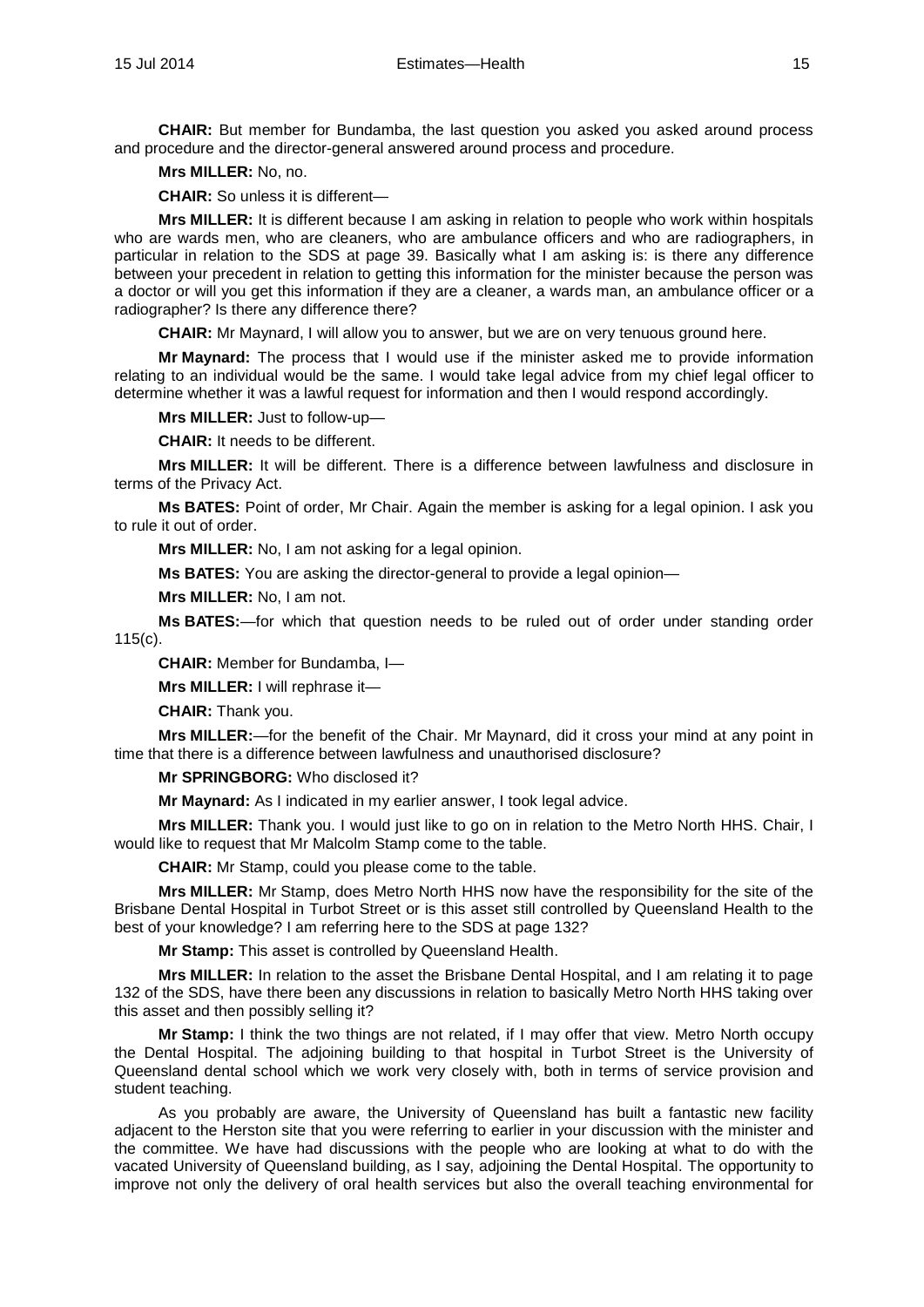**CHAIR:** But member for Bundamba, the last question you asked you asked around process and procedure and the director-general answered around process and procedure.

**Mrs MILLER:** No, no.

**CHAIR:** So unless it is different—

**Mrs MILLER:** It is different because I am asking in relation to people who work within hospitals who are wards men, who are cleaners, who are ambulance officers and who are radiographers, in particular in relation to the SDS at page 39. Basically what I am asking is: is there any difference between your precedent in relation to getting this information for the minister because the person was a doctor or will you get this information if they are a cleaner, a wards man, an ambulance officer or a radiographer? Is there any difference there?

**CHAIR:** Mr Maynard, I will allow you to answer, but we are on very tenuous ground here.

**Mr Maynard:** The process that I would use if the minister asked me to provide information relating to an individual would be the same. I would take legal advice from my chief legal officer to determine whether it was a lawful request for information and then I would respond accordingly.

**Mrs MILLER:** Just to follow-up—

**CHAIR:** It needs to be different.

**Mrs MILLER:** It will be different. There is a difference between lawfulness and disclosure in terms of the Privacy Act.

**Ms BATES:** Point of order, Mr Chair. Again the member is asking for a legal opinion. I ask you to rule it out of order.

**Mrs MILLER:** No, I am not asking for a legal opinion.

**Ms BATES:** You are asking the director-general to provide a legal opinion—

**Mrs MILLER:** No, I am not.

**Ms BATES:**—for which that question needs to be ruled out of order under standing order 115(c).

**CHAIR:** Member for Bundamba, I—

**Mrs MILLER:** I will rephrase it—

**CHAIR:** Thank you.

**Mrs MILLER:**—for the benefit of the Chair. Mr Maynard, did it cross your mind at any point in time that there is a difference between lawfulness and unauthorised disclosure?

**Mr SPRINGBORG:** Who disclosed it?

**Mr Maynard:** As I indicated in my earlier answer, I took legal advice.

**Mrs MILLER:** Thank you. I would just like to go on in relation to the Metro North HHS. Chair, I would like to request that Mr Malcolm Stamp come to the table.

**CHAIR:** Mr Stamp, could you please come to the table.

**Mrs MILLER:** Mr Stamp, does Metro North HHS now have the responsibility for the site of the Brisbane Dental Hospital in Turbot Street or is this asset still controlled by Queensland Health to the best of your knowledge? I am referring here to the SDS at page 132?

**Mr Stamp:** This asset is controlled by Queensland Health.

**Mrs MILLER:** In relation to the asset the Brisbane Dental Hospital, and I am relating it to page 132 of the SDS, have there been any discussions in relation to basically Metro North HHS taking over this asset and then possibly selling it?

**Mr Stamp:** I think the two things are not related, if I may offer that view. Metro North occupy the Dental Hospital. The adjoining building to that hospital in Turbot Street is the University of Queensland dental school which we work very closely with, both in terms of service provision and student teaching.

As you probably are aware, the University of Queensland has built a fantastic new facility adjacent to the Herston site that you were referring to earlier in your discussion with the minister and the committee. We have had discussions with the people who are looking at what to do with the vacated University of Queensland building, as I say, adjoining the Dental Hospital. The opportunity to improve not only the delivery of oral health services but also the overall teaching environmental for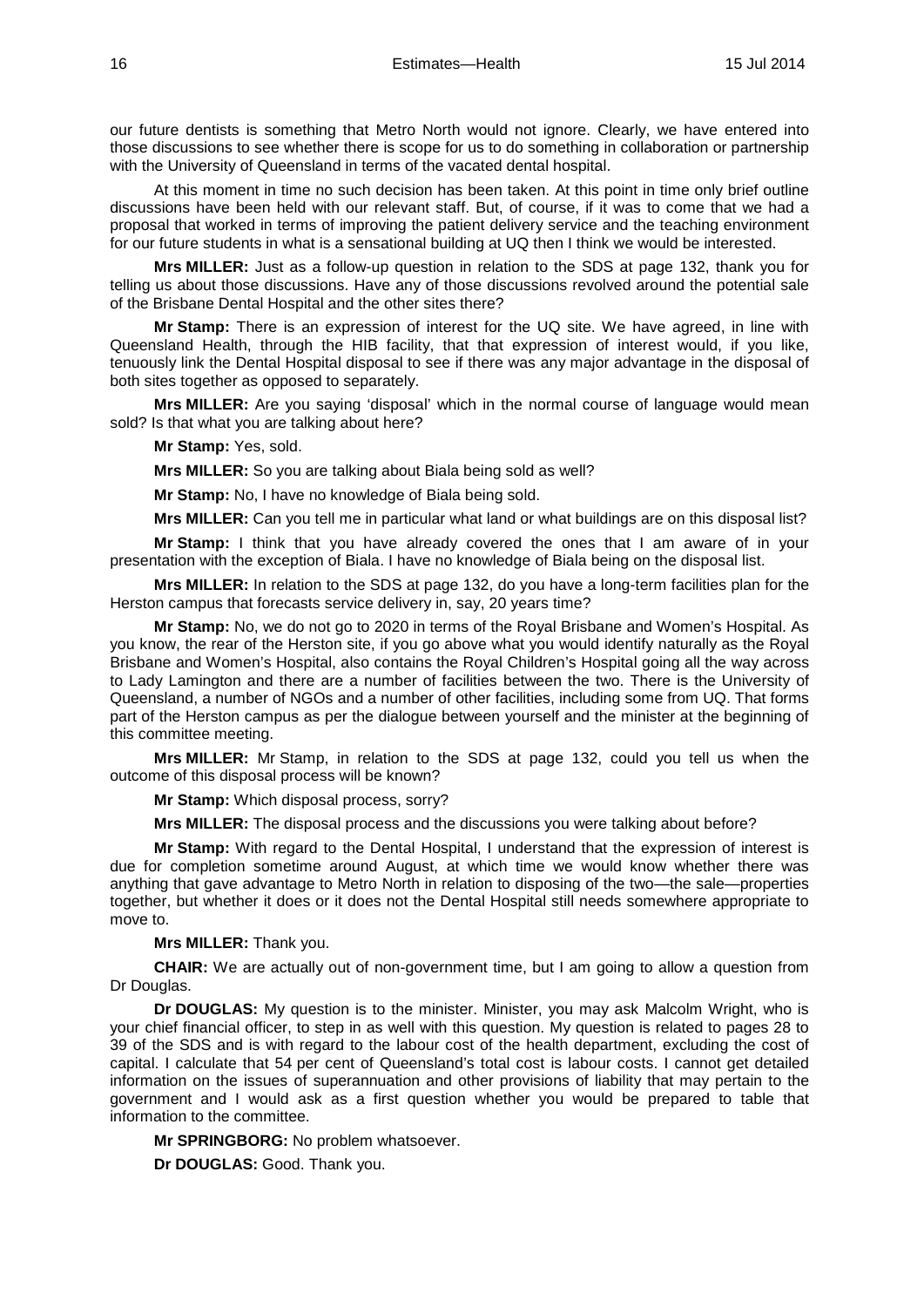our future dentists is something that Metro North would not ignore. Clearly, we have entered into those discussions to see whether there is scope for us to do something in collaboration or partnership with the University of Queensland in terms of the vacated dental hospital.

At this moment in time no such decision has been taken. At this point in time only brief outline discussions have been held with our relevant staff. But, of course, if it was to come that we had a proposal that worked in terms of improving the patient delivery service and the teaching environment for our future students in what is a sensational building at UQ then I think we would be interested.

**Mrs MILLER:** Just as a follow-up question in relation to the SDS at page 132, thank you for telling us about those discussions. Have any of those discussions revolved around the potential sale of the Brisbane Dental Hospital and the other sites there?

**Mr Stamp:** There is an expression of interest for the UQ site. We have agreed, in line with Queensland Health, through the HIB facility, that that expression of interest would, if you like, tenuously link the Dental Hospital disposal to see if there was any major advantage in the disposal of both sites together as opposed to separately.

**Mrs MILLER:** Are you saying 'disposal' which in the normal course of language would mean sold? Is that what you are talking about here?

**Mr Stamp:** Yes, sold.

**Mrs MILLER:** So you are talking about Biala being sold as well?

**Mr Stamp:** No, I have no knowledge of Biala being sold.

**Mrs MILLER:** Can you tell me in particular what land or what buildings are on this disposal list?

**Mr Stamp:** I think that you have already covered the ones that I am aware of in your presentation with the exception of Biala. I have no knowledge of Biala being on the disposal list.

**Mrs MILLER:** In relation to the SDS at page 132, do you have a long-term facilities plan for the Herston campus that forecasts service delivery in, say, 20 years time?

**Mr Stamp:** No, we do not go to 2020 in terms of the Royal Brisbane and Women's Hospital. As you know, the rear of the Herston site, if you go above what you would identify naturally as the Royal Brisbane and Women's Hospital, also contains the Royal Children's Hospital going all the way across to Lady Lamington and there are a number of facilities between the two. There is the University of Queensland, a number of NGOs and a number of other facilities, including some from UQ. That forms part of the Herston campus as per the dialogue between yourself and the minister at the beginning of this committee meeting.

**Mrs MILLER:** Mr Stamp, in relation to the SDS at page 132, could you tell us when the outcome of this disposal process will be known?

**Mr Stamp:** Which disposal process, sorry?

**Mrs MILLER:** The disposal process and the discussions you were talking about before?

**Mr Stamp:** With regard to the Dental Hospital, I understand that the expression of interest is due for completion sometime around August, at which time we would know whether there was anything that gave advantage to Metro North in relation to disposing of the two—the sale—properties together, but whether it does or it does not the Dental Hospital still needs somewhere appropriate to move to.

**Mrs MILLER:** Thank you.

**CHAIR:** We are actually out of non-government time, but I am going to allow a question from Dr Douglas.

**Dr DOUGLAS:** My question is to the minister. Minister, you may ask Malcolm Wright, who is your chief financial officer, to step in as well with this question. My question is related to pages 28 to 39 of the SDS and is with regard to the labour cost of the health department, excluding the cost of capital. I calculate that 54 per cent of Queensland's total cost is labour costs. I cannot get detailed information on the issues of superannuation and other provisions of liability that may pertain to the government and I would ask as a first question whether you would be prepared to table that information to the committee.

**Mr SPRINGBORG:** No problem whatsoever.

**Dr DOUGLAS:** Good. Thank you.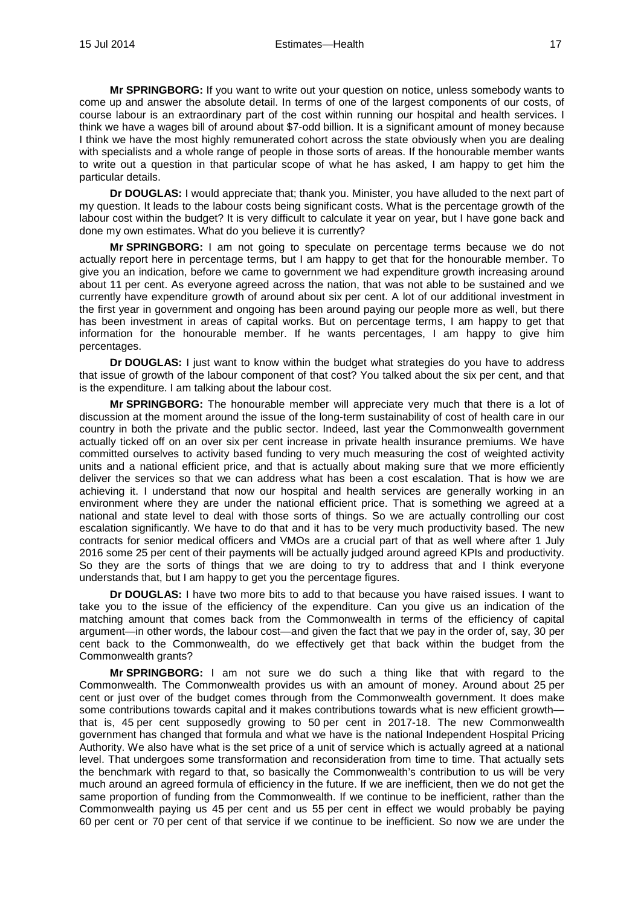**Mr SPRINGBORG:** If you want to write out your question on notice, unless somebody wants to come up and answer the absolute detail. In terms of one of the largest components of our costs, of course labour is an extraordinary part of the cost within running our hospital and health services. I think we have a wages bill of around about $7-odd billion. It is a significant amount of money because I think we have the most highly remunerated cohort across the state obviously when you are dealing with specialists and a whole range of people in those sorts of areas. If the honourable member wants to write out a question in that particular scope of what he has asked, I am happy to get him the particular details.

**Dr DOUGLAS:** I would appreciate that; thank you. Minister, you have alluded to the next part of my question. It leads to the labour costs being significant costs. What is the percentage growth of the labour cost within the budget? It is very difficult to calculate it year on year, but I have gone back and done my own estimates. What do you believe it is currently?

**Mr SPRINGBORG:** I am not going to speculate on percentage terms because we do not actually report here in percentage terms, but I am happy to get that for the honourable member. To give you an indication, before we came to government we had expenditure growth increasing around about 11 per cent. As everyone agreed across the nation, that was not able to be sustained and we currently have expenditure growth of around about six per cent. A lot of our additional investment in the first year in government and ongoing has been around paying our people more as well, but there has been investment in areas of capital works. But on percentage terms, I am happy to get that information for the honourable member. If he wants percentages, I am happy to give him percentages.

**Dr DOUGLAS:** I just want to know within the budget what strategies do you have to address that issue of growth of the labour component of that cost? You talked about the six per cent, and that is the expenditure. I am talking about the labour cost.

**Mr SPRINGBORG:** The honourable member will appreciate very much that there is a lot of discussion at the moment around the issue of the long-term sustainability of cost of health care in our country in both the private and the public sector. Indeed, last year the Commonwealth government actually ticked off on an over six per cent increase in private health insurance premiums. We have committed ourselves to activity based funding to very much measuring the cost of weighted activity units and a national efficient price, and that is actually about making sure that we more efficiently deliver the services so that we can address what has been a cost escalation. That is how we are achieving it. I understand that now our hospital and health services are generally working in an environment where they are under the national efficient price. That is something we agreed at a national and state level to deal with those sorts of things. So we are actually controlling our cost escalation significantly. We have to do that and it has to be very much productivity based. The new contracts for senior medical officers and VMOs are a crucial part of that as well where after 1 July 2016 some 25 per cent of their payments will be actually judged around agreed KPIs and productivity. So they are the sorts of things that we are doing to try to address that and I think everyone understands that, but I am happy to get you the percentage figures.

**Dr DOUGLAS:** I have two more bits to add to that because you have raised issues. I want to take you to the issue of the efficiency of the expenditure. Can you give us an indication of the matching amount that comes back from the Commonwealth in terms of the efficiency of capital argument—in other words, the labour cost—and given the fact that we pay in the order of, say, 30 per cent back to the Commonwealth, do we effectively get that back within the budget from the Commonwealth grants?

**Mr SPRINGBORG:** I am not sure we do such a thing like that with regard to the Commonwealth. The Commonwealth provides us with an amount of money. Around about 25 per cent or just over of the budget comes through from the Commonwealth government. It does make some contributions towards capital and it makes contributions towards what is new efficient growth—that is, 45 per cent supposedly growing to 50 per cent in 2017-18. The new Commonwealth government has changed that formula and what we have is the national Independent Hospital Pricing Authority. We also have what is the set price of a unit of service which is actually agreed at a national level. That undergoes some transformation and reconsideration from time to time. That actually sets the benchmark with regard to that, so basically the Commonwealth's contribution to us will be very much around an agreed formula of efficiency in the future. If we are inefficient, then we do not get the same proportion of funding from the Commonwealth. If we continue to be inefficient, rather than the Commonwealth paying us 45 per cent and us 55 per cent in effect we would probably be paying 60 per cent or 70 per cent of that service if we continue to be inefficient. So now we are under the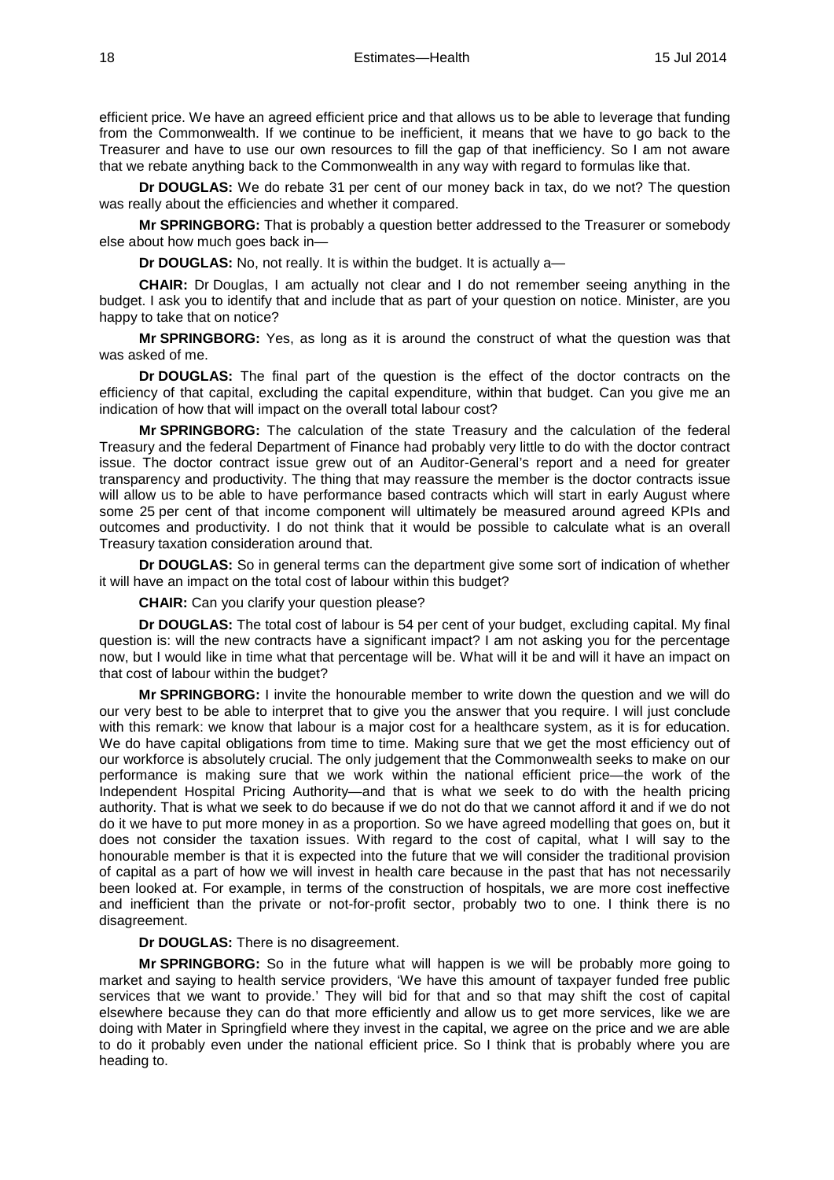efficient price. We have an agreed efficient price and that allows us to be able to leverage that funding from the Commonwealth. If we continue to be inefficient, it means that we have to go back to the Treasurer and have to use our own resources to fill the gap of that inefficiency. So I am not aware that we rebate anything back to the Commonwealth in any way with regard to formulas like that.

**Dr DOUGLAS:** We do rebate 31 per cent of our money back in tax, do we not? The question was really about the efficiencies and whether it compared.

**Mr SPRINGBORG:** That is probably a question better addressed to the Treasurer or somebody else about how much goes back in—

**Dr DOUGLAS:** No, not really. It is within the budget. It is actually a—

**CHAIR:** Dr Douglas, I am actually not clear and I do not remember seeing anything in the budget. I ask you to identify that and include that as part of your question on notice. Minister, are you happy to take that on notice?

**Mr SPRINGBORG:** Yes, as long as it is around the construct of what the question was that was asked of me.

**Dr DOUGLAS:** The final part of the question is the effect of the doctor contracts on the efficiency of that capital, excluding the capital expenditure, within that budget. Can you give me an indication of how that will impact on the overall total labour cost?

**Mr SPRINGBORG:** The calculation of the state Treasury and the calculation of the federal Treasury and the federal Department of Finance had probably very little to do with the doctor contract issue. The doctor contract issue grew out of an Auditor-General's report and a need for greater transparency and productivity. The thing that may reassure the member is the doctor contracts issue will allow us to be able to have performance based contracts which will start in early August where some 25 per cent of that income component will ultimately be measured around agreed KPIs and outcomes and productivity. I do not think that it would be possible to calculate what is an overall Treasury taxation consideration around that.

**Dr DOUGLAS:** So in general terms can the department give some sort of indication of whether it will have an impact on the total cost of labour within this budget?

**CHAIR:** Can you clarify your question please?

**Dr DOUGLAS:** The total cost of labour is 54 per cent of your budget, excluding capital. My final question is: will the new contracts have a significant impact? I am not asking you for the percentage now, but I would like in time what that percentage will be. What will it be and will it have an impact on that cost of labour within the budget?

**Mr SPRINGBORG:** I invite the honourable member to write down the question and we will do our very best to be able to interpret that to give you the answer that you require. I will just conclude with this remark: we know that labour is a major cost for a healthcare system, as it is for education. We do have capital obligations from time to time. Making sure that we get the most efficiency out of our workforce is absolutely crucial. The only judgement that the Commonwealth seeks to make on our performance is making sure that we work within the national efficient price—the work of the Independent Hospital Pricing Authority—and that is what we seek to do with the health pricing authority. That is what we seek to do because if we do not do that we cannot afford it and if we do not do it we have to put more money in as a proportion. So we have agreed modelling that goes on, but it does not consider the taxation issues. With regard to the cost of capital, what I will say to the honourable member is that it is expected into the future that we will consider the traditional provision of capital as a part of how we will invest in health care because in the past that has not necessarily been looked at. For example, in terms of the construction of hospitals, we are more cost ineffective and inefficient than the private or not-for-profit sector, probably two to one. I think there is no disagreement.

**Dr DOUGLAS:** There is no disagreement.

**Mr SPRINGBORG:** So in the future what will happen is we will be probably more going to market and saying to health service providers, 'We have this amount of taxpayer funded free public services that we want to provide.' They will bid for that and so that may shift the cost of capital elsewhere because they can do that more efficiently and allow us to get more services, like we are doing with Mater in Springfield where they invest in the capital, we agree on the price and we are able to do it probably even under the national efficient price. So I think that is probably where you are heading to.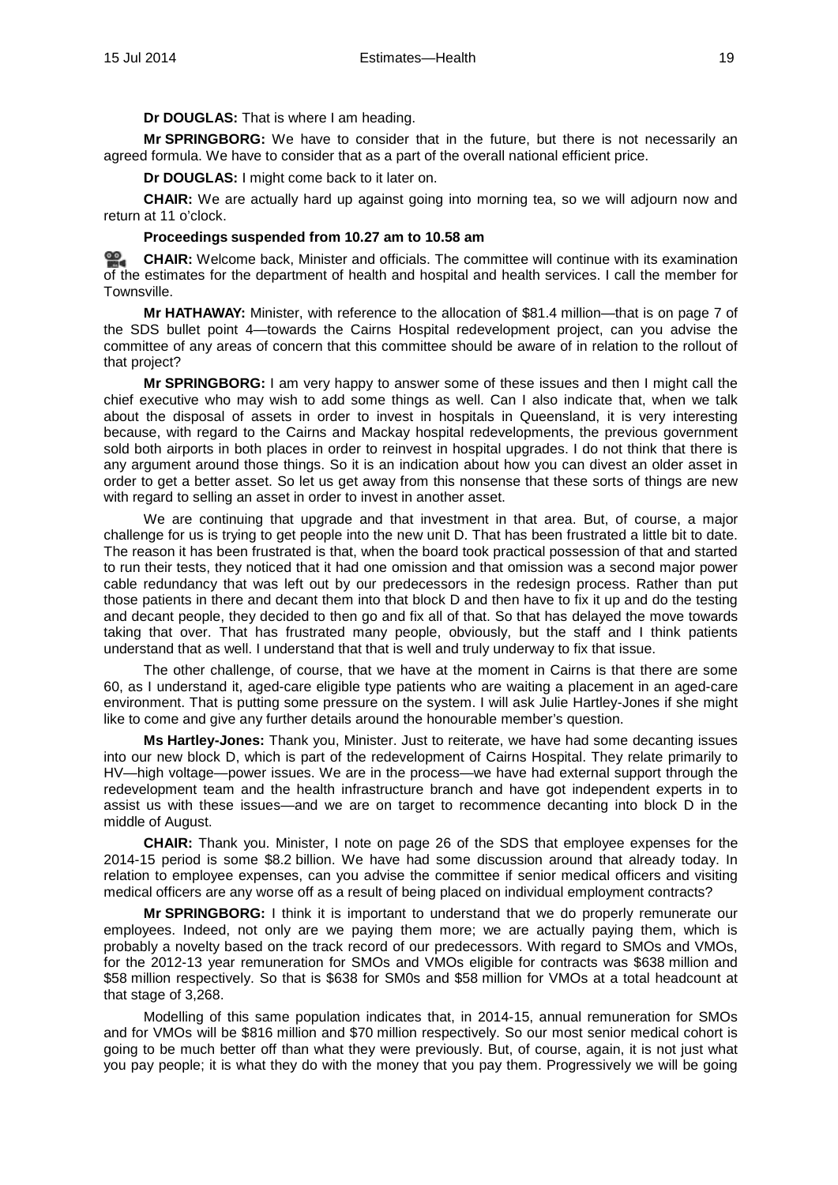**Dr DOUGLAS:** That is where I am heading.

**Mr SPRINGBORG:** We have to consider that in the future, but there is not necessarily an agreed formula. We have to consider that as a part of the overall national efficient price.

**Dr DOUGLAS:** I might come back to it later on.

**CHAIR:** We are actually hard up against going into morning tea, so we will adjourn now and return at 11 o'clock.

**Proceedings suspended from 10.27 am to 10.58 am**

**CHAIR:** Welcome back, Minister and officials. The committee will continue with its examination of the estimates for the department of health and hospital and health services. I call the member for Townsville.

**Mr HATHAWAY:** Minister, with reference to the allocation of \$81.4 million—that is on page 7 of the SDS bullet point 4—towards the Cairns Hospital redevelopment project, can you advise the committee of any areas of concern that this committee should be aware of in relation to the rollout of that project?

**Mr SPRINGBORG:** I am very happy to answer some of these issues and then I might call the chief executive who may wish to add some things as well. Can I also indicate that, when we talk about the disposal of assets in order to invest in hospitals in Queensland, it is very interesting because, with regard to the Cairns and Mackay hospital redevelopments, the previous government sold both airports in both places in order to reinvest in hospital upgrades. I do not think that there is any argument around those things. So it is an indication about how you can divest an older asset in order to get a better asset. So let us get away from this nonsense that these sorts of things are new with regard to selling an asset in order to invest in another asset.

We are continuing that upgrade and that investment in that area. But, of course, a major challenge for us is trying to get people into the new unit D. That has been frustrated a little bit to date. The reason it has been frustrated is that, when the board took practical possession of that and started to run their tests, they noticed that it had one omission and that omission was a second major power cable redundancy that was left out by our predecessors in the redesign process. Rather than put those patients in there and decant them into that block D and then have to fix it up and do the testing and decant people, they decided to then go and fix all of that. So that has delayed the move towards taking that over. That has frustrated many people, obviously, but the staff and I think patients understand that as well. I understand that that is well and truly underway to fix that issue.

The other challenge, of course, that we have at the moment in Cairns is that there are some 60, as I understand it, aged-care eligible type patients who are waiting a placement in an aged-care environment. That is putting some pressure on the system. I will ask Julie Hartley-Jones if she might like to come and give any further details around the honourable member's question.

**Ms Hartley-Jones:** Thank you, Minister. Just to reiterate, we have had some decanting issues into our new block D, which is part of the redevelopment of Cairns Hospital. They relate primarily to HV—high voltage—power issues. We are in the process—we have had external support through the redevelopment team and the health infrastructure branch and have got independent experts in to assist us with these issues—and we are on target to recommence decanting into block D in the middle of August.

**CHAIR:** Thank you. Minister, I note on page 26 of the SDS that employee expenses for the 2014-15 period is some \$8.2 billion. We have had some discussion around that already today. In relation to employee expenses, can you advise the committee if senior medical officers and visiting medical officers are any worse off as a result of being placed on individual employment contracts?

**Mr SPRINGBORG:** I think it is important to understand that we do properly remunerate our employees. Indeed, not only are we paying them more; we are actually paying them, which is probably a novelty based on the track record of our predecessors. With regard to SMOs and VMOs, for the 2012-13 year remuneration for SMOs and VMOs eligible for contracts was \$638 million and \$58 million respectively. So that is \$638 for SM0s and \$58 million for VMOs at a total headcount at that stage of 3,268.

Modelling of this same population indicates that, in 2014-15, annual remuneration for SMOs and for VMOs will be \$816 million and \$70 million respectively. So our most senior medical cohort is going to be much better off than what they were previously. But, of course, again, it is not just what you pay people; it is what they do with the money that you pay them. Progressively we will be going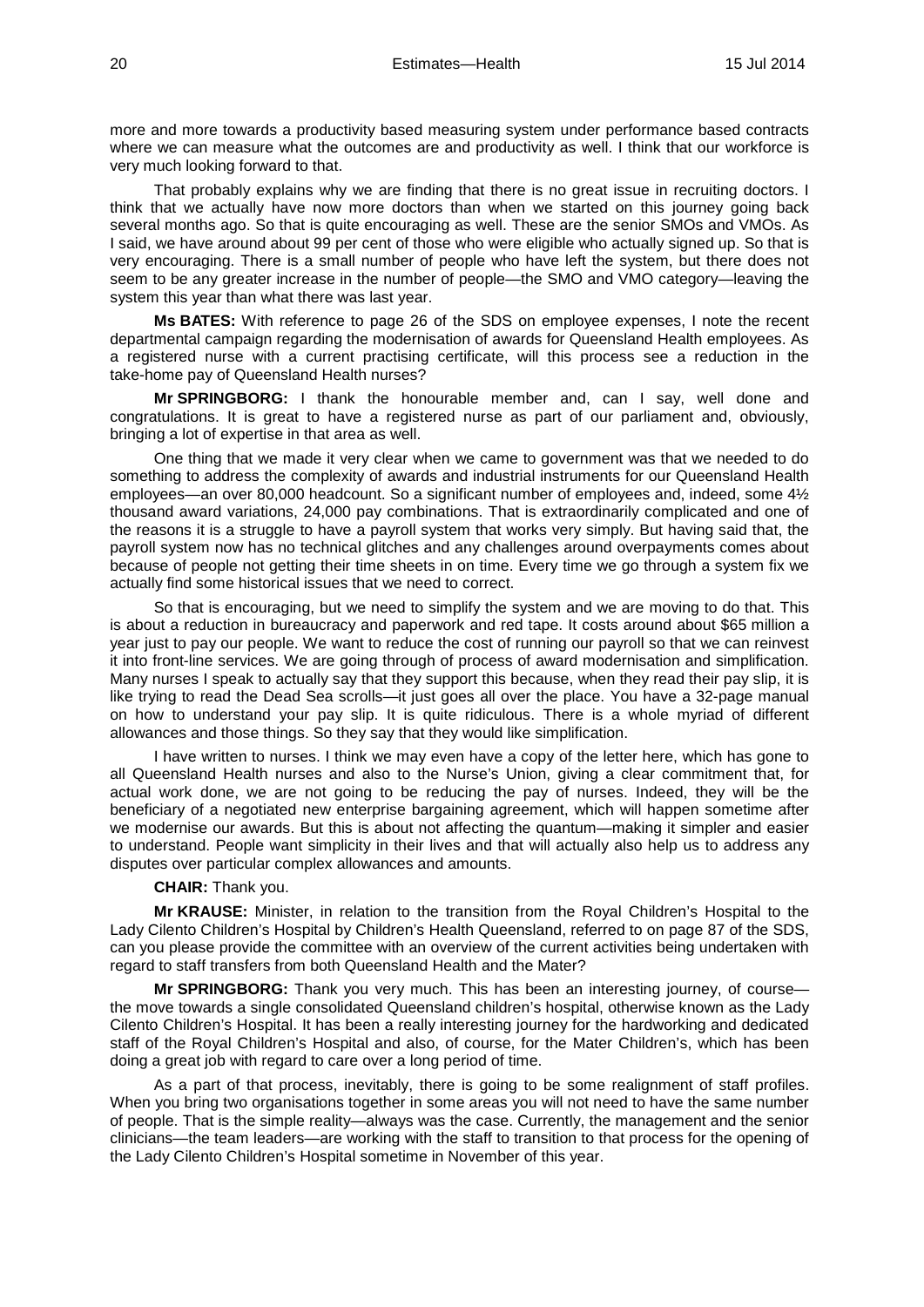more and more towards a productivity based measuring system under performance based contracts where we can measure what the outcomes are and productivity as well. I think that our workforce is very much looking forward to that.

That probably explains why we are finding that there is no great issue in recruiting doctors. I think that we actually have now more doctors than when we started on this journey going back several months ago. So that is quite encouraging as well. These are the senior SMOs and VMOs. As I said, we have around about 99 per cent of those who were eligible who actually signed up. So that is very encouraging. There is a small number of people who have left the system, but there does not seem to be any greater increase in the number of people—the SMO and VMO category—leaving the system this year than what there was last year.

**Ms BATES:** With reference to page 26 of the SDS on employee expenses, I note the recent departmental campaign regarding the modernisation of awards for Queensland Health employees. As a registered nurse with a current practising certificate, will this process see a reduction in the take-home pay of Queensland Health nurses?

**Mr SPRINGBORG:** I thank the honourable member and, can I say, well done and congratulations. It is great to have a registered nurse as part of our parliament and, obviously, bringing a lot of expertise in that area as well.

One thing that we made it very clear when we came to government was that we needed to do something to address the complexity of awards and industrial instruments for our Queensland Health employees—an over 80,000 headcount. So a significant number of employees and, indeed, some 4½ thousand award variations, 24,000 pay combinations. That is extraordinarily complicated and one of the reasons it is a struggle to have a payroll system that works very simply. But having said that, the payroll system now has no technical glitches and any challenges around overpayments comes about because of people not getting their time sheets in on time. Every time we go through a system fix we actually find some historical issues that we need to correct.

So that is encouraging, but we need to simplify the system and we are moving to do that. This is about a reduction in bureaucracy and paperwork and red tape. It costs around about $65 million a year just to pay our people. We want to reduce the cost of running our payroll so that we can reinvest it into front-line services. We are going through of process of award modernisation and simplification. Many nurses I speak to actually say that they support this because, when they read their pay slip, it is like trying to read the Dead Sea scrolls—it just goes all over the place. You have a 32-page manual on how to understand your pay slip. It is quite ridiculous. There is a whole myriad of different allowances and those things. So they say that they would like simplification.

I have written to nurses. I think we may even have a copy of the letter here, which has gone to all Queensland Health nurses and also to the Nurse's Union, giving a clear commitment that, for actual work done, we are not going to be reducing the pay of nurses. Indeed, they will be the beneficiary of a negotiated new enterprise bargaining agreement, which will happen sometime after we modernise our awards. But this is about not affecting the quantum—making it simpler and easier to understand. People want simplicity in their lives and that will actually also help us to address any disputes over particular complex allowances and amounts.

**CHAIR:** Thank you.

**Mr KRAUSE:** Minister, in relation to the transition from the Royal Children's Hospital to the Lady Cilento Children's Hospital by Children's Health Queensland, referred to on page 87 of the SDS, can you please provide the committee with an overview of the current activities being undertaken with regard to staff transfers from both Queensland Health and the Mater?

**Mr SPRINGBORG:** Thank you very much. This has been an interesting journey, of course—the move towards a single consolidated Queensland children's hospital, otherwise known as the Lady Cilento Children's Hospital. It has been a really interesting journey for the hardworking and dedicated staff of the Royal Children's Hospital and also, of course, for the Mater Children's, which has been doing a great job with regard to care over a long period of time.

As a part of that process, inevitably, there is going to be some realignment of staff profiles. When you bring two organisations together in some areas you will not need to have the same number of people. That is the simple reality—always was the case. Currently, the management and the senior clinicians—the team leaders—are working with the staff to transition to that process for the opening of the Lady Cilento Children's Hospital sometime in November of this year.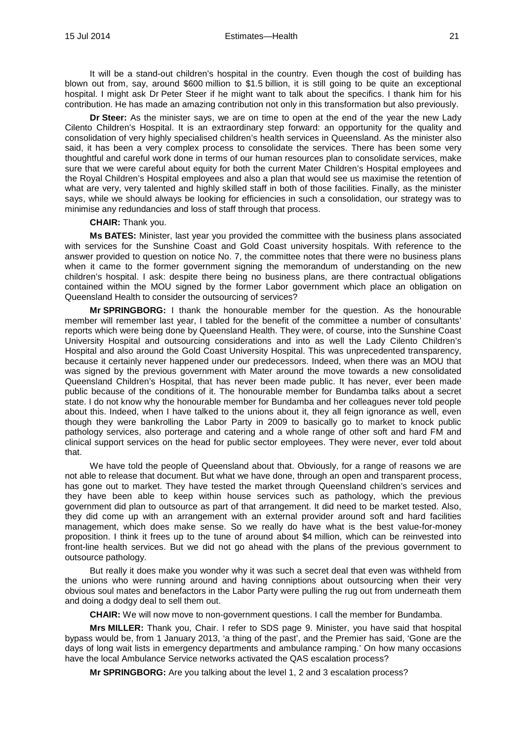It will be a stand-out children's hospital in the country. Even though the cost of building has blown out from, say, around $600 million to $1.5 billion, it is still going to be quite an exceptional hospital. I might ask Dr Peter Steer if he might want to talk about the specifics. I thank him for his contribution. He has made an amazing contribution not only in this transformation but also previously.

**Dr Steer:** As the minister says, we are on time to open at the end of the year the new Lady Cilento Children's Hospital. It is an extraordinary step forward: an opportunity for the quality and consolidation of very highly specialised children's health services in Queensland. As the minister also said, it has been a very complex process to consolidate the services. There has been some very thoughtful and careful work done in terms of our human resources plan to consolidate services, make sure that we were careful about equity for both the current Mater Children's Hospital employees and the Royal Children's Hospital employees and also a plan that would see us maximise the retention of what are very, very talented and highly skilled staff in both of those facilities. Finally, as the minister says, while we should always be looking for efficiencies in such a consolidation, our strategy was to minimise any redundancies and loss of staff through that process.

**CHAIR:** Thank you.

**Ms BATES:** Minister, last year you provided the committee with the business plans associated with services for the Sunshine Coast and Gold Coast university hospitals. With reference to the answer provided to question on notice No. 7, the committee notes that there were no business plans when it came to the former government signing the memorandum of understanding on the new children's hospital. I ask: despite there being no business plans, are there contractual obligations contained within the MOU signed by the former Labor government which place an obligation on Queensland Health to consider the outsourcing of services?

**Mr SPRINGBORG:** I thank the honourable member for the question. As the honourable member will remember last year, I tabled for the benefit of the committee a number of consultants' reports which were being done by Queensland Health. They were, of course, into the Sunshine Coast University Hospital and outsourcing considerations and into as well the Lady Cilento Children's Hospital and also around the Gold Coast University Hospital. This was unprecedented transparency, because it certainly never happened under our predecessors. Indeed, when there was an MOU that was signed by the previous government with Mater around the move towards a new consolidated Queensland Children's Hospital, that has never been made public. It has never, ever been made public because of the conditions of it. The honourable member for Bundamba talks about a secret state. I do not know why the honourable member for Bundamba and her colleagues never told people about this. Indeed, when I have talked to the unions about it, they all feign ignorance as well, even though they were bankrolling the Labor Party in 2009 to basically go to market to knock public pathology services, also porterage and catering and a whole range of other soft and hard FM and clinical support services on the head for public sector employees. They were never, ever told about that.

We have told the people of Queensland about that. Obviously, for a range of reasons we are not able to release that document. But what we have done, through an open and transparent process, has gone out to market. They have tested the market through Queensland children's services and they have been able to keep within house services such as pathology, which the previous government did plan to outsource as part of that arrangement. It did need to be market tested. Also, they did come up with an arrangement with an external provider around soft and hard facilities management, which does make sense. So we really do have what is the best value-for-money proposition. I think it frees up to the tune of around about $4 million, which can be reinvested into front-line health services. But we did not go ahead with the plans of the previous government to outsource pathology.

But really it does make you wonder why it was such a secret deal that even was withheld from the unions who were running around and having conniptions about outsourcing when their very obvious soul mates and benefactors in the Labor Party were pulling the rug out from underneath them and doing a dodgy deal to sell them out.

**CHAIR:** We will now move to non-government questions. I call the member for Bundamba.

**Mrs MILLER:** Thank you, Chair. I refer to SDS page 9. Minister, you have said that hospital bypass would be, from 1 January 2013, 'a thing of the past', and the Premier has said, 'Gone are the days of long wait lists in emergency departments and ambulance ramping.' On how many occasions have the local Ambulance Service networks activated the QAS escalation process?

**Mr SPRINGBORG:** Are you talking about the level 1, 2 and 3 escalation process?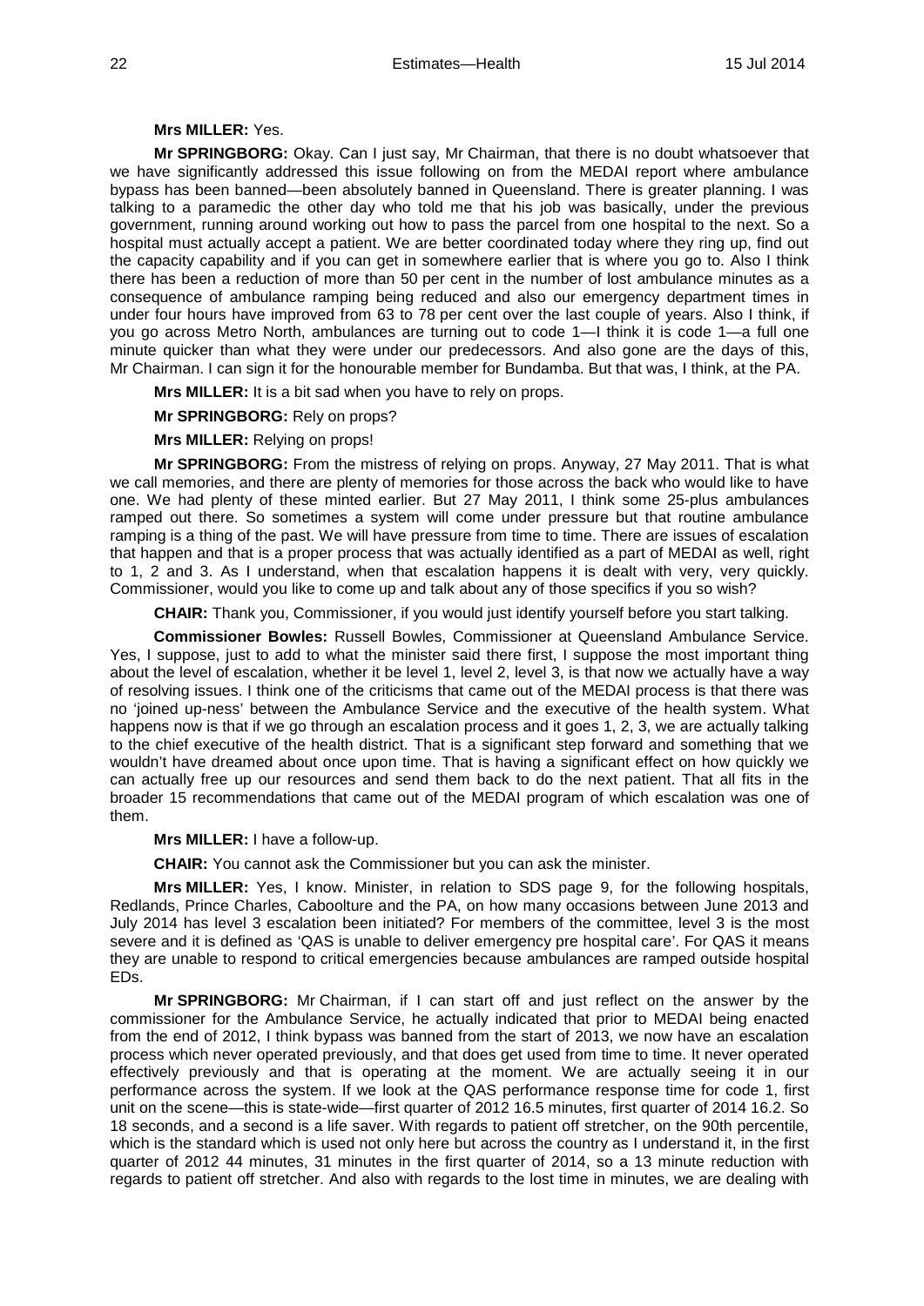**Mrs MILLER:** Yes.

**Mr SPRINGBORG:** Okay. Can I just say, Mr Chairman, that there is no doubt whatsoever that we have significantly addressed this issue following on from the MEDAI report where ambulance bypass has been banned—been absolutely banned in Queensland. There is greater planning. I was talking to a paramedic the other day who told me that his job was basically, under the previous government, running around working out how to pass the parcel from one hospital to the next. So a hospital must actually accept a patient. We are better coordinated today where they ring up, find out the capacity capability and if you can get in somewhere earlier that is where you go to. Also I think there has been a reduction of more than 50 per cent in the number of lost ambulance minutes as a consequence of ambulance ramping being reduced and also our emergency department times in under four hours have improved from 63 to 78 per cent over the last couple of years. Also I think, if you go across Metro North, ambulances are turning out to code 1—I think it is code 1—a full one minute quicker than what they were under our predecessors. And also gone are the days of this, Mr Chairman. I can sign it for the honourable member for Bundamba. But that was, I think, at the PA.

**Mrs MILLER:** It is a bit sad when you have to rely on props.

**Mr SPRINGBORG:** Rely on props?

**Mrs MILLER:** Relying on props!

**Mr SPRINGBORG:** From the mistress of relying on props. Anyway, 27 May 2011. That is what we call memories, and there are plenty of memories for those across the back who would like to have one. We had plenty of these minted earlier. But 27 May 2011, I think some 25-plus ambulances ramped out there. So sometimes a system will come under pressure but that routine ambulance ramping is a thing of the past. We will have pressure from time to time. There are issues of escalation that happen and that is a proper process that was actually identified as a part of MEDAI as well, right to 1, 2 and 3. As I understand, when that escalation happens it is dealt with very, very quickly. Commissioner, would you like to come up and talk about any of those specifics if you so wish?

**CHAIR:** Thank you, Commissioner, if you would just identify yourself before you start talking.

**Commissioner Bowles:** Russell Bowles, Commissioner at Queensland Ambulance Service. Yes, I suppose, just to add to what the minister said there first, I suppose the most important thing about the level of escalation, whether it be level 1, level 2, level 3, is that now we actually have a way of resolving issues. I think one of the criticisms that came out of the MEDAI process is that there was no 'joined up-ness' between the Ambulance Service and the executive of the health system. What happens now is that if we go through an escalation process and it goes 1, 2, 3, we are actually talking to the chief executive of the health district. That is a significant step forward and something that we wouldn't have dreamed about once upon time. That is having a significant effect on how quickly we can actually free up our resources and send them back to do the next patient. That all fits in the broader 15 recommendations that came out of the MEDAI program of which escalation was one of them.

**Mrs MILLER:** I have a follow-up.

**CHAIR:** You cannot ask the Commissioner but you can ask the minister.

**Mrs MILLER:** Yes, I know. Minister, in relation to SDS page 9, for the following hospitals, Redlands, Prince Charles, Caboolture and the PA, on how many occasions between June 2013 and July 2014 has level 3 escalation been initiated? For members of the committee, level 3 is the most severe and it is defined as 'QAS is unable to deliver emergency pre hospital care'. For QAS it means they are unable to respond to critical emergencies because ambulances are ramped outside hospital EDs.

**Mr SPRINGBORG:** Mr Chairman, if I can start off and just reflect on the answer by the commissioner for the Ambulance Service, he actually indicated that prior to MEDAI being enacted from the end of 2012, I think bypass was banned from the start of 2013, we now have an escalation process which never operated previously, and that does get used from time to time. It never operated effectively previously and that is operating at the moment. We are actually seeing it in our performance across the system. If we look at the QAS performance response time for code 1, first unit on the scene—this is state-wide—first quarter of 2012 16.5 minutes, first quarter of 2014 16.2. So 18 seconds, and a second is a life saver. With regards to patient off stretcher, on the 90th percentile, which is the standard which is used not only here but across the country as I understand it, in the first quarter of 2012 44 minutes, 31 minutes in the first quarter of 2014, so a 13 minute reduction with regards to patient off stretcher. And also with regards to the lost time in minutes, we are dealing with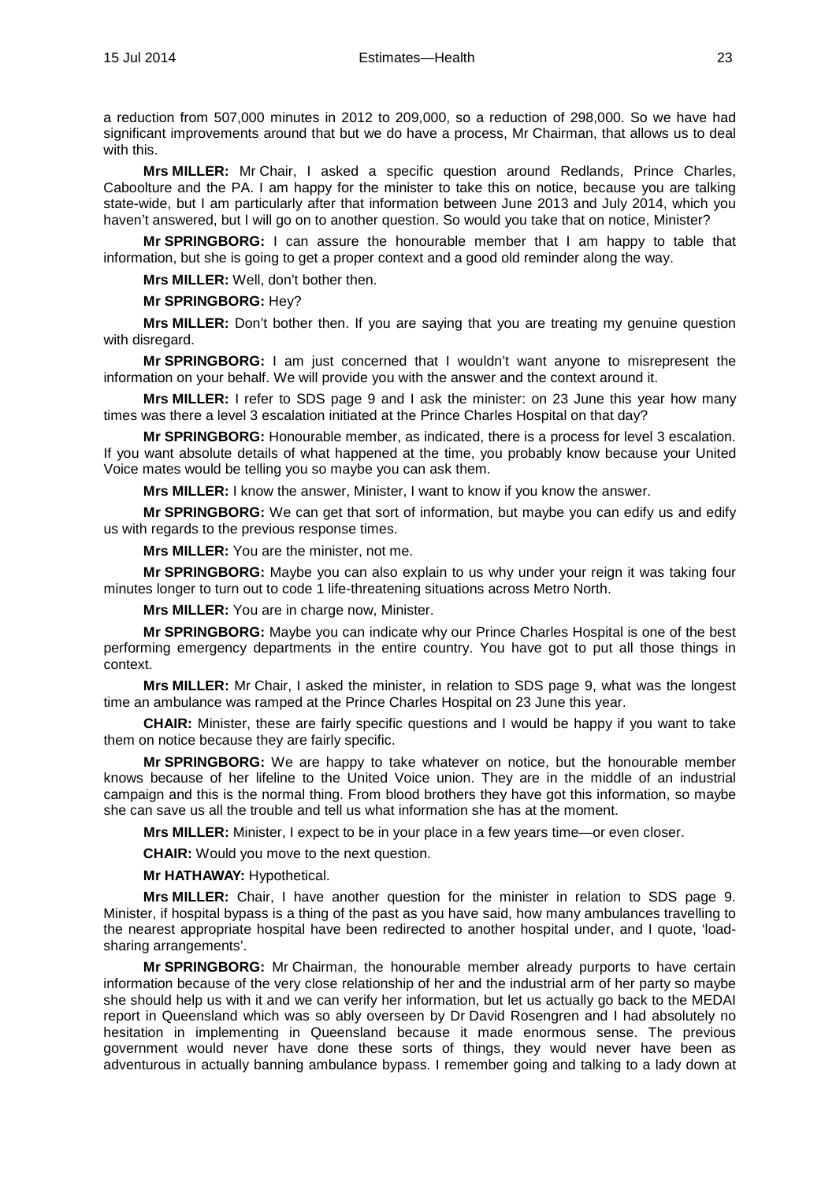a reduction from 507,000 minutes in 2012 to 209,000, so a reduction of 298,000. So we have had significant improvements around that but we do have a process, Mr Chairman, that allows us to deal with this.

**Mrs MILLER:** Mr Chair, I asked a specific question around Redlands, Prince Charles, Caboolture and the PA. I am happy for the minister to take this on notice, because you are talking state-wide, but I am particularly after that information between June 2013 and July 2014, which you haven't answered, but I will go on to another question. So would you take that on notice, Minister?

**Mr SPRINGBORG:** I can assure the honourable member that I am happy to table that information, but she is going to get a proper context and a good old reminder along the way.

**Mrs MILLER:** Well, don't bother then.

**Mr SPRINGBORG:** Hey?

**Mrs MILLER:** Don't bother then. If you are saying that you are treating my genuine question with disregard.

**Mr SPRINGBORG:** I am just concerned that I wouldn't want anyone to misrepresent the information on your behalf. We will provide you with the answer and the context around it.

**Mrs MILLER:** I refer to SDS page 9 and I ask the minister: on 23 June this year how many times was there a level 3 escalation initiated at the Prince Charles Hospital on that day?

**Mr SPRINGBORG:** Honourable member, as indicated, there is a process for level 3 escalation. If you want absolute details of what happened at the time, you probably know because your United Voice mates would be telling you so maybe you can ask them.

**Mrs MILLER:** I know the answer, Minister, I want to know if you know the answer.

**Mr SPRINGBORG:** We can get that sort of information, but maybe you can edify us and edify us with regards to the previous response times.

**Mrs MILLER:** You are the minister, not me.

**Mr SPRINGBORG:** Maybe you can also explain to us why under your reign it was taking four minutes longer to turn out to code 1 life-threatening situations across Metro North.

**Mrs MILLER:** You are in charge now, Minister.

**Mr SPRINGBORG:** Maybe you can indicate why our Prince Charles Hospital is one of the best performing emergency departments in the entire country. You have got to put all those things in context.

**Mrs MILLER:** Mr Chair, I asked the minister, in relation to SDS page 9, what was the longest time an ambulance was ramped at the Prince Charles Hospital on 23 June this year.

**CHAIR:** Minister, these are fairly specific questions and I would be happy if you want to take them on notice because they are fairly specific.

**Mr SPRINGBORG:** We are happy to take whatever on notice, but the honourable member knows because of her lifeline to the United Voice union. They are in the middle of an industrial campaign and this is the normal thing. From blood brothers they have got this information, so maybe she can save us all the trouble and tell us what information she has at the moment.

**Mrs MILLER:** Minister, I expect to be in your place in a few years time—or even closer.

**CHAIR:** Would you move to the next question.

**Mr HATHAWAY:** Hypothetical.

**Mrs MILLER:** Chair, I have another question for the minister in relation to SDS page 9. Minister, if hospital bypass is a thing of the past as you have said, how many ambulances travelling to the nearest appropriate hospital have been redirected to another hospital under, and I quote, 'load-sharing arrangements'.

**Mr SPRINGBORG:** Mr Chairman, the honourable member already purports to have certain information because of the very close relationship of her and the industrial arm of her party so maybe she should help us with it and we can verify her information, but let us actually go back to the MEDAI report in Queensland which was so ably overseen by Dr David Rosengren and I had absolutely no hesitation in implementing in Queensland because it made enormous sense. The previous government would never have done these sorts of things, they would never have been as adventurous in actually banning ambulance bypass. I remember going and talking to a lady down at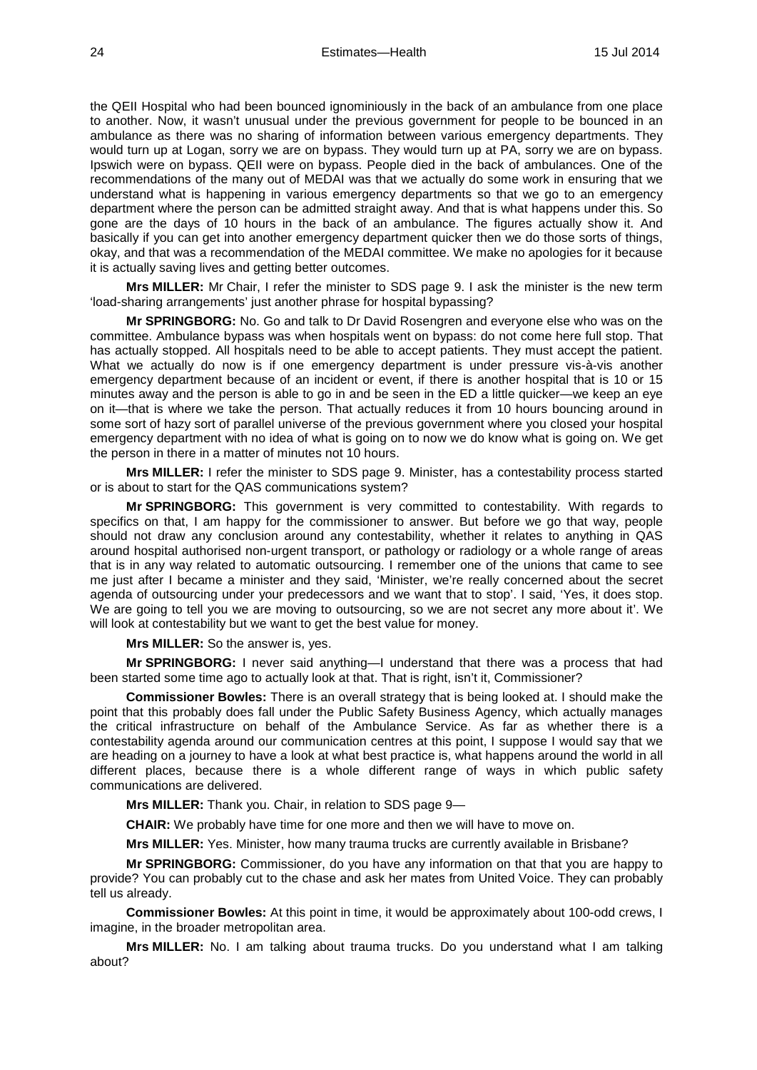the QEII Hospital who had been bounced ignominiously in the back of an ambulance from one place to another. Now, it wasn't unusual under the previous government for people to be bounced in an ambulance as there was no sharing of information between various emergency departments. They would turn up at Logan, sorry we are on bypass. They would turn up at PA, sorry we are on bypass. Ipswich were on bypass. QEII were on bypass. People died in the back of ambulances. One of the recommendations of the many out of MEDAI was that we actually do some work in ensuring that we understand what is happening in various emergency departments so that we go to an emergency department where the person can be admitted straight away. And that is what happens under this. So gone are the days of 10 hours in the back of an ambulance. The figures actually show it. And basically if you can get into another emergency department quicker then we do those sorts of things, okay, and that was a recommendation of the MEDAI committee. We make no apologies for it because it is actually saving lives and getting better outcomes.

**Mrs MILLER:** Mr Chair, I refer the minister to SDS page 9. I ask the minister is the new term 'load-sharing arrangements' just another phrase for hospital bypassing?

**Mr SPRINGBORG:** No. Go and talk to Dr David Rosengren and everyone else who was on the committee. Ambulance bypass was when hospitals went on bypass: do not come here full stop. That has actually stopped. All hospitals need to be able to accept patients. They must accept the patient. What we actually do now is if one emergency department is under pressure vis-à-vis another emergency department because of an incident or event, if there is another hospital that is 10 or 15 minutes away and the person is able to go in and be seen in the ED a little quicker—we keep an eye on it—that is where we take the person. That actually reduces it from 10 hours bouncing around in some sort of hazy sort of parallel universe of the previous government where you closed your hospital emergency department with no idea of what is going on to now we do know what is going on. We get the person in there in a matter of minutes not 10 hours.

**Mrs MILLER:** I refer the minister to SDS page 9. Minister, has a contestability process started or is about to start for the QAS communications system?

**Mr SPRINGBORG:** This government is very committed to contestability. With regards to specifics on that, I am happy for the commissioner to answer. But before we go that way, people should not draw any conclusion around any contestability, whether it relates to anything in QAS around hospital authorised non-urgent transport, or pathology or radiology or a whole range of areas that is in any way related to automatic outsourcing. I remember one of the unions that came to see me just after I became a minister and they said, 'Minister, we're really concerned about the secret agenda of outsourcing under your predecessors and we want that to stop'. I said, 'Yes, it does stop. We are going to tell you we are moving to outsourcing, so we are not secret any more about it'. We will look at contestability but we want to get the best value for money.

**Mrs MILLER:** So the answer is, yes.

**Mr SPRINGBORG:** I never said anything—I understand that there was a process that had been started some time ago to actually look at that. That is right, isn't it, Commissioner?

**Commissioner Bowles:** There is an overall strategy that is being looked at. I should make the point that this probably does fall under the Public Safety Business Agency, which actually manages the critical infrastructure on behalf of the Ambulance Service. As far as whether there is a contestability agenda around our communication centres at this point, I suppose I would say that we are heading on a journey to have a look at what best practice is, what happens around the world in all different places, because there is a whole different range of ways in which public safety communications are delivered.

**Mrs MILLER:** Thank you. Chair, in relation to SDS page 9—

**CHAIR:** We probably have time for one more and then we will have to move on.

**Mrs MILLER:** Yes. Minister, how many trauma trucks are currently available in Brisbane?

**Mr SPRINGBORG:** Commissioner, do you have any information on that that you are happy to provide? You can probably cut to the chase and ask her mates from United Voice. They can probably tell us already.

**Commissioner Bowles:** At this point in time, it would be approximately about 100-odd crews, I imagine, in the broader metropolitan area.

**Mrs MILLER:** No. I am talking about trauma trucks. Do you understand what I am talking about?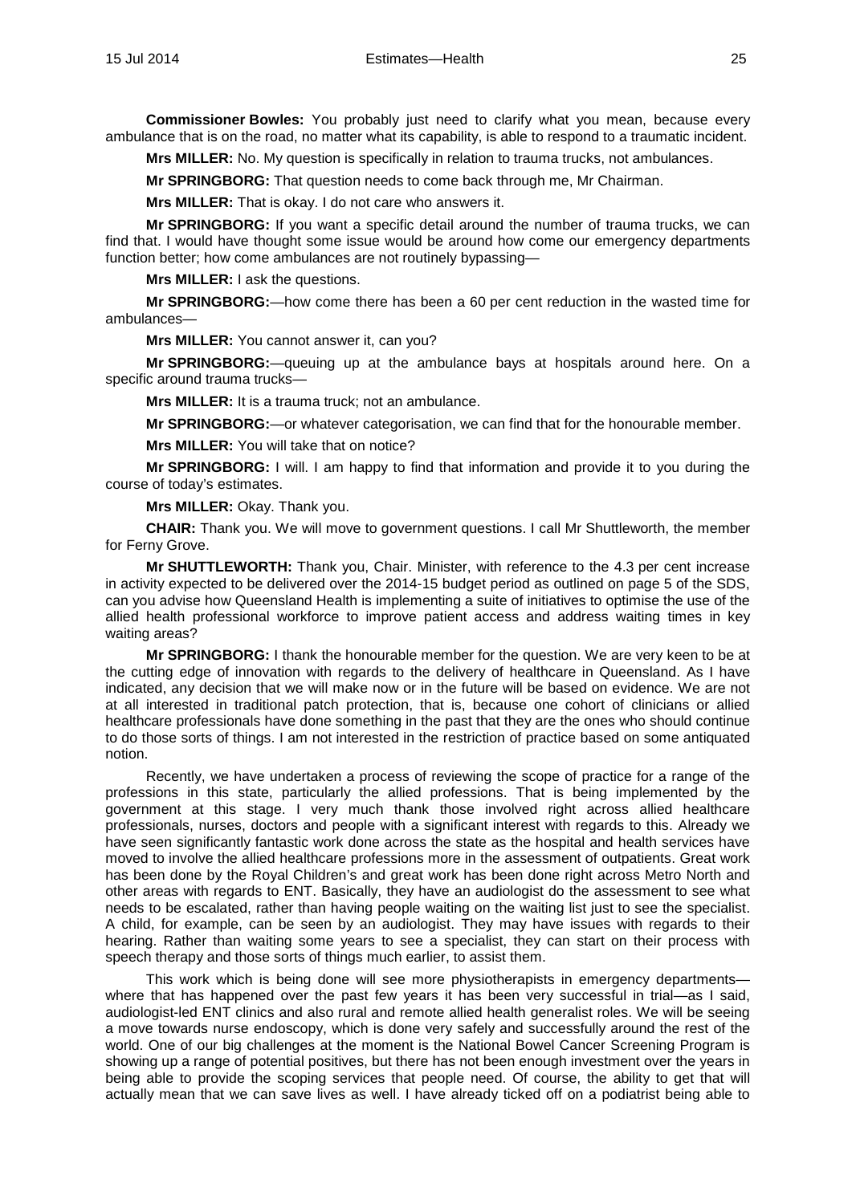**Commissioner Bowles:** You probably just need to clarify what you mean, because every ambulance that is on the road, no matter what its capability, is able to respond to a traumatic incident.

**Mrs MILLER:** No. My question is specifically in relation to trauma trucks, not ambulances.

**Mr SPRINGBORG:** That question needs to come back through me, Mr Chairman.

**Mrs MILLER:** That is okay. I do not care who answers it.

**Mr SPRINGBORG:** If you want a specific detail around the number of trauma trucks, we can find that. I would have thought some issue would be around how come our emergency departments function better; how come ambulances are not routinely bypassing—

**Mrs MILLER:** I ask the questions.

**Mr SPRINGBORG:**—how come there has been a 60 per cent reduction in the wasted time for ambulances—

**Mrs MILLER:** You cannot answer it, can you?

**Mr SPRINGBORG:**—queuing up at the ambulance bays at hospitals around here. On a specific around trauma trucks—

**Mrs MILLER:** It is a trauma truck; not an ambulance.

**Mr SPRINGBORG:**—or whatever categorisation, we can find that for the honourable member.

**Mrs MILLER:** You will take that on notice?

**Mr SPRINGBORG:** I will. I am happy to find that information and provide it to you during the course of today's estimates.

**Mrs MILLER:** Okay. Thank you.

**CHAIR:** Thank you. We will move to government questions. I call Mr Shuttleworth, the member for Ferny Grove.

**Mr SHUTTLEWORTH:** Thank you, Chair. Minister, with reference to the 4.3 per cent increase in activity expected to be delivered over the 2014-15 budget period as outlined on page 5 of the SDS, can you advise how Queensland Health is implementing a suite of initiatives to optimise the use of the allied health professional workforce to improve patient access and address waiting times in key waiting areas?

**Mr SPRINGBORG:** I thank the honourable member for the question. We are very keen to be at the cutting edge of innovation with regards to the delivery of healthcare in Queensland. As I have indicated, any decision that we will make now or in the future will be based on evidence. We are not at all interested in traditional patch protection, that is, because one cohort of clinicians or allied healthcare professionals have done something in the past that they are the ones who should continue to do those sorts of things. I am not interested in the restriction of practice based on some antiquated notion.

Recently, we have undertaken a process of reviewing the scope of practice for a range of the professions in this state, particularly the allied professions. That is being implemented by the government at this stage. I very much thank those involved right across allied healthcare professionals, nurses, doctors and people with a significant interest with regards to this. Already we have seen significantly fantastic work done across the state as the hospital and health services have moved to involve the allied healthcare professions more in the assessment of outpatients. Great work has been done by the Royal Children's and great work has been done right across Metro North and other areas with regards to ENT. Basically, they have an audiologist do the assessment to see what needs to be escalated, rather than having people waiting on the waiting list just to see the specialist. A child, for example, can be seen by an audiologist. They may have issues with regards to their hearing. Rather than waiting some years to see a specialist, they can start on their process with speech therapy and those sorts of things much earlier, to assist them.

This work which is being done will see more physiotherapists in emergency departments—where that has happened over the past few years it has been very successful in trial—as I said, audiologist-led ENT clinics and also rural and remote allied health generalist roles. We will be seeing a move towards nurse endoscopy, which is done very safely and successfully around the rest of the world. One of our big challenges at the moment is the National Bowel Cancer Screening Program is showing up a range of potential positives, but there has not been enough investment over the years in being able to provide the scoping services that people need. Of course, the ability to get that will actually mean that we can save lives as well. I have already ticked off on a podiatrist being able to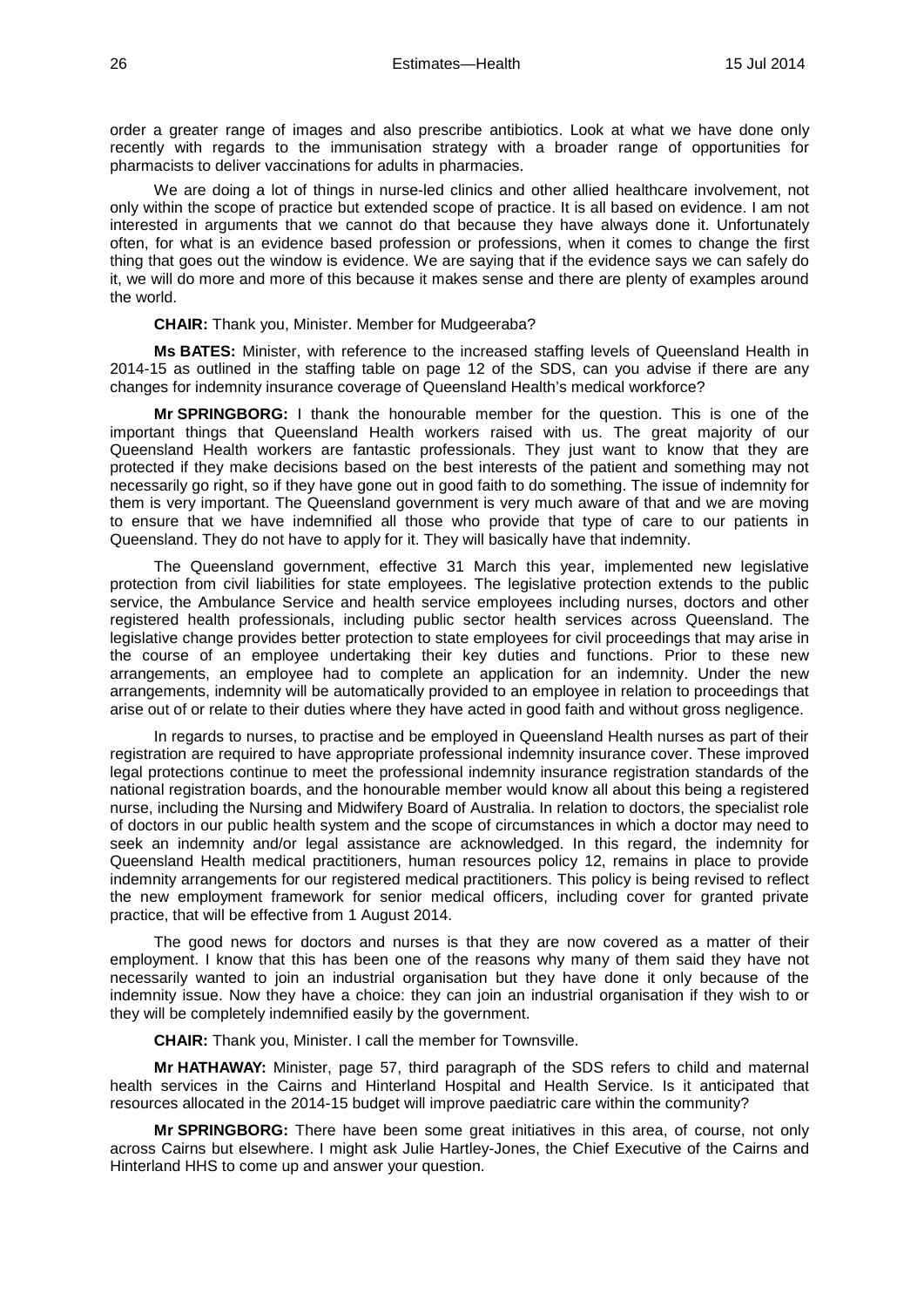order a greater range of images and also prescribe antibiotics. Look at what we have done only recently with regards to the immunisation strategy with a broader range of opportunities for pharmacists to deliver vaccinations for adults in pharmacies.

We are doing a lot of things in nurse-led clinics and other allied healthcare involvement, not only within the scope of practice but extended scope of practice. It is all based on evidence. I am not interested in arguments that we cannot do that because they have always done it. Unfortunately often, for what is an evidence based profession or professions, when it comes to change the first thing that goes out the window is evidence. We are saying that if the evidence says we can safely do it, we will do more and more of this because it makes sense and there are plenty of examples around the world.

**CHAIR:** Thank you, Minister. Member for Mudgeeraba?

**Ms BATES:** Minister, with reference to the increased staffing levels of Queensland Health in 2014-15 as outlined in the staffing table on page 12 of the SDS, can you advise if there are any changes for indemnity insurance coverage of Queensland Health's medical workforce?

**Mr SPRINGBORG:** I thank the honourable member for the question. This is one of the important things that Queensland Health workers raised with us. The great majority of our Queensland Health workers are fantastic professionals. They just want to know that they are protected if they make decisions based on the best interests of the patient and something may not necessarily go right, so if they have gone out in good faith to do something. The issue of indemnity for them is very important. The Queensland government is very much aware of that and we are moving to ensure that we have indemnified all those who provide that type of care to our patients in Queensland. They do not have to apply for it. They will basically have that indemnity.

The Queensland government, effective 31 March this year, implemented new legislative protection from civil liabilities for state employees. The legislative protection extends to the public service, the Ambulance Service and health service employees including nurses, doctors and other registered health professionals, including public sector health services across Queensland. The legislative change provides better protection to state employees for civil proceedings that may arise in the course of an employee undertaking their key duties and functions. Prior to these new arrangements, an employee had to complete an application for an indemnity. Under the new arrangements, indemnity will be automatically provided to an employee in relation to proceedings that arise out of or relate to their duties where they have acted in good faith and without gross negligence.

In regards to nurses, to practise and be employed in Queensland Health nurses as part of their registration are required to have appropriate professional indemnity insurance cover. These improved legal protections continue to meet the professional indemnity insurance registration standards of the national registration boards, and the honourable member would know all about this being a registered nurse, including the Nursing and Midwifery Board of Australia. In relation to doctors, the specialist role of doctors in our public health system and the scope of circumstances in which a doctor may need to seek an indemnity and/or legal assistance are acknowledged. In this regard, the indemnity for Queensland Health medical practitioners, human resources policy 12, remains in place to provide indemnity arrangements for our registered medical practitioners. This policy is being revised to reflect the new employment framework for senior medical officers, including cover for granted private practice, that will be effective from 1 August 2014.

The good news for doctors and nurses is that they are now covered as a matter of their employment. I know that this has been one of the reasons why many of them said they have not necessarily wanted to join an industrial organisation but they have done it only because of the indemnity issue. Now they have a choice: they can join an industrial organisation if they wish to or they will be completely indemnified easily by the government.

**CHAIR:** Thank you, Minister. I call the member for Townsville.

**Mr HATHAWAY:** Minister, page 57, third paragraph of the SDS refers to child and maternal health services in the Cairns and Hinterland Hospital and Health Service. Is it anticipated that resources allocated in the 2014-15 budget will improve paediatric care within the community?

**Mr SPRINGBORG:** There have been some great initiatives in this area, of course, not only across Cairns but elsewhere. I might ask Julie Hartley-Jones, the Chief Executive of the Cairns and Hinterland HHS to come up and answer your question.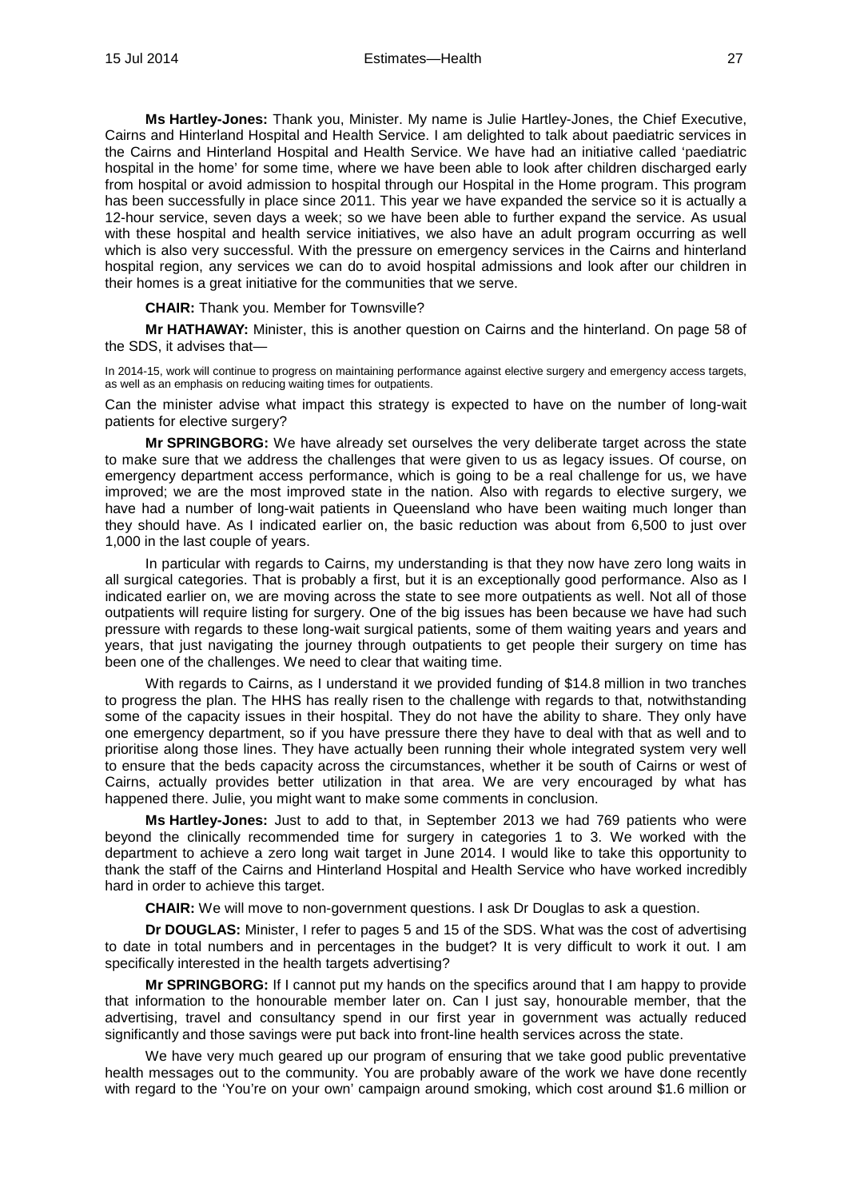**Ms Hartley-Jones:** Thank you, Minister. My name is Julie Hartley-Jones, the Chief Executive, Cairns and Hinterland Hospital and Health Service. I am delighted to talk about paediatric services in the Cairns and Hinterland Hospital and Health Service. We have had an initiative called 'paediatric hospital in the home' for some time, where we have been able to look after children discharged early from hospital or avoid admission to hospital through our Hospital in the Home program. This program has been successfully in place since 2011. This year we have expanded the service so it is actually a 12-hour service, seven days a week; so we have been able to further expand the service. As usual with these hospital and health service initiatives, we also have an adult program occurring as well which is also very successful. With the pressure on emergency services in the Cairns and hinterland hospital region, any services we can do to avoid hospital admissions and look after our children in their homes is a great initiative for the communities that we serve.

**CHAIR:** Thank you. Member for Townsville?

**Mr HATHAWAY:** Minister, this is another question on Cairns and the hinterland. On page 58 of the SDS, it advises that—

In 2014-15, work will continue to progress on maintaining performance against elective surgery and emergency access targets, as well as an emphasis on reducing waiting times for outpatients.

Can the minister advise what impact this strategy is expected to have on the number of long-wait patients for elective surgery?

**Mr SPRINGBORG:** We have already set ourselves the very deliberate target across the state to make sure that we address the challenges that were given to us as legacy issues. Of course, on emergency department access performance, which is going to be a real challenge for us, we have improved; we are the most improved state in the nation. Also with regards to elective surgery, we have had a number of long-wait patients in Queensland who have been waiting much longer than they should have. As I indicated earlier on, the basic reduction was about from 6,500 to just over 1,000 in the last couple of years.

In particular with regards to Cairns, my understanding is that they now have zero long waits in all surgical categories. That is probably a first, but it is an exceptionally good performance. Also as I indicated earlier on, we are moving across the state to see more outpatients as well. Not all of those outpatients will require listing for surgery. One of the big issues has been because we have had such pressure with regards to these long-wait surgical patients, some of them waiting years and years and years, that just navigating the journey through outpatients to get people their surgery on time has been one of the challenges. We need to clear that waiting time.

With regards to Cairns, as I understand it we provided funding of $14.8 million in two tranches to progress the plan. The HHS has really risen to the challenge with regards to that, notwithstanding some of the capacity issues in their hospital. They do not have the ability to share. They only have one emergency department, so if you have pressure there they have to deal with that as well and to prioritise along those lines. They have actually been running their whole integrated system very well to ensure that the beds capacity across the circumstances, whether it be south of Cairns or west of Cairns, actually provides better utilization in that area. We are very encouraged by what has happened there. Julie, you might want to make some comments in conclusion.

**Ms Hartley-Jones:** Just to add to that, in September 2013 we had 769 patients who were beyond the clinically recommended time for surgery in categories 1 to 3. We worked with the department to achieve a zero long wait target in June 2014. I would like to take this opportunity to thank the staff of the Cairns and Hinterland Hospital and Health Service who have worked incredibly hard in order to achieve this target.

**CHAIR:** We will move to non-government questions. I ask Dr Douglas to ask a question.

**Dr DOUGLAS:** Minister, I refer to pages 5 and 15 of the SDS. What was the cost of advertising to date in total numbers and in percentages in the budget? It is very difficult to work it out. I am specifically interested in the health targets advertising?

**Mr SPRINGBORG:** If I cannot put my hands on the specifics around that I am happy to provide that information to the honourable member later on. Can I just say, honourable member, that the advertising, travel and consultancy spend in our first year in government was actually reduced significantly and those savings were put back into front-line health services across the state.

We have very much geared up our program of ensuring that we take good public preventative health messages out to the community. You are probably aware of the work we have done recently with regard to the 'You're on your own' campaign around smoking, which cost around $1.6 million or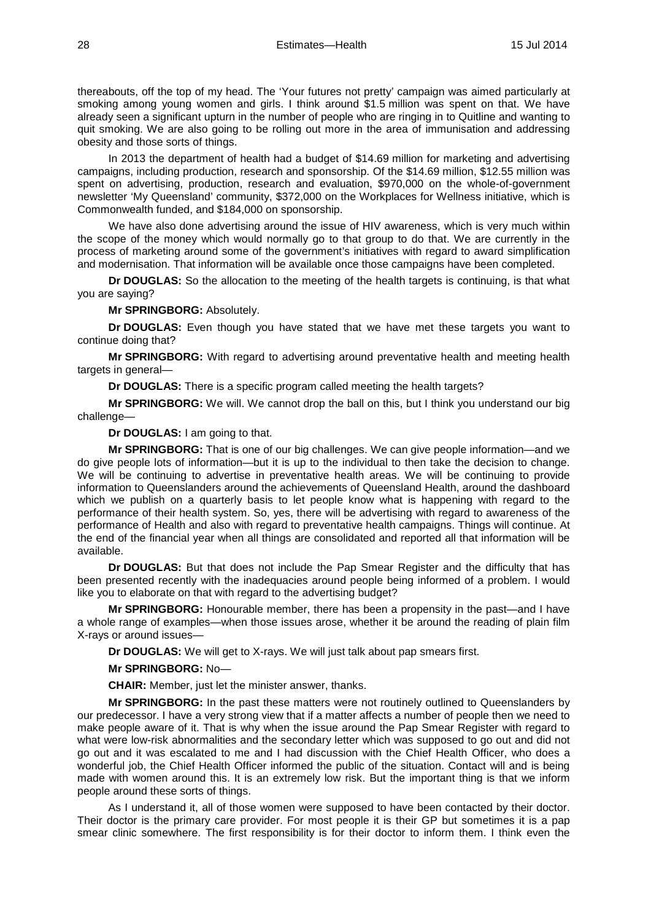thereabouts, off the top of my head. The 'Your futures not pretty' campaign was aimed particularly at smoking among young women and girls. I think around $1.5 million was spent on that. We have already seen a significant upturn in the number of people who are ringing in to Quitline and wanting to quit smoking. We are also going to be rolling out more in the area of immunisation and addressing obesity and those sorts of things.

In 2013 the department of health had a budget of $14.69 million for marketing and advertising campaigns, including production, research and sponsorship. Of the $14.69 million, $12.55 million was spent on advertising, production, research and evaluation, $970,000 on the whole-of-government newsletter 'My Queensland' community, $372,000 on the Workplaces for Wellness initiative, which is Commonwealth funded, and $184,000 on sponsorship.

We have also done advertising around the issue of HIV awareness, which is very much within the scope of the money which would normally go to that group to do that. We are currently in the process of marketing around some of the government's initiatives with regard to award simplification and modernisation. That information will be available once those campaigns have been completed.

**Dr DOUGLAS:** So the allocation to the meeting of the health targets is continuing, is that what you are saying?

**Mr SPRINGBORG:** Absolutely.

**Dr DOUGLAS:** Even though you have stated that we have met these targets you want to continue doing that?

**Mr SPRINGBORG:** With regard to advertising around preventative health and meeting health targets in general—

**Dr DOUGLAS:** There is a specific program called meeting the health targets?

**Mr SPRINGBORG:** We will. We cannot drop the ball on this, but I think you understand our big challenge—

**Dr DOUGLAS:** I am going to that.

**Mr SPRINGBORG:** That is one of our big challenges. We can give people information—and we do give people lots of information—but it is up to the individual to then take the decision to change. We will be continuing to advertise in preventative health areas. We will be continuing to provide information to Queenslanders around the achievements of Queensland Health, around the dashboard which we publish on a quarterly basis to let people know what is happening with regard to the performance of their health system. So, yes, there will be advertising with regard to awareness of the performance of Health and also with regard to preventative health campaigns. Things will continue. At the end of the financial year when all things are consolidated and reported all that information will be available.

**Dr DOUGLAS:** But that does not include the Pap Smear Register and the difficulty that has been presented recently with the inadequacies around people being informed of a problem. I would like you to elaborate on that with regard to the advertising budget?

**Mr SPRINGBORG:** Honourable member, there has been a propensity in the past—and I have a whole range of examples—when those issues arose, whether it be around the reading of plain film X-rays or around issues—

**Dr DOUGLAS:** We will get to X-rays. We will just talk about pap smears first.

**Mr SPRINGBORG:** No—

**CHAIR:** Member, just let the minister answer, thanks.

**Mr SPRINGBORG:** In the past these matters were not routinely outlined to Queenslanders by our predecessor. I have a very strong view that if a matter affects a number of people then we need to make people aware of it. That is why when the issue around the Pap Smear Register with regard to what were low-risk abnormalities and the secondary letter which was supposed to go out and did not go out and it was escalated to me and I had discussion with the Chief Health Officer, who does a wonderful job, the Chief Health Officer informed the public of the situation. Contact will and is being made with women around this. It is an extremely low risk. But the important thing is that we inform people around these sorts of things.

As I understand it, all of those women were supposed to have been contacted by their doctor. Their doctor is the primary care provider. For most people it is their GP but sometimes it is a pap smear clinic somewhere. The first responsibility is for their doctor to inform them. I think even the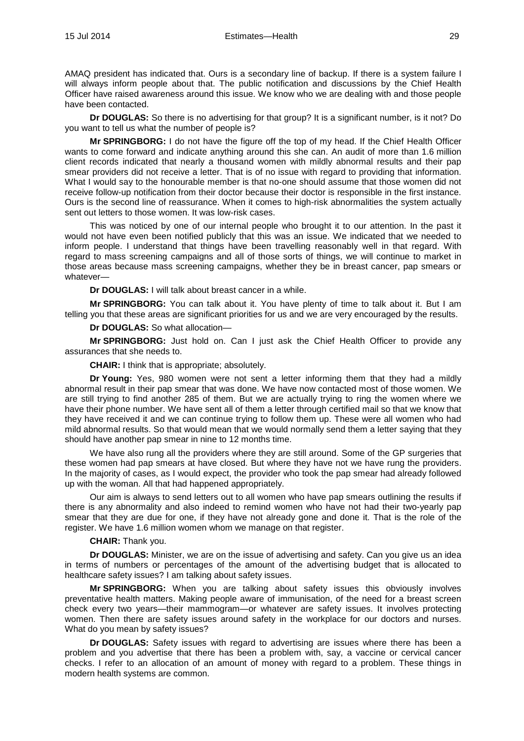AMAQ president has indicated that. Ours is a secondary line of backup. If there is a system failure I will always inform people about that. The public notification and discussions by the Chief Health Officer have raised awareness around this issue. We know who we are dealing with and those people have been contacted.

**Dr DOUGLAS:** So there is no advertising for that group? It is a significant number, is it not? Do you want to tell us what the number of people is?

**Mr SPRINGBORG:** I do not have the figure off the top of my head. If the Chief Health Officer wants to come forward and indicate anything around this she can. An audit of more than 1.6 million client records indicated that nearly a thousand women with mildly abnormal results and their pap smear providers did not receive a letter. That is of no issue with regard to providing that information. What I would say to the honourable member is that no-one should assume that those women did not receive follow-up notification from their doctor because their doctor is responsible in the first instance. Ours is the second line of reassurance. When it comes to high-risk abnormalities the system actually sent out letters to those women. It was low-risk cases.

This was noticed by one of our internal people who brought it to our attention. In the past it would not have even been notified publicly that this was an issue. We indicated that we needed to inform people. I understand that things have been travelling reasonably well in that regard. With regard to mass screening campaigns and all of those sorts of things, we will continue to market in those areas because mass screening campaigns, whether they be in breast cancer, pap smears or whatever—

**Dr DOUGLAS:** I will talk about breast cancer in a while.

**Mr SPRINGBORG:** You can talk about it. You have plenty of time to talk about it. But I am telling you that these areas are significant priorities for us and we are very encouraged by the results.

**Dr DOUGLAS:** So what allocation—

**Mr SPRINGBORG:** Just hold on. Can I just ask the Chief Health Officer to provide any assurances that she needs to.

**CHAIR:** I think that is appropriate; absolutely.

**Dr Young:** Yes, 980 women were not sent a letter informing them that they had a mildly abnormal result in their pap smear that was done. We have now contacted most of those women. We are still trying to find another 285 of them. But we are actually trying to ring the women where we have their phone number. We have sent all of them a letter through certified mail so that we know that they have received it and we can continue trying to follow them up. These were all women who had mild abnormal results. So that would mean that we would normally send them a letter saying that they should have another pap smear in nine to 12 months time.

We have also rung all the providers where they are still around. Some of the GP surgeries that these women had pap smears at have closed. But where they have not we have rung the providers. In the majority of cases, as I would expect, the provider who took the pap smear had already followed up with the woman. All that had happened appropriately.

Our aim is always to send letters out to all women who have pap smears outlining the results if there is any abnormality and also indeed to remind women who have not had their two-yearly pap smear that they are due for one, if they have not already gone and done it. That is the role of the register. We have 1.6 million women whom we manage on that register.

**CHAIR:** Thank you.

**Dr DOUGLAS:** Minister, we are on the issue of advertising and safety. Can you give us an idea in terms of numbers or percentages of the amount of the advertising budget that is allocated to healthcare safety issues? I am talking about safety issues.

**Mr SPRINGBORG:** When you are talking about safety issues this obviously involves preventative health matters. Making people aware of immunisation, of the need for a breast screen check every two years—their mammogram—or whatever are safety issues. It involves protecting women. Then there are safety issues around safety in the workplace for our doctors and nurses. What do you mean by safety issues?

**Dr DOUGLAS:** Safety issues with regard to advertising are issues where there has been a problem and you advertise that there has been a problem with, say, a vaccine or cervical cancer checks. I refer to an allocation of an amount of money with regard to a problem. These things in modern health systems are common.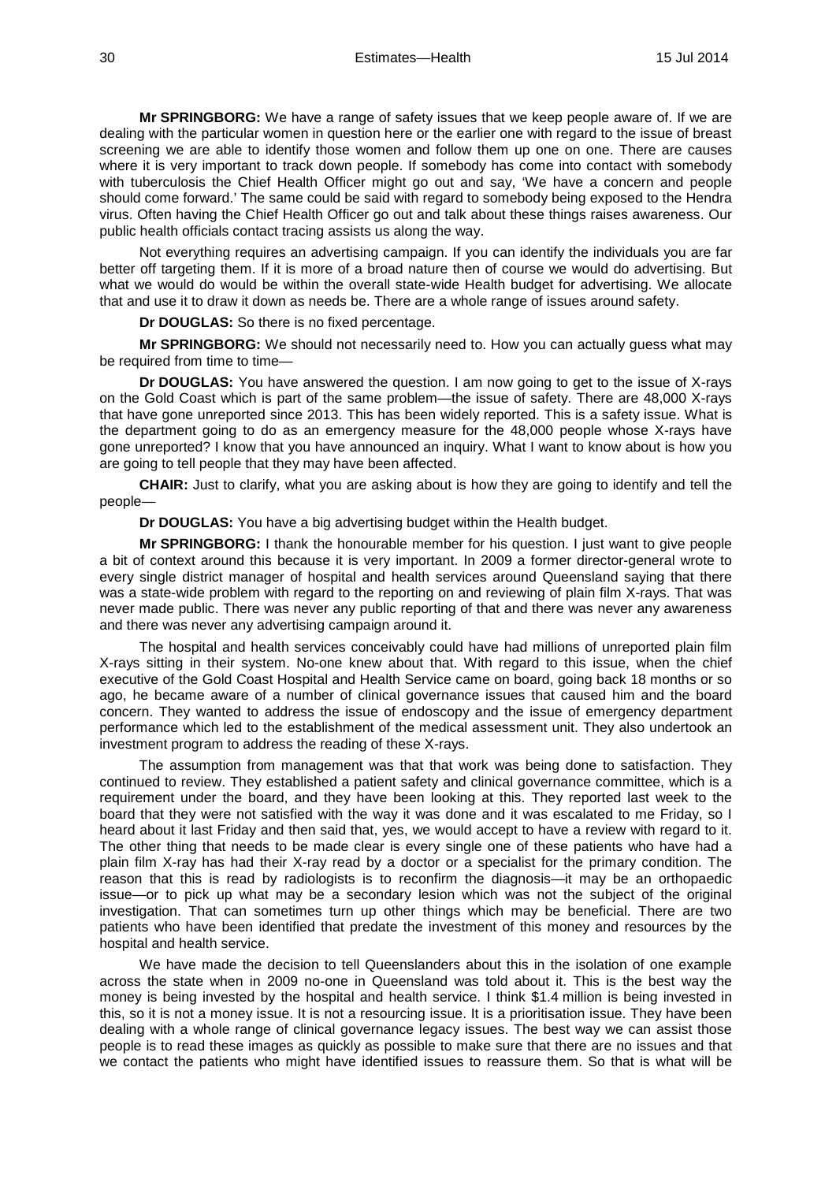**Mr SPRINGBORG:** We have a range of safety issues that we keep people aware of. If we are dealing with the particular women in question here or the earlier one with regard to the issue of breast screening we are able to identify those women and follow them up one on one. There are causes where it is very important to track down people. If somebody has come into contact with somebody with tuberculosis the Chief Health Officer might go out and say, 'We have a concern and people should come forward.' The same could be said with regard to somebody being exposed to the Hendra virus. Often having the Chief Health Officer go out and talk about these things raises awareness. Our public health officials contact tracing assists us along the way.

Not everything requires an advertising campaign. If you can identify the individuals you are far better off targeting them. If it is more of a broad nature then of course we would do advertising. But what we would do would be within the overall state-wide Health budget for advertising. We allocate that and use it to draw it down as needs be. There are a whole range of issues around safety.

**Dr DOUGLAS:** So there is no fixed percentage.

**Mr SPRINGBORG:** We should not necessarily need to. How you can actually guess what may be required from time to time—

**Dr DOUGLAS:** You have answered the question. I am now going to get to the issue of X-rays on the Gold Coast which is part of the same problem—the issue of safety. There are 48,000 X-rays that have gone unreported since 2013. This has been widely reported. This is a safety issue. What is the department going to do as an emergency measure for the 48,000 people whose X-rays have gone unreported? I know that you have announced an inquiry. What I want to know about is how you are going to tell people that they may have been affected.

**CHAIR:** Just to clarify, what you are asking about is how they are going to identify and tell the people—

**Dr DOUGLAS:** You have a big advertising budget within the Health budget.

**Mr SPRINGBORG:** I thank the honourable member for his question. I just want to give people a bit of context around this because it is very important. In 2009 a former director-general wrote to every single district manager of hospital and health services around Queensland saying that there was a state-wide problem with regard to the reporting on and reviewing of plain film X-rays. That was never made public. There was never any public reporting of that and there was never any awareness and there was never any advertising campaign around it.

The hospital and health services conceivably could have had millions of unreported plain film X-rays sitting in their system. No-one knew about that. With regard to this issue, when the chief executive of the Gold Coast Hospital and Health Service came on board, going back 18 months or so ago, he became aware of a number of clinical governance issues that caused him and the board concern. They wanted to address the issue of endoscopy and the issue of emergency department performance which led to the establishment of the medical assessment unit. They also undertook an investment program to address the reading of these X-rays.

The assumption from management was that that work was being done to satisfaction. They continued to review. They established a patient safety and clinical governance committee, which is a requirement under the board, and they have been looking at this. They reported last week to the board that they were not satisfied with the way it was done and it was escalated to me Friday, so I heard about it last Friday and then said that, yes, we would accept to have a review with regard to it. The other thing that needs to be made clear is every single one of these patients who have had a plain film X-ray has had their X-ray read by a doctor or a specialist for the primary condition. The reason that this is read by radiologists is to reconfirm the diagnosis—it may be an orthopaedic issue—or to pick up what may be a secondary lesion which was not the subject of the original investigation. That can sometimes turn up other things which may be beneficial. There are two patients who have been identified that predate the investment of this money and resources by the hospital and health service.

We have made the decision to tell Queenslanders about this in the isolation of one example across the state when in 2009 no-one in Queensland was told about it. This is the best way the money is being invested by the hospital and health service. I think $1.4 million is being invested in this, so it is not a money issue. It is not a resourcing issue. It is a prioritisation issue. They have been dealing with a whole range of clinical governance legacy issues. The best way we can assist those people is to read these images as quickly as possible to make sure that there are no issues and that we contact the patients who might have identified issues to reassure them. So that is what will be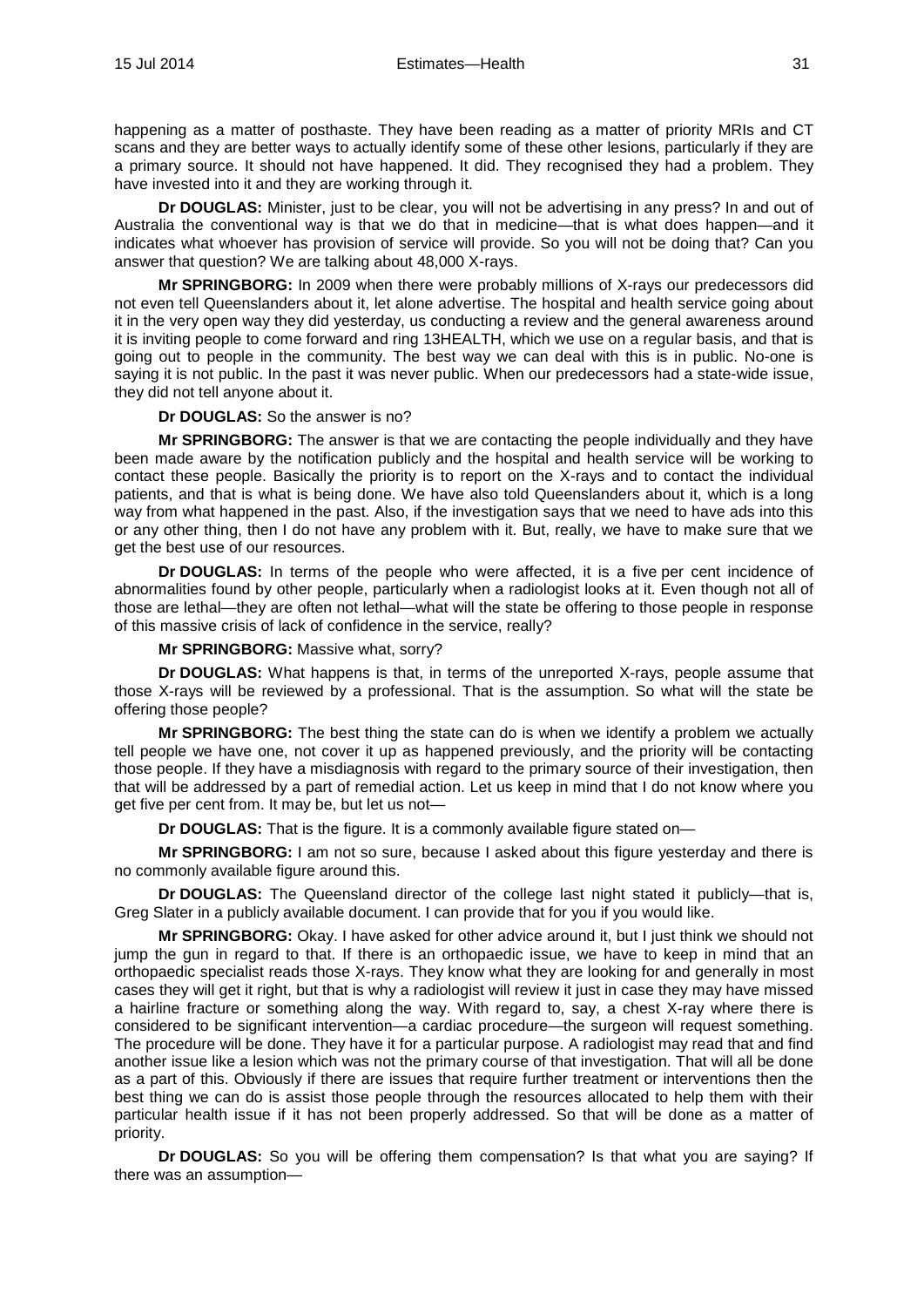happening as a matter of posthaste. They have been reading as a matter of priority MRIs and CT scans and they are better ways to actually identify some of these other lesions, particularly if they are a primary source. It should not have happened. It did. They recognised they had a problem. They have invested into it and they are working through it.

**Dr DOUGLAS:** Minister, just to be clear, you will not be advertising in any press? In and out of Australia the conventional way is that we do that in medicine—that is what does happen—and it indicates what whoever has provision of service will provide. So you will not be doing that? Can you answer that question? We are talking about 48,000 X-rays.

**Mr SPRINGBORG:** In 2009 when there were probably millions of X-rays our predecessors did not even tell Queenslanders about it, let alone advertise. The hospital and health service going about it in the very open way they did yesterday, us conducting a review and the general awareness around it is inviting people to come forward and ring 13HEALTH, which we use on a regular basis, and that is going out to people in the community. The best way we can deal with this is in public. No-one is saying it is not public. In the past it was never public. When our predecessors had a state-wide issue, they did not tell anyone about it.

**Dr DOUGLAS:** So the answer is no?

**Mr SPRINGBORG:** The answer is that we are contacting the people individually and they have been made aware by the notification publicly and the hospital and health service will be working to contact these people. Basically the priority is to report on the X-rays and to contact the individual patients, and that is what is being done. We have also told Queenslanders about it, which is a long way from what happened in the past. Also, if the investigation says that we need to have ads into this or any other thing, then I do not have any problem with it. But, really, we have to make sure that we get the best use of our resources.

**Dr DOUGLAS:** In terms of the people who were affected, it is a five per cent incidence of abnormalities found by other people, particularly when a radiologist looks at it. Even though not all of those are lethal—they are often not lethal—what will the state be offering to those people in response of this massive crisis of lack of confidence in the service, really?

**Mr SPRINGBORG:** Massive what, sorry?

**Dr DOUGLAS:** What happens is that, in terms of the unreported X-rays, people assume that those X-rays will be reviewed by a professional. That is the assumption. So what will the state be offering those people?

**Mr SPRINGBORG:** The best thing the state can do is when we identify a problem we actually tell people we have one, not cover it up as happened previously, and the priority will be contacting those people. If they have a misdiagnosis with regard to the primary source of their investigation, then that will be addressed by a part of remedial action. Let us keep in mind that I do not know where you get five per cent from. It may be, but let us not—

**Dr DOUGLAS:** That is the figure. It is a commonly available figure stated on—

**Mr SPRINGBORG:** I am not so sure, because I asked about this figure yesterday and there is no commonly available figure around this.

**Dr DOUGLAS:** The Queensland director of the college last night stated it publicly—that is, Greg Slater in a publicly available document. I can provide that for you if you would like.

**Mr SPRINGBORG:** Okay. I have asked for other advice around it, but I just think we should not jump the gun in regard to that. If there is an orthopaedic issue, we have to keep in mind that an orthopaedic specialist reads those X-rays. They know what they are looking for and generally in most cases they will get it right, but that is why a radiologist will review it just in case they may have missed a hairline fracture or something along the way. With regard to, say, a chest X-ray where there is considered to be significant intervention—a cardiac procedure—the surgeon will request something. The procedure will be done. They have it for a particular purpose. A radiologist may read that and find another issue like a lesion which was not the primary course of that investigation. That will all be done as a part of this. Obviously if there are issues that require further treatment or interventions then the best thing we can do is assist those people through the resources allocated to help them with their particular health issue if it has not been properly addressed. So that will be done as a matter of priority.

**Dr DOUGLAS:** So you will be offering them compensation? Is that what you are saying? If there was an assumption—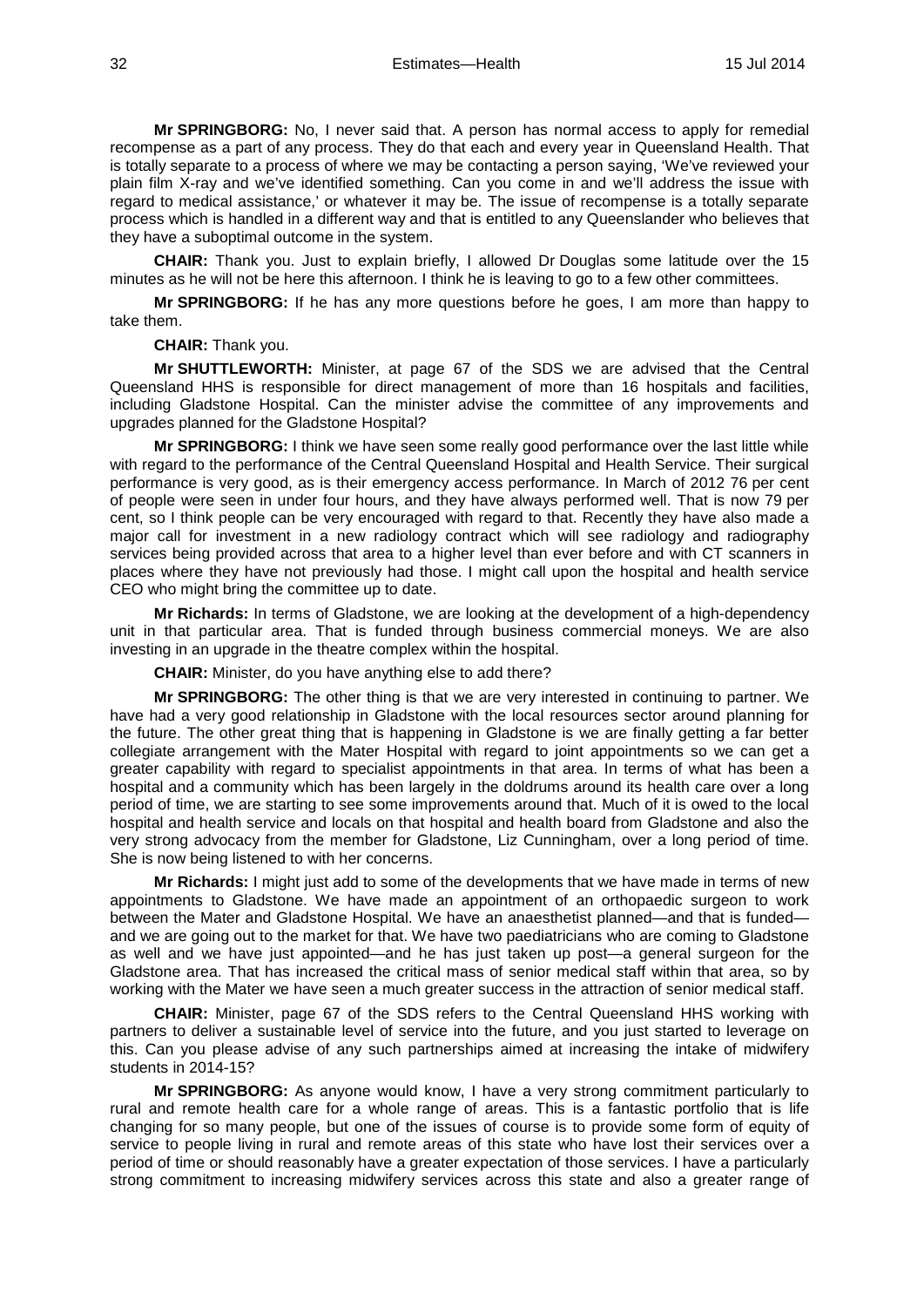**Mr SPRINGBORG:** No, I never said that. A person has normal access to apply for remedial recompense as a part of any process. They do that each and every year in Queensland Health. That is totally separate to a process of where we may be contacting a person saying, 'We've reviewed your plain film X-ray and we've identified something. Can you come in and we'll address the issue with regard to medical assistance,' or whatever it may be. The issue of recompense is a totally separate process which is handled in a different way and that is entitled to any Queenslander who believes that they have a suboptimal outcome in the system.

**CHAIR:** Thank you. Just to explain briefly, I allowed Dr Douglas some latitude over the 15 minutes as he will not be here this afternoon. I think he is leaving to go to a few other committees.

**Mr SPRINGBORG:** If he has any more questions before he goes, I am more than happy to take them.

**CHAIR:** Thank you.

**Mr SHUTTLEWORTH:** Minister, at page 67 of the SDS we are advised that the Central Queensland HHS is responsible for direct management of more than 16 hospitals and facilities, including Gladstone Hospital. Can the minister advise the committee of any improvements and upgrades planned for the Gladstone Hospital?

**Mr SPRINGBORG:** I think we have seen some really good performance over the last little while with regard to the performance of the Central Queensland Hospital and Health Service. Their surgical performance is very good, as is their emergency access performance. In March of 2012 76 per cent of people were seen in under four hours, and they have always performed well. That is now 79 per cent, so I think people can be very encouraged with regard to that. Recently they have also made a major call for investment in a new radiology contract which will see radiology and radiography services being provided across that area to a higher level than ever before and with CT scanners in places where they have not previously had those. I might call upon the hospital and health service CEO who might bring the committee up to date.

**Mr Richards:** In terms of Gladstone, we are looking at the development of a high-dependency unit in that particular area. That is funded through business commercial moneys. We are also investing in an upgrade in the theatre complex within the hospital.

**CHAIR:** Minister, do you have anything else to add there?

**Mr SPRINGBORG:** The other thing is that we are very interested in continuing to partner. We have had a very good relationship in Gladstone with the local resources sector around planning for the future. The other great thing that is happening in Gladstone is we are finally getting a far better collegiate arrangement with the Mater Hospital with regard to joint appointments so we can get a greater capability with regard to specialist appointments in that area. In terms of what has been a hospital and a community which has been largely in the doldrums around its health care over a long period of time, we are starting to see some improvements around that. Much of it is owed to the local hospital and health service and locals on that hospital and health board from Gladstone and also the very strong advocacy from the member for Gladstone, Liz Cunningham, over a long period of time. She is now being listened to with her concerns.

**Mr Richards:** I might just add to some of the developments that we have made in terms of new appointments to Gladstone. We have made an appointment of an orthopaedic surgeon to work between the Mater and Gladstone Hospital. We have an anaesthetist planned—and that is funded—and we are going out to the market for that. We have two paediatricians who are coming to Gladstone as well and we have just appointed—and he has just taken up post—a general surgeon for the Gladstone area. That has increased the critical mass of senior medical staff within that area, so by working with the Mater we have seen a much greater success in the attraction of senior medical staff.

**CHAIR:** Minister, page 67 of the SDS refers to the Central Queensland HHS working with partners to deliver a sustainable level of service into the future, and you just started to leverage on this. Can you please advise of any such partnerships aimed at increasing the intake of midwifery students in 2014-15?

**Mr SPRINGBORG:** As anyone would know, I have a very strong commitment particularly to rural and remote health care for a whole range of areas. This is a fantastic portfolio that is life changing for so many people, but one of the issues of course is to provide some form of equity of service to people living in rural and remote areas of this state who have lost their services over a period of time or should reasonably have a greater expectation of those services. I have a particularly strong commitment to increasing midwifery services across this state and also a greater range of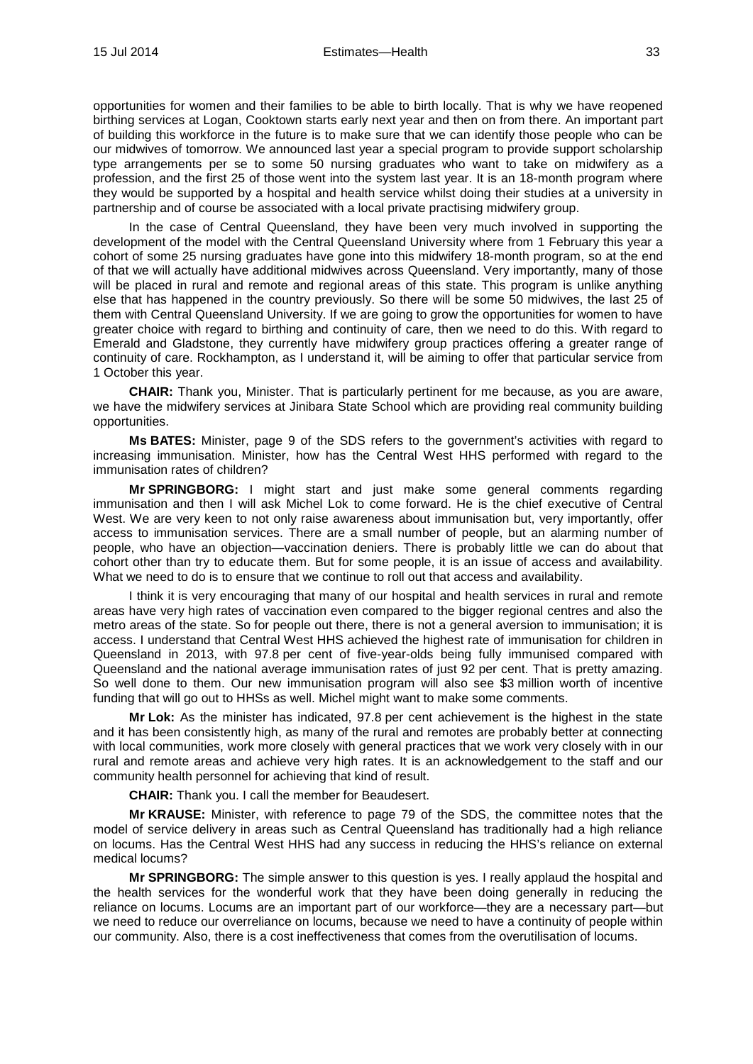opportunities for women and their families to be able to birth locally. That is why we have reopened birthing services at Logan, Cooktown starts early next year and then on from there. An important part of building this workforce in the future is to make sure that we can identify those people who can be our midwives of tomorrow. We announced last year a special program to provide support scholarship type arrangements per se to some 50 nursing graduates who want to take on midwifery as a profession, and the first 25 of those went into the system last year. It is an 18-month program where they would be supported by a hospital and health service whilst doing their studies at a university in partnership and of course be associated with a local private practising midwifery group.

In the case of Central Queensland, they have been very much involved in supporting the development of the model with the Central Queensland University where from 1 February this year a cohort of some 25 nursing graduates have gone into this midwifery 18-month program, so at the end of that we will actually have additional midwives across Queensland. Very importantly, many of those will be placed in rural and remote and regional areas of this state. This program is unlike anything else that has happened in the country previously. So there will be some 50 midwives, the last 25 of them with Central Queensland University. If we are going to grow the opportunities for women to have greater choice with regard to birthing and continuity of care, then we need to do this. With regard to Emerald and Gladstone, they currently have midwifery group practices offering a greater range of continuity of care. Rockhampton, as I understand it, will be aiming to offer that particular service from 1 October this year.

**CHAIR:** Thank you, Minister. That is particularly pertinent for me because, as you are aware, we have the midwifery services at Jinibara State School which are providing real community building opportunities.

**Ms BATES:** Minister, page 9 of the SDS refers to the government's activities with regard to increasing immunisation. Minister, how has the Central West HHS performed with regard to the immunisation rates of children?

**Mr SPRINGBORG:** I might start and just make some general comments regarding immunisation and then I will ask Michel Lok to come forward. He is the chief executive of Central West. We are very keen to not only raise awareness about immunisation but, very importantly, offer access to immunisation services. There are a small number of people, but an alarming number of people, who have an objection—vaccination deniers. There is probably little we can do about that cohort other than try to educate them. But for some people, it is an issue of access and availability. What we need to do is to ensure that we continue to roll out that access and availability.

I think it is very encouraging that many of our hospital and health services in rural and remote areas have very high rates of vaccination even compared to the bigger regional centres and also the metro areas of the state. So for people out there, there is not a general aversion to immunisation; it is access. I understand that Central West HHS achieved the highest rate of immunisation for children in Queensland in 2013, with 97.8 per cent of five-year-olds being fully immunised compared with Queensland and the national average immunisation rates of just 92 per cent. That is pretty amazing. So well done to them. Our new immunisation program will also see $3 million worth of incentive funding that will go out to HHSs as well. Michel might want to make some comments.

**Mr Lok:** As the minister has indicated, 97.8 per cent achievement is the highest in the state and it has been consistently high, as many of the rural and remotes are probably better at connecting with local communities, work more closely with general practices that we work very closely with in our rural and remote areas and achieve very high rates. It is an acknowledgement to the staff and our community health personnel for achieving that kind of result.

**CHAIR:** Thank you. I call the member for Beaudesert.

**Mr KRAUSE:** Minister, with reference to page 79 of the SDS, the committee notes that the model of service delivery in areas such as Central Queensland has traditionally had a high reliance on locums. Has the Central West HHS had any success in reducing the HHS's reliance on external medical locums?

**Mr SPRINGBORG:** The simple answer to this question is yes. I really applaud the hospital and the health services for the wonderful work that they have been doing generally in reducing the reliance on locums. Locums are an important part of our workforce—they are a necessary part—but we need to reduce our overreliance on locums, because we need to have a continuity of people within our community. Also, there is a cost ineffectiveness that comes from the overutilisation of locums.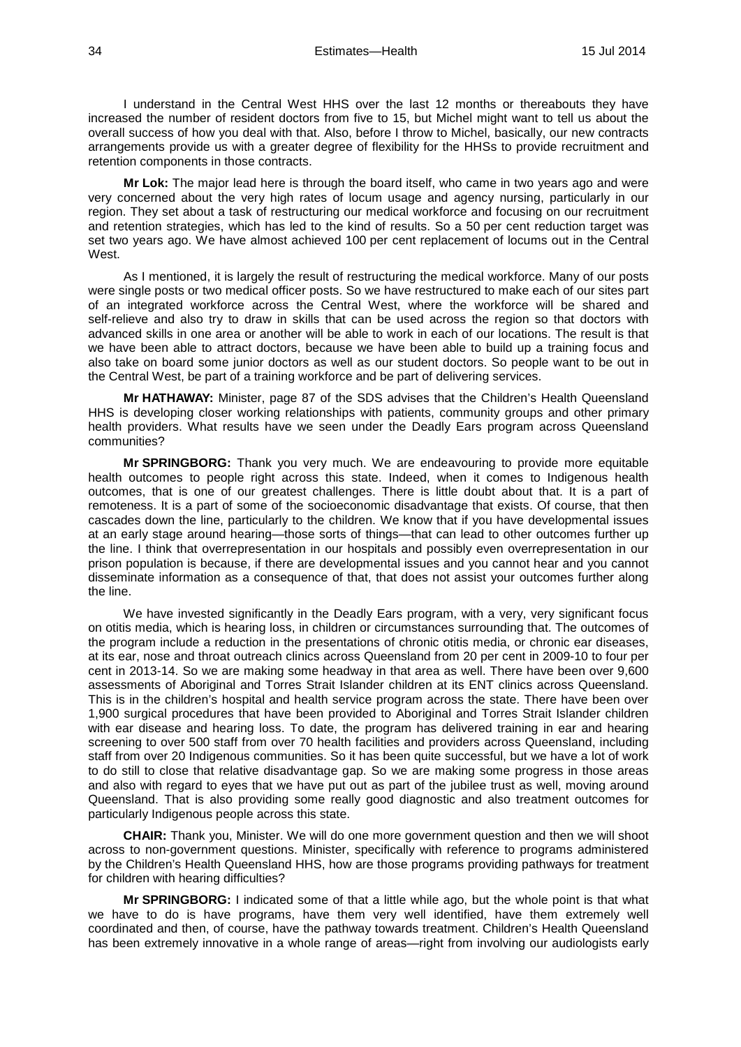I understand in the Central West HHS over the last 12 months or thereabouts they have increased the number of resident doctors from five to 15, but Michel might want to tell us about the overall success of how you deal with that. Also, before I throw to Michel, basically, our new contracts arrangements provide us with a greater degree of flexibility for the HHSs to provide recruitment and retention components in those contracts.

**Mr Lok:** The major lead here is through the board itself, who came in two years ago and were very concerned about the very high rates of locum usage and agency nursing, particularly in our region. They set about a task of restructuring our medical workforce and focusing on our recruitment and retention strategies, which has led to the kind of results. So a 50 per cent reduction target was set two years ago. We have almost achieved 100 per cent replacement of locums out in the Central West.

As I mentioned, it is largely the result of restructuring the medical workforce. Many of our posts were single posts or two medical officer posts. So we have restructured to make each of our sites part of an integrated workforce across the Central West, where the workforce will be shared and self-relieve and also try to draw in skills that can be used across the region so that doctors with advanced skills in one area or another will be able to work in each of our locations. The result is that we have been able to attract doctors, because we have been able to build up a training focus and also take on board some junior doctors as well as our student doctors. So people want to be out in the Central West, be part of a training workforce and be part of delivering services.

**Mr HATHAWAY:** Minister, page 87 of the SDS advises that the Children's Health Queensland HHS is developing closer working relationships with patients, community groups and other primary health providers. What results have we seen under the Deadly Ears program across Queensland communities?

**Mr SPRINGBORG:** Thank you very much. We are endeavouring to provide more equitable health outcomes to people right across this state. Indeed, when it comes to Indigenous health outcomes, that is one of our greatest challenges. There is little doubt about that. It is a part of remoteness. It is a part of some of the socioeconomic disadvantage that exists. Of course, that then cascades down the line, particularly to the children. We know that if you have developmental issues at an early stage around hearing—those sorts of things—that can lead to other outcomes further up the line. I think that overrepresentation in our hospitals and possibly even overrepresentation in our prison population is because, if there are developmental issues and you cannot hear and you cannot disseminate information as a consequence of that, that does not assist your outcomes further along the line.

We have invested significantly in the Deadly Ears program, with a very, very significant focus on otitis media, which is hearing loss, in children or circumstances surrounding that. The outcomes of the program include a reduction in the presentations of chronic otitis media, or chronic ear diseases, at its ear, nose and throat outreach clinics across Queensland from 20 per cent in 2009-10 to four per cent in 2013-14. So we are making some headway in that area as well. There have been over 9,600 assessments of Aboriginal and Torres Strait Islander children at its ENT clinics across Queensland. This is in the children's hospital and health service program across the state. There have been over 1,900 surgical procedures that have been provided to Aboriginal and Torres Strait Islander children with ear disease and hearing loss. To date, the program has delivered training in ear and hearing screening to over 500 staff from over 70 health facilities and providers across Queensland, including staff from over 20 Indigenous communities. So it has been quite successful, but we have a lot of work to do still to close that relative disadvantage gap. So we are making some progress in those areas and also with regard to eyes that we have put out as part of the jubilee trust as well, moving around Queensland. That is also providing some really good diagnostic and also treatment outcomes for particularly Indigenous people across this state.

**CHAIR:** Thank you, Minister. We will do one more government question and then we will shoot across to non-government questions. Minister, specifically with reference to programs administered by the Children's Health Queensland HHS, how are those programs providing pathways for treatment for children with hearing difficulties?

**Mr SPRINGBORG:** I indicated some of that a little while ago, but the whole point is that what we have to do is have programs, have them very well identified, have them extremely well coordinated and then, of course, have the pathway towards treatment. Children's Health Queensland has been extremely innovative in a whole range of areas—right from involving our audiologists early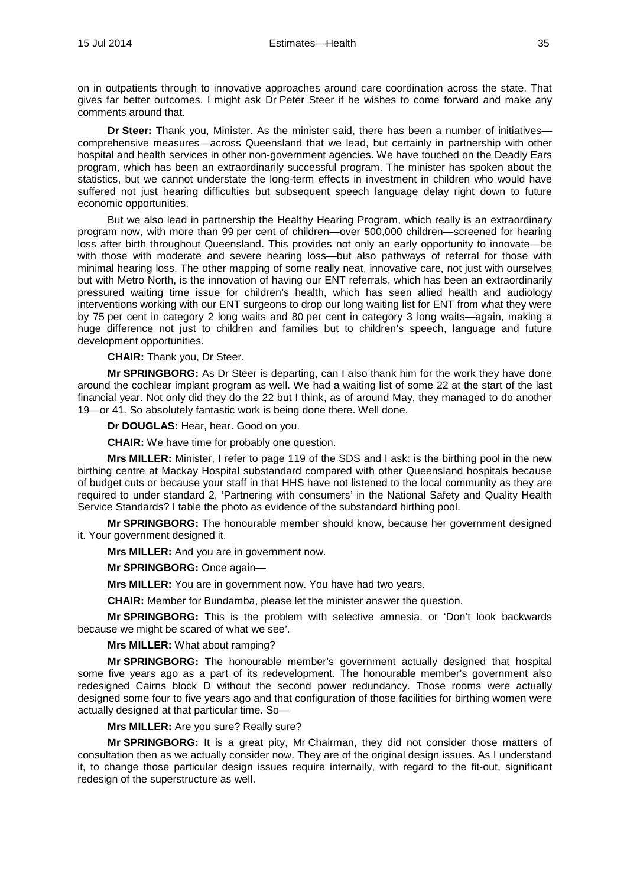on in outpatients through to innovative approaches around care coordination across the state. That gives far better outcomes. I might ask Dr Peter Steer if he wishes to come forward and make any comments around that.

**Dr Steer:** Thank you, Minister. As the minister said, there has been a number of initiatives—comprehensive measures—across Queensland that we lead, but certainly in partnership with other hospital and health services in other non-government agencies. We have touched on the Deadly Ears program, which has been an extraordinarily successful program. The minister has spoken about the statistics, but we cannot understate the long-term effects in investment in children who would have suffered not just hearing difficulties but subsequent speech language delay right down to future economic opportunities.

But we also lead in partnership the Healthy Hearing Program, which really is an extraordinary program now, with more than 99 per cent of children—over 500,000 children—screened for hearing loss after birth throughout Queensland. This provides not only an early opportunity to innovate—be with those with moderate and severe hearing loss—but also pathways of referral for those with minimal hearing loss. The other mapping of some really neat, innovative care, not just with ourselves but with Metro North, is the innovation of having our ENT referrals, which has been an extraordinarily pressured waiting time issue for children's health, which has seen allied health and audiology interventions working with our ENT surgeons to drop our long waiting list for ENT from what they were by 75 per cent in category 2 long waits and 80 per cent in category 3 long waits—again, making a huge difference not just to children and families but to children's speech, language and future development opportunities.

**CHAIR:** Thank you, Dr Steer.

**Mr SPRINGBORG:** As Dr Steer is departing, can I also thank him for the work they have done around the cochlear implant program as well. We had a waiting list of some 22 at the start of the last financial year. Not only did they do the 22 but I think, as of around May, they managed to do another 19—or 41. So absolutely fantastic work is being done there. Well done.

**Dr DOUGLAS:** Hear, hear. Good on you.

**CHAIR:** We have time for probably one question.

**Mrs MILLER:** Minister, I refer to page 119 of the SDS and I ask: is the birthing pool in the new birthing centre at Mackay Hospital substandard compared with other Queensland hospitals because of budget cuts or because your staff in that HHS have not listened to the local community as they are required to under standard 2, 'Partnering with consumers' in the National Safety and Quality Health Service Standards? I table the photo as evidence of the substandard birthing pool.

**Mr SPRINGBORG:** The honourable member should know, because her government designed it. Your government designed it.

**Mrs MILLER:** And you are in government now.

**Mr SPRINGBORG:** Once again—

**Mrs MILLER:** You are in government now. You have had two years.

**CHAIR:** Member for Bundamba, please let the minister answer the question.

**Mr SPRINGBORG:** This is the problem with selective amnesia, or 'Don't look backwards because we might be scared of what we see'.

**Mrs MILLER:** What about ramping?

**Mr SPRINGBORG:** The honourable member's government actually designed that hospital some five years ago as a part of its redevelopment. The honourable member's government also redesigned Cairns block D without the second power redundancy. Those rooms were actually designed some four to five years ago and that configuration of those facilities for birthing women were actually designed at that particular time. So—

**Mrs MILLER:** Are you sure? Really sure?

**Mr SPRINGBORG:** It is a great pity, Mr Chairman, they did not consider those matters of consultation then as we actually consider now. They are of the original design issues. As I understand it, to change those particular design issues require internally, with regard to the fit-out, significant redesign of the superstructure as well.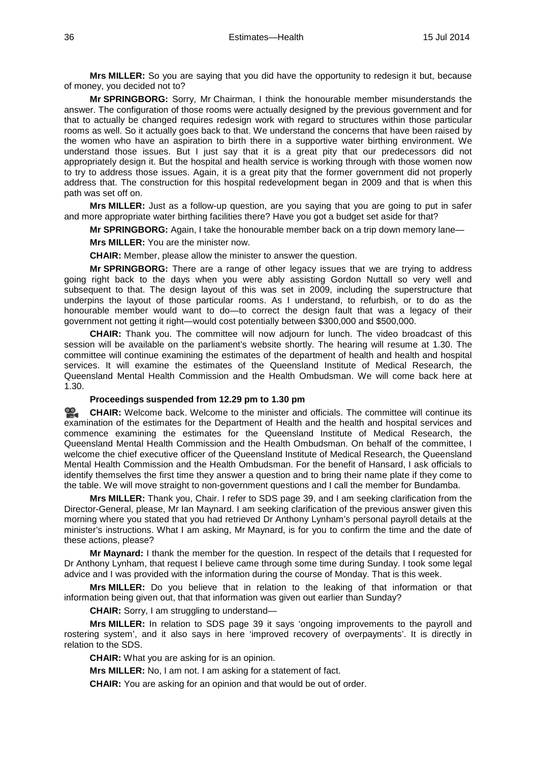**Mrs MILLER:** So you are saying that you did have the opportunity to redesign it but, because of money, you decided not to?

**Mr SPRINGBORG:** Sorry, Mr Chairman, I think the honourable member misunderstands the answer. The configuration of those rooms were actually designed by the previous government and for that to actually be changed requires redesign work with regard to structures within those particular rooms as well. So it actually goes back to that. We understand the concerns that have been raised by the women who have an aspiration to birth there in a supportive water birthing environment. We understand those issues. But I just say that it is a great pity that our predecessors did not appropriately design it. But the hospital and health service is working through with those women now to try to address those issues. Again, it is a great pity that the former government did not properly address that. The construction for this hospital redevelopment began in 2009 and that is when this path was set off on.

**Mrs MILLER:** Just as a follow-up question, are you saying that you are going to put in safer and more appropriate water birthing facilities there? Have you got a budget set aside for that?

**Mr SPRINGBORG:** Again, I take the honourable member back on a trip down memory lane—

**Mrs MILLER:** You are the minister now.

**CHAIR:** Member, please allow the minister to answer the question.

**Mr SPRINGBORG:** There are a range of other legacy issues that we are trying to address going right back to the days when you were ably assisting Gordon Nuttall so very well and subsequent to that. The design layout of this was set in 2009, including the superstructure that underpins the layout of those particular rooms. As I understand, to refurbish, or to do as the honourable member would want to do—to correct the design fault that was a legacy of their government not getting it right—would cost potentially between $300,000 and $500,000.

**CHAIR:** Thank you. The committee will now adjourn for lunch. The video broadcast of this session will be available on the parliament's website shortly. The hearing will resume at 1.30. The committee will continue examining the estimates of the department of health and health and hospital services. It will examine the estimates of the Queensland Institute of Medical Research, the Queensland Mental Health Commission and the Health Ombudsman. We will come back here at 1.30.

**Proceedings suspended from 12.29 pm to 1.30 pm**

**CHAIR:** Welcome back. Welcome to the minister and officials. The committee will continue its examination of the estimates for the Department of Health and the health and hospital services and commence examining the estimates for the Queensland Institute of Medical Research, the Queensland Mental Health Commission and the Health Ombudsman. On behalf of the committee, I welcome the chief executive officer of the Queensland Institute of Medical Research, the Queensland Mental Health Commission and the Health Ombudsman. For the benefit of Hansard, I ask officials to identify themselves the first time they answer a question and to bring their name plate if they come to the table. We will move straight to non-government questions and I call the member for Bundamba.

**Mrs MILLER:** Thank you, Chair. I refer to SDS page 39, and I am seeking clarification from the Director-General, please, Mr Ian Maynard. I am seeking clarification of the previous answer given this morning where you stated that you had retrieved Dr Anthony Lynham's personal payroll details at the minister's instructions. What I am asking, Mr Maynard, is for you to confirm the time and the date of these actions, please?

**Mr Maynard:** I thank the member for the question. In respect of the details that I requested for Dr Anthony Lynham, that request I believe came through some time during Sunday. I took some legal advice and I was provided with the information during the course of Monday. That is this week.

**Mrs MILLER:** Do you believe that in relation to the leaking of that information or that information being given out, that that information was given out earlier than Sunday?

**CHAIR:** Sorry, I am struggling to understand—

**Mrs MILLER:** In relation to SDS page 39 it says 'ongoing improvements to the payroll and rostering system', and it also says in here 'improved recovery of overpayments'. It is directly in relation to the SDS.

**CHAIR:** What you are asking for is an opinion.

**Mrs MILLER:** No, I am not. I am asking for a statement of fact.

**CHAIR:** You are asking for an opinion and that would be out of order.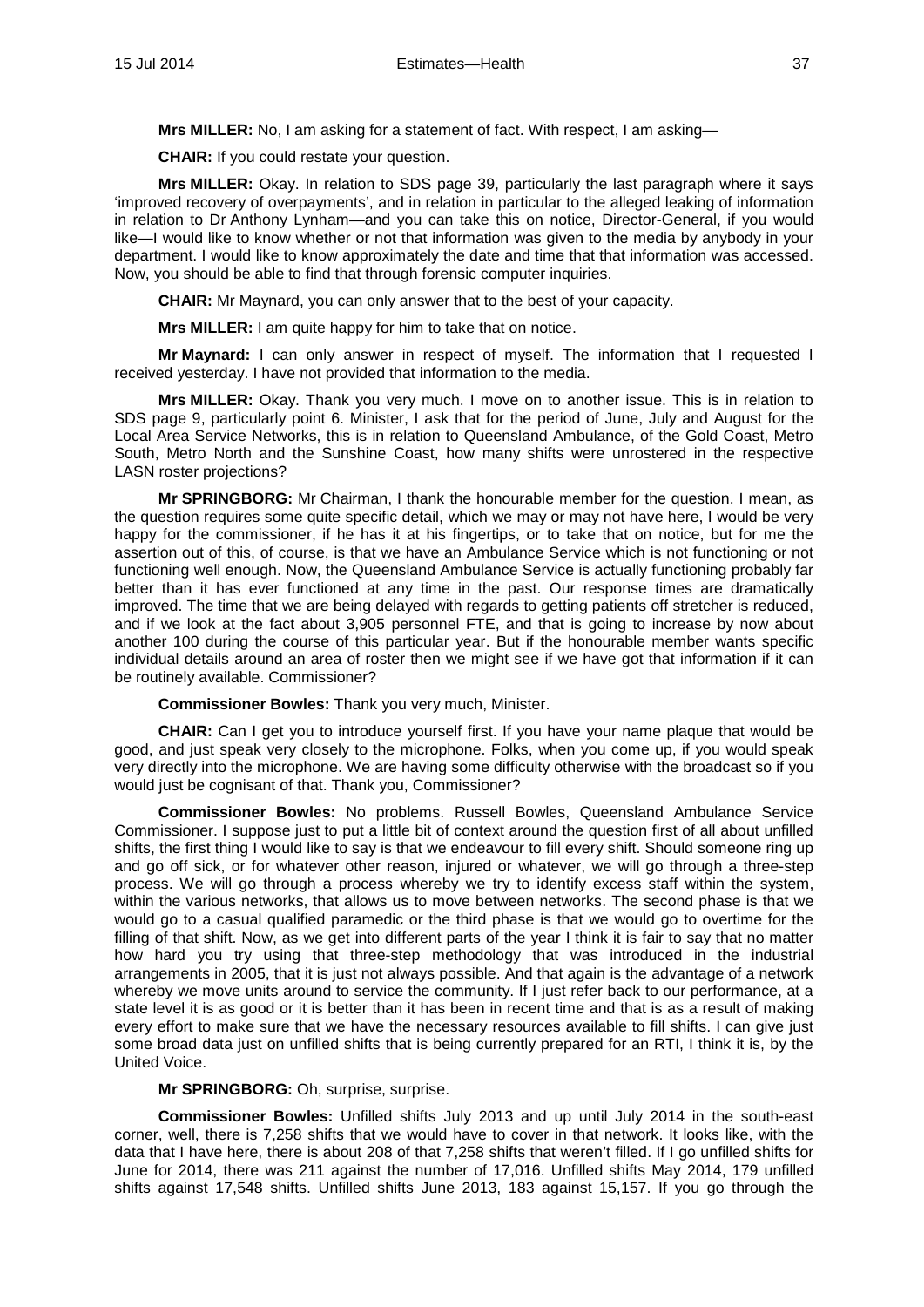**Mrs MILLER:** No, I am asking for a statement of fact. With respect, I am asking—

**CHAIR:** If you could restate your question.

**Mrs MILLER:** Okay. In relation to SDS page 39, particularly the last paragraph where it says 'improved recovery of overpayments', and in relation in particular to the alleged leaking of information in relation to Dr Anthony Lynham—and you can take this on notice, Director-General, if you would like—I would like to know whether or not that information was given to the media by anybody in your department. I would like to know approximately the date and time that that information was accessed. Now, you should be able to find that through forensic computer inquiries.

**CHAIR:** Mr Maynard, you can only answer that to the best of your capacity.

**Mrs MILLER:** I am quite happy for him to take that on notice.

**Mr Maynard:** I can only answer in respect of myself. The information that I requested I received yesterday. I have not provided that information to the media.

**Mrs MILLER:** Okay. Thank you very much. I move on to another issue. This is in relation to SDS page 9, particularly point 6. Minister, I ask that for the period of June, July and August for the Local Area Service Networks, this is in relation to Queensland Ambulance, of the Gold Coast, Metro South, Metro North and the Sunshine Coast, how many shifts were unrostered in the respective LASN roster projections?

**Mr SPRINGBORG:** Mr Chairman, I thank the honourable member for the question. I mean, as the question requires some quite specific detail, which we may or may not have here, I would be very happy for the commissioner, if he has it at his fingertips, or to take that on notice, but for me the assertion out of this, of course, is that we have an Ambulance Service which is not functioning or not functioning well enough. Now, the Queensland Ambulance Service is actually functioning probably far better than it has ever functioned at any time in the past. Our response times are dramatically improved. The time that we are being delayed with regards to getting patients off stretcher is reduced, and if we look at the fact about 3,905 personnel FTE, and that is going to increase by now about another 100 during the course of this particular year. But if the honourable member wants specific individual details around an area of roster then we might see if we have got that information if it can be routinely available. Commissioner?

**Commissioner Bowles:** Thank you very much, Minister.

**CHAIR:** Can I get you to introduce yourself first. If you have your name plaque that would be good, and just speak very closely to the microphone. Folks, when you come up, if you would speak very directly into the microphone. We are having some difficulty otherwise with the broadcast so if you would just be cognisant of that. Thank you, Commissioner?

**Commissioner Bowles:** No problems. Russell Bowles, Queensland Ambulance Service Commissioner. I suppose just to put a little bit of context around the question first of all about unfilled shifts, the first thing I would like to say is that we endeavour to fill every shift. Should someone ring up and go off sick, or for whatever other reason, injured or whatever, we will go through a three-step process. We will go through a process whereby we try to identify excess staff within the system, within the various networks, that allows us to move between networks. The second phase is that we would go to a casual qualified paramedic or the third phase is that we would go to overtime for the filling of that shift. Now, as we get into different parts of the year I think it is fair to say that no matter how hard you try using that three-step methodology that was introduced in the industrial arrangements in 2005, that it is just not always possible. And that again is the advantage of a network whereby we move units around to service the community. If I just refer back to our performance, at a state level it is as good or it is better than it has been in recent time and that is as a result of making every effort to make sure that we have the necessary resources available to fill shifts. I can give just some broad data just on unfilled shifts that is being currently prepared for an RTI, I think it is, by the United Voice.

**Mr SPRINGBORG:** Oh, surprise, surprise.

**Commissioner Bowles:** Unfilled shifts July 2013 and up until July 2014 in the south-east corner, well, there is 7,258 shifts that we would have to cover in that network. It looks like, with the data that I have here, there is about 208 of that 7,258 shifts that weren't filled. If I go unfilled shifts for June for 2014, there was 211 against the number of 17,016. Unfilled shifts May 2014, 179 unfilled shifts against 17,548 shifts. Unfilled shifts June 2013, 183 against 15,157. If you go through the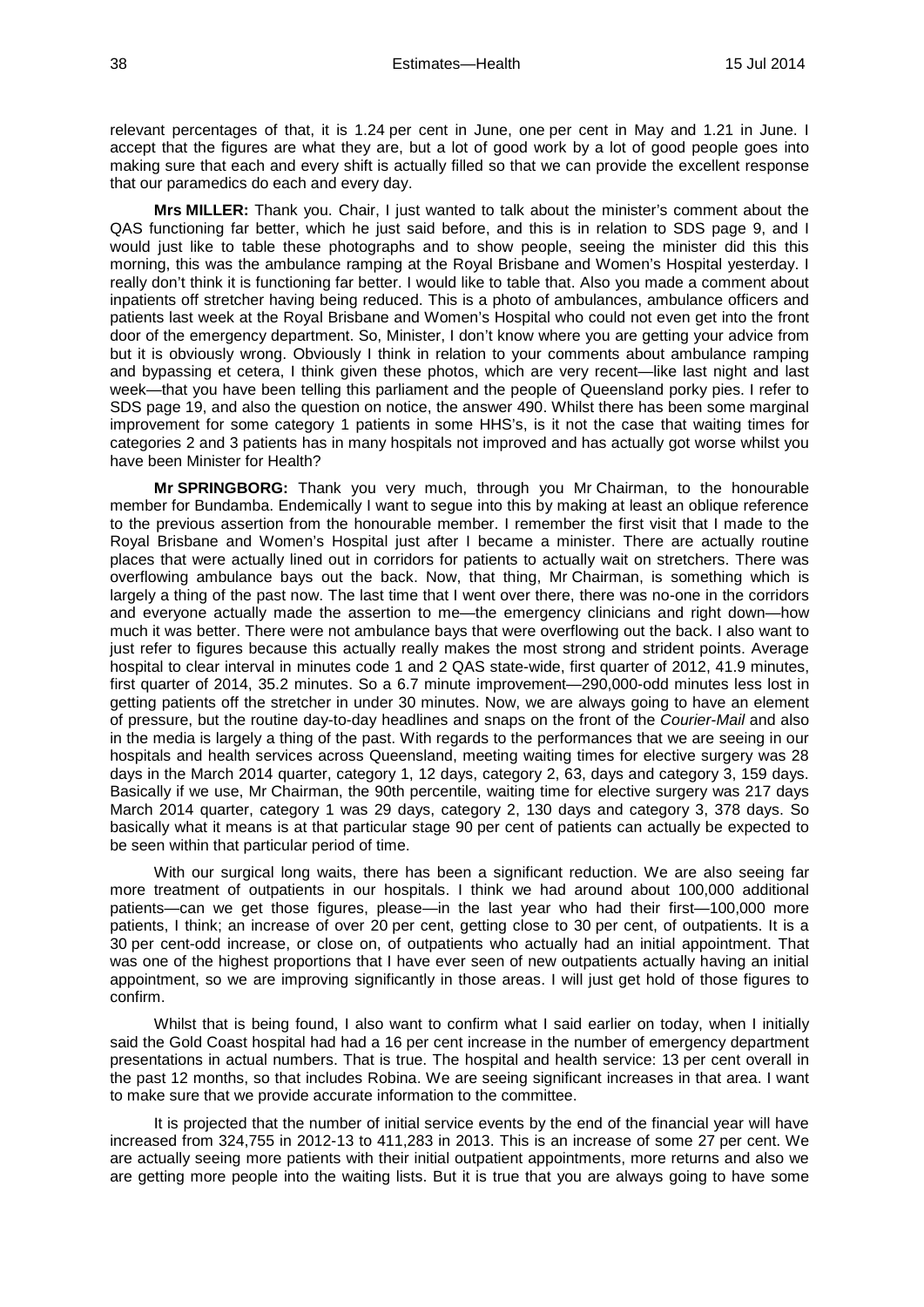relevant percentages of that, it is 1.24 per cent in June, one per cent in May and 1.21 in June. I accept that the figures are what they are, but a lot of good work by a lot of good people goes into making sure that each and every shift is actually filled so that we can provide the excellent response that our paramedics do each and every day.

**Mrs MILLER:** Thank you. Chair, I just wanted to talk about the minister's comment about the QAS functioning far better, which he just said before, and this is in relation to SDS page 9, and I would just like to table these photographs and to show people, seeing the minister did this this morning, this was the ambulance ramping at the Royal Brisbane and Women's Hospital yesterday. I really don't think it is functioning far better. I would like to table that. Also you made a comment about inpatients off stretcher having being reduced. This is a photo of ambulances, ambulance officers and patients last week at the Royal Brisbane and Women's Hospital who could not even get into the front door of the emergency department. So, Minister, I don't know where you are getting your advice from but it is obviously wrong. Obviously I think in relation to your comments about ambulance ramping and bypassing et cetera, I think given these photos, which are very recent—like last night and last week—that you have been telling this parliament and the people of Queensland porky pies. I refer to SDS page 19, and also the question on notice, the answer 490. Whilst there has been some marginal improvement for some category 1 patients in some HHS's, is it not the case that waiting times for categories 2 and 3 patients has in many hospitals not improved and has actually got worse whilst you have been Minister for Health?

**Mr SPRINGBORG:** Thank you very much, through you Mr Chairman, to the honourable member for Bundamba. Endemically I want to segue into this by making at least an oblique reference to the previous assertion from the honourable member. I remember the first visit that I made to the Royal Brisbane and Women's Hospital just after I became a minister. There are actually routine places that were actually lined out in corridors for patients to actually wait on stretchers. There was overflowing ambulance bays out the back. Now, that thing, Mr Chairman, is something which is largely a thing of the past now. The last time that I went over there, there was no-one in the corridors and everyone actually made the assertion to me—the emergency clinicians and right down—how much it was better. There were not ambulance bays that were overflowing out the back. I also want to just refer to figures because this actually really makes the most strong and strident points. Average hospital to clear interval in minutes code 1 and 2 QAS state-wide, first quarter of 2012, 41.9 minutes, first quarter of 2014, 35.2 minutes. So a 6.7 minute improvement—290,000-odd minutes less lost in getting patients off the stretcher in under 30 minutes. Now, we are always going to have an element of pressure, but the routine day-to-day headlines and snaps on the front of the *Courier-Mail* and also in the media is largely a thing of the past. With regards to the performances that we are seeing in our hospitals and health services across Queensland, meeting waiting times for elective surgery was 28 days in the March 2014 quarter, category 1, 12 days, category 2, 63, days and category 3, 159 days. Basically if we use, Mr Chairman, the 90th percentile, waiting time for elective surgery was 217 days March 2014 quarter, category 1 was 29 days, category 2, 130 days and category 3, 378 days. So basically what it means is at that particular stage 90 per cent of patients can actually be expected to be seen within that particular period of time.

With our surgical long waits, there has been a significant reduction. We are also seeing far more treatment of outpatients in our hospitals. I think we had around about 100,000 additional patients—can we get those figures, please—in the last year who had their first—100,000 more patients, I think; an increase of over 20 per cent, getting close to 30 per cent, of outpatients. It is a 30 per cent-odd increase, or close on, of outpatients who actually had an initial appointment. That was one of the highest proportions that I have ever seen of new outpatients actually having an initial appointment, so we are improving significantly in those areas. I will just get hold of those figures to confirm.

Whilst that is being found, I also want to confirm what I said earlier on today, when I initially said the Gold Coast hospital had had a 16 per cent increase in the number of emergency department presentations in actual numbers. That is true. The hospital and health service: 13 per cent overall in the past 12 months, so that includes Robina. We are seeing significant increases in that area. I want to make sure that we provide accurate information to the committee.

It is projected that the number of initial service events by the end of the financial year will have increased from 324,755 in 2012-13 to 411,283 in 2013. This is an increase of some 27 per cent. We are actually seeing more patients with their initial outpatient appointments, more returns and also we are getting more people into the waiting lists. But it is true that you are always going to have some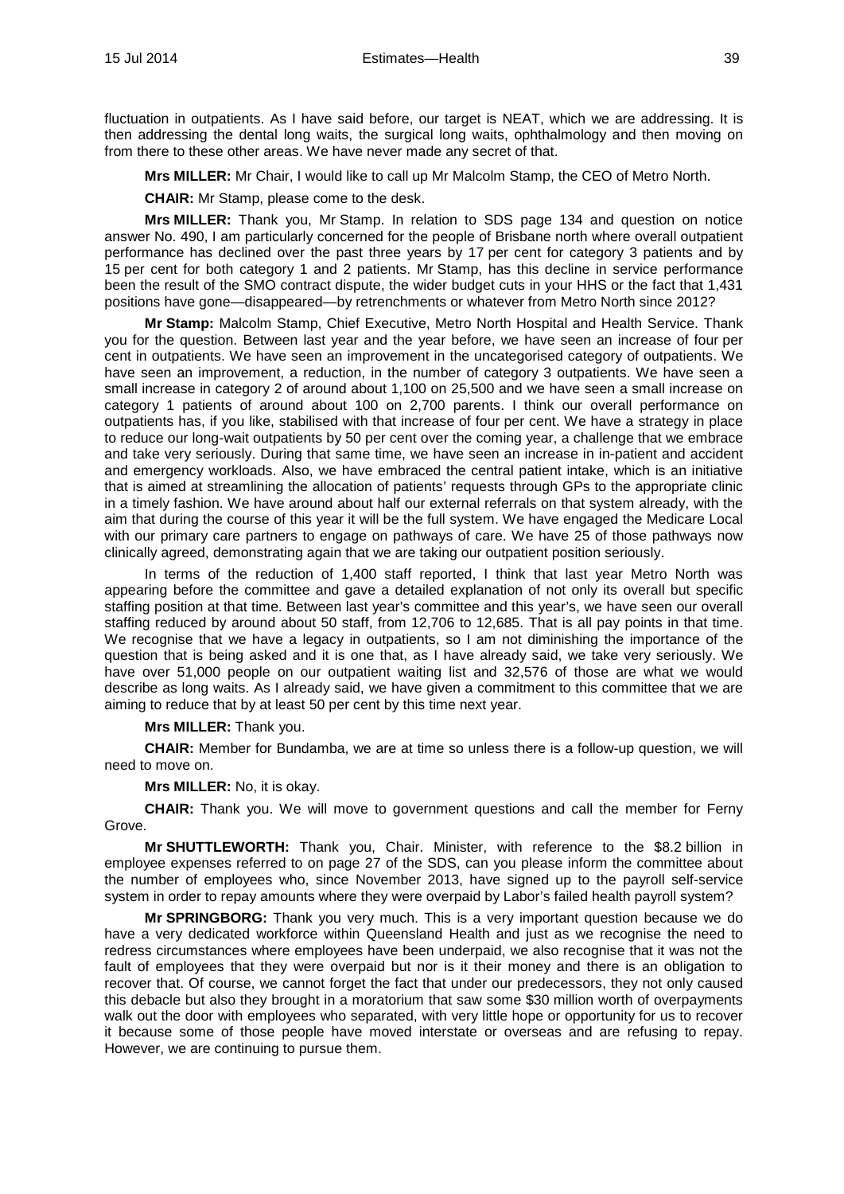fluctuation in outpatients. As I have said before, our target is NEAT, which we are addressing. It is then addressing the dental long waits, the surgical long waits, ophthalmology and then moving on from there to these other areas. We have never made any secret of that.

**Mrs MILLER:** Mr Chair, I would like to call up Mr Malcolm Stamp, the CEO of Metro North.

**CHAIR:** Mr Stamp, please come to the desk.

**Mrs MILLER:** Thank you, Mr Stamp. In relation to SDS page 134 and question on notice answer No. 490, I am particularly concerned for the people of Brisbane north where overall outpatient performance has declined over the past three years by 17 per cent for category 3 patients and by 15 per cent for both category 1 and 2 patients. Mr Stamp, has this decline in service performance been the result of the SMO contract dispute, the wider budget cuts in your HHS or the fact that 1,431 positions have gone—disappeared—by retrenchments or whatever from Metro North since 2012?

**Mr Stamp:** Malcolm Stamp, Chief Executive, Metro North Hospital and Health Service. Thank you for the question. Between last year and the year before, we have seen an increase of four per cent in outpatients. We have seen an improvement in the uncategorised category of outpatients. We have seen an improvement, a reduction, in the number of category 3 outpatients. We have seen a small increase in category 2 of around about 1,100 on 25,500 and we have seen a small increase on category 1 patients of around about 100 on 2,700 parents. I think our overall performance on outpatients has, if you like, stabilised with that increase of four per cent. We have a strategy in place to reduce our long-wait outpatients by 50 per cent over the coming year, a challenge that we embrace and take very seriously. During that same time, we have seen an increase in in-patient and accident and emergency workloads. Also, we have embraced the central patient intake, which is an initiative that is aimed at streamlining the allocation of patients' requests through GPs to the appropriate clinic in a timely fashion. We have around about half our external referrals on that system already, with the aim that during the course of this year it will be the full system. We have engaged the Medicare Local with our primary care partners to engage on pathways of care. We have 25 of those pathways now clinically agreed, demonstrating again that we are taking our outpatient position seriously.

In terms of the reduction of 1,400 staff reported, I think that last year Metro North was appearing before the committee and gave a detailed explanation of not only its overall but specific staffing position at that time. Between last year's committee and this year's, we have seen our overall staffing reduced by around about 50 staff, from 12,706 to 12,685. That is all pay points in that time. We recognise that we have a legacy in outpatients, so I am not diminishing the importance of the question that is being asked and it is one that, as I have already said, we take very seriously. We have over 51,000 people on our outpatient waiting list and 32,576 of those are what we would describe as long waits. As I already said, we have given a commitment to this committee that we are aiming to reduce that by at least 50 per cent by this time next year.

**Mrs MILLER:** Thank you.

**CHAIR:** Member for Bundamba, we are at time so unless there is a follow-up question, we will need to move on.

**Mrs MILLER:** No, it is okay.

**CHAIR:** Thank you. We will move to government questions and call the member for Ferny Grove.

**Mr SHUTTLEWORTH:** Thank you, Chair. Minister, with reference to the $8.2 billion in employee expenses referred to on page 27 of the SDS, can you please inform the committee about the number of employees who, since November 2013, have signed up to the payroll self-service system in order to repay amounts where they were overpaid by Labor's failed health payroll system?

**Mr SPRINGBORG:** Thank you very much. This is a very important question because we do have a very dedicated workforce within Queensland Health and just as we recognise the need to redress circumstances where employees have been underpaid, we also recognise that it was not the fault of employees that they were overpaid but nor is it their money and there is an obligation to recover that. Of course, we cannot forget the fact that under our predecessors, they not only caused this debacle but also they brought in a moratorium that saw some $30 million worth of overpayments walk out the door with employees who separated, with very little hope or opportunity for us to recover it because some of those people have moved interstate or overseas and are refusing to repay. However, we are continuing to pursue them.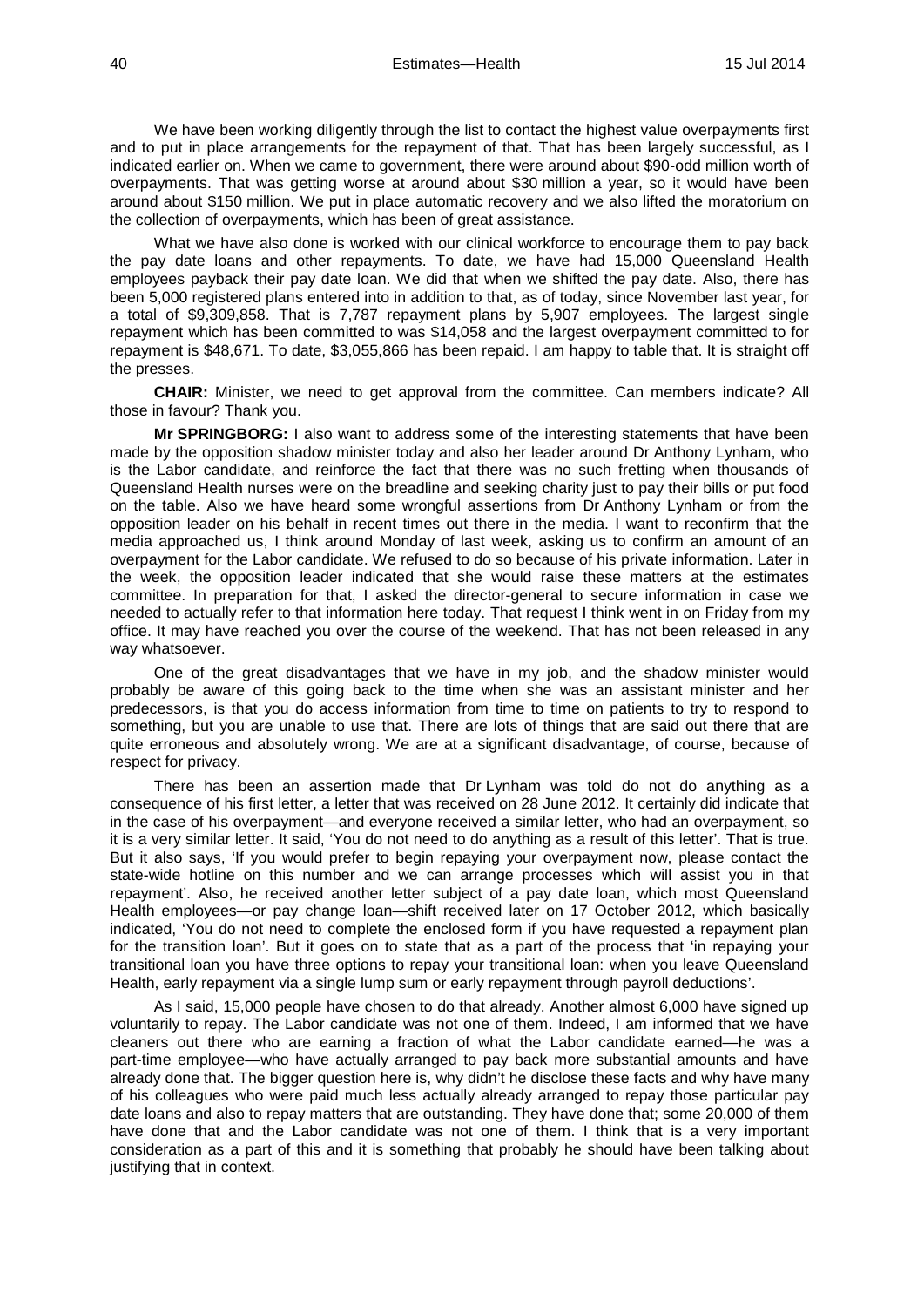We have been working diligently through the list to contact the highest value overpayments first and to put in place arrangements for the repayment of that. That has been largely successful, as I indicated earlier on. When we came to government, there were around about $90-odd million worth of overpayments. That was getting worse at around about $30 million a year, so it would have been around about $150 million. We put in place automatic recovery and we also lifted the moratorium on the collection of overpayments, which has been of great assistance.

What we have also done is worked with our clinical workforce to encourage them to pay back the pay date loans and other repayments. To date, we have had 15,000 Queensland Health employees payback their pay date loan. We did that when we shifted the pay date. Also, there has been 5,000 registered plans entered into in addition to that, as of today, since November last year, for a total of $9,309,858. That is 7,787 repayment plans by 5,907 employees. The largest single repayment which has been committed to was $14,058 and the largest overpayment committed to for repayment is $48,671. To date, $3,055,866 has been repaid. I am happy to table that. It is straight off the presses.

**CHAIR:** Minister, we need to get approval from the committee. Can members indicate? All those in favour? Thank you.

**Mr SPRINGBORG:** I also want to address some of the interesting statements that have been made by the opposition shadow minister today and also her leader around Dr Anthony Lynham, who is the Labor candidate, and reinforce the fact that there was no such fretting when thousands of Queensland Health nurses were on the breadline and seeking charity just to pay their bills or put food on the table. Also we have heard some wrongful assertions from Dr Anthony Lynham or from the opposition leader on his behalf in recent times out there in the media. I want to reconfirm that the media approached us, I think around Monday of last week, asking us to confirm an amount of an overpayment for the Labor candidate. We refused to do so because of his private information. Later in the week, the opposition leader indicated that she would raise these matters at the estimates committee. In preparation for that, I asked the director-general to secure information in case we needed to actually refer to that information here today. That request I think went in on Friday from my office. It may have reached you over the course of the weekend. That has not been released in any way whatsoever.

One of the great disadvantages that we have in my job, and the shadow minister would probably be aware of this going back to the time when she was an assistant minister and her predecessors, is that you do access information from time to time on patients to try to respond to something, but you are unable to use that. There are lots of things that are said out there that are quite erroneous and absolutely wrong. We are at a significant disadvantage, of course, because of respect for privacy.

There has been an assertion made that Dr Lynham was told do not do anything as a consequence of his first letter, a letter that was received on 28 June 2012. It certainly did indicate that in the case of his overpayment—and everyone received a similar letter, who had an overpayment, so it is a very similar letter. It said, 'You do not need to do anything as a result of this letter'. That is true. But it also says, 'If you would prefer to begin repaying your overpayment now, please contact the state-wide hotline on this number and we can arrange processes which will assist you in that repayment'. Also, he received another letter subject of a pay date loan, which most Queensland Health employees—or pay change loan—shift received later on 17 October 2012, which basically indicated, 'You do not need to complete the enclosed form if you have requested a repayment plan for the transition loan'. But it goes on to state that as a part of the process that 'in repaying your transitional loan you have three options to repay your transitional loan: when you leave Queensland Health, early repayment via a single lump sum or early repayment through payroll deductions'.

As I said, 15,000 people have chosen to do that already. Another almost 6,000 have signed up voluntarily to repay. The Labor candidate was not one of them. Indeed, I am informed that we have cleaners out there who are earning a fraction of what the Labor candidate earned—he was a part-time employee—who have actually arranged to pay back more substantial amounts and have already done that. The bigger question here is, why didn't he disclose these facts and why have many of his colleagues who were paid much less actually already arranged to repay those particular pay date loans and also to repay matters that are outstanding. They have done that; some 20,000 of them have done that and the Labor candidate was not one of them. I think that is a very important consideration as a part of this and it is something that probably he should have been talking about justifying that in context.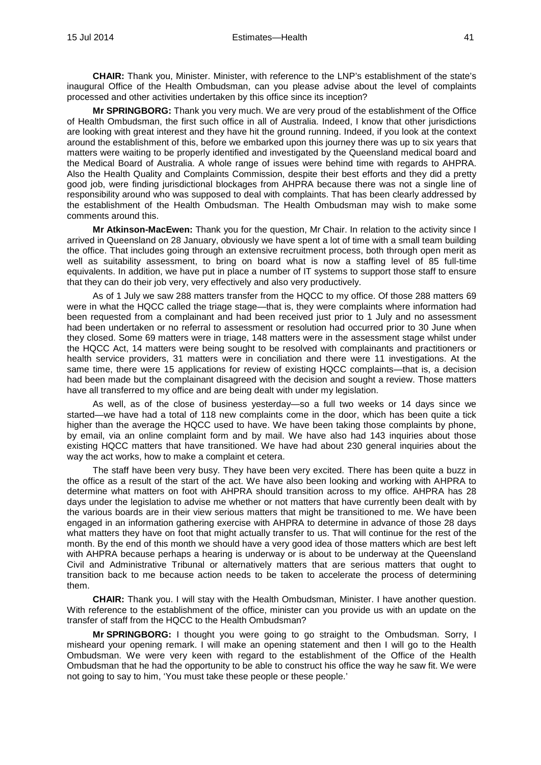**CHAIR:** Thank you, Minister. Minister, with reference to the LNP's establishment of the state's inaugural Office of the Health Ombudsman, can you please advise about the level of complaints processed and other activities undertaken by this office since its inception?

**Mr SPRINGBORG:** Thank you very much. We are very proud of the establishment of the Office of Health Ombudsman, the first such office in all of Australia. Indeed, I know that other jurisdictions are looking with great interest and they have hit the ground running. Indeed, if you look at the context around the establishment of this, before we embarked upon this journey there was up to six years that matters were waiting to be properly identified and investigated by the Queensland medical board and the Medical Board of Australia. A whole range of issues were behind time with regards to AHPRA. Also the Health Quality and Complaints Commission, despite their best efforts and they did a pretty good job, were finding jurisdictional blockages from AHPRA because there was not a single line of responsibility around who was supposed to deal with complaints. That has been clearly addressed by the establishment of the Health Ombudsman. The Health Ombudsman may wish to make some comments around this.

**Mr Atkinson-MacEwen:** Thank you for the question, Mr Chair. In relation to the activity since I arrived in Queensland on 28 January, obviously we have spent a lot of time with a small team building the office. That includes going through an extensive recruitment process, both through open merit as well as suitability assessment, to bring on board what is now a staffing level of 85 full-time equivalents. In addition, we have put in place a number of IT systems to support those staff to ensure that they can do their job very, very effectively and also very productively.

As of 1 July we saw 288 matters transfer from the HQCC to my office. Of those 288 matters 69 were in what the HQCC called the triage stage—that is, they were complaints where information had been requested from a complainant and had been received just prior to 1 July and no assessment had been undertaken or no referral to assessment or resolution had occurred prior to 30 June when they closed. Some 69 matters were in triage, 148 matters were in the assessment stage whilst under the HQCC Act, 14 matters were being sought to be resolved with complainants and practitioners or health service providers, 31 matters were in conciliation and there were 11 investigations. At the same time, there were 15 applications for review of existing HQCC complaints—that is, a decision had been made but the complainant disagreed with the decision and sought a review. Those matters have all transferred to my office and are being dealt with under my legislation.

As well, as of the close of business yesterday—so a full two weeks or 14 days since we started—we have had a total of 118 new complaints come in the door, which has been quite a tick higher than the average the HQCC used to have. We have been taking those complaints by phone, by email, via an online complaint form and by mail. We have also had 143 inquiries about those existing HQCC matters that have transitioned. We have had about 230 general inquiries about the way the act works, how to make a complaint et cetera.

The staff have been very busy. They have been very excited. There has been quite a buzz in the office as a result of the start of the act. We have also been looking and working with AHPRA to determine what matters on foot with AHPRA should transition across to my office. AHPRA has 28 days under the legislation to advise me whether or not matters that have currently been dealt with by the various boards are in their view serious matters that might be transitioned to me. We have been engaged in an information gathering exercise with AHPRA to determine in advance of those 28 days what matters they have on foot that might actually transfer to us. That will continue for the rest of the month. By the end of this month we should have a very good idea of those matters which are best left with AHPRA because perhaps a hearing is underway or is about to be underway at the Queensland Civil and Administrative Tribunal or alternatively matters that are serious matters that ought to transition back to me because action needs to be taken to accelerate the process of determining them.

**CHAIR:** Thank you. I will stay with the Health Ombudsman, Minister. I have another question. With reference to the establishment of the office, minister can you provide us with an update on the transfer of staff from the HQCC to the Health Ombudsman?

**Mr SPRINGBORG:** I thought you were going to go straight to the Ombudsman. Sorry, I misheard your opening remark. I will make an opening statement and then I will go to the Health Ombudsman. We were very keen with regard to the establishment of the Office of the Health Ombudsman that he had the opportunity to be able to construct his office the way he saw fit. We were not going to say to him, 'You must take these people or these people.'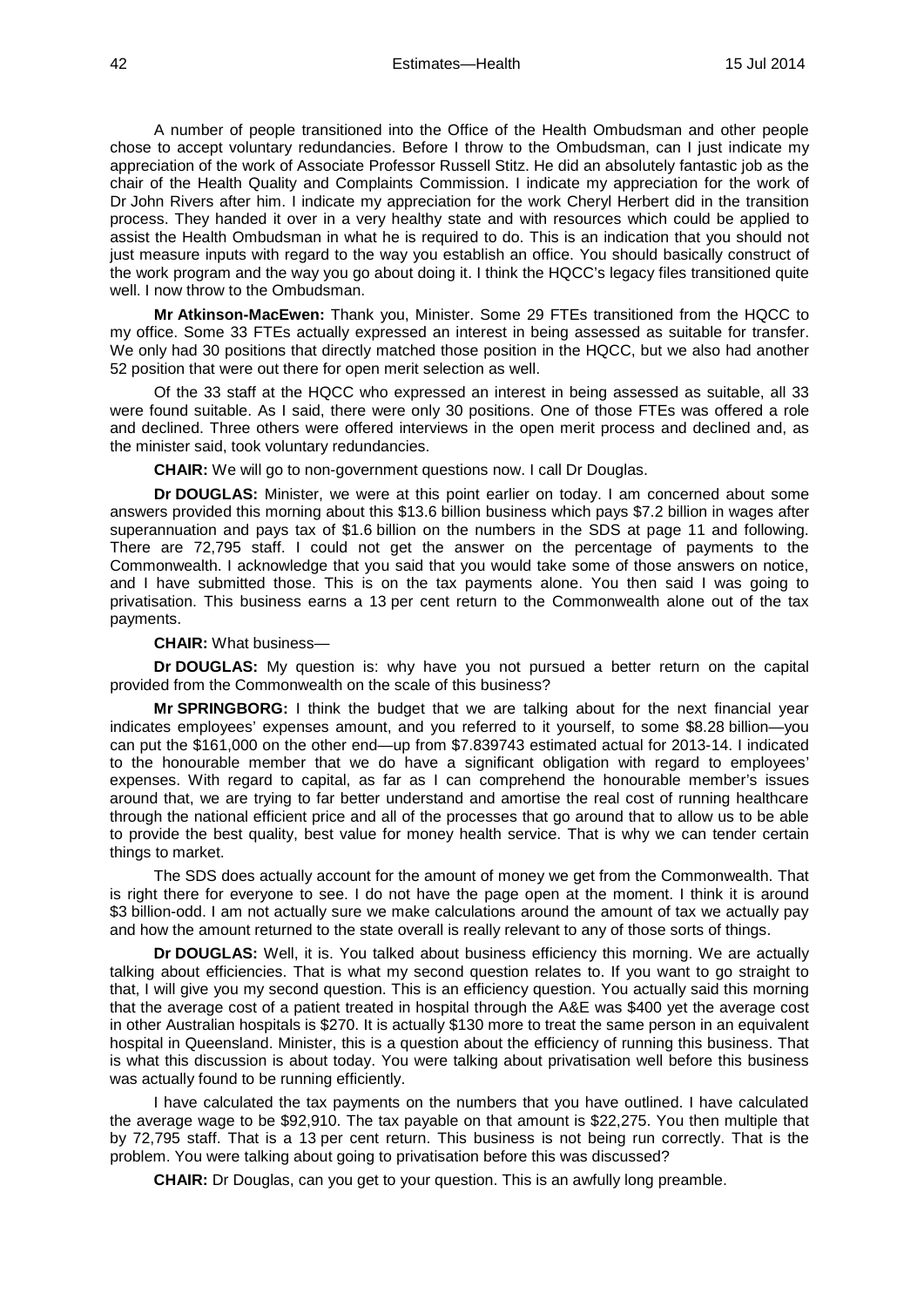A number of people transitioned into the Office of the Health Ombudsman and other people chose to accept voluntary redundancies. Before I throw to the Ombudsman, can I just indicate my appreciation of the work of Associate Professor Russell Stitz. He did an absolutely fantastic job as the chair of the Health Quality and Complaints Commission. I indicate my appreciation for the work of Dr John Rivers after him. I indicate my appreciation for the work Cheryl Herbert did in the transition process. They handed it over in a very healthy state and with resources which could be applied to assist the Health Ombudsman in what he is required to do. This is an indication that you should not just measure inputs with regard to the way you establish an office. You should basically construct of the work program and the way you go about doing it. I think the HQCC's legacy files transitioned quite well. I now throw to the Ombudsman.

**Mr Atkinson-MacEwen:** Thank you, Minister. Some 29 FTEs transitioned from the HQCC to my office. Some 33 FTEs actually expressed an interest in being assessed as suitable for transfer. We only had 30 positions that directly matched those position in the HQCC, but we also had another 52 position that were out there for open merit selection as well.

Of the 33 staff at the HQCC who expressed an interest in being assessed as suitable, all 33 were found suitable. As I said, there were only 30 positions. One of those FTEs was offered a role and declined. Three others were offered interviews in the open merit process and declined and, as the minister said, took voluntary redundancies.

**CHAIR:** We will go to non-government questions now. I call Dr Douglas.

**Dr DOUGLAS:** Minister, we were at this point earlier on today. I am concerned about some answers provided this morning about this $13.6 billion business which pays $7.2 billion in wages after superannuation and pays tax of $1.6 billion on the numbers in the SDS at page 11 and following. There are 72,795 staff. I could not get the answer on the percentage of payments to the Commonwealth. I acknowledge that you said that you would take some of those answers on notice, and I have submitted those. This is on the tax payments alone. You then said I was going to privatisation. This business earns a 13 per cent return to the Commonwealth alone out of the tax payments.

**CHAIR:** What business—

**Dr DOUGLAS:** My question is: why have you not pursued a better return on the capital provided from the Commonwealth on the scale of this business?

**Mr SPRINGBORG:** I think the budget that we are talking about for the next financial year indicates employees' expenses amount, and you referred to it yourself, to some $8.28 billion—you can put the $161,000 on the other end—up from $7.839743 estimated actual for 2013-14. I indicated to the honourable member that we do have a significant obligation with regard to employees' expenses. With regard to capital, as far as I can comprehend the honourable member's issues around that, we are trying to far better understand and amortise the real cost of running healthcare through the national efficient price and all of the processes that go around that to allow us to be able to provide the best quality, best value for money health service. That is why we can tender certain things to market.

The SDS does actually account for the amount of money we get from the Commonwealth. That is right there for everyone to see. I do not have the page open at the moment. I think it is around $3 billion-odd. I am not actually sure we make calculations around the amount of tax we actually pay and how the amount returned to the state overall is really relevant to any of those sorts of things.

**Dr DOUGLAS:** Well, it is. You talked about business efficiency this morning. We are actually talking about efficiencies. That is what my second question relates to. If you want to go straight to that, I will give you my second question. This is an efficiency question. You actually said this morning that the average cost of a patient treated in hospital through the A&E was $400 yet the average cost in other Australian hospitals is $270. It is actually $130 more to treat the same person in an equivalent hospital in Queensland. Minister, this is a question about the efficiency of running this business. That is what this discussion is about today. You were talking about privatisation well before this business was actually found to be running efficiently.

I have calculated the tax payments on the numbers that you have outlined. I have calculated the average wage to be $92,910. The tax payable on that amount is $22,275. You then multiple that by 72,795 staff. That is a 13 per cent return. This business is not being run correctly. That is the problem. You were talking about going to privatisation before this was discussed?

**CHAIR:** Dr Douglas, can you get to your question. This is an awfully long preamble.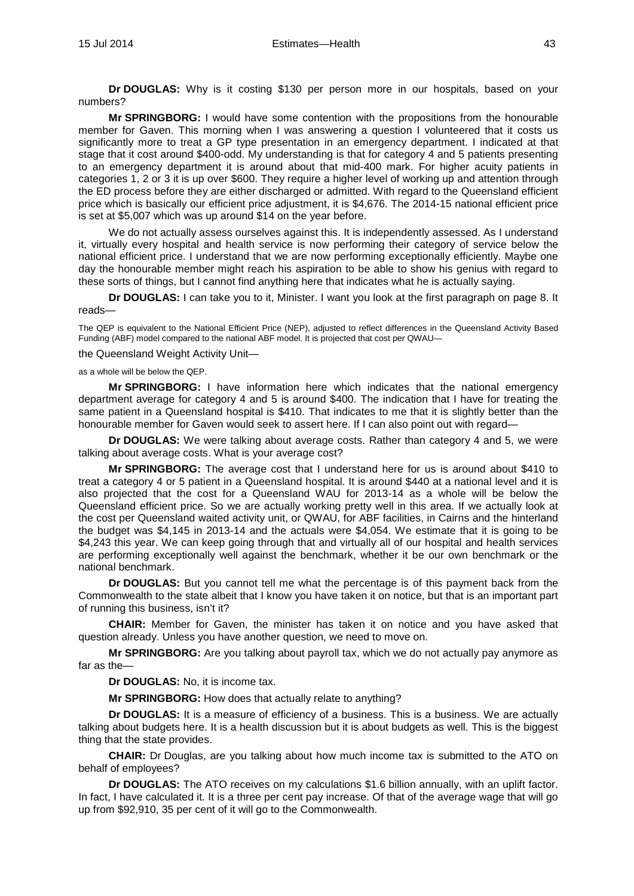**Dr DOUGLAS:** Why is it costing $130 per person more in our hospitals, based on your numbers?

**Mr SPRINGBORG:** I would have some contention with the propositions from the honourable member for Gaven. This morning when I was answering a question I volunteered that it costs us significantly more to treat a GP type presentation in an emergency department. I indicated at that stage that it cost around $400-odd. My understanding is that for category 4 and 5 patients presenting to an emergency department it is around about that mid-400 mark. For higher acuity patients in categories 1, 2 or 3 it is up over $600. They require a higher level of working up and attention through the ED process before they are either discharged or admitted. With regard to the Queensland efficient price which is basically our efficient price adjustment, it is $4,676. The 2014-15 national efficient price is set at $5,007 which was up around $14 on the year before.

We do not actually assess ourselves against this. It is independently assessed. As I understand it, virtually every hospital and health service is now performing their category of service below the national efficient price. I understand that we are now performing exceptionally efficiently. Maybe one day the honourable member might reach his aspiration to be able to show his genius with regard to these sorts of things, but I cannot find anything here that indicates what he is actually saying.

**Dr DOUGLAS:** I can take you to it, Minister. I want you look at the first paragraph on page 8. It reads—

> The QEP is equivalent to the National Efficient Price (NEP), adjusted to reflect differences in the Queensland Activity Based Funding (ABF) model compared to the national ABF model. It is projected that cost per QWAU—

the Queensland Weight Activity Unit—

> as a whole will be below the QEP.

**Mr SPRINGBORG:** I have information here which indicates that the national emergency department average for category 4 and 5 is around $400. The indication that I have for treating the same patient in a Queensland hospital is $410. That indicates to me that it is slightly better than the honourable member for Gaven would seek to assert here. If I can also point out with regard—

**Dr DOUGLAS:** We were talking about average costs. Rather than category 4 and 5, we were talking about average costs. What is your average cost?

**Mr SPRINGBORG:** The average cost that I understand here for us is around about $410 to treat a category 4 or 5 patient in a Queensland hospital. It is around $440 at a national level and it is also projected that the cost for a Queensland WAU for 2013-14 as a whole will be below the Queensland efficient price. So we are actually working pretty well in this area. If we actually look at the cost per Queensland waited activity unit, or QWAU, for ABF facilities, in Cairns and the hinterland the budget was $4,145 in 2013-14 and the actuals were $4,054. We estimate that it is going to be $4,243 this year. We can keep going through that and virtually all of our hospital and health services are performing exceptionally well against the benchmark, whether it be our own benchmark or the national benchmark.

**Dr DOUGLAS:** But you cannot tell me what the percentage is of this payment back from the Commonwealth to the state albeit that I know you have taken it on notice, but that is an important part of running this business, isn't it?

**CHAIR:** Member for Gaven, the minister has taken it on notice and you have asked that question already. Unless you have another question, we need to move on.

**Mr SPRINGBORG:** Are you talking about payroll tax, which we do not actually pay anymore as far as the—

**Dr DOUGLAS:** No, it is income tax.

**Mr SPRINGBORG:** How does that actually relate to anything?

**Dr DOUGLAS:** It is a measure of efficiency of a business. This is a business. We are actually talking about budgets here. It is a health discussion but it is about budgets as well. This is the biggest thing that the state provides.

**CHAIR:** Dr Douglas, are you talking about how much income tax is submitted to the ATO on behalf of employees?

**Dr DOUGLAS:** The ATO receives on my calculations $1.6 billion annually, with an uplift factor. In fact, I have calculated it. It is a three per cent pay increase. Of that of the average wage that will go up from $92,910, 35 per cent of it will go to the Commonwealth.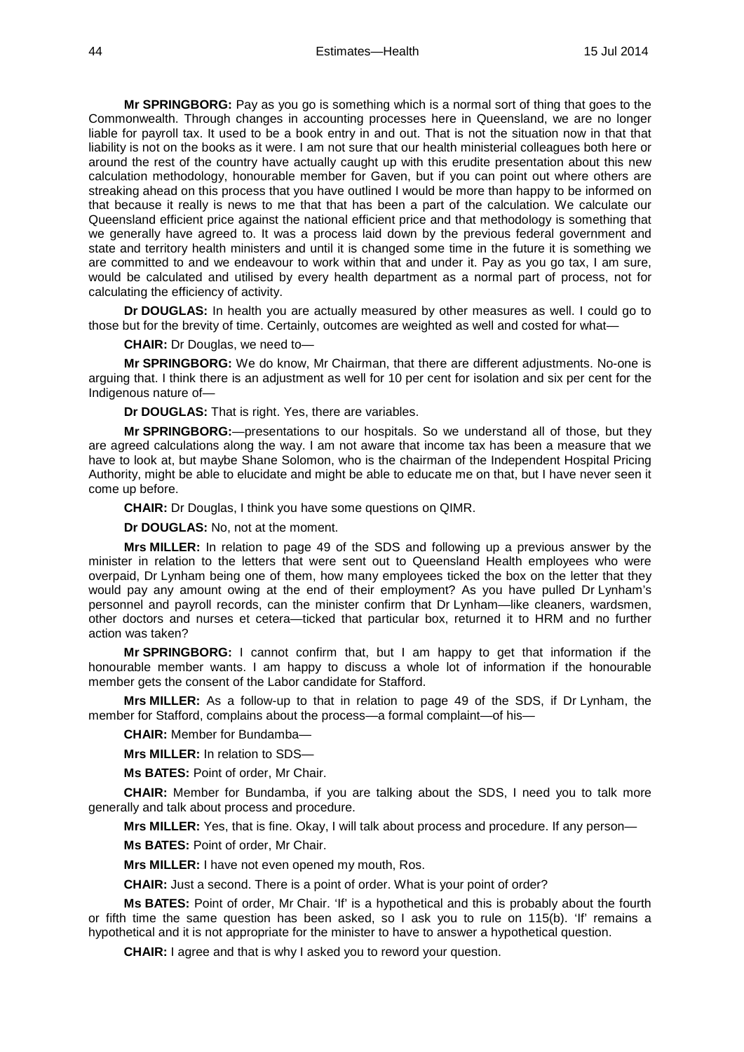**Mr SPRINGBORG:** Pay as you go is something which is a normal sort of thing that goes to the Commonwealth. Through changes in accounting processes here in Queensland, we are no longer liable for payroll tax. It used to be a book entry in and out. That is not the situation now in that that liability is not on the books as it were. I am not sure that our health ministerial colleagues both here or around the rest of the country have actually caught up with this erudite presentation about this new calculation methodology, honourable member for Gaven, but if you can point out where others are streaking ahead on this process that you have outlined I would be more than happy to be informed on that because it really is news to me that that has been a part of the calculation. We calculate our Queensland efficient price against the national efficient price and that methodology is something that we generally have agreed to. It was a process laid down by the previous federal government and state and territory health ministers and until it is changed some time in the future it is something we are committed to and we endeavour to work within that and under it. Pay as you go tax, I am sure, would be calculated and utilised by every health department as a normal part of process, not for calculating the efficiency of activity.

**Dr DOUGLAS:** In health you are actually measured by other measures as well. I could go to those but for the brevity of time. Certainly, outcomes are weighted as well and costed for what—

**CHAIR:** Dr Douglas, we need to—

**Mr SPRINGBORG:** We do know, Mr Chairman, that there are different adjustments. No-one is arguing that. I think there is an adjustment as well for 10 per cent for isolation and six per cent for the Indigenous nature of—

**Dr DOUGLAS:** That is right. Yes, there are variables.

**Mr SPRINGBORG:**—presentations to our hospitals. So we understand all of those, but they are agreed calculations along the way. I am not aware that income tax has been a measure that we have to look at, but maybe Shane Solomon, who is the chairman of the Independent Hospital Pricing Authority, might be able to elucidate and might be able to educate me on that, but I have never seen it come up before.

**CHAIR:** Dr Douglas, I think you have some questions on QIMR.

**Dr DOUGLAS:** No, not at the moment.

**Mrs MILLER:** In relation to page 49 of the SDS and following up a previous answer by the minister in relation to the letters that were sent out to Queensland Health employees who were overpaid, Dr Lynham being one of them, how many employees ticked the box on the letter that they would pay any amount owing at the end of their employment? As you have pulled Dr Lynham's personnel and payroll records, can the minister confirm that Dr Lynham—like cleaners, wardsmen, other doctors and nurses et cetera—ticked that particular box, returned it to HRM and no further action was taken?

**Mr SPRINGBORG:** I cannot confirm that, but I am happy to get that information if the honourable member wants. I am happy to discuss a whole lot of information if the honourable member gets the consent of the Labor candidate for Stafford.

**Mrs MILLER:** As a follow-up to that in relation to page 49 of the SDS, if Dr Lynham, the member for Stafford, complains about the process—a formal complaint—of his—

**CHAIR:** Member for Bundamba—

**Mrs MILLER:** In relation to SDS—

**Ms BATES:** Point of order, Mr Chair.

**CHAIR:** Member for Bundamba, if you are talking about the SDS, I need you to talk more generally and talk about process and procedure.

**Mrs MILLER:** Yes, that is fine. Okay, I will talk about process and procedure. If any person—

**Ms BATES:** Point of order, Mr Chair.

**Mrs MILLER:** I have not even opened my mouth, Ros.

**CHAIR:** Just a second. There is a point of order. What is your point of order?

**Ms BATES:** Point of order, Mr Chair. 'If' is a hypothetical and this is probably about the fourth or fifth time the same question has been asked, so I ask you to rule on 115(b). 'If' remains a hypothetical and it is not appropriate for the minister to have to answer a hypothetical question.

**CHAIR:** I agree and that is why I asked you to reword your question.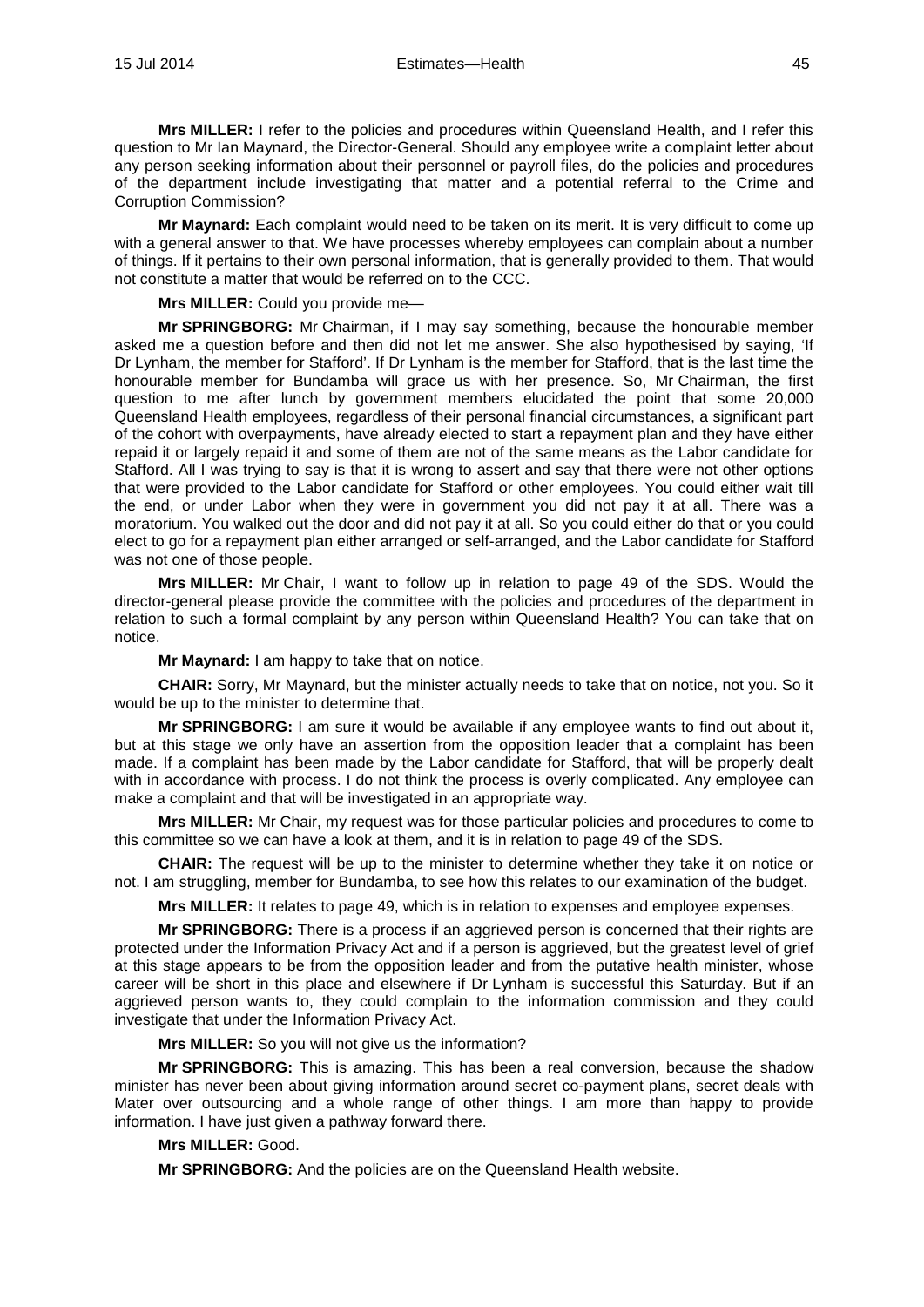**Mrs MILLER:** I refer to the policies and procedures within Queensland Health, and I refer this question to Mr Ian Maynard, the Director-General. Should any employee write a complaint letter about any person seeking information about their personnel or payroll files, do the policies and procedures of the department include investigating that matter and a potential referral to the Crime and Corruption Commission?

**Mr Maynard:** Each complaint would need to be taken on its merit. It is very difficult to come up with a general answer to that. We have processes whereby employees can complain about a number of things. If it pertains to their own personal information, that is generally provided to them. That would not constitute a matter that would be referred on to the CCC.

**Mrs MILLER:** Could you provide me—

**Mr SPRINGBORG:** Mr Chairman, if I may say something, because the honourable member asked me a question before and then did not let me answer. She also hypothesised by saying, 'If Dr Lynham, the member for Stafford'. If Dr Lynham is the member for Stafford, that is the last time the honourable member for Bundamba will grace us with her presence. So, Mr Chairman, the first question to me after lunch by government members elucidated the point that some 20,000 Queensland Health employees, regardless of their personal financial circumstances, a significant part of the cohort with overpayments, have already elected to start a repayment plan and they have either repaid it or largely repaid it and some of them are not of the same means as the Labor candidate for Stafford. All I was trying to say is that it is wrong to assert and say that there were not other options that were provided to the Labor candidate for Stafford or other employees. You could either wait till the end, or under Labor when they were in government you did not pay it at all. There was a moratorium. You walked out the door and did not pay it at all. So you could either do that or you could elect to go for a repayment plan either arranged or self-arranged, and the Labor candidate for Stafford was not one of those people.

**Mrs MILLER:** Mr Chair, I want to follow up in relation to page 49 of the SDS. Would the director-general please provide the committee with the policies and procedures of the department in relation to such a formal complaint by any person within Queensland Health? You can take that on notice.

**Mr Maynard:** I am happy to take that on notice.

**CHAIR:** Sorry, Mr Maynard, but the minister actually needs to take that on notice, not you. So it would be up to the minister to determine that.

**Mr SPRINGBORG:** I am sure it would be available if any employee wants to find out about it, but at this stage we only have an assertion from the opposition leader that a complaint has been made. If a complaint has been made by the Labor candidate for Stafford, that will be properly dealt with in accordance with process. I do not think the process is overly complicated. Any employee can make a complaint and that will be investigated in an appropriate way.

**Mrs MILLER:** Mr Chair, my request was for those particular policies and procedures to come to this committee so we can have a look at them, and it is in relation to page 49 of the SDS.

**CHAIR:** The request will be up to the minister to determine whether they take it on notice or not. I am struggling, member for Bundamba, to see how this relates to our examination of the budget.

**Mrs MILLER:** It relates to page 49, which is in relation to expenses and employee expenses.

**Mr SPRINGBORG:** There is a process if an aggrieved person is concerned that their rights are protected under the Information Privacy Act and if a person is aggrieved, but the greatest level of grief at this stage appears to be from the opposition leader and from the putative health minister, whose career will be short in this place and elsewhere if Dr Lynham is successful this Saturday. But if an aggrieved person wants to, they could complain to the information commission and they could investigate that under the Information Privacy Act.

**Mrs MILLER:** So you will not give us the information?

**Mr SPRINGBORG:** This is amazing. This has been a real conversion, because the shadow minister has never been about giving information around secret co-payment plans, secret deals with Mater over outsourcing and a whole range of other things. I am more than happy to provide information. I have just given a pathway forward there.

**Mrs MILLER:** Good.

**Mr SPRINGBORG:** And the policies are on the Queensland Health website.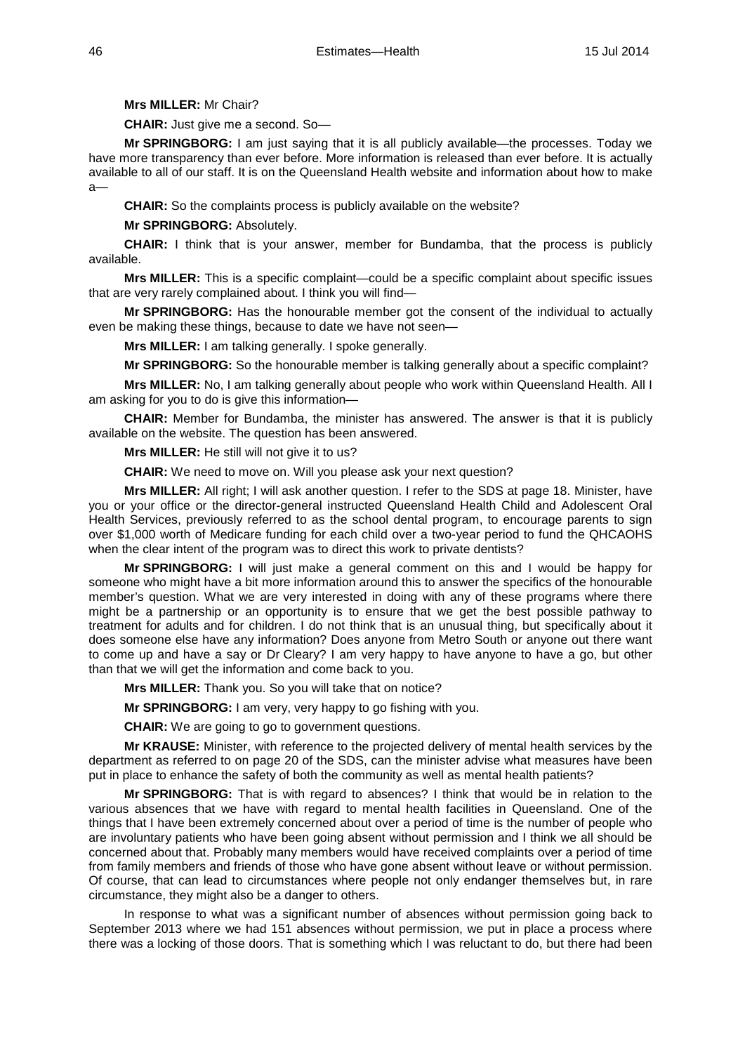**Mrs MILLER:** Mr Chair?

**CHAIR:** Just give me a second. So—

**Mr SPRINGBORG:** I am just saying that it is all publicly available—the processes. Today we have more transparency than ever before. More information is released than ever before. It is actually available to all of our staff. It is on the Queensland Health website and information about how to make a—

**CHAIR:** So the complaints process is publicly available on the website?

**Mr SPRINGBORG:** Absolutely.

**CHAIR:** I think that is your answer, member for Bundamba, that the process is publicly available.

**Mrs MILLER:** This is a specific complaint—could be a specific complaint about specific issues that are very rarely complained about. I think you will find—

**Mr SPRINGBORG:** Has the honourable member got the consent of the individual to actually even be making these things, because to date we have not seen—

**Mrs MILLER:** I am talking generally. I spoke generally.

**Mr SPRINGBORG:** So the honourable member is talking generally about a specific complaint?

**Mrs MILLER:** No, I am talking generally about people who work within Queensland Health. All I am asking for you to do is give this information—

**CHAIR:** Member for Bundamba, the minister has answered. The answer is that it is publicly available on the website. The question has been answered.

**Mrs MILLER:** He still will not give it to us?

**CHAIR:** We need to move on. Will you please ask your next question?

**Mrs MILLER:** All right; I will ask another question. I refer to the SDS at page 18. Minister, have you or your office or the director-general instructed Queensland Health Child and Adolescent Oral Health Services, previously referred to as the school dental program, to encourage parents to sign over $1,000 worth of Medicare funding for each child over a two-year period to fund the QHCAOHS when the clear intent of the program was to direct this work to private dentists?

**Mr SPRINGBORG:** I will just make a general comment on this and I would be happy for someone who might have a bit more information around this to answer the specifics of the honourable member's question. What we are very interested in doing with any of these programs where there might be a partnership or an opportunity is to ensure that we get the best possible pathway to treatment for adults and for children. I do not think that is an unusual thing, but specifically about it does someone else have any information? Does anyone from Metro South or anyone out there want to come up and have a say or Dr Cleary? I am very happy to have anyone to have a go, but other than that we will get the information and come back to you.

**Mrs MILLER:** Thank you. So you will take that on notice?

**Mr SPRINGBORG:** I am very, very happy to go fishing with you.

**CHAIR:** We are going to go to government questions.

**Mr KRAUSE:** Minister, with reference to the projected delivery of mental health services by the department as referred to on page 20 of the SDS, can the minister advise what measures have been put in place to enhance the safety of both the community as well as mental health patients?

**Mr SPRINGBORG:** That is with regard to absences? I think that would be in relation to the various absences that we have with regard to mental health facilities in Queensland. One of the things that I have been extremely concerned about over a period of time is the number of people who are involuntary patients who have been going absent without permission and I think we all should be concerned about that. Probably many members would have received complaints over a period of time from family members and friends of those who have gone absent without leave or without permission. Of course, that can lead to circumstances where people not only endanger themselves but, in rare circumstance, they might also be a danger to others.

In response to what was a significant number of absences without permission going back to September 2013 where we had 151 absences without permission, we put in place a process where there was a locking of those doors. That is something which I was reluctant to do, but there had been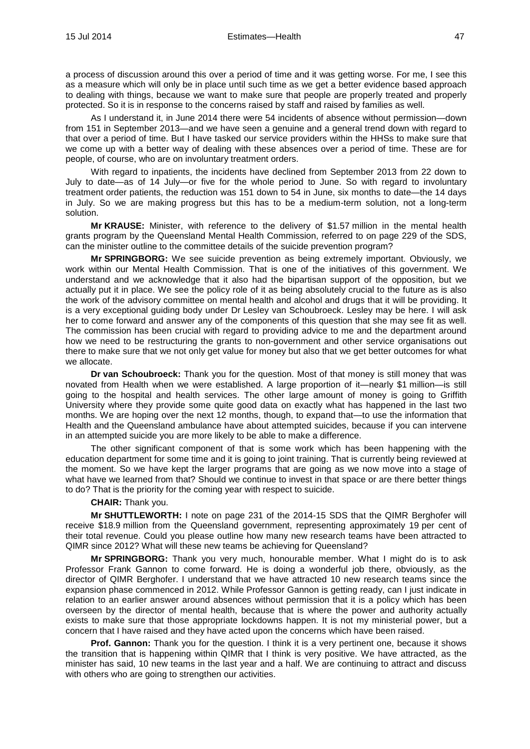a process of discussion around this over a period of time and it was getting worse. For me, I see this as a measure which will only be in place until such time as we get a better evidence based approach to dealing with things, because we want to make sure that people are properly treated and properly protected. So it is in response to the concerns raised by staff and raised by families as well.

As I understand it, in June 2014 there were 54 incidents of absence without permission—down from 151 in September 2013—and we have seen a genuine and a general trend down with regard to that over a period of time. But I have tasked our service providers within the HHSs to make sure that we come up with a better way of dealing with these absences over a period of time. These are for people, of course, who are on involuntary treatment orders.

With regard to inpatients, the incidents have declined from September 2013 from 22 down to July to date—as of 14 July—or five for the whole period to June. So with regard to involuntary treatment order patients, the reduction was 151 down to 54 in June, six months to date—the 14 days in July. So we are making progress but this has to be a medium-term solution, not a long-term solution.

**Mr KRAUSE:** Minister, with reference to the delivery of $1.57 million in the mental health grants program by the Queensland Mental Health Commission, referred to on page 229 of the SDS, can the minister outline to the committee details of the suicide prevention program?

**Mr SPRINGBORG:** We see suicide prevention as being extremely important. Obviously, we work within our Mental Health Commission. That is one of the initiatives of this government. We understand and we acknowledge that it also had the bipartisan support of the opposition, but we actually put it in place. We see the policy role of it as being absolutely crucial to the future as is also the work of the advisory committee on mental health and alcohol and drugs that it will be providing. It is a very exceptional guiding body under Dr Lesley van Schoubroeck. Lesley may be here. I will ask her to come forward and answer any of the components of this question that she may see fit as well. The commission has been crucial with regard to providing advice to me and the department around how we need to be restructuring the grants to non-government and other service organisations out there to make sure that we not only get value for money but also that we get better outcomes for what we allocate.

**Dr van Schoubroeck:** Thank you for the question. Most of that money is still money that was novated from Health when we were established. A large proportion of it—nearly $1 million—is still going to the hospital and health services. The other large amount of money is going to Griffith University where they provide some quite good data on exactly what has happened in the last two months. We are hoping over the next 12 months, though, to expand that—to use the information that Health and the Queensland ambulance have about attempted suicides, because if you can intervene in an attempted suicide you are more likely to be able to make a difference.

The other significant component of that is some work which has been happening with the education department for some time and it is going to joint training. That is currently being reviewed at the moment. So we have kept the larger programs that are going as we now move into a stage of what have we learned from that? Should we continue to invest in that space or are there better things to do? That is the priority for the coming year with respect to suicide.

**CHAIR:** Thank you.

**Mr SHUTTLEWORTH:** I note on page 231 of the 2014-15 SDS that the QIMR Berghofer will receive $18.9 million from the Queensland government, representing approximately 19 per cent of their total revenue. Could you please outline how many new research teams have been attracted to QIMR since 2012? What will these new teams be achieving for Queensland?

**Mr SPRINGBORG:** Thank you very much, honourable member. What I might do is to ask Professor Frank Gannon to come forward. He is doing a wonderful job there, obviously, as the director of QIMR Berghofer. I understand that we have attracted 10 new research teams since the expansion phase commenced in 2012. While Professor Gannon is getting ready, can I just indicate in relation to an earlier answer around absences without permission that it is a policy which has been overseen by the director of mental health, because that is where the power and authority actually exists to make sure that those appropriate lockdowns happen. It is not my ministerial power, but a concern that I have raised and they have acted upon the concerns which have been raised.

**Prof. Gannon:** Thank you for the question. I think it is a very pertinent one, because it shows the transition that is happening within QIMR that I think is very positive. We have attracted, as the minister has said, 10 new teams in the last year and a half. We are continuing to attract and discuss with others who are going to strengthen our activities.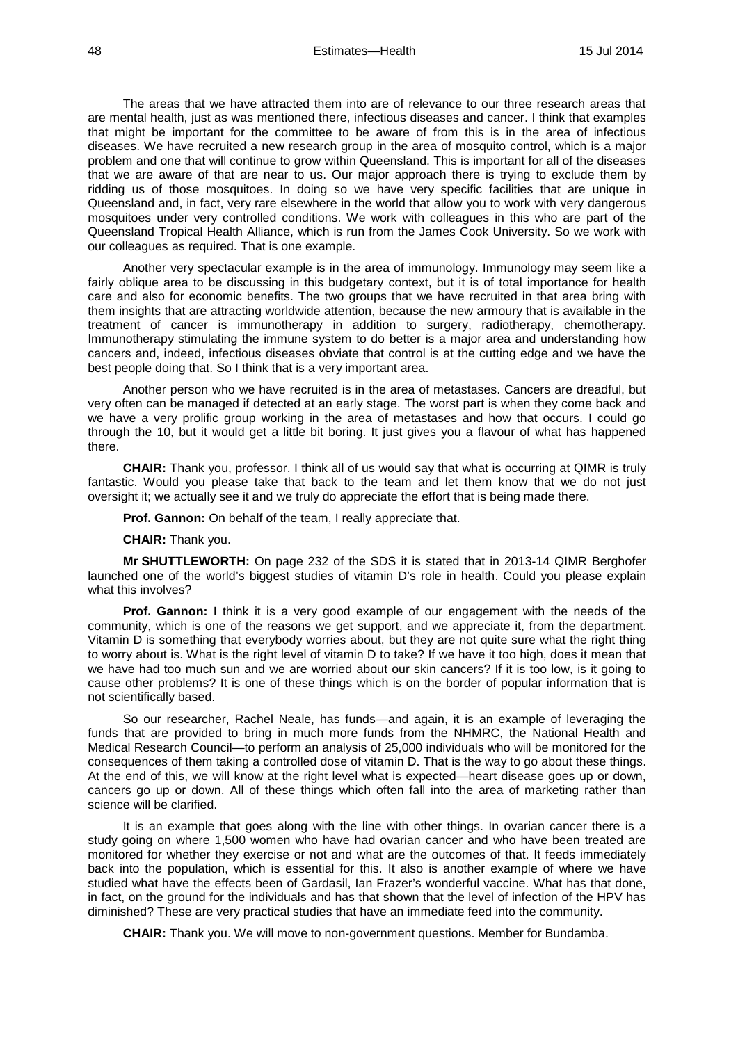The areas that we have attracted them into are of relevance to our three research areas that are mental health, just as was mentioned there, infectious diseases and cancer. I think that examples that might be important for the committee to be aware of from this is in the area of infectious diseases. We have recruited a new research group in the area of mosquito control, which is a major problem and one that will continue to grow within Queensland. This is important for all of the diseases that we are aware of that are near to us. Our major approach there is trying to exclude them by ridding us of those mosquitoes. In doing so we have very specific facilities that are unique in Queensland and, in fact, very rare elsewhere in the world that allow you to work with very dangerous mosquitoes under very controlled conditions. We work with colleagues in this who are part of the Queensland Tropical Health Alliance, which is run from the James Cook University. So we work with our colleagues as required. That is one example.

Another very spectacular example is in the area of immunology. Immunology may seem like a fairly oblique area to be discussing in this budgetary context, but it is of total importance for health care and also for economic benefits. The two groups that we have recruited in that area bring with them insights that are attracting worldwide attention, because the new armoury that is available in the treatment of cancer is immunotherapy in addition to surgery, radiotherapy, chemotherapy. Immunotherapy stimulating the immune system to do better is a major area and understanding how cancers and, indeed, infectious diseases obviate that control is at the cutting edge and we have the best people doing that. So I think that is a very important area.

Another person who we have recruited is in the area of metastases. Cancers are dreadful, but very often can be managed if detected at an early stage. The worst part is when they come back and we have a very prolific group working in the area of metastases and how that occurs. I could go through the 10, but it would get a little bit boring. It just gives you a flavour of what has happened there.

**CHAIR:** Thank you, professor. I think all of us would say that what is occurring at QIMR is truly fantastic. Would you please take that back to the team and let them know that we do not just oversight it; we actually see it and we truly do appreciate the effort that is being made there.

**Prof. Gannon:** On behalf of the team, I really appreciate that.

**CHAIR:** Thank you.

**Mr SHUTTLEWORTH:** On page 232 of the SDS it is stated that in 2013-14 QIMR Berghofer launched one of the world's biggest studies of vitamin D's role in health. Could you please explain what this involves?

**Prof. Gannon:** I think it is a very good example of our engagement with the needs of the community, which is one of the reasons we get support, and we appreciate it, from the department. Vitamin D is something that everybody worries about, but they are not quite sure what the right thing to worry about is. What is the right level of vitamin D to take? If we have it too high, does it mean that we have had too much sun and we are worried about our skin cancers? If it is too low, is it going to cause other problems? It is one of these things which is on the border of popular information that is not scientifically based.

So our researcher, Rachel Neale, has funds—and again, it is an example of leveraging the funds that are provided to bring in much more funds from the NHMRC, the National Health and Medical Research Council—to perform an analysis of 25,000 individuals who will be monitored for the consequences of them taking a controlled dose of vitamin D. That is the way to go about these things. At the end of this, we will know at the right level what is expected—heart disease goes up or down, cancers go up or down. All of these things which often fall into the area of marketing rather than science will be clarified.

It is an example that goes along with the line with other things. In ovarian cancer there is a study going on where 1,500 women who have had ovarian cancer and who have been treated are monitored for whether they exercise or not and what are the outcomes of that. It feeds immediately back into the population, which is essential for this. It also is another example of where we have studied what have the effects been of Gardasil, Ian Frazer's wonderful vaccine. What has that done, in fact, on the ground for the individuals and has that shown that the level of infection of the HPV has diminished? These are very practical studies that have an immediate feed into the community.

**CHAIR:** Thank you. We will move to non-government questions. Member for Bundamba.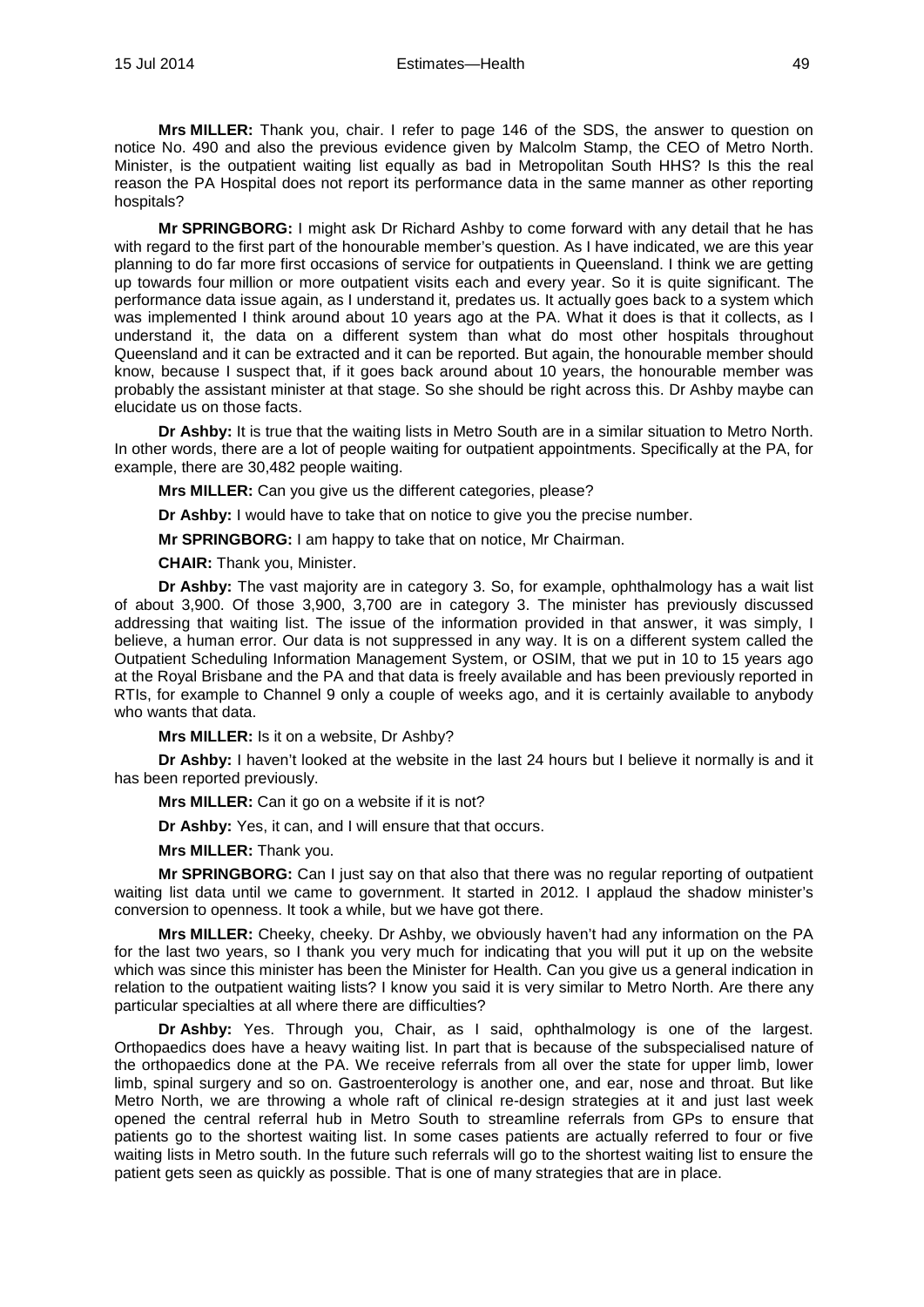**Mrs MILLER:** Thank you, chair. I refer to page 146 of the SDS, the answer to question on notice No. 490 and also the previous evidence given by Malcolm Stamp, the CEO of Metro North. Minister, is the outpatient waiting list equally as bad in Metropolitan South HHS? Is this the real reason the PA Hospital does not report its performance data in the same manner as other reporting hospitals?

**Mr SPRINGBORG:** I might ask Dr Richard Ashby to come forward with any detail that he has with regard to the first part of the honourable member's question. As I have indicated, we are this year planning to do far more first occasions of service for outpatients in Queensland. I think we are getting up towards four million or more outpatient visits each and every year. So it is quite significant. The performance data issue again, as I understand it, predates us. It actually goes back to a system which was implemented I think around about 10 years ago at the PA. What it does is that it collects, as I understand it, the data on a different system than what do most other hospitals throughout Queensland and it can be extracted and it can be reported. But again, the honourable member should know, because I suspect that, if it goes back around about 10 years, the honourable member was probably the assistant minister at that stage. So she should be right across this. Dr Ashby maybe can elucidate us on those facts.

**Dr Ashby:** It is true that the waiting lists in Metro South are in a similar situation to Metro North. In other words, there are a lot of people waiting for outpatient appointments. Specifically at the PA, for example, there are 30,482 people waiting.

**Mrs MILLER:** Can you give us the different categories, please?

**Dr Ashby:** I would have to take that on notice to give you the precise number.

**Mr SPRINGBORG:** I am happy to take that on notice, Mr Chairman.

**CHAIR:** Thank you, Minister.

**Dr Ashby:** The vast majority are in category 3. So, for example, ophthalmology has a wait list of about 3,900. Of those 3,900, 3,700 are in category 3. The minister has previously discussed addressing that waiting list. The issue of the information provided in that answer, it was simply, I believe, a human error. Our data is not suppressed in any way. It is on a different system called the Outpatient Scheduling Information Management System, or OSIM, that we put in 10 to 15 years ago at the Royal Brisbane and the PA and that data is freely available and has been previously reported in RTIs, for example to Channel 9 only a couple of weeks ago, and it is certainly available to anybody who wants that data.

**Mrs MILLER:** Is it on a website, Dr Ashby?

**Dr Ashby:** I haven't looked at the website in the last 24 hours but I believe it normally is and it has been reported previously.

**Mrs MILLER:** Can it go on a website if it is not?

**Dr Ashby:** Yes, it can, and I will ensure that that occurs.

**Mrs MILLER:** Thank you.

**Mr SPRINGBORG:** Can I just say on that also that there was no regular reporting of outpatient waiting list data until we came to government. It started in 2012. I applaud the shadow minister's conversion to openness. It took a while, but we have got there.

**Mrs MILLER:** Cheeky, cheeky. Dr Ashby, we obviously haven't had any information on the PA for the last two years, so I thank you very much for indicating that you will put it up on the website which was since this minister has been the Minister for Health. Can you give us a general indication in relation to the outpatient waiting lists? I know you said it is very similar to Metro North. Are there any particular specialties at all where there are difficulties?

**Dr Ashby:** Yes. Through you, Chair, as I said, ophthalmology is one of the largest. Orthopaedics does have a heavy waiting list. In part that is because of the subspecialised nature of the orthopaedics done at the PA. We receive referrals from all over the state for upper limb, lower limb, spinal surgery and so on. Gastroenterology is another one, and ear, nose and throat. But like Metro North, we are throwing a whole raft of clinical re-design strategies at it and just last week opened the central referral hub in Metro South to streamline referrals from GPs to ensure that patients go to the shortest waiting list. In some cases patients are actually referred to four or five waiting lists in Metro south. In the future such referrals will go to the shortest waiting list to ensure the patient gets seen as quickly as possible. That is one of many strategies that are in place.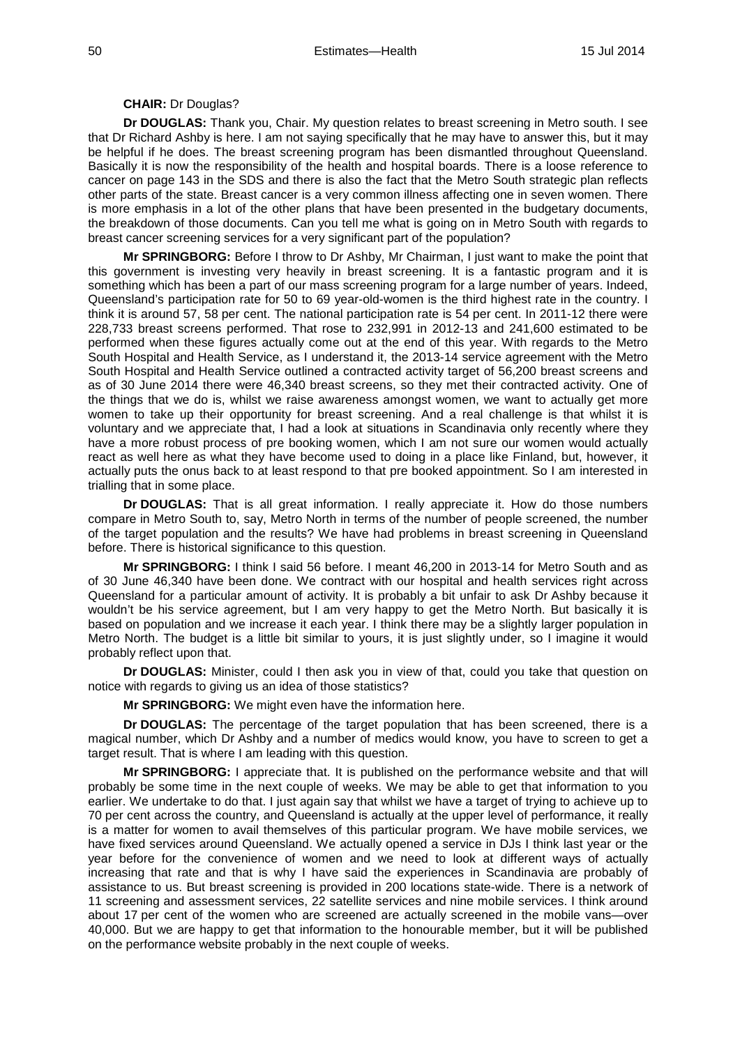**CHAIR:** Dr Douglas?

**Dr DOUGLAS:** Thank you, Chair. My question relates to breast screening in Metro south. I see that Dr Richard Ashby is here. I am not saying specifically that he may have to answer this, but it may be helpful if he does. The breast screening program has been dismantled throughout Queensland. Basically it is now the responsibility of the health and hospital boards. There is a loose reference to cancer on page 143 in the SDS and there is also the fact that the Metro South strategic plan reflects other parts of the state. Breast cancer is a very common illness affecting one in seven women. There is more emphasis in a lot of the other plans that have been presented in the budgetary documents, the breakdown of those documents. Can you tell me what is going on in Metro South with regards to breast cancer screening services for a very significant part of the population?

**Mr SPRINGBORG:** Before I throw to Dr Ashby, Mr Chairman, I just want to make the point that this government is investing very heavily in breast screening. It is a fantastic program and it is something which has been a part of our mass screening program for a large number of years. Indeed, Queensland's participation rate for 50 to 69 year-old-women is the third highest rate in the country. I think it is around 57, 58 per cent. The national participation rate is 54 per cent. In 2011-12 there were 228,733 breast screens performed. That rose to 232,991 in 2012-13 and 241,600 estimated to be performed when these figures actually come out at the end of this year. With regards to the Metro South Hospital and Health Service, as I understand it, the 2013-14 service agreement with the Metro South Hospital and Health Service outlined a contracted activity target of 56,200 breast screens and as of 30 June 2014 there were 46,340 breast screens, so they met their contracted activity. One of the things that we do is, whilst we raise awareness amongst women, we want to actually get more women to take up their opportunity for breast screening. And a real challenge is that whilst it is voluntary and we appreciate that, I had a look at situations in Scandinavia only recently where they have a more robust process of pre booking women, which I am not sure our women would actually react as well here as what they have become used to doing in a place like Finland, but, however, it actually puts the onus back to at least respond to that pre booked appointment. So I am interested in trialling that in some place.

**Dr DOUGLAS:** That is all great information. I really appreciate it. How do those numbers compare in Metro South to, say, Metro North in terms of the number of people screened, the number of the target population and the results? We have had problems in breast screening in Queensland before. There is historical significance to this question.

**Mr SPRINGBORG:** I think I said 56 before. I meant 46,200 in 2013-14 for Metro South and as of 30 June 46,340 have been done. We contract with our hospital and health services right across Queensland for a particular amount of activity. It is probably a bit unfair to ask Dr Ashby because it wouldn't be his service agreement, but I am very happy to get the Metro North. But basically it is based on population and we increase it each year. I think there may be a slightly larger population in Metro North. The budget is a little bit similar to yours, it is just slightly under, so I imagine it would probably reflect upon that.

**Dr DOUGLAS:** Minister, could I then ask you in view of that, could you take that question on notice with regards to giving us an idea of those statistics?

**Mr SPRINGBORG:** We might even have the information here.

**Dr DOUGLAS:** The percentage of the target population that has been screened, there is a magical number, which Dr Ashby and a number of medics would know, you have to screen to get a target result. That is where I am leading with this question.

**Mr SPRINGBORG:** I appreciate that. It is published on the performance website and that will probably be some time in the next couple of weeks. We may be able to get that information to you earlier. We undertake to do that. I just again say that whilst we have a target of trying to achieve up to 70 per cent across the country, and Queensland is actually at the upper level of performance, it really is a matter for women to avail themselves of this particular program. We have mobile services, we have fixed services around Queensland. We actually opened a service in DJs I think last year or the year before for the convenience of women and we need to look at different ways of actually increasing that rate and that is why I have said the experiences in Scandinavia are probably of assistance to us. But breast screening is provided in 200 locations state-wide. There is a network of 11 screening and assessment services, 22 satellite services and nine mobile services. I think around about 17 per cent of the women who are screened are actually screened in the mobile vans—over 40,000. But we are happy to get that information to the honourable member, but it will be published on the performance website probably in the next couple of weeks.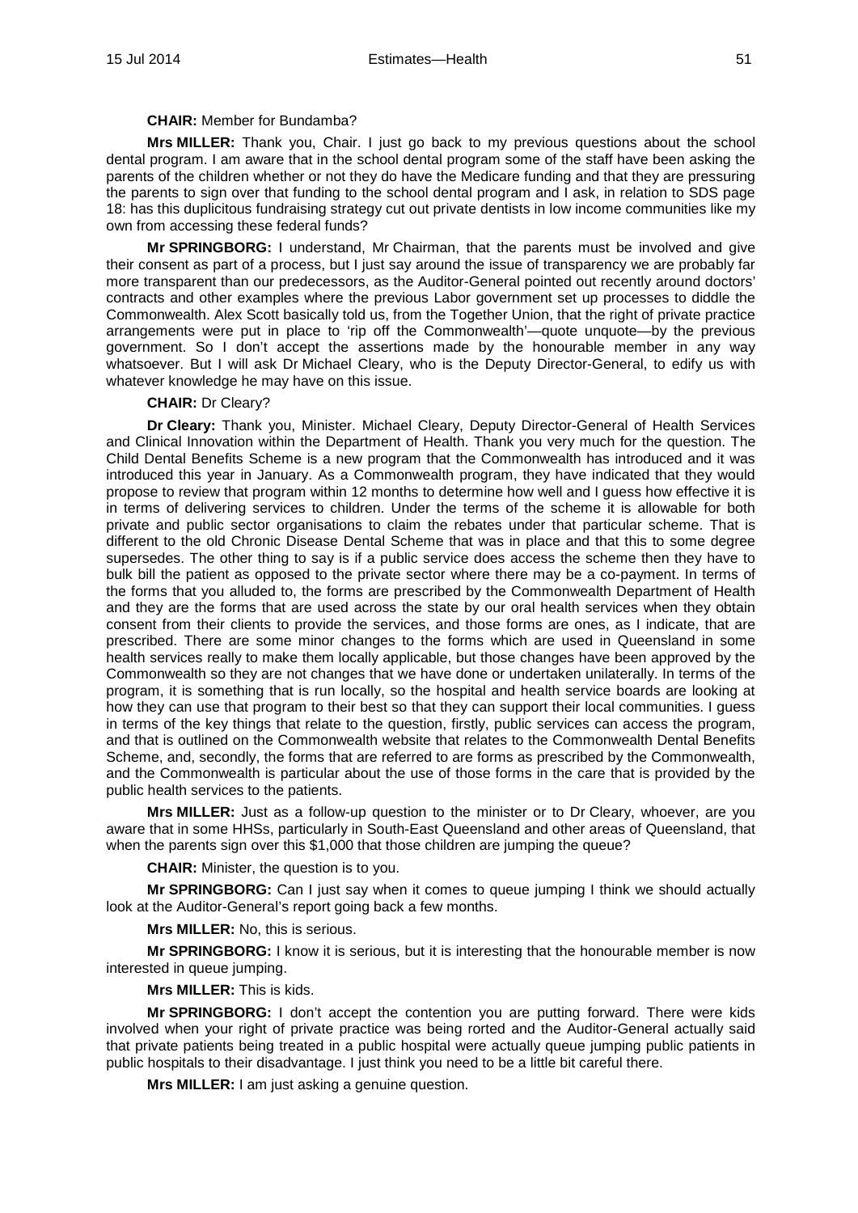**CHAIR:** Member for Bundamba?

**Mrs MILLER:** Thank you, Chair. I just go back to my previous questions about the school dental program. I am aware that in the school dental program some of the staff have been asking the parents of the children whether or not they do have the Medicare funding and that they are pressuring the parents to sign over that funding to the school dental program and I ask, in relation to SDS page 18: has this duplicitous fundraising strategy cut out private dentists in low income communities like my own from accessing these federal funds?

**Mr SPRINGBORG:** I understand, Mr Chairman, that the parents must be involved and give their consent as part of a process, but I just say around the issue of transparency we are probably far more transparent than our predecessors, as the Auditor-General pointed out recently around doctors' contracts and other examples where the previous Labor government set up processes to diddle the Commonwealth. Alex Scott basically told us, from the Together Union, that the right of private practice arrangements were put in place to 'rip off the Commonwealth'—quote unquote—by the previous government. So I don't accept the assertions made by the honourable member in any way whatsoever. But I will ask Dr Michael Cleary, who is the Deputy Director-General, to edify us with whatever knowledge he may have on this issue.

**CHAIR:** Dr Cleary?

**Dr Cleary:** Thank you, Minister. Michael Cleary, Deputy Director-General of Health Services and Clinical Innovation within the Department of Health. Thank you very much for the question. The Child Dental Benefits Scheme is a new program that the Commonwealth has introduced and it was introduced this year in January. As a Commonwealth program, they have indicated that they would propose to review that program within 12 months to determine how well and I guess how effective it is in terms of delivering services to children. Under the terms of the scheme it is allowable for both private and public sector organisations to claim the rebates under that particular scheme. That is different to the old Chronic Disease Dental Scheme that was in place and that this to some degree supersedes. The other thing to say is if a public service does access the scheme then they have to bulk bill the patient as opposed to the private sector where there may be a co-payment. In terms of the forms that you alluded to, the forms are prescribed by the Commonwealth Department of Health and they are the forms that are used across the state by our oral health services when they obtain consent from their clients to provide the services, and those forms are ones, as I indicate, that are prescribed. There are some minor changes to the forms which are used in Queensland in some health services really to make them locally applicable, but those changes have been approved by the Commonwealth so they are not changes that we have done or undertaken unilaterally. In terms of the program, it is something that is run locally, so the hospital and health service boards are looking at how they can use that program to their best so that they can support their local communities. I guess in terms of the key things that relate to the question, firstly, public services can access the program, and that is outlined on the Commonwealth website that relates to the Commonwealth Dental Benefits Scheme, and, secondly, the forms that are referred to are forms as prescribed by the Commonwealth, and the Commonwealth is particular about the use of those forms in the care that is provided by the public health services to the patients.

**Mrs MILLER:** Just as a follow-up question to the minister or to Dr Cleary, whoever, are you aware that in some HHSs, particularly in South-East Queensland and other areas of Queensland, that when the parents sign over this $1,000 that those children are jumping the queue?

**CHAIR:** Minister, the question is to you.

**Mr SPRINGBORG:** Can I just say when it comes to queue jumping I think we should actually look at the Auditor-General's report going back a few months.

**Mrs MILLER:** No, this is serious.

**Mr SPRINGBORG:** I know it is serious, but it is interesting that the honourable member is now interested in queue jumping.

**Mrs MILLER:** This is kids.

**Mr SPRINGBORG:** I don't accept the contention you are putting forward. There were kids involved when your right of private practice was being rorted and the Auditor-General actually said that private patients being treated in a public hospital were actually queue jumping public patients in public hospitals to their disadvantage. I just think you need to be a little bit careful there.

**Mrs MILLER:** I am just asking a genuine question.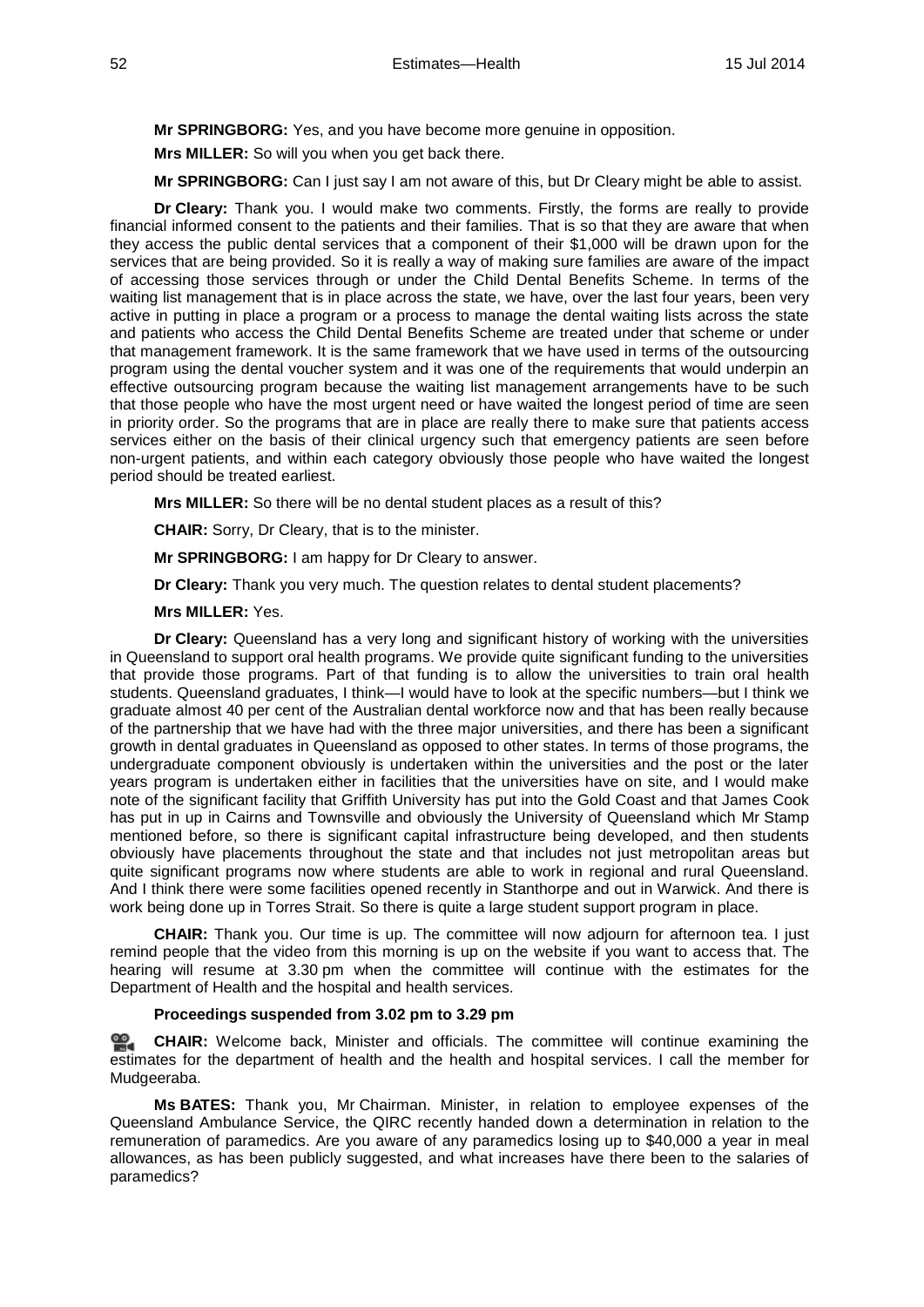**Mr SPRINGBORG:** Yes, and you have become more genuine in opposition.

**Mrs MILLER:** So will you when you get back there.

**Mr SPRINGBORG:** Can I just say I am not aware of this, but Dr Cleary might be able to assist.

**Dr Cleary:** Thank you. I would make two comments. Firstly, the forms are really to provide financial informed consent to the patients and their families. That is so that they are aware that when they access the public dental services that a component of their $1,000 will be drawn upon for the services that are being provided. So it is really a way of making sure families are aware of the impact of accessing those services through or under the Child Dental Benefits Scheme. In terms of the waiting list management that is in place across the state, we have, over the last four years, been very active in putting in place a program or a process to manage the dental waiting lists across the state and patients who access the Child Dental Benefits Scheme are treated under that scheme or under that management framework. It is the same framework that we have used in terms of the outsourcing program using the dental voucher system and it was one of the requirements that would underpin an effective outsourcing program because the waiting list management arrangements have to be such that those people who have the most urgent need or have waited the longest period of time are seen in priority order. So the programs that are in place are really there to make sure that patients access services either on the basis of their clinical urgency such that emergency patients are seen before non-urgent patients, and within each category obviously those people who have waited the longest period should be treated earliest.

**Mrs MILLER:** So there will be no dental student places as a result of this?

**CHAIR:** Sorry, Dr Cleary, that is to the minister.

**Mr SPRINGBORG:** I am happy for Dr Cleary to answer.

**Dr Cleary:** Thank you very much. The question relates to dental student placements?

**Mrs MILLER:** Yes.

**Dr Cleary:** Queensland has a very long and significant history of working with the universities in Queensland to support oral health programs. We provide quite significant funding to the universities that provide those programs. Part of that funding is to allow the universities to train oral health students. Queensland graduates, I think—I would have to look at the specific numbers—but I think we graduate almost 40 per cent of the Australian dental workforce now and that has been really because of the partnership that we have had with the three major universities, and there has been a significant growth in dental graduates in Queensland as opposed to other states. In terms of those programs, the undergraduate component obviously is undertaken within the universities and the post or the later years program is undertaken either in facilities that the universities have on site, and I would make note of the significant facility that Griffith University has put into the Gold Coast and that James Cook has put in up in Cairns and Townsville and obviously the University of Queensland which Mr Stamp mentioned before, so there is significant capital infrastructure being developed, and then students obviously have placements throughout the state and that includes not just metropolitan areas but quite significant programs now where students are able to work in regional and rural Queensland. And I think there were some facilities opened recently in Stanthorpe and out in Warwick. And there is work being done up in Torres Strait. So there is quite a large student support program in place.

**CHAIR:** Thank you. Our time is up. The committee will now adjourn for afternoon tea. I just remind people that the video from this morning is up on the website if you want to access that. The hearing will resume at 3.30 pm when the committee will continue with the estimates for the Department of Health and the hospital and health services.

**Proceedings suspended from 3.02 pm to 3.29 pm**

**CHAIR:** Welcome back, Minister and officials. The committee will continue examining the estimates for the department of health and the health and hospital services. I call the member for Mudgeeraba.

**Ms BATES:** Thank you, Mr Chairman. Minister, in relation to employee expenses of the Queensland Ambulance Service, the QIRC recently handed down a determination in relation to the remuneration of paramedics. Are you aware of any paramedics losing up to $40,000 a year in meal allowances, as has been publicly suggested, and what increases have there been to the salaries of paramedics?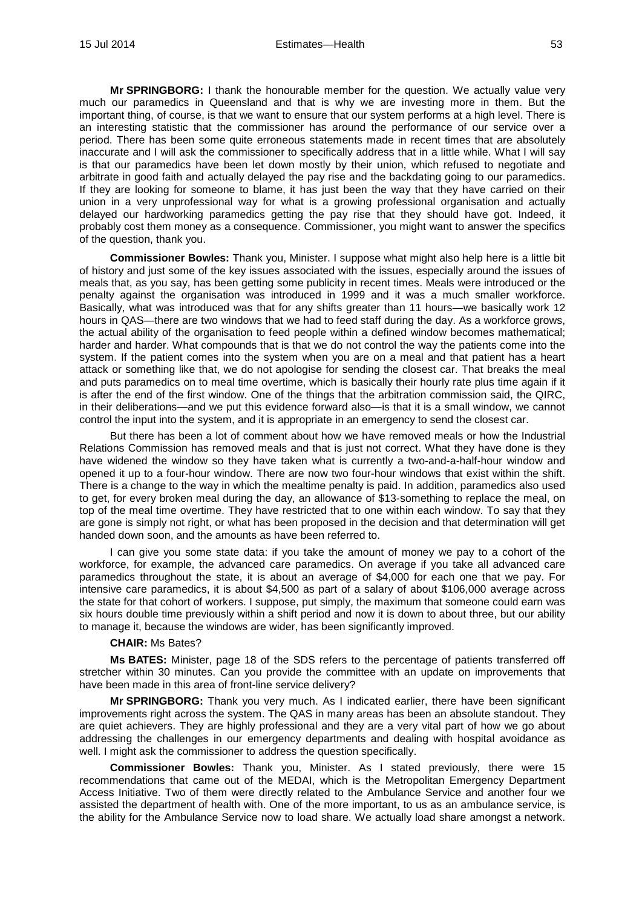**Mr SPRINGBORG:** I thank the honourable member for the question. We actually value very much our paramedics in Queensland and that is why we are investing more in them. But the important thing, of course, is that we want to ensure that our system performs at a high level. There is an interesting statistic that the commissioner has around the performance of our service over a period. There has been some quite erroneous statements made in recent times that are absolutely inaccurate and I will ask the commissioner to specifically address that in a little while. What I will say is that our paramedics have been let down mostly by their union, which refused to negotiate and arbitrate in good faith and actually delayed the pay rise and the backdating going to our paramedics. If they are looking for someone to blame, it has just been the way that they have carried on their union in a very unprofessional way for what is a growing professional organisation and actually delayed our hardworking paramedics getting the pay rise that they should have got. Indeed, it probably cost them money as a consequence. Commissioner, you might want to answer the specifics of the question, thank you.

**Commissioner Bowles:** Thank you, Minister. I suppose what might also help here is a little bit of history and just some of the key issues associated with the issues, especially around the issues of meals that, as you say, has been getting some publicity in recent times. Meals were introduced or the penalty against the organisation was introduced in 1999 and it was a much smaller workforce. Basically, what was introduced was that for any shifts greater than 11 hours—we basically work 12 hours in QAS—there are two windows that we had to feed staff during the day. As a workforce grows, the actual ability of the organisation to feed people within a defined window becomes mathematical; harder and harder. What compounds that is that we do not control the way the patients come into the system. If the patient comes into the system when you are on a meal and that patient has a heart attack or something like that, we do not apologise for sending the closest car. That breaks the meal and puts paramedics on to meal time overtime, which is basically their hourly rate plus time again if it is after the end of the first window. One of the things that the arbitration commission said, the QIRC, in their deliberations—and we put this evidence forward also—is that it is a small window, we cannot control the input into the system, and it is appropriate in an emergency to send the closest car.

But there has been a lot of comment about how we have removed meals or how the Industrial Relations Commission has removed meals and that is just not correct. What they have done is they have widened the window so they have taken what is currently a two-and-a-half-hour window and opened it up to a four-hour window. There are now two four-hour windows that exist within the shift. There is a change to the way in which the mealtime penalty is paid. In addition, paramedics also used to get, for every broken meal during the day, an allowance of $13-something to replace the meal, on top of the meal time overtime. They have restricted that to one within each window. To say that they are gone is simply not right, or what has been proposed in the decision and that determination will get handed down soon, and the amounts as have been referred to.

I can give you some state data: if you take the amount of money we pay to a cohort of the workforce, for example, the advanced care paramedics. On average if you take all advanced care paramedics throughout the state, it is about an average of $4,000 for each one that we pay. For intensive care paramedics, it is about $4,500 as part of a salary of about $106,000 average across the state for that cohort of workers. I suppose, put simply, the maximum that someone could earn was six hours double time previously within a shift period and now it is down to about three, but our ability to manage it, because the windows are wider, has been significantly improved.

**CHAIR:** Ms Bates?

**Ms BATES:** Minister, page 18 of the SDS refers to the percentage of patients transferred off stretcher within 30 minutes. Can you provide the committee with an update on improvements that have been made in this area of front-line service delivery?

**Mr SPRINGBORG:** Thank you very much. As I indicated earlier, there have been significant improvements right across the system. The QAS in many areas has been an absolute standout. They are quiet achievers. They are highly professional and they are a very vital part of how we go about addressing the challenges in our emergency departments and dealing with hospital avoidance as well. I might ask the commissioner to address the question specifically.

**Commissioner Bowles:** Thank you, Minister. As I stated previously, there were 15 recommendations that came out of the MEDAI, which is the Metropolitan Emergency Department Access Initiative. Two of them were directly related to the Ambulance Service and another four we assisted the department of health with. One of the more important, to us as an ambulance service, is the ability for the Ambulance Service now to load share. We actually load share amongst a network.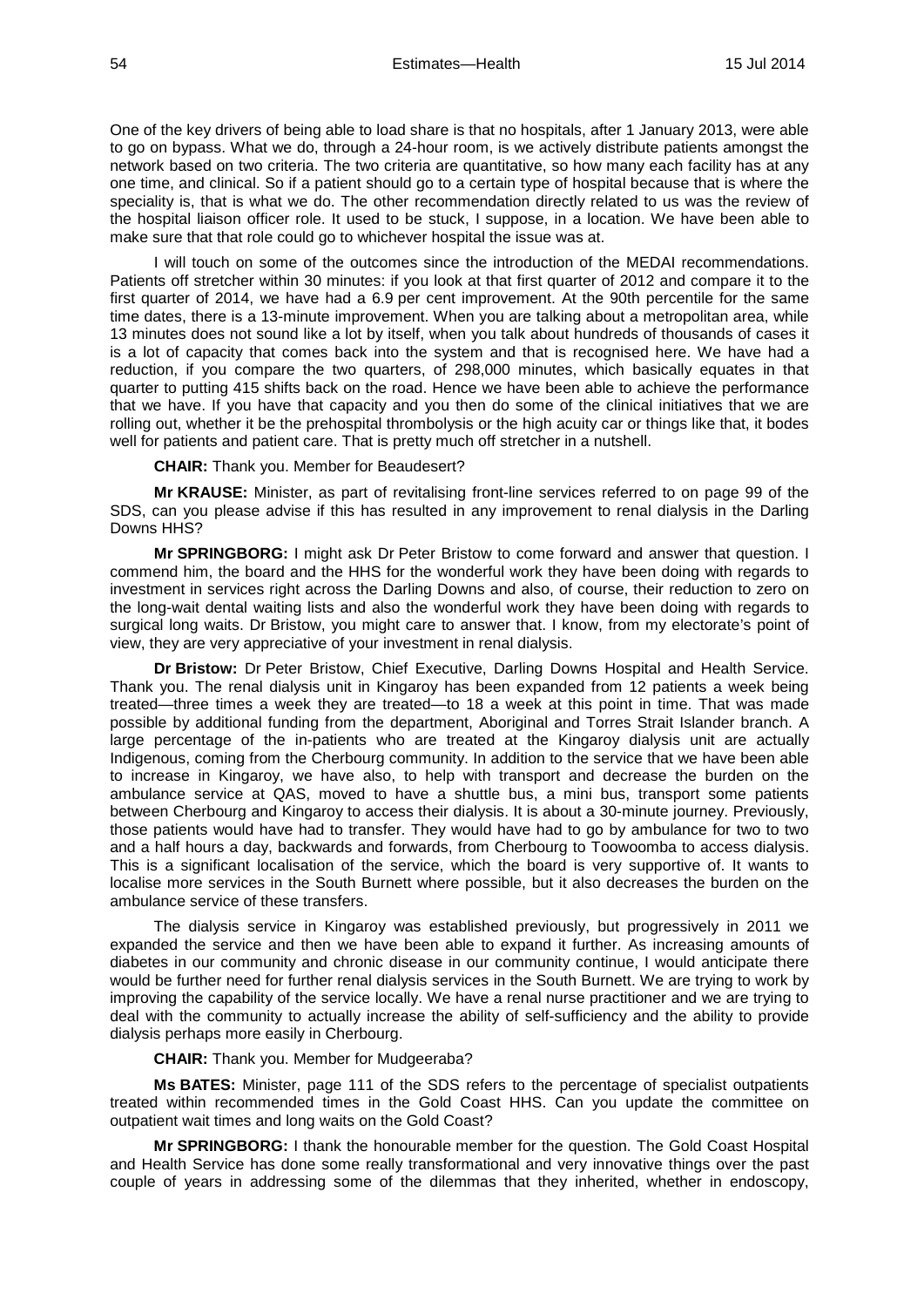One of the key drivers of being able to load share is that no hospitals, after 1 January 2013, were able to go on bypass. What we do, through a 24-hour room, is we actively distribute patients amongst the network based on two criteria. The two criteria are quantitative, so how many each facility has at any one time, and clinical. So if a patient should go to a certain type of hospital because that is where the speciality is, that is what we do. The other recommendation directly related to us was the review of the hospital liaison officer role. It used to be stuck, I suppose, in a location. We have been able to make sure that that role could go to whichever hospital the issue was at.

I will touch on some of the outcomes since the introduction of the MEDAI recommendations. Patients off stretcher within 30 minutes: if you look at that first quarter of 2012 and compare it to the first quarter of 2014, we have had a 6.9 per cent improvement. At the 90th percentile for the same time dates, there is a 13-minute improvement. When you are talking about a metropolitan area, while 13 minutes does not sound like a lot by itself, when you talk about hundreds of thousands of cases it is a lot of capacity that comes back into the system and that is recognised here. We have had a reduction, if you compare the two quarters, of 298,000 minutes, which basically equates in that quarter to putting 415 shifts back on the road. Hence we have been able to achieve the performance that we have. If you have that capacity and you then do some of the clinical initiatives that we are rolling out, whether it be the prehospital thrombolysis or the high acuity car or things like that, it bodes well for patients and patient care. That is pretty much off stretcher in a nutshell.

**CHAIR:** Thank you. Member for Beaudesert?

**Mr KRAUSE:** Minister, as part of revitalising front-line services referred to on page 99 of the SDS, can you please advise if this has resulted in any improvement to renal dialysis in the Darling Downs HHS?

**Mr SPRINGBORG:** I might ask Dr Peter Bristow to come forward and answer that question. I commend him, the board and the HHS for the wonderful work they have been doing with regards to investment in services right across the Darling Downs and also, of course, their reduction to zero on the long-wait dental waiting lists and also the wonderful work they have been doing with regards to surgical long waits. Dr Bristow, you might care to answer that. I know, from my electorate's point of view, they are very appreciative of your investment in renal dialysis.

**Dr Bristow:** Dr Peter Bristow, Chief Executive, Darling Downs Hospital and Health Service. Thank you. The renal dialysis unit in Kingaroy has been expanded from 12 patients a week being treated—three times a week they are treated—to 18 a week at this point in time. That was made possible by additional funding from the department, Aboriginal and Torres Strait Islander branch. A large percentage of the in-patients who are treated at the Kingaroy dialysis unit are actually Indigenous, coming from the Cherbourg community. In addition to the service that we have been able to increase in Kingaroy, we have also, to help with transport and decrease the burden on the ambulance service at QAS, moved to have a shuttle bus, a mini bus, transport some patients between Cherbourg and Kingaroy to access their dialysis. It is about a 30-minute journey. Previously, those patients would have had to transfer. They would have had to go by ambulance for two to two and a half hours a day, backwards and forwards, from Cherbourg to Toowoomba to access dialysis. This is a significant localisation of the service, which the board is very supportive of. It wants to localise more services in the South Burnett where possible, but it also decreases the burden on the ambulance service of these transfers.

The dialysis service in Kingaroy was established previously, but progressively in 2011 we expanded the service and then we have been able to expand it further. As increasing amounts of diabetes in our community and chronic disease in our community continue, I would anticipate there would be further need for further renal dialysis services in the South Burnett. We are trying to work by improving the capability of the service locally. We have a renal nurse practitioner and we are trying to deal with the community to actually increase the ability of self-sufficiency and the ability to provide dialysis perhaps more easily in Cherbourg.

**CHAIR:** Thank you. Member for Mudgeeraba?

**Ms BATES:** Minister, page 111 of the SDS refers to the percentage of specialist outpatients treated within recommended times in the Gold Coast HHS. Can you update the committee on outpatient wait times and long waits on the Gold Coast?

**Mr SPRINGBORG:** I thank the honourable member for the question. The Gold Coast Hospital and Health Service has done some really transformational and very innovative things over the past couple of years in addressing some of the dilemmas that they inherited, whether in endoscopy,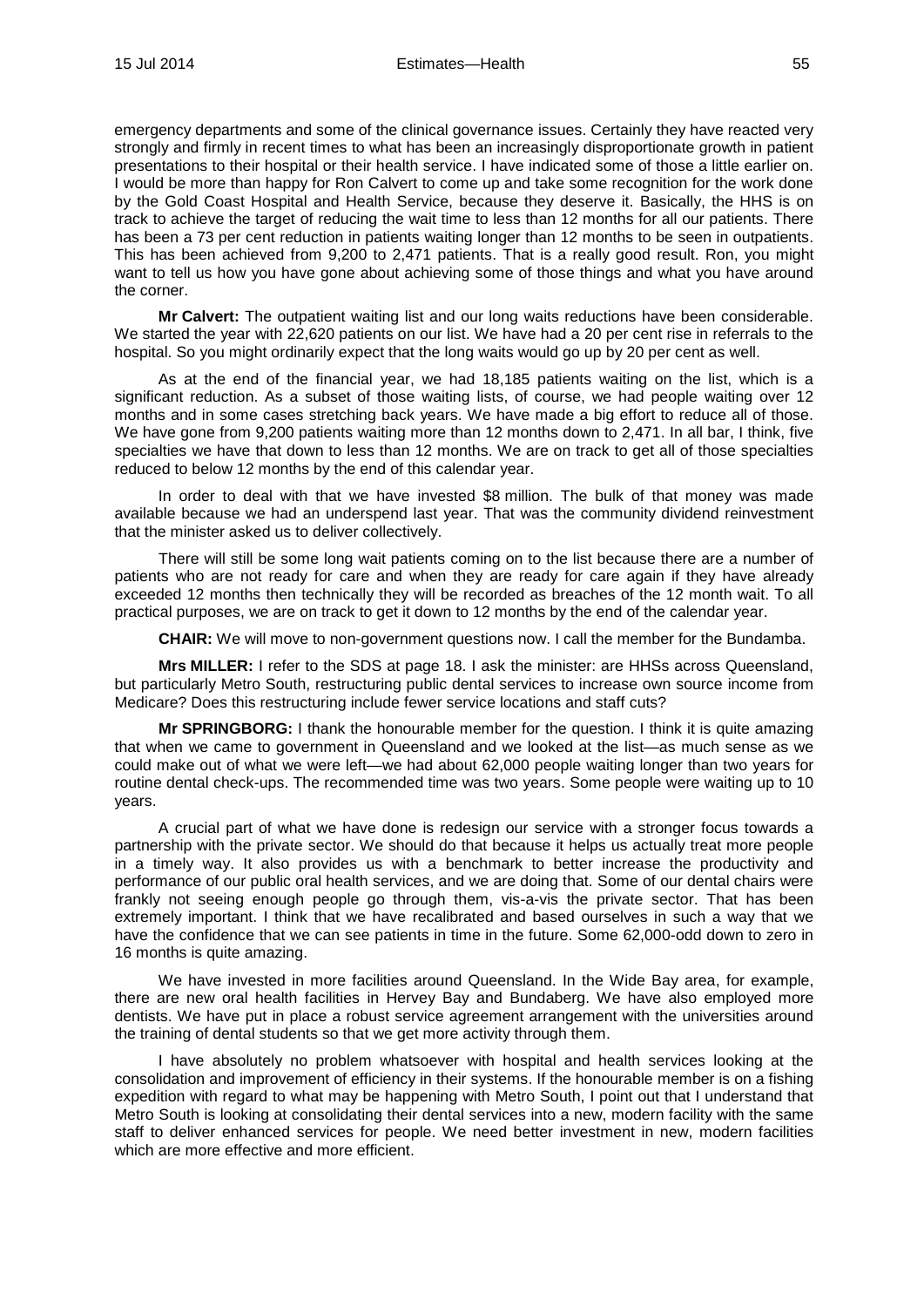emergency departments and some of the clinical governance issues. Certainly they have reacted very strongly and firmly in recent times to what has been an increasingly disproportionate growth in patient presentations to their hospital or their health service. I have indicated some of those a little earlier on. I would be more than happy for Ron Calvert to come up and take some recognition for the work done by the Gold Coast Hospital and Health Service, because they deserve it. Basically, the HHS is on track to achieve the target of reducing the wait time to less than 12 months for all our patients. There has been a 73 per cent reduction in patients waiting longer than 12 months to be seen in outpatients. This has been achieved from 9,200 to 2,471 patients. That is a really good result. Ron, you might want to tell us how you have gone about achieving some of those things and what you have around the corner.

**Mr Calvert:** The outpatient waiting list and our long waits reductions have been considerable. We started the year with 22,620 patients on our list. We have had a 20 per cent rise in referrals to the hospital. So you might ordinarily expect that the long waits would go up by 20 per cent as well.

As at the end of the financial year, we had 18,185 patients waiting on the list, which is a significant reduction. As a subset of those waiting lists, of course, we had people waiting over 12 months and in some cases stretching back years. We have made a big effort to reduce all of those. We have gone from 9,200 patients waiting more than 12 months down to 2,471. In all bar, I think, five specialties we have that down to less than 12 months. We are on track to get all of those specialties reduced to below 12 months by the end of this calendar year.

In order to deal with that we have invested $8 million. The bulk of that money was made available because we had an underspend last year. That was the community dividend reinvestment that the minister asked us to deliver collectively.

There will still be some long wait patients coming on to the list because there are a number of patients who are not ready for care and when they are ready for care again if they have already exceeded 12 months then technically they will be recorded as breaches of the 12 month wait. To all practical purposes, we are on track to get it down to 12 months by the end of the calendar year.

**CHAIR:** We will move to non-government questions now. I call the member for the Bundamba.

**Mrs MILLER:** I refer to the SDS at page 18. I ask the minister: are HHSs across Queensland, but particularly Metro South, restructuring public dental services to increase own source income from Medicare? Does this restructuring include fewer service locations and staff cuts?

**Mr SPRINGBORG:** I thank the honourable member for the question. I think it is quite amazing that when we came to government in Queensland and we looked at the list—as much sense as we could make out of what we were left—we had about 62,000 people waiting longer than two years for routine dental check-ups. The recommended time was two years. Some people were waiting up to 10 years.

A crucial part of what we have done is redesign our service with a stronger focus towards a partnership with the private sector. We should do that because it helps us actually treat more people in a timely way. It also provides us with a benchmark to better increase the productivity and performance of our public oral health services, and we are doing that. Some of our dental chairs were frankly not seeing enough people go through them, vis-a-vis the private sector. That has been extremely important. I think that we have recalibrated and based ourselves in such a way that we have the confidence that we can see patients in time in the future. Some 62,000-odd down to zero in 16 months is quite amazing.

We have invested in more facilities around Queensland. In the Wide Bay area, for example, there are new oral health facilities in Hervey Bay and Bundaberg. We have also employed more dentists. We have put in place a robust service agreement arrangement with the universities around the training of dental students so that we get more activity through them.

I have absolutely no problem whatsoever with hospital and health services looking at the consolidation and improvement of efficiency in their systems. If the honourable member is on a fishing expedition with regard to what may be happening with Metro South, I point out that I understand that Metro South is looking at consolidating their dental services into a new, modern facility with the same staff to deliver enhanced services for people. We need better investment in new, modern facilities which are more effective and more efficient.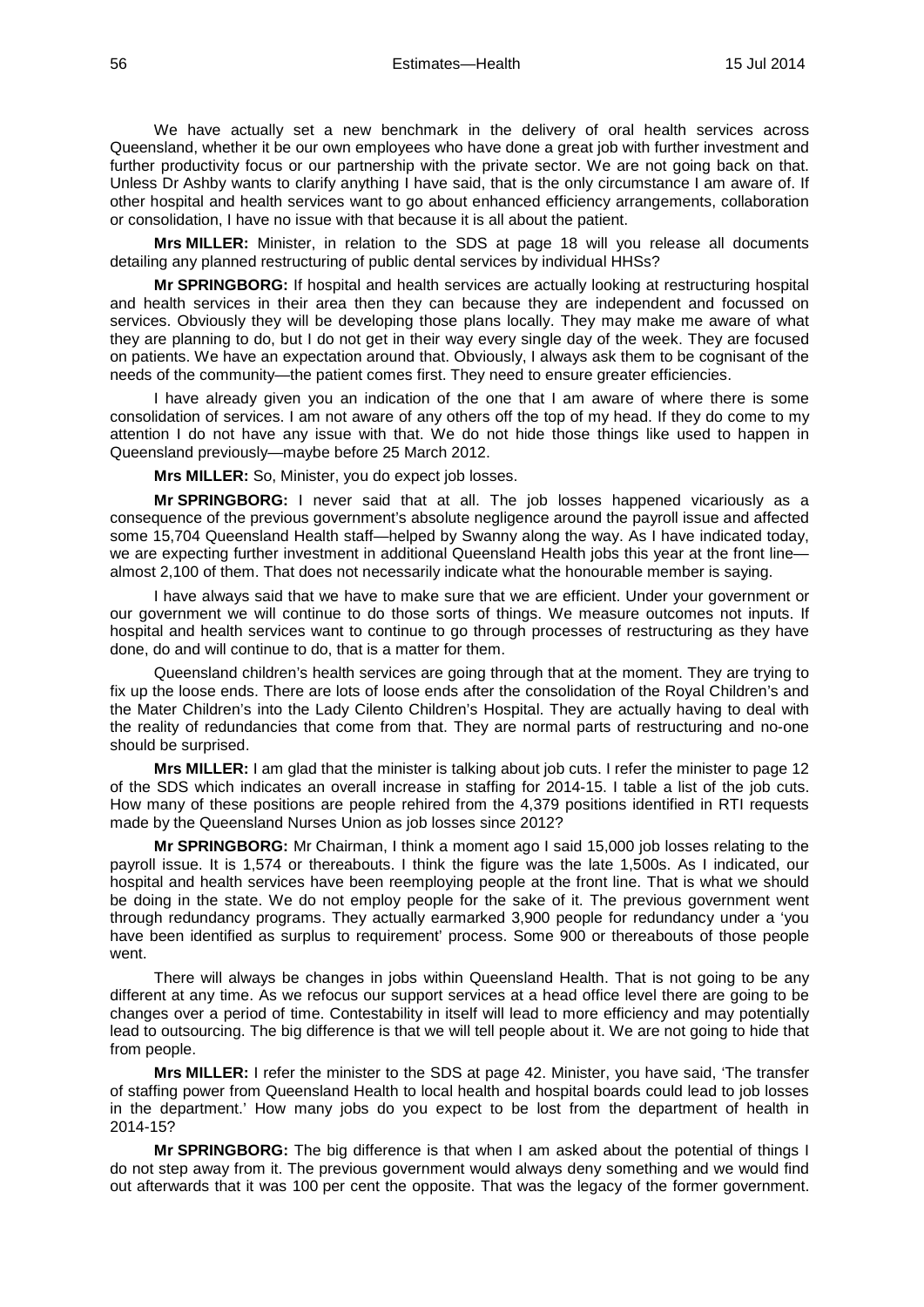We have actually set a new benchmark in the delivery of oral health services across Queensland, whether it be our own employees who have done a great job with further investment and further productivity focus or our partnership with the private sector. We are not going back on that. Unless Dr Ashby wants to clarify anything I have said, that is the only circumstance I am aware of. If other hospital and health services want to go about enhanced efficiency arrangements, collaboration or consolidation, I have no issue with that because it is all about the patient.

**Mrs MILLER:** Minister, in relation to the SDS at page 18 will you release all documents detailing any planned restructuring of public dental services by individual HHSs?

**Mr SPRINGBORG:** If hospital and health services are actually looking at restructuring hospital and health services in their area then they can because they are independent and focussed on services. Obviously they will be developing those plans locally. They may make me aware of what they are planning to do, but I do not get in their way every single day of the week. They are focused on patients. We have an expectation around that. Obviously, I always ask them to be cognisant of the needs of the community—the patient comes first. They need to ensure greater efficiencies.

I have already given you an indication of the one that I am aware of where there is some consolidation of services. I am not aware of any others off the top of my head. If they do come to my attention I do not have any issue with that. We do not hide those things like used to happen in Queensland previously—maybe before 25 March 2012.

**Mrs MILLER:** So, Minister, you do expect job losses.

**Mr SPRINGBORG:** I never said that at all. The job losses happened vicariously as a consequence of the previous government's absolute negligence around the payroll issue and affected some 15,704 Queensland Health staff—helped by Swanny along the way. As I have indicated today, we are expecting further investment in additional Queensland Health jobs this year at the front line—almost 2,100 of them. That does not necessarily indicate what the honourable member is saying.

I have always said that we have to make sure that we are efficient. Under your government or our government we will continue to do those sorts of things. We measure outcomes not inputs. If hospital and health services want to continue to go through processes of restructuring as they have done, do and will continue to do, that is a matter for them.

Queensland children's health services are going through that at the moment. They are trying to fix up the loose ends. There are lots of loose ends after the consolidation of the Royal Children's and the Mater Children's into the Lady Cilento Children's Hospital. They are actually having to deal with the reality of redundancies that come from that. They are normal parts of restructuring and no-one should be surprised.

**Mrs MILLER:** I am glad that the minister is talking about job cuts. I refer the minister to page 12 of the SDS which indicates an overall increase in staffing for 2014-15. I table a list of the job cuts. How many of these positions are people rehired from the 4,379 positions identified in RTI requests made by the Queensland Nurses Union as job losses since 2012?

**Mr SPRINGBORG:** Mr Chairman, I think a moment ago I said 15,000 job losses relating to the payroll issue. It is 1,574 or thereabouts. I think the figure was the late 1,500s. As I indicated, our hospital and health services have been reemploying people at the front line. That is what we should be doing in the state. We do not employ people for the sake of it. The previous government went through redundancy programs. They actually earmarked 3,900 people for redundancy under a 'you have been identified as surplus to requirement' process. Some 900 or thereabouts of those people went.

There will always be changes in jobs within Queensland Health. That is not going to be any different at any time. As we refocus our support services at a head office level there are going to be changes over a period of time. Contestability in itself will lead to more efficiency and may potentially lead to outsourcing. The big difference is that we will tell people about it. We are not going to hide that from people.

**Mrs MILLER:** I refer the minister to the SDS at page 42. Minister, you have said, 'The transfer of staffing power from Queensland Health to local health and hospital boards could lead to job losses in the department.' How many jobs do you expect to be lost from the department of health in 2014-15?

**Mr SPRINGBORG:** The big difference is that when I am asked about the potential of things I do not step away from it. The previous government would always deny something and we would find out afterwards that it was 100 per cent the opposite. That was the legacy of the former government.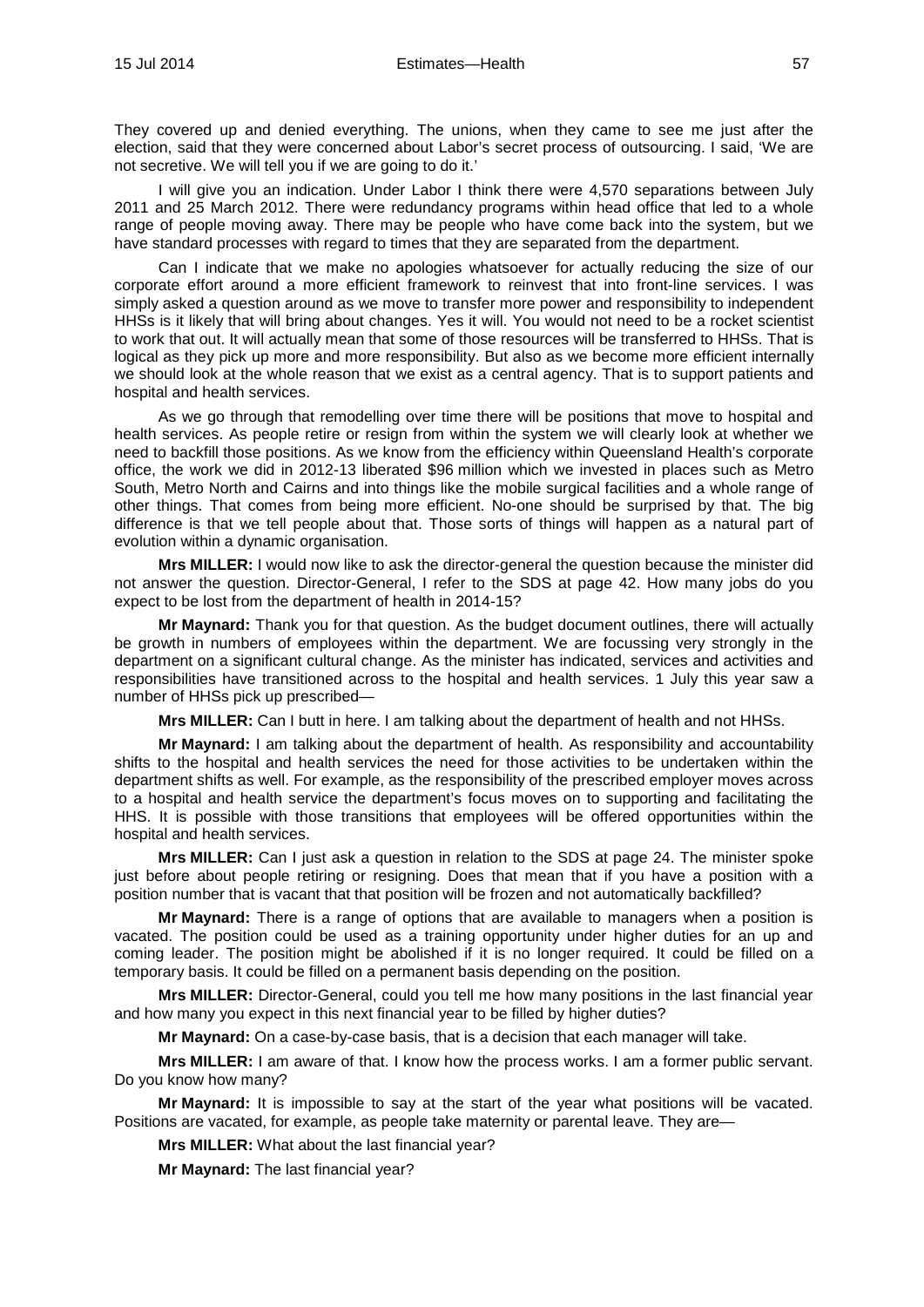They covered up and denied everything. The unions, when they came to see me just after the election, said that they were concerned about Labor's secret process of outsourcing. I said, 'We are not secretive. We will tell you if we are going to do it.'

I will give you an indication. Under Labor I think there were 4,570 separations between July 2011 and 25 March 2012. There were redundancy programs within head office that led to a whole range of people moving away. There may be people who have come back into the system, but we have standard processes with regard to times that they are separated from the department.

Can I indicate that we make no apologies whatsoever for actually reducing the size of our corporate effort around a more efficient framework to reinvest that into front-line services. I was simply asked a question around as we move to transfer more power and responsibility to independent HHSs is it likely that will bring about changes. Yes it will. You would not need to be a rocket scientist to work that out. It will actually mean that some of those resources will be transferred to HHSs. That is logical as they pick up more and more responsibility. But also as we become more efficient internally we should look at the whole reason that we exist as a central agency. That is to support patients and hospital and health services.

As we go through that remodelling over time there will be positions that move to hospital and health services. As people retire or resign from within the system we will clearly look at whether we need to backfill those positions. As we know from the efficiency within Queensland Health's corporate office, the work we did in 2012-13 liberated $96 million which we invested in places such as Metro South, Metro North and Cairns and into things like the mobile surgical facilities and a whole range of other things. That comes from being more efficient. No-one should be surprised by that. The big difference is that we tell people about that. Those sorts of things will happen as a natural part of evolution within a dynamic organisation.

**Mrs MILLER:** I would now like to ask the director-general the question because the minister did not answer the question. Director-General, I refer to the SDS at page 42. How many jobs do you expect to be lost from the department of health in 2014-15?

**Mr Maynard:** Thank you for that question. As the budget document outlines, there will actually be growth in numbers of employees within the department. We are focussing very strongly in the department on a significant cultural change. As the minister has indicated, services and activities and responsibilities have transitioned across to the hospital and health services. 1 July this year saw a number of HHSs pick up prescribed—

**Mrs MILLER:** Can I butt in here. I am talking about the department of health and not HHSs.

**Mr Maynard:** I am talking about the department of health. As responsibility and accountability shifts to the hospital and health services the need for those activities to be undertaken within the department shifts as well. For example, as the responsibility of the prescribed employer moves across to a hospital and health service the department's focus moves on to supporting and facilitating the HHS. It is possible with those transitions that employees will be offered opportunities within the hospital and health services.

**Mrs MILLER:** Can I just ask a question in relation to the SDS at page 24. The minister spoke just before about people retiring or resigning. Does that mean that if you have a position with a position number that is vacant that that position will be frozen and not automatically backfilled?

**Mr Maynard:** There is a range of options that are available to managers when a position is vacated. The position could be used as a training opportunity under higher duties for an up and coming leader. The position might be abolished if it is no longer required. It could be filled on a temporary basis. It could be filled on a permanent basis depending on the position.

**Mrs MILLER:** Director-General, could you tell me how many positions in the last financial year and how many you expect in this next financial year to be filled by higher duties?

**Mr Maynard:** On a case-by-case basis, that is a decision that each manager will take.

**Mrs MILLER:** I am aware of that. I know how the process works. I am a former public servant. Do you know how many?

**Mr Maynard:** It is impossible to say at the start of the year what positions will be vacated. Positions are vacated, for example, as people take maternity or parental leave. They are—

**Mrs MILLER:** What about the last financial year?

**Mr Maynard:** The last financial year?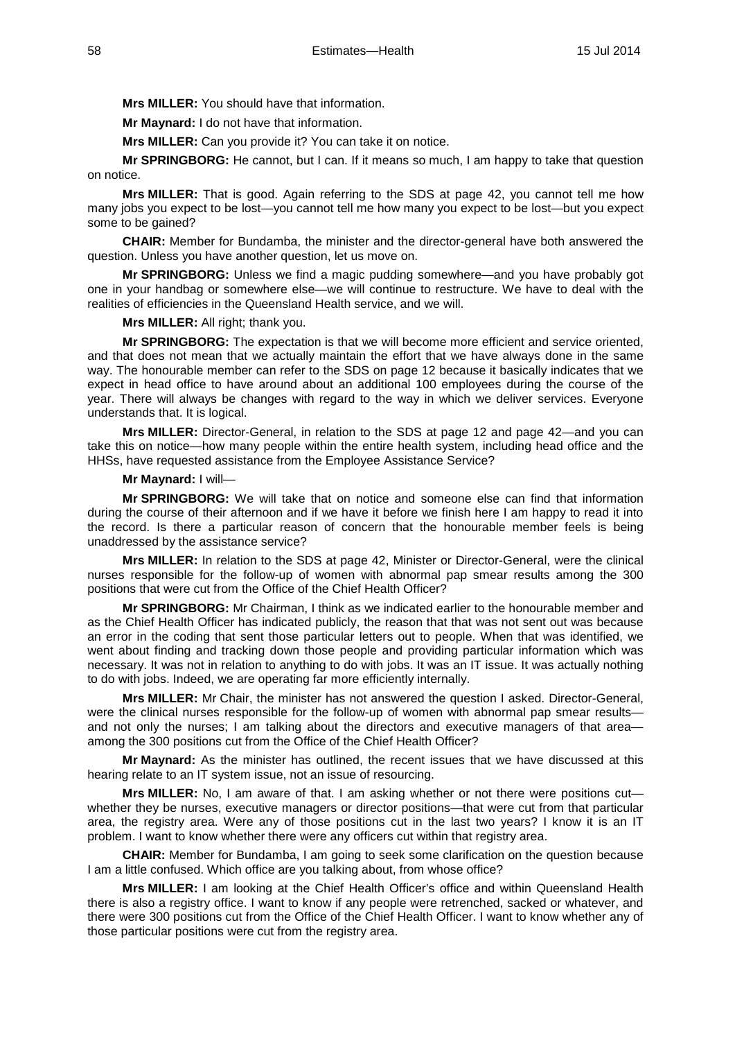**Mrs MILLER:** You should have that information.

**Mr Maynard:** I do not have that information.

**Mrs MILLER:** Can you provide it? You can take it on notice.

**Mr SPRINGBORG:** He cannot, but I can. If it means so much, I am happy to take that question on notice.

**Mrs MILLER:** That is good. Again referring to the SDS at page 42, you cannot tell me how many jobs you expect to be lost—you cannot tell me how many you expect to be lost—but you expect some to be gained?

**CHAIR:** Member for Bundamba, the minister and the director-general have both answered the question. Unless you have another question, let us move on.

**Mr SPRINGBORG:** Unless we find a magic pudding somewhere—and you have probably got one in your handbag or somewhere else—we will continue to restructure. We have to deal with the realities of efficiencies in the Queensland Health service, and we will.

**Mrs MILLER:** All right; thank you.

**Mr SPRINGBORG:** The expectation is that we will become more efficient and service oriented, and that does not mean that we actually maintain the effort that we have always done in the same way. The honourable member can refer to the SDS on page 12 because it basically indicates that we expect in head office to have around about an additional 100 employees during the course of the year. There will always be changes with regard to the way in which we deliver services. Everyone understands that. It is logical.

**Mrs MILLER:** Director-General, in relation to the SDS at page 12 and page 42—and you can take this on notice—how many people within the entire health system, including head office and the HHSs, have requested assistance from the Employee Assistance Service?

**Mr Maynard:** I will—

**Mr SPRINGBORG:** We will take that on notice and someone else can find that information during the course of their afternoon and if we have it before we finish here I am happy to read it into the record. Is there a particular reason of concern that the honourable member feels is being unaddressed by the assistance service?

**Mrs MILLER:** In relation to the SDS at page 42, Minister or Director-General, were the clinical nurses responsible for the follow-up of women with abnormal pap smear results among the 300 positions that were cut from the Office of the Chief Health Officer?

**Mr SPRINGBORG:** Mr Chairman, I think as we indicated earlier to the honourable member and as the Chief Health Officer has indicated publicly, the reason that that was not sent out was because an error in the coding that sent those particular letters out to people. When that was identified, we went about finding and tracking down those people and providing particular information which was necessary. It was not in relation to anything to do with jobs. It was an IT issue. It was actually nothing to do with jobs. Indeed, we are operating far more efficiently internally.

**Mrs MILLER:** Mr Chair, the minister has not answered the question I asked. Director-General, were the clinical nurses responsible for the follow-up of women with abnormal pap smear results—and not only the nurses; I am talking about the directors and executive managers of that area—among the 300 positions cut from the Office of the Chief Health Officer?

**Mr Maynard:** As the minister has outlined, the recent issues that we have discussed at this hearing relate to an IT system issue, not an issue of resourcing.

**Mrs MILLER:** No, I am aware of that. I am asking whether or not there were positions cut—whether they be nurses, executive managers or director positions—that were cut from that particular area, the registry area. Were any of those positions cut in the last two years? I know it is an IT problem. I want to know whether there were any officers cut within that registry area.

**CHAIR:** Member for Bundamba, I am going to seek some clarification on the question because I am a little confused. Which office are you talking about, from whose office?

**Mrs MILLER:** I am looking at the Chief Health Officer's office and within Queensland Health there is also a registry office. I want to know if any people were retrenched, sacked or whatever, and there were 300 positions cut from the Office of the Chief Health Officer. I want to know whether any of those particular positions were cut from the registry area.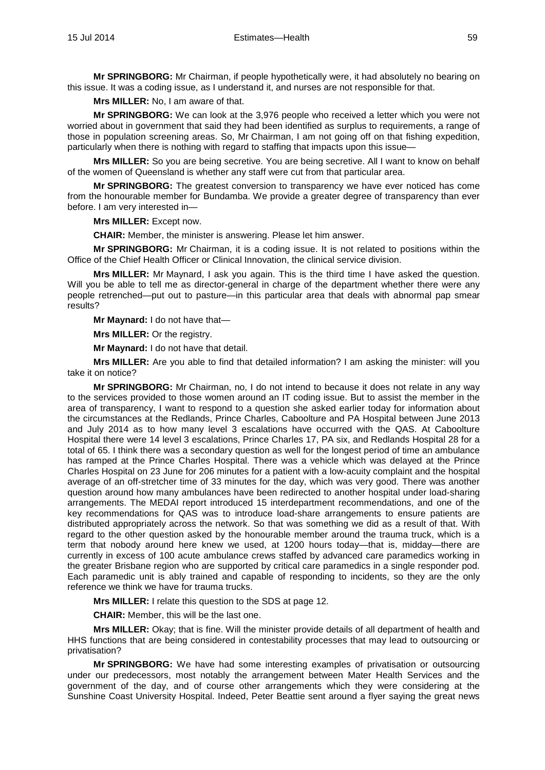**Mr SPRINGBORG:** Mr Chairman, if people hypothetically were, it had absolutely no bearing on this issue. It was a coding issue, as I understand it, and nurses are not responsible for that.

**Mrs MILLER:** No, I am aware of that.

**Mr SPRINGBORG:** We can look at the 3,976 people who received a letter which you were not worried about in government that said they had been identified as surplus to requirements, a range of those in population screening areas. So, Mr Chairman, I am not going off on that fishing expedition, particularly when there is nothing with regard to staffing that impacts upon this issue—

**Mrs MILLER:** So you are being secretive. You are being secretive. All I want to know on behalf of the women of Queensland is whether any staff were cut from that particular area.

**Mr SPRINGBORG:** The greatest conversion to transparency we have ever noticed has come from the honourable member for Bundamba. We provide a greater degree of transparency than ever before. I am very interested in—

**Mrs MILLER:** Except now.

**CHAIR:** Member, the minister is answering. Please let him answer.

**Mr SPRINGBORG:** Mr Chairman, it is a coding issue. It is not related to positions within the Office of the Chief Health Officer or Clinical Innovation, the clinical service division.

**Mrs MILLER:** Mr Maynard, I ask you again. This is the third time I have asked the question. Will you be able to tell me as director-general in charge of the department whether there were any people retrenched—put out to pasture—in this particular area that deals with abnormal pap smear results?

**Mr Maynard:** I do not have that—

**Mrs MILLER:** Or the registry.

**Mr Maynard:** I do not have that detail.

**Mrs MILLER:** Are you able to find that detailed information? I am asking the minister: will you take it on notice?

**Mr SPRINGBORG:** Mr Chairman, no, I do not intend to because it does not relate in any way to the services provided to those women around an IT coding issue. But to assist the member in the area of transparency, I want to respond to a question she asked earlier today for information about the circumstances at the Redlands, Prince Charles, Caboolture and PA Hospital between June 2013 and July 2014 as to how many level 3 escalations have occurred with the QAS. At Caboolture Hospital there were 14 level 3 escalations, Prince Charles 17, PA six, and Redlands Hospital 28 for a total of 65. I think there was a secondary question as well for the longest period of time an ambulance has ramped at the Prince Charles Hospital. There was a vehicle which was delayed at the Prince Charles Hospital on 23 June for 206 minutes for a patient with a low-acuity complaint and the hospital average of an off-stretcher time of 33 minutes for the day, which was very good. There was another question around how many ambulances have been redirected to another hospital under load-sharing arrangements. The MEDAI report introduced 15 interdepartment recommendations, and one of the key recommendations for QAS was to introduce load-share arrangements to ensure patients are distributed appropriately across the network. So that was something we did as a result of that. With regard to the other question asked by the honourable member around the trauma truck, which is a term that nobody around here knew we used, at 1200 hours today—that is, midday—there are currently in excess of 100 acute ambulance crews staffed by advanced care paramedics working in the greater Brisbane region who are supported by critical care paramedics in a single responder pod. Each paramedic unit is ably trained and capable of responding to incidents, so they are the only reference we think we have for trauma trucks.

**Mrs MILLER:** I relate this question to the SDS at page 12.

**CHAIR:** Member, this will be the last one.

**Mrs MILLER:** Okay; that is fine. Will the minister provide details of all department of health and HHS functions that are being considered in contestability processes that may lead to outsourcing or privatisation?

**Mr SPRINGBORG:** We have had some interesting examples of privatisation or outsourcing under our predecessors, most notably the arrangement between Mater Health Services and the government of the day, and of course other arrangements which they were considering at the Sunshine Coast University Hospital. Indeed, Peter Beattie sent around a flyer saying the great news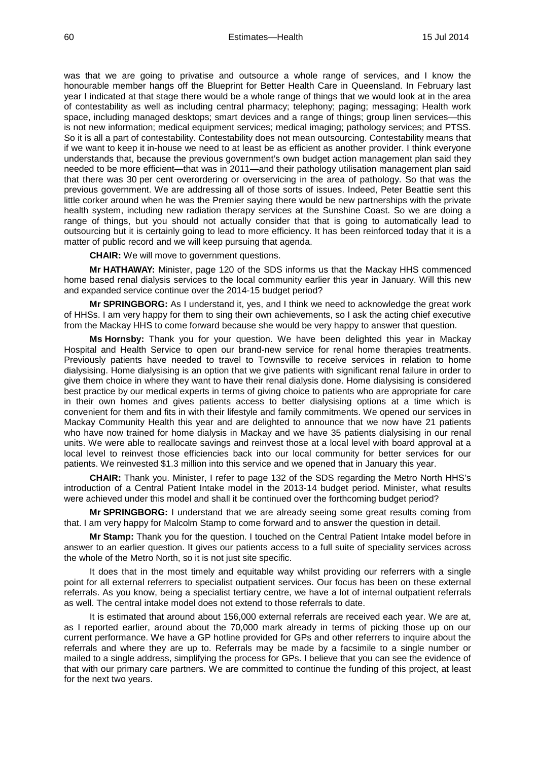was that we are going to privatise and outsource a whole range of services, and I know the honourable member hangs off the Blueprint for Better Health Care in Queensland. In February last year I indicated at that stage there would be a whole range of things that we would look at in the area of contestability as well as including central pharmacy; telephony; paging; messaging; Health work space, including managed desktops; smart devices and a range of things; group linen services—this is not new information; medical equipment services; medical imaging; pathology services; and PTSS. So it is all a part of contestability. Contestability does not mean outsourcing. Contestability means that if we want to keep it in-house we need to at least be as efficient as another provider. I think everyone understands that, because the previous government's own budget action management plan said they needed to be more efficient—that was in 2011—and their pathology utilisation management plan said that there was 30 per cent overordering or overservicing in the area of pathology. So that was the previous government. We are addressing all of those sorts of issues. Indeed, Peter Beattie sent this little corker around when he was the Premier saying there would be new partnerships with the private health system, including new radiation therapy services at the Sunshine Coast. So we are doing a range of things, but you should not actually consider that that is going to automatically lead to outsourcing but it is certainly going to lead to more efficiency. It has been reinforced today that it is a matter of public record and we will keep pursuing that agenda.

**CHAIR:** We will move to government questions.

**Mr HATHAWAY:** Minister, page 120 of the SDS informs us that the Mackay HHS commenced home based renal dialysis services to the local community earlier this year in January. Will this new and expanded service continue over the 2014-15 budget period?

**Mr SPRINGBORG:** As I understand it, yes, and I think we need to acknowledge the great work of HHSs. I am very happy for them to sing their own achievements, so I ask the acting chief executive from the Mackay HHS to come forward because she would be very happy to answer that question.

**Ms Hornsby:** Thank you for your question. We have been delighted this year in Mackay Hospital and Health Service to open our brand-new service for renal home therapies treatments. Previously patients have needed to travel to Townsville to receive services in relation to home dialysising. Home dialysising is an option that we give patients with significant renal failure in order to give them choice in where they want to have their renal dialysis done. Home dialysising is considered best practice by our medical experts in terms of giving choice to patients who are appropriate for care in their own homes and gives patients access to better dialysising options at a time which is convenient for them and fits in with their lifestyle and family commitments. We opened our services in Mackay Community Health this year and are delighted to announce that we now have 21 patients who have now trained for home dialysis in Mackay and we have 35 patients dialysising in our renal units. We were able to reallocate savings and reinvest those at a local level with board approval at a local level to reinvest those efficiencies back into our local community for better services for our patients. We reinvested $1.3 million into this service and we opened that in January this year.

**CHAIR:** Thank you. Minister, I refer to page 132 of the SDS regarding the Metro North HHS's introduction of a Central Patient Intake model in the 2013-14 budget period. Minister, what results were achieved under this model and shall it be continued over the forthcoming budget period?

**Mr SPRINGBORG:** I understand that we are already seeing some great results coming from that. I am very happy for Malcolm Stamp to come forward and to answer the question in detail.

**Mr Stamp:** Thank you for the question. I touched on the Central Patient Intake model before in answer to an earlier question. It gives our patients access to a full suite of speciality services across the whole of the Metro North, so it is not just site specific.

It does that in the most timely and equitable way whilst providing our referrers with a single point for all external referrers to specialist outpatient services. Our focus has been on these external referrals. As you know, being a specialist tertiary centre, we have a lot of internal outpatient referrals as well. The central intake model does not extend to those referrals to date.

It is estimated that around about 156,000 external referrals are received each year. We are at, as I reported earlier, around about the 70,000 mark already in terms of picking those up on our current performance. We have a GP hotline provided for GPs and other referrers to inquire about the referrals and where they are up to. Referrals may be made by a facsimile to a single number or mailed to a single address, simplifying the process for GPs. I believe that you can see the evidence of that with our primary care partners. We are committed to continue the funding of this project, at least for the next two years.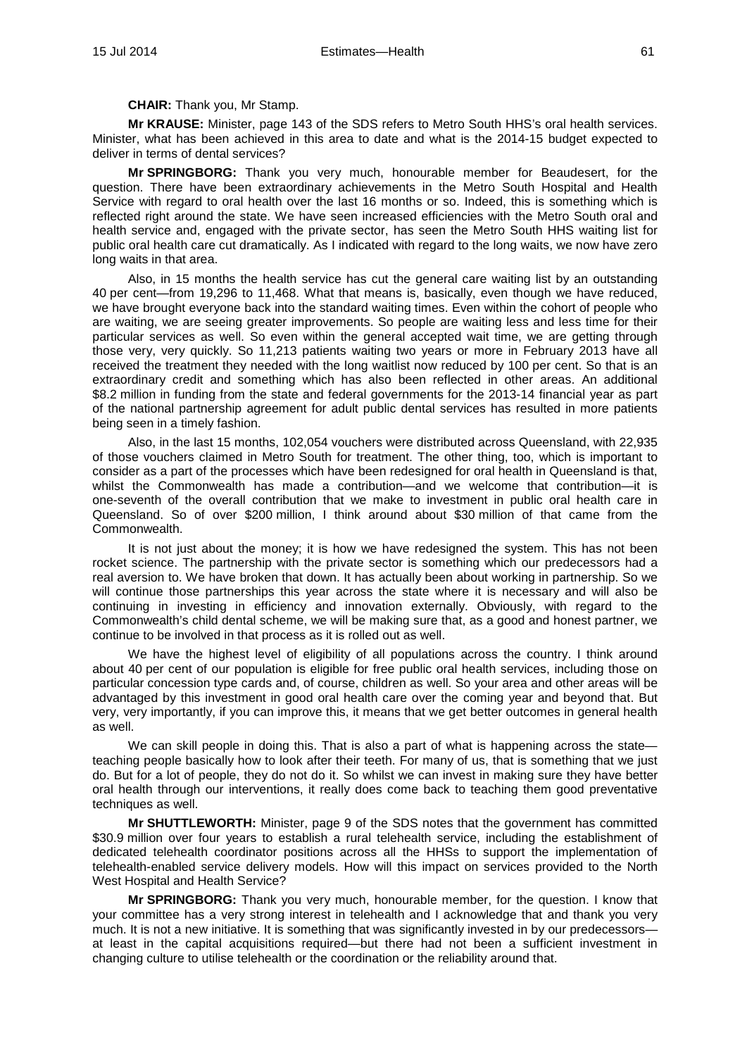**CHAIR:** Thank you, Mr Stamp.

**Mr KRAUSE:** Minister, page 143 of the SDS refers to Metro South HHS's oral health services. Minister, what has been achieved in this area to date and what is the 2014-15 budget expected to deliver in terms of dental services?

**Mr SPRINGBORG:** Thank you very much, honourable member for Beaudesert, for the question. There have been extraordinary achievements in the Metro South Hospital and Health Service with regard to oral health over the last 16 months or so. Indeed, this is something which is reflected right around the state. We have seen increased efficiencies with the Metro South oral and health service and, engaged with the private sector, has seen the Metro South HHS waiting list for public oral health care cut dramatically. As I indicated with regard to the long waits, we now have zero long waits in that area.

Also, in 15 months the health service has cut the general care waiting list by an outstanding 40 per cent—from 19,296 to 11,468. What that means is, basically, even though we have reduced, we have brought everyone back into the standard waiting times. Even within the cohort of people who are waiting, we are seeing greater improvements. So people are waiting less and less time for their particular services as well. So even within the general accepted wait time, we are getting through those very, very quickly. So 11,213 patients waiting two years or more in February 2013 have all received the treatment they needed with the long waitlist now reduced by 100 per cent. So that is an extraordinary credit and something which has also been reflected in other areas. An additional $8.2 million in funding from the state and federal governments for the 2013-14 financial year as part of the national partnership agreement for adult public dental services has resulted in more patients being seen in a timely fashion.

Also, in the last 15 months, 102,054 vouchers were distributed across Queensland, with 22,935 of those vouchers claimed in Metro South for treatment. The other thing, too, which is important to consider as a part of the processes which have been redesigned for oral health in Queensland is that, whilst the Commonwealth has made a contribution—and we welcome that contribution—it is one-seventh of the overall contribution that we make to investment in public oral health care in Queensland. So of over $200 million, I think around about $30 million of that came from the Commonwealth.

It is not just about the money; it is how we have redesigned the system. This has not been rocket science. The partnership with the private sector is something which our predecessors had a real aversion to. We have broken that down. It has actually been about working in partnership. So we will continue those partnerships this year across the state where it is necessary and will also be continuing in investing in efficiency and innovation externally. Obviously, with regard to the Commonwealth's child dental scheme, we will be making sure that, as a good and honest partner, we continue to be involved in that process as it is rolled out as well.

We have the highest level of eligibility of all populations across the country. I think around about 40 per cent of our population is eligible for free public oral health services, including those on particular concession type cards and, of course, children as well. So your area and other areas will be advantaged by this investment in good oral health care over the coming year and beyond that. But very, very importantly, if you can improve this, it means that we get better outcomes in general health as well.

We can skill people in doing this. That is also a part of what is happening across the state—teaching people basically how to look after their teeth. For many of us, that is something that we just do. But for a lot of people, they do not do it. So whilst we can invest in making sure they have better oral health through our interventions, it really does come back to teaching them good preventative techniques as well.

**Mr SHUTTLEWORTH:** Minister, page 9 of the SDS notes that the government has committed $30.9 million over four years to establish a rural telehealth service, including the establishment of dedicated telehealth coordinator positions across all the HHSs to support the implementation of telehealth-enabled service delivery models. How will this impact on services provided to the North West Hospital and Health Service?

**Mr SPRINGBORG:** Thank you very much, honourable member, for the question. I know that your committee has a very strong interest in telehealth and I acknowledge that and thank you very much. It is not a new initiative. It is something that was significantly invested in by our predecessors—at least in the capital acquisitions required—but there had not been a sufficient investment in changing culture to utilise telehealth or the coordination or the reliability around that.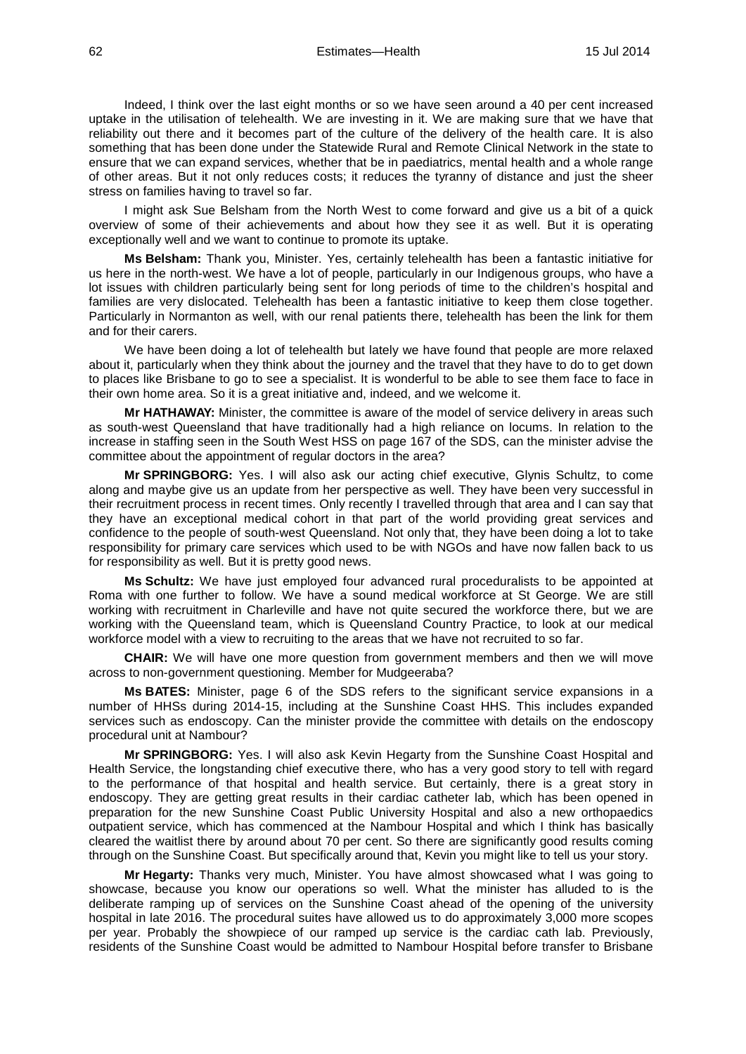Indeed, I think over the last eight months or so we have seen around a 40 per cent increased uptake in the utilisation of telehealth. We are investing in it. We are making sure that we have that reliability out there and it becomes part of the culture of the delivery of the health care. It is also something that has been done under the Statewide Rural and Remote Clinical Network in the state to ensure that we can expand services, whether that be in paediatrics, mental health and a whole range of other areas. But it not only reduces costs; it reduces the tyranny of distance and just the sheer stress on families having to travel so far.

I might ask Sue Belsham from the North West to come forward and give us a bit of a quick overview of some of their achievements and about how they see it as well. But it is operating exceptionally well and we want to continue to promote its uptake.

**Ms Belsham:** Thank you, Minister. Yes, certainly telehealth has been a fantastic initiative for us here in the north-west. We have a lot of people, particularly in our Indigenous groups, who have a lot issues with children particularly being sent for long periods of time to the children's hospital and families are very dislocated. Telehealth has been a fantastic initiative to keep them close together. Particularly in Normanton as well, with our renal patients there, telehealth has been the link for them and for their carers.

We have been doing a lot of telehealth but lately we have found that people are more relaxed about it, particularly when they think about the journey and the travel that they have to do to get down to places like Brisbane to go to see a specialist. It is wonderful to be able to see them face to face in their own home area. So it is a great initiative and, indeed, and we welcome it.

**Mr HATHAWAY:** Minister, the committee is aware of the model of service delivery in areas such as south-west Queensland that have traditionally had a high reliance on locums. In relation to the increase in staffing seen in the South West HSS on page 167 of the SDS, can the minister advise the committee about the appointment of regular doctors in the area?

**Mr SPRINGBORG:** Yes. I will also ask our acting chief executive, Glynis Schultz, to come along and maybe give us an update from her perspective as well. They have been very successful in their recruitment process in recent times. Only recently I travelled through that area and I can say that they have an exceptional medical cohort in that part of the world providing great services and confidence to the people of south-west Queensland. Not only that, they have been doing a lot to take responsibility for primary care services which used to be with NGOs and have now fallen back to us for responsibility as well. But it is pretty good news.

**Ms Schultz:** We have just employed four advanced rural proceduralists to be appointed at Roma with one further to follow. We have a sound medical workforce at St George. We are still working with recruitment in Charleville and have not quite secured the workforce there, but we are working with the Queensland team, which is Queensland Country Practice, to look at our medical workforce model with a view to recruiting to the areas that we have not recruited to so far.

**CHAIR:** We will have one more question from government members and then we will move across to non-government questioning. Member for Mudgeeraba?

**Ms BATES:** Minister, page 6 of the SDS refers to the significant service expansions in a number of HHSs during 2014-15, including at the Sunshine Coast HHS. This includes expanded services such as endoscopy. Can the minister provide the committee with details on the endoscopy procedural unit at Nambour?

**Mr SPRINGBORG:** Yes. I will also ask Kevin Hegarty from the Sunshine Coast Hospital and Health Service, the longstanding chief executive there, who has a very good story to tell with regard to the performance of that hospital and health service. But certainly, there is a great story in endoscopy. They are getting great results in their cardiac catheter lab, which has been opened in preparation for the new Sunshine Coast Public University Hospital and also a new orthopaedics outpatient service, which has commenced at the Nambour Hospital and which I think has basically cleared the waitlist there by around about 70 per cent. So there are significantly good results coming through on the Sunshine Coast. But specifically around that, Kevin you might like to tell us your story.

**Mr Hegarty:** Thanks very much, Minister. You have almost showcased what I was going to showcase, because you know our operations so well. What the minister has alluded to is the deliberate ramping up of services on the Sunshine Coast ahead of the opening of the university hospital in late 2016. The procedural suites have allowed us to do approximately 3,000 more scopes per year. Probably the showpiece of our ramped up service is the cardiac cath lab. Previously, residents of the Sunshine Coast would be admitted to Nambour Hospital before transfer to Brisbane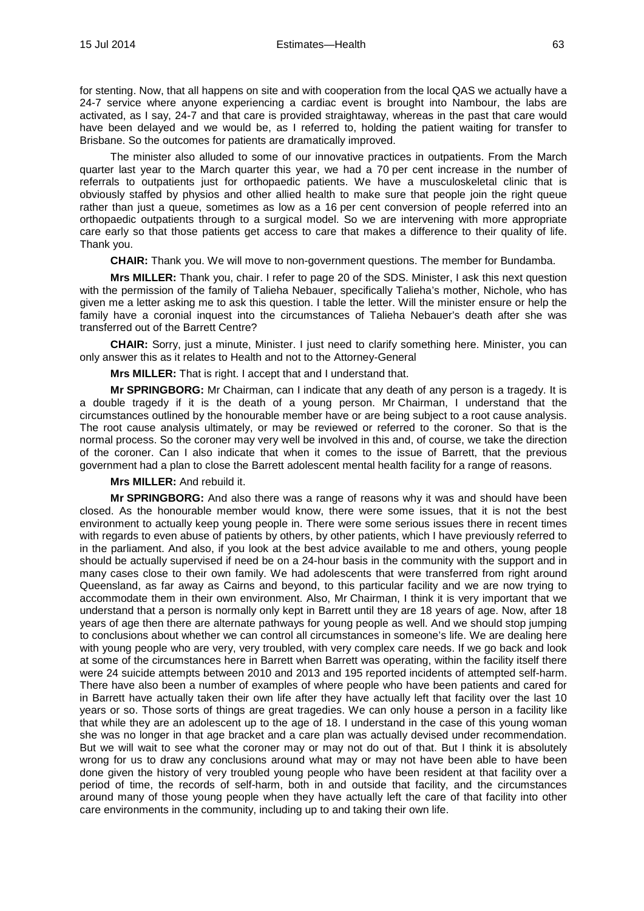for stenting. Now, that all happens on site and with cooperation from the local QAS we actually have a 24-7 service where anyone experiencing a cardiac event is brought into Nambour, the labs are activated, as I say, 24-7 and that care is provided straightaway, whereas in the past that care would have been delayed and we would be, as I referred to, holding the patient waiting for transfer to Brisbane. So the outcomes for patients are dramatically improved.

The minister also alluded to some of our innovative practices in outpatients. From the March quarter last year to the March quarter this year, we had a 70 per cent increase in the number of referrals to outpatients just for orthopaedic patients. We have a musculoskeletal clinic that is obviously staffed by physios and other allied health to make sure that people join the right queue rather than just a queue, sometimes as low as a 16 per cent conversion of people referred into an orthopaedic outpatients through to a surgical model. So we are intervening with more appropriate care early so that those patients get access to care that makes a difference to their quality of life. Thank you.

**CHAIR:** Thank you. We will move to non-government questions. The member for Bundamba.

**Mrs MILLER:** Thank you, chair. I refer to page 20 of the SDS. Minister, I ask this next question with the permission of the family of Talieha Nebauer, specifically Talieha's mother, Nichole, who has given me a letter asking me to ask this question. I table the letter. Will the minister ensure or help the family have a coronial inquest into the circumstances of Talieha Nebauer's death after she was transferred out of the Barrett Centre?

**CHAIR:** Sorry, just a minute, Minister. I just need to clarify something here. Minister, you can only answer this as it relates to Health and not to the Attorney-General

**Mrs MILLER:** That is right. I accept that and I understand that.

**Mr SPRINGBORG:** Mr Chairman, can I indicate that any death of any person is a tragedy. It is a double tragedy if it is the death of a young person. Mr Chairman, I understand that the circumstances outlined by the honourable member have or are being subject to a root cause analysis. The root cause analysis ultimately, or may be reviewed or referred to the coroner. So that is the normal process. So the coroner may very well be involved in this and, of course, we take the direction of the coroner. Can I also indicate that when it comes to the issue of Barrett, that the previous government had a plan to close the Barrett adolescent mental health facility for a range of reasons.

**Mrs MILLER:** And rebuild it.

**Mr SPRINGBORG:** And also there was a range of reasons why it was and should have been closed. As the honourable member would know, there were some issues, that it is not the best environment to actually keep young people in. There were some serious issues there in recent times with regards to even abuse of patients by others, by other patients, which I have previously referred to in the parliament. And also, if you look at the best advice available to me and others, young people should be actually supervised if need be on a 24-hour basis in the community with the support and in many cases close to their own family. We had adolescents that were transferred from right around Queensland, as far away as Cairns and beyond, to this particular facility and we are now trying to accommodate them in their own environment. Also, Mr Chairman, I think it is very important that we understand that a person is normally only kept in Barrett until they are 18 years of age. Now, after 18 years of age then there are alternate pathways for young people as well. And we should stop jumping to conclusions about whether we can control all circumstances in someone's life. We are dealing here with young people who are very, very troubled, with very complex care needs. If we go back and look at some of the circumstances here in Barrett when Barrett was operating, within the facility itself there were 24 suicide attempts between 2010 and 2013 and 195 reported incidents of attempted self-harm. There have also been a number of examples of where people who have been patients and cared for in Barrett have actually taken their own life after they have actually left that facility over the last 10 years or so. Those sorts of things are great tragedies. We can only house a person in a facility like that while they are an adolescent up to the age of 18. I understand in the case of this young woman she was no longer in that age bracket and a care plan was actually devised under recommendation. But we will wait to see what the coroner may or may not do out of that. But I think it is absolutely wrong for us to draw any conclusions around what may or may not have been able to have been done given the history of very troubled young people who have been resident at that facility over a period of time, the records of self-harm, both in and outside that facility, and the circumstances around many of those young people when they have actually left the care of that facility into other care environments in the community, including up to and taking their own life.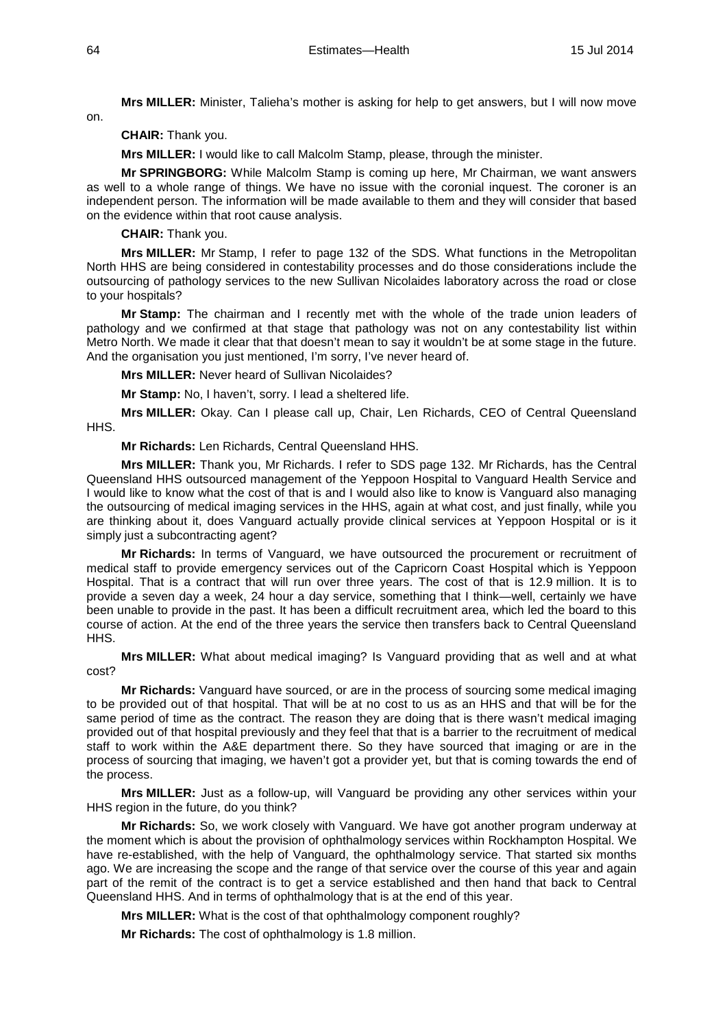**Mrs MILLER:** Minister, Talieha's mother is asking for help to get answers, but I will now move on.

**CHAIR:** Thank you.

**Mrs MILLER:** I would like to call Malcolm Stamp, please, through the minister.

**Mr SPRINGBORG:** While Malcolm Stamp is coming up here, Mr Chairman, we want answers as well to a whole range of things. We have no issue with the coronial inquest. The coroner is an independent person. The information will be made available to them and they will consider that based on the evidence within that root cause analysis.

**CHAIR:** Thank you.

**Mrs MILLER:** Mr Stamp, I refer to page 132 of the SDS. What functions in the Metropolitan North HHS are being considered in contestability processes and do those considerations include the outsourcing of pathology services to the new Sullivan Nicolaides laboratory across the road or close to your hospitals?

**Mr Stamp:** The chairman and I recently met with the whole of the trade union leaders of pathology and we confirmed at that stage that pathology was not on any contestability list within Metro North. We made it clear that that doesn't mean to say it wouldn't be at some stage in the future. And the organisation you just mentioned, I'm sorry, I've never heard of.

**Mrs MILLER:** Never heard of Sullivan Nicolaides?

**Mr Stamp:** No, I haven't, sorry. I lead a sheltered life.

**Mrs MILLER:** Okay. Can I please call up, Chair, Len Richards, CEO of Central Queensland HHS.

**Mr Richards:** Len Richards, Central Queensland HHS.

**Mrs MILLER:** Thank you, Mr Richards. I refer to SDS page 132. Mr Richards, has the Central Queensland HHS outsourced management of the Yeppoon Hospital to Vanguard Health Service and I would like to know what the cost of that is and I would also like to know is Vanguard also managing the outsourcing of medical imaging services in the HHS, again at what cost, and just finally, while you are thinking about it, does Vanguard actually provide clinical services at Yeppoon Hospital or is it simply just a subcontracting agent?

**Mr Richards:** In terms of Vanguard, we have outsourced the procurement or recruitment of medical staff to provide emergency services out of the Capricorn Coast Hospital which is Yeppoon Hospital. That is a contract that will run over three years. The cost of that is 12.9 million. It is to provide a seven day a week, 24 hour a day service, something that I think—well, certainly we have been unable to provide in the past. It has been a difficult recruitment area, which led the board to this course of action. At the end of the three years the service then transfers back to Central Queensland HHS.

**Mrs MILLER:** What about medical imaging? Is Vanguard providing that as well and at what cost?

**Mr Richards:** Vanguard have sourced, or are in the process of sourcing some medical imaging to be provided out of that hospital. That will be at no cost to us as an HHS and that will be for the same period of time as the contract. The reason they are doing that is there wasn't medical imaging provided out of that hospital previously and they feel that that is a barrier to the recruitment of medical staff to work within the A&E department there. So they have sourced that imaging or are in the process of sourcing that imaging, we haven't got a provider yet, but that is coming towards the end of the process.

**Mrs MILLER:** Just as a follow-up, will Vanguard be providing any other services within your HHS region in the future, do you think?

**Mr Richards:** So, we work closely with Vanguard. We have got another program underway at the moment which is about the provision of ophthalmology services within Rockhampton Hospital. We have re-established, with the help of Vanguard, the ophthalmology service. That started six months ago. We are increasing the scope and the range of that service over the course of this year and again part of the remit of the contract is to get a service established and then hand that back to Central Queensland HHS. And in terms of ophthalmology that is at the end of this year.

**Mrs MILLER:** What is the cost of that ophthalmology component roughly?

**Mr Richards:** The cost of ophthalmology is 1.8 million.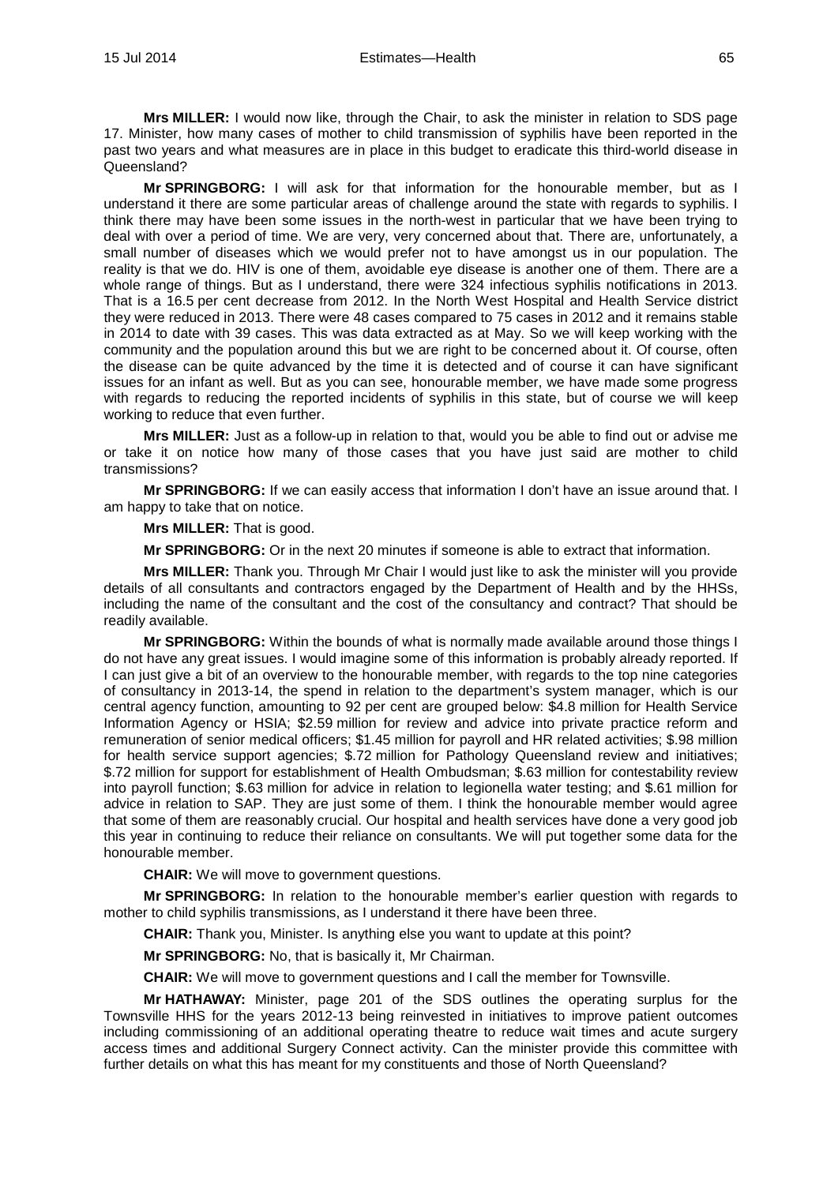**Mrs MILLER:** I would now like, through the Chair, to ask the minister in relation to SDS page 17. Minister, how many cases of mother to child transmission of syphilis have been reported in the past two years and what measures are in place in this budget to eradicate this third-world disease in Queensland?

**Mr SPRINGBORG:** I will ask for that information for the honourable member, but as I understand it there are some particular areas of challenge around the state with regards to syphilis. I think there may have been some issues in the north-west in particular that we have been trying to deal with over a period of time. We are very, very concerned about that. There are, unfortunately, a small number of diseases which we would prefer not to have amongst us in our population. The reality is that we do. HIV is one of them, avoidable eye disease is another one of them. There are a whole range of things. But as I understand, there were 324 infectious syphilis notifications in 2013. That is a 16.5 per cent decrease from 2012. In the North West Hospital and Health Service district they were reduced in 2013. There were 48 cases compared to 75 cases in 2012 and it remains stable in 2014 to date with 39 cases. This was data extracted as at May. So we will keep working with the community and the population around this but we are right to be concerned about it. Of course, often the disease can be quite advanced by the time it is detected and of course it can have significant issues for an infant as well. But as you can see, honourable member, we have made some progress with regards to reducing the reported incidents of syphilis in this state, but of course we will keep working to reduce that even further.

**Mrs MILLER:** Just as a follow-up in relation to that, would you be able to find out or advise me or take it on notice how many of those cases that you have just said are mother to child transmissions?

**Mr SPRINGBORG:** If we can easily access that information I don't have an issue around that. I am happy to take that on notice.

**Mrs MILLER:** That is good.

**Mr SPRINGBORG:** Or in the next 20 minutes if someone is able to extract that information.

**Mrs MILLER:** Thank you. Through Mr Chair I would just like to ask the minister will you provide details of all consultants and contractors engaged by the Department of Health and by the HHSs, including the name of the consultant and the cost of the consultancy and contract? That should be readily available.

**Mr SPRINGBORG:** Within the bounds of what is normally made available around those things I do not have any great issues. I would imagine some of this information is probably already reported. If I can just give a bit of an overview to the honourable member, with regards to the top nine categories of consultancy in 2013-14, the spend in relation to the department's system manager, which is our central agency function, amounting to 92 per cent are grouped below: $4.8 million for Health Service Information Agency or HSIA; $2.59 million for review and advice into private practice reform and remuneration of senior medical officers; $1.45 million for payroll and HR related activities; $.98 million for health service support agencies; $.72 million for Pathology Queensland review and initiatives; $.72 million for support for establishment of Health Ombudsman; $.63 million for contestability review into payroll function; $.63 million for advice in relation to legionella water testing; and $.61 million for advice in relation to SAP. They are just some of them. I think the honourable member would agree that some of them are reasonably crucial. Our hospital and health services have done a very good job this year in continuing to reduce their reliance on consultants. We will put together some data for the honourable member.

**CHAIR:** We will move to government questions.

**Mr SPRINGBORG:** In relation to the honourable member's earlier question with regards to mother to child syphilis transmissions, as I understand it there have been three.

**CHAIR:** Thank you, Minister. Is anything else you want to update at this point?

**Mr SPRINGBORG:** No, that is basically it, Mr Chairman.

**CHAIR:** We will move to government questions and I call the member for Townsville.

**Mr HATHAWAY:** Minister, page 201 of the SDS outlines the operating surplus for the Townsville HHS for the years 2012-13 being reinvested in initiatives to improve patient outcomes including commissioning of an additional operating theatre to reduce wait times and acute surgery access times and additional Surgery Connect activity. Can the minister provide this committee with further details on what this has meant for my constituents and those of North Queensland?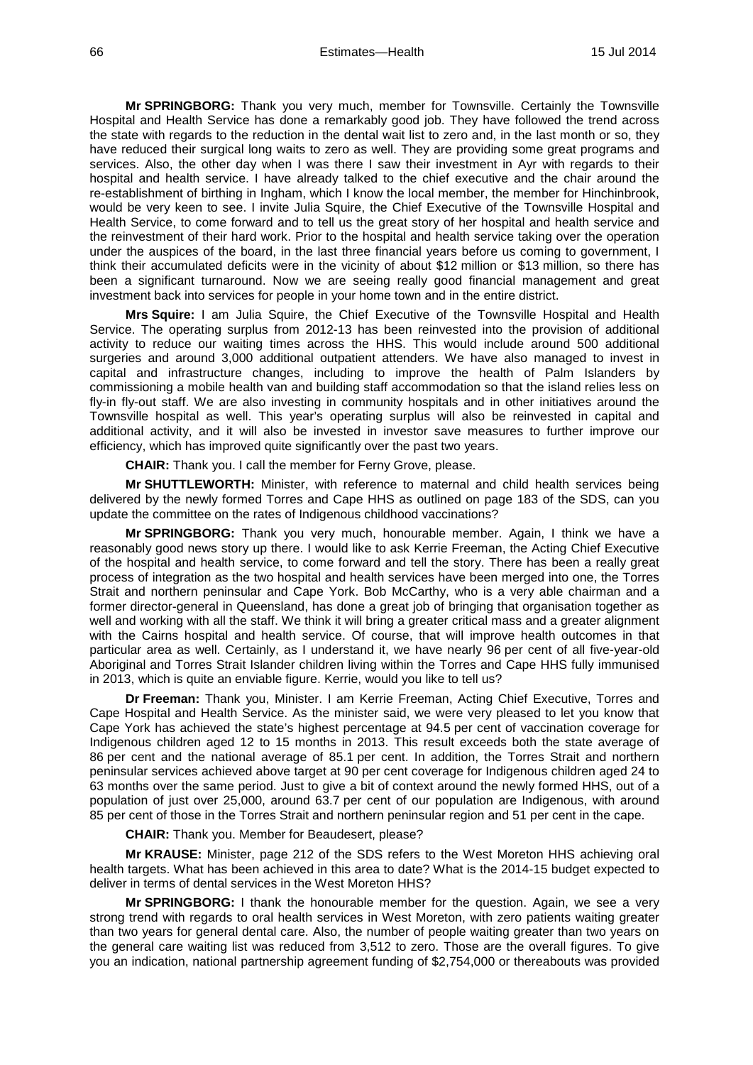**Mr SPRINGBORG:** Thank you very much, member for Townsville. Certainly the Townsville Hospital and Health Service has done a remarkably good job. They have followed the trend across the state with regards to the reduction in the dental wait list to zero and, in the last month or so, they have reduced their surgical long waits to zero as well. They are providing some great programs and services. Also, the other day when I was there I saw their investment in Ayr with regards to their hospital and health service. I have already talked to the chief executive and the chair around the re-establishment of birthing in Ingham, which I know the local member, the member for Hinchinbrook, would be very keen to see. I invite Julia Squire, the Chief Executive of the Townsville Hospital and Health Service, to come forward and to tell us the great story of her hospital and health service and the reinvestment of their hard work. Prior to the hospital and health service taking over the operation under the auspices of the board, in the last three financial years before us coming to government, I think their accumulated deficits were in the vicinity of about $12 million or $13 million, so there has been a significant turnaround. Now we are seeing really good financial management and great investment back into services for people in your home town and in the entire district.

**Mrs Squire:** I am Julia Squire, the Chief Executive of the Townsville Hospital and Health Service. The operating surplus from 2012-13 has been reinvested into the provision of additional activity to reduce our waiting times across the HHS. This would include around 500 additional surgeries and around 3,000 additional outpatient attenders. We have also managed to invest in capital and infrastructure changes, including to improve the health of Palm Islanders by commissioning a mobile health van and building staff accommodation so that the island relies less on fly-in fly-out staff. We are also investing in community hospitals and in other initiatives around the Townsville hospital as well. This year's operating surplus will also be reinvested in capital and additional activity, and it will also be invested in investor save measures to further improve our efficiency, which has improved quite significantly over the past two years.

**CHAIR:** Thank you. I call the member for Ferny Grove, please.

**Mr SHUTTLEWORTH:** Minister, with reference to maternal and child health services being delivered by the newly formed Torres and Cape HHS as outlined on page 183 of the SDS, can you update the committee on the rates of Indigenous childhood vaccinations?

**Mr SPRINGBORG:** Thank you very much, honourable member. Again, I think we have a reasonably good news story up there. I would like to ask Kerrie Freeman, the Acting Chief Executive of the hospital and health service, to come forward and tell the story. There has been a really great process of integration as the two hospital and health services have been merged into one, the Torres Strait and northern peninsular and Cape York. Bob McCarthy, who is a very able chairman and a former director-general in Queensland, has done a great job of bringing that organisation together as well and working with all the staff. We think it will bring a greater critical mass and a greater alignment with the Cairns hospital and health service. Of course, that will improve health outcomes in that particular area as well. Certainly, as I understand it, we have nearly 96 per cent of all five-year-old Aboriginal and Torres Strait Islander children living within the Torres and Cape HHS fully immunised in 2013, which is quite an enviable figure. Kerrie, would you like to tell us?

**Dr Freeman:** Thank you, Minister. I am Kerrie Freeman, Acting Chief Executive, Torres and Cape Hospital and Health Service. As the minister said, we were very pleased to let you know that Cape York has achieved the state's highest percentage at 94.5 per cent of vaccination coverage for Indigenous children aged 12 to 15 months in 2013. This result exceeds both the state average of 86 per cent and the national average of 85.1 per cent. In addition, the Torres Strait and northern peninsular services achieved above target at 90 per cent coverage for Indigenous children aged 24 to 63 months over the same period. Just to give a bit of context around the newly formed HHS, out of a population of just over 25,000, around 63.7 per cent of our population are Indigenous, with around 85 per cent of those in the Torres Strait and northern peninsular region and 51 per cent in the cape.

**CHAIR:** Thank you. Member for Beaudesert, please?

**Mr KRAUSE:** Minister, page 212 of the SDS refers to the West Moreton HHS achieving oral health targets. What has been achieved in this area to date? What is the 2014-15 budget expected to deliver in terms of dental services in the West Moreton HHS?

**Mr SPRINGBORG:** I thank the honourable member for the question. Again, we see a very strong trend with regards to oral health services in West Moreton, with zero patients waiting greater than two years for general dental care. Also, the number of people waiting greater than two years on the general care waiting list was reduced from 3,512 to zero. Those are the overall figures. To give you an indication, national partnership agreement funding of $2,754,000 or thereabouts was provided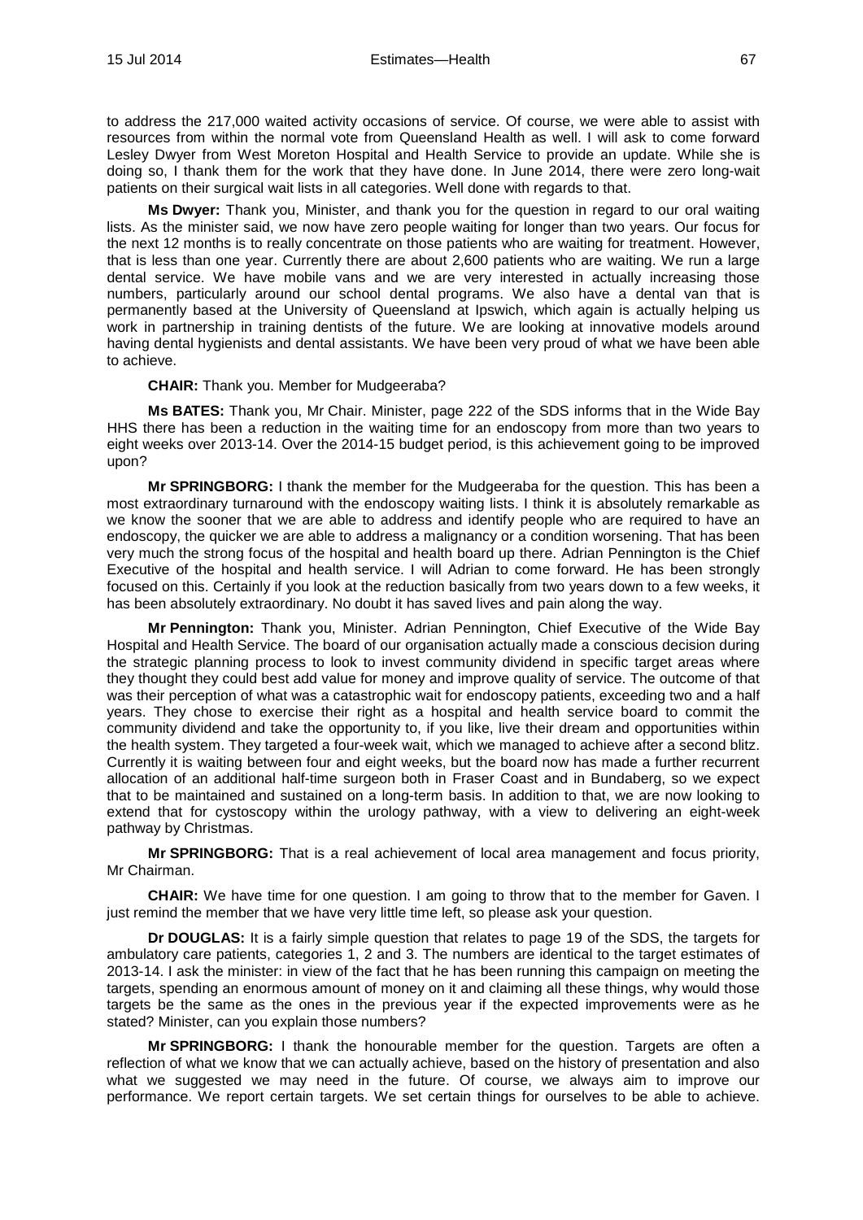to address the 217,000 waited activity occasions of service. Of course, we were able to assist with resources from within the normal vote from Queensland Health as well. I will ask to come forward Lesley Dwyer from West Moreton Hospital and Health Service to provide an update. While she is doing so, I thank them for the work that they have done. In June 2014, there were zero long-wait patients on their surgical wait lists in all categories. Well done with regards to that.

**Ms Dwyer:** Thank you, Minister, and thank you for the question in regard to our oral waiting lists. As the minister said, we now have zero people waiting for longer than two years. Our focus for the next 12 months is to really concentrate on those patients who are waiting for treatment. However, that is less than one year. Currently there are about 2,600 patients who are waiting. We run a large dental service. We have mobile vans and we are very interested in actually increasing those numbers, particularly around our school dental programs. We also have a dental van that is permanently based at the University of Queensland at Ipswich, which again is actually helping us work in partnership in training dentists of the future. We are looking at innovative models around having dental hygienists and dental assistants. We have been very proud of what we have been able to achieve.

**CHAIR:** Thank you. Member for Mudgeeraba?

**Ms BATES:** Thank you, Mr Chair. Minister, page 222 of the SDS informs that in the Wide Bay HHS there has been a reduction in the waiting time for an endoscopy from more than two years to eight weeks over 2013-14. Over the 2014-15 budget period, is this achievement going to be improved upon?

**Mr SPRINGBORG:** I thank the member for the Mudgeeraba for the question. This has been a most extraordinary turnaround with the endoscopy waiting lists. I think it is absolutely remarkable as we know the sooner that we are able to address and identify people who are required to have an endoscopy, the quicker we are able to address a malignancy or a condition worsening. That has been very much the strong focus of the hospital and health board up there. Adrian Pennington is the Chief Executive of the hospital and health service. I will Adrian to come forward. He has been strongly focused on this. Certainly if you look at the reduction basically from two years down to a few weeks, it has been absolutely extraordinary. No doubt it has saved lives and pain along the way.

**Mr Pennington:** Thank you, Minister. Adrian Pennington, Chief Executive of the Wide Bay Hospital and Health Service. The board of our organisation actually made a conscious decision during the strategic planning process to look to invest community dividend in specific target areas where they thought they could best add value for money and improve quality of service. The outcome of that was their perception of what was a catastrophic wait for endoscopy patients, exceeding two and a half years. They chose to exercise their right as a hospital and health service board to commit the community dividend and take the opportunity to, if you like, live their dream and opportunities within the health system. They targeted a four-week wait, which we managed to achieve after a second blitz. Currently it is waiting between four and eight weeks, but the board now has made a further recurrent allocation of an additional half-time surgeon both in Fraser Coast and in Bundaberg, so we expect that to be maintained and sustained on a long-term basis. In addition to that, we are now looking to extend that for cystoscopy within the urology pathway, with a view to delivering an eight-week pathway by Christmas.

**Mr SPRINGBORG:** That is a real achievement of local area management and focus priority, Mr Chairman.

**CHAIR:** We have time for one question. I am going to throw that to the member for Gaven. I just remind the member that we have very little time left, so please ask your question.

**Dr DOUGLAS:** It is a fairly simple question that relates to page 19 of the SDS, the targets for ambulatory care patients, categories 1, 2 and 3. The numbers are identical to the target estimates of 2013-14. I ask the minister: in view of the fact that he has been running this campaign on meeting the targets, spending an enormous amount of money on it and claiming all these things, why would those targets be the same as the ones in the previous year if the expected improvements were as he stated? Minister, can you explain those numbers?

**Mr SPRINGBORG:** I thank the honourable member for the question. Targets are often a reflection of what we know that we can actually achieve, based on the history of presentation and also what we suggested we may need in the future. Of course, we always aim to improve our performance. We report certain targets. We set certain things for ourselves to be able to achieve.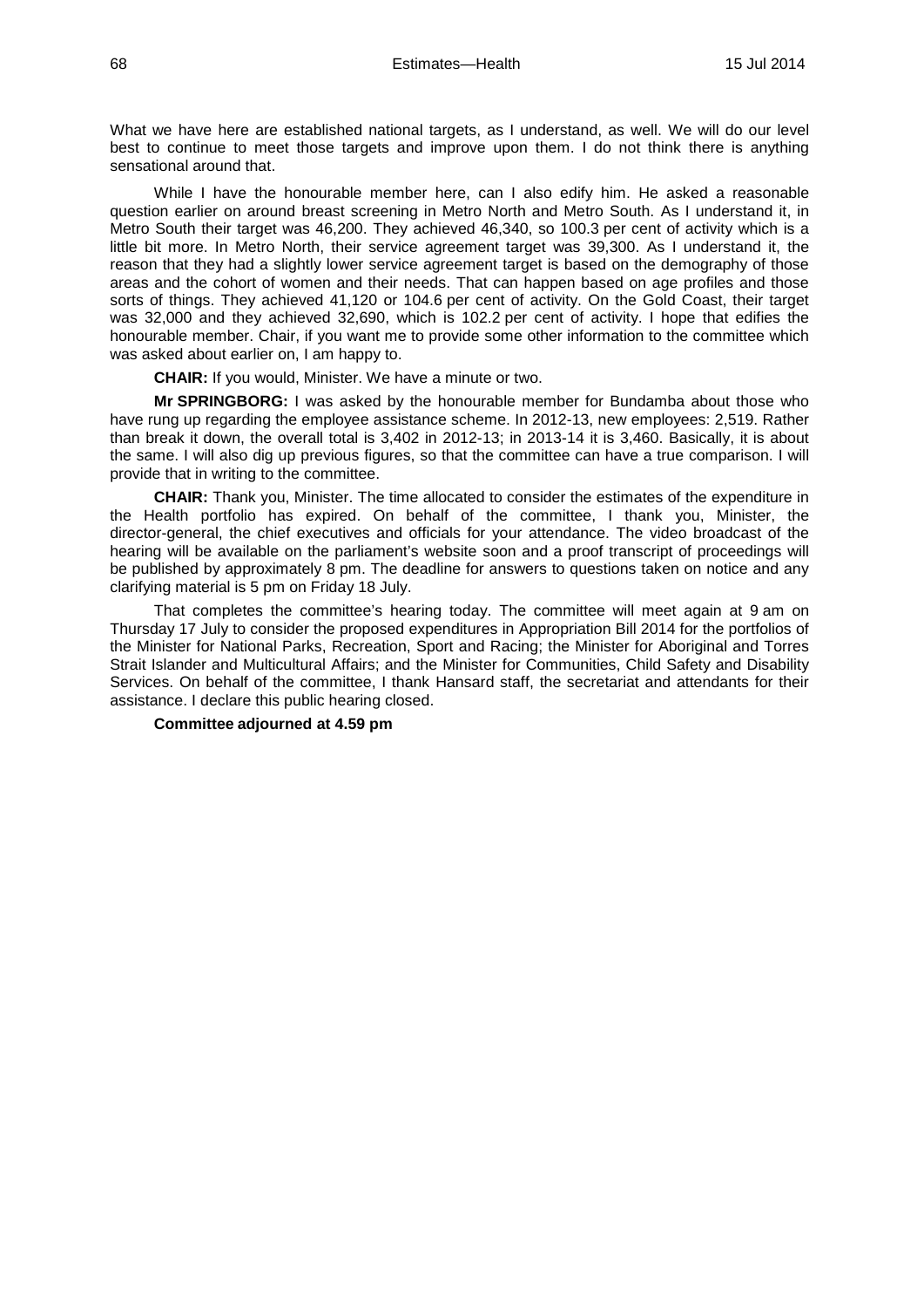What we have here are established national targets, as I understand, as well. We will do our level best to continue to meet those targets and improve upon them. I do not think there is anything sensational around that.

While I have the honourable member here, can I also edify him. He asked a reasonable question earlier on around breast screening in Metro North and Metro South. As I understand it, in Metro South their target was 46,200. They achieved 46,340, so 100.3 per cent of activity which is a little bit more. In Metro North, their service agreement target was 39,300. As I understand it, the reason that they had a slightly lower service agreement target is based on the demography of those areas and the cohort of women and their needs. That can happen based on age profiles and those sorts of things. They achieved 41,120 or 104.6 per cent of activity. On the Gold Coast, their target was 32,000 and they achieved 32,690, which is 102.2 per cent of activity. I hope that edifies the honourable member. Chair, if you want me to provide some other information to the committee which was asked about earlier on, I am happy to.

**CHAIR:** If you would, Minister. We have a minute or two.

**Mr SPRINGBORG:** I was asked by the honourable member for Bundamba about those who have rung up regarding the employee assistance scheme. In 2012-13, new employees: 2,519. Rather than break it down, the overall total is 3,402 in 2012-13; in 2013-14 it is 3,460. Basically, it is about the same. I will also dig up previous figures, so that the committee can have a true comparison. I will provide that in writing to the committee.

**CHAIR:** Thank you, Minister. The time allocated to consider the estimates of the expenditure in the Health portfolio has expired. On behalf of the committee, I thank you, Minister, the director-general, the chief executives and officials for your attendance. The video broadcast of the hearing will be available on the parliament's website soon and a proof transcript of proceedings will be published by approximately 8 pm. The deadline for answers to questions taken on notice and any clarifying material is 5 pm on Friday 18 July.

That completes the committee's hearing today. The committee will meet again at 9 am on Thursday 17 July to consider the proposed expenditures in Appropriation Bill 2014 for the portfolios of the Minister for National Parks, Recreation, Sport and Racing; the Minister for Aboriginal and Torres Strait Islander and Multicultural Affairs; and the Minister for Communities, Child Safety and Disability Services. On behalf of the committee, I thank Hansard staff, the secretariat and attendants for their assistance. I declare this public hearing closed.

**Committee adjourned at 4.59 pm**